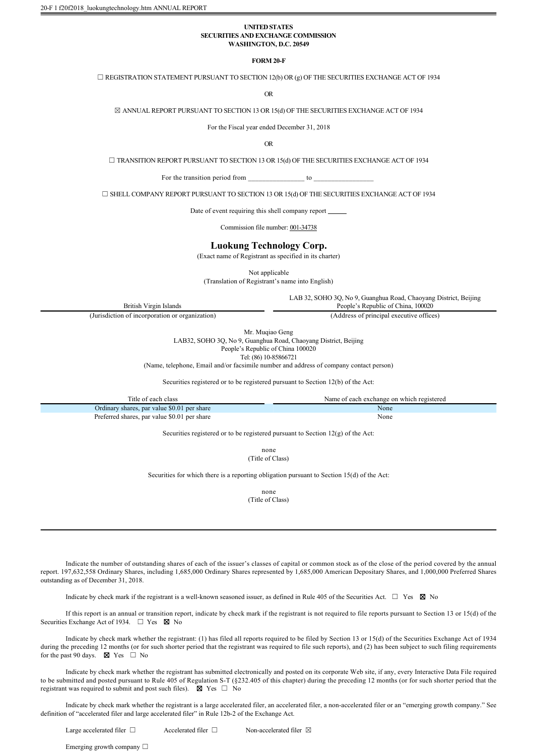20-F 1 f20f2018_luokungtechnology.htm ANNUAL REPORT

**UNITED STATES**
**SECURITIES AND EXCHANGE COMMISSION**
**WASHINGTON, D.C. 20549**

**FORM 20-F**

☐ REGISTRATION STATEMENT PURSUANT TO SECTION 12(b) OR (g) OF THE SECURITIES EXCHANGE ACT OF 1934

OR

☒ ANNUAL REPORT PURSUANT TO SECTION 13 OR 15(d) OF THE SECURITIES EXCHANGE ACT OF 1934

For the Fiscal year ended December 31, 2018

OR

☐ TRANSITION REPORT PURSUANT TO SECTION 13 OR 15(d) OF THE SECURITIES EXCHANGE ACT OF 1934

For the transition period from ________________ to _________________

☐ SHELL COMPANY REPORT PURSUANT TO SECTION 13 OR 15(d) OF THE SECURITIES EXCHANGE ACT OF 1934

Date of event requiring this shell company report ______

Commission file number: 001-34738

# Luokung Technology Corp.

(Exact name of Registrant as specified in its charter)

Not applicable
(Translation of Registrant's name into English)

| British Virgin Islands | LAB 32, SOHO 3Q, No 9, Guanghua Road, Chaoyang District, Beijing People's Republic of China, 100020 |
|---|---|
| (Jurisdiction of incorporation or organization) | (Address of principal executive offices) |

Mr. Muqiao Geng
LAB32, SOHO 3Q, No 9, Guanghua Road, Chaoyang District, Beijing
People's Republic of China 100020
Tel: (86) 10-85866721
(Name, telephone, Email and/or facsimile number and address of company contact person)

Securities registered or to be registered pursuant to Section 12(b) of the Act:

| Title of each class | Name of each exchange on which registered |
|---|---|
| Ordinary shares, par value $0.01 per share | None |
| Preferred shares, par value $0.01 per share | None |

Securities registered or to be registered pursuant to Section 12(g) of the Act:

none
(Title of Class)

Securities for which there is a reporting obligation pursuant to Section 15(d) of the Act:

none
(Title of Class)

---

Indicate the number of outstanding shares of each of the issuer's classes of capital or common stock as of the close of the period covered by the annual report. 197,632,558 Ordinary Shares, including 1,685,000 Ordinary Shares represented by 1,685,000 American Depositary Shares, and 1,000,000 Preferred Shares outstanding as of December 31, 2018.

Indicate by check mark if the registrant is a well-known seasoned issuer, as defined in Rule 405 of the Securities Act. ☐ Yes ☒ No

If this report is an annual or transition report, indicate by check mark if the registrant is not required to file reports pursuant to Section 13 or 15(d) of the Securities Exchange Act of 1934. ☐ Yes ☒ No

Indicate by check mark whether the registrant: (1) has filed all reports required to be filed by Section 13 or 15(d) of the Securities Exchange Act of 1934 during the preceding 12 months (or for such shorter period that the registrant was required to file such reports), and (2) has been subject to such filing requirements for the past 90 days. ☒ Yes ☐ No

Indicate by check mark whether the registrant has submitted electronically and posted on its corporate Web site, if any, every Interactive Data File required to be submitted and posted pursuant to Rule 405 of Regulation S-T (§232.405 of this chapter) during the preceding 12 months (or for such shorter period that the registrant was required to submit and post such files). ☒ Yes ☐ No

Indicate by check mark whether the registrant is a large accelerated filer, an accelerated filer, a non-accelerated filer or an "emerging growth company." See definition of "accelerated filer and large accelerated filer" in Rule 12b-2 of the Exchange Act.

Large accelerated filer ☐ Accelerated filer ☐ Non-accelerated filer ☒

Emerging growth company ☐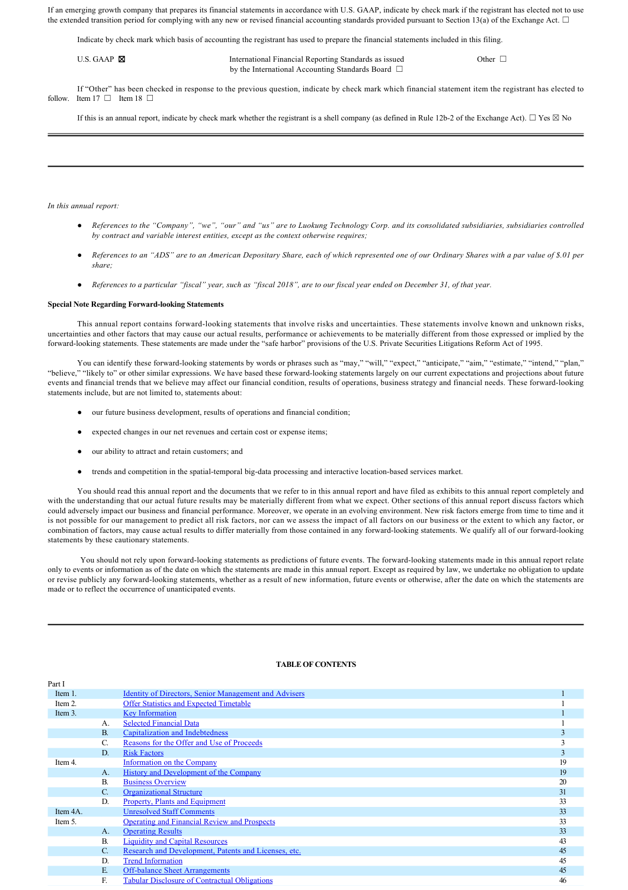If an emerging growth company that prepares its financial statements in accordance with U.S. GAAP, indicate by check mark if the registrant has elected not to use the extended transition period for complying with any new or revised financial accounting standards provided pursuant to Section 13(a) of the Exchange Act. ☐

Indicate by check mark which basis of accounting the registrant has used to prepare the financial statements included in this filing.

U.S. GAAP ☒ International Financial Reporting Standards as issued by the International Accounting Standards Board ☐ Other ☐

If "Other" has been checked in response to the previous question, indicate by check mark which financial statement item the registrant has elected to follow. Item 17 ☐ Item 18 ☐

If this is an annual report, indicate by check mark whether the registrant is a shell company (as defined in Rule 12b-2 of the Exchange Act). ☐ Yes ☒ No

---

*In this annual report:*

- *References to the "Company", "we", "our" and "us" are to Luokung Technology Corp. and its consolidated subsidiaries, subsidiaries controlled by contract and variable interest entities, except as the context otherwise requires;*
- *References to an "ADS" are to an American Depositary Share, each of which represented one of our Ordinary Shares with a par value of $.01 per share;*
- *References to a particular "fiscal" year, such as "fiscal 2018", are to our fiscal year ended on December 31, of that year.*

**Special Note Regarding Forward-looking Statements**

This annual report contains forward-looking statements that involve risks and uncertainties. These statements involve known and unknown risks, uncertainties and other factors that may cause our actual results, performance or achievements to be materially different from those expressed or implied by the forward-looking statements. These statements are made under the "safe harbor" provisions of the U.S. Private Securities Litigations Reform Act of 1995.

You can identify these forward-looking statements by words or phrases such as "may," "will," "expect," "anticipate," "aim," "estimate," "intend," "plan," "believe," "likely to" or other similar expressions. We have based these forward-looking statements largely on our current expectations and projections about future events and financial trends that we believe may affect our financial condition, results of operations, business strategy and financial needs. These forward-looking statements include, but are not limited to, statements about:

- our future business development, results of operations and financial condition;
- expected changes in our net revenues and certain cost or expense items;
- our ability to attract and retain customers; and
- trends and competition in the spatial-temporal big-data processing and interactive location-based services market.

You should read this annual report and the documents that we refer to in this annual report and have filed as exhibits to this annual report completely and with the understanding that our actual future results may be materially different from what we expect. Other sections of this annual report discuss factors which could adversely impact our business and financial performance. Moreover, we operate in an evolving environment. New risk factors emerge from time to time and it is not possible for our management to predict all risk factors, nor can we assess the impact of all factors on our business or the extent to which any factor, or combination of factors, may cause actual results to differ materially from those contained in any forward-looking statements. We qualify all of our forward-looking statements by these cautionary statements.

You should not rely upon forward-looking statements as predictions of future events. The forward-looking statements made in this annual report relate only to events or information as of the date on which the statements are made in this annual report. Except as required by law, we undertake no obligation to update or revise publicly any forward-looking statements, whether as a result of new information, future events or otherwise, after the date on which the statements are made or to reflect the occurrence of unanticipated events.

---

**TABLE OF CONTENTS**

| Part I | | | |
|---|---|---|---|
| Item 1. | | Identity of Directors, Senior Management and Advisers | 1 |
| Item 2. | | Offer Statistics and Expected Timetable | 1 |
| Item 3. | | Key Information | 1 |
| | A. | Selected Financial Data | 1 |
| | B. | Capitalization and Indebtedness | 3 |
| | C. | Reasons for the Offer and Use of Proceeds | 3 |
| | D. | Risk Factors | 3 |
| Item 4. | | Information on the Company | 19 |
| | A. | History and Development of the Company | 19 |
| | B. | Business Overview | 20 |
| | C. | Organizational Structure | 31 |
| | D. | Property, Plants and Equipment | 33 |
| Item 4A. | | Unresolved Staff Comments | 33 |
| Item 5. | | Operating and Financial Review and Prospects | 33 |
| | A. | Operating Results | 33 |
| | B. | Liquidity and Capital Resources | 43 |
| | C. | Research and Development, Patents and Licenses, etc. | 45 |
| | D. | Trend Information | 45 |
| | E. | Off-balance Sheet Arrangements | 45 |
| | F. | Tabular Disclosure of Contractual Obligations | 46 |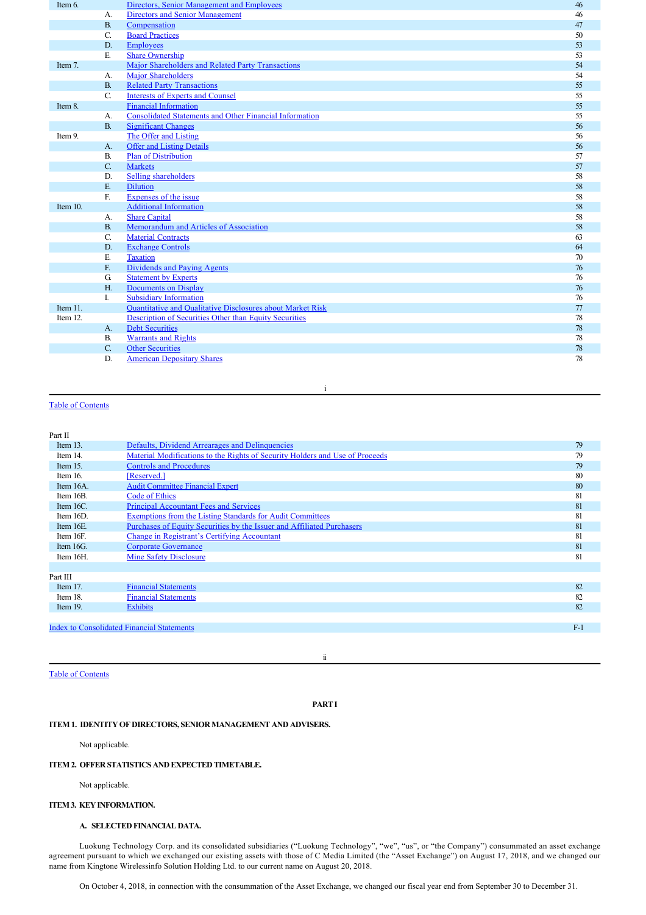| | | | |
|---|---|---|---|
| Item 6. | | Directors, Senior Management and Employees | 46 |
| | A. | Directors and Senior Management | 46 |
| | B. | Compensation | 47 |
| | C. | Board Practices | 50 |
| | D. | Employees | 53 |
| | E. | Share Ownership | 53 |
| Item 7. | | Major Shareholders and Related Party Transactions | 54 |
| | A. | Major Shareholders | 54 |
| | B. | Related Party Transactions | 55 |
| | C. | Interests of Experts and Counsel | 55 |
| Item 8. | | Financial Information | 55 |
| | A. | Consolidated Statements and Other Financial Information | 55 |
| | B. | Significant Changes | 56 |
| Item 9. | | The Offer and Listing | 56 |
| | A. | Offer and Listing Details | 56 |
| | B. | Plan of Distribution | 57 |
| | C. | Markets | 57 |
| | D. | Selling shareholders | 58 |
| | E. | Dilution | 58 |
| | F. | Expenses of the issue | 58 |
| Item 10. | | Additional Information | 58 |
| | A. | Share Capital | 58 |
| | B. | Memorandum and Articles of Association | 58 |
| | C. | Material Contracts | 63 |
| | D. | Exchange Controls | 64 |
| | E. | Taxation | 70 |
| | F. | Dividends and Paying Agents | 76 |
| | G. | Statement by Experts | 76 |
| | H. | Documents on Display | 76 |
| | I. | Subsidiary Information | 76 |
| Item 11. | | Quantitative and Qualitative Disclosures about Market Risk | 77 |
| Item 12. | | Description of Securities Other than Equity Securities | 78 |
| | A. | Debt Securities | 78 |
| | B. | Warrants and Rights | 78 |
| | C. | Other Securities | 78 |
| | D. | American Depositary Shares | 78 |

Part II

| | | |
|---|---|---|
| Item 13. | Defaults, Dividend Arrearages and Delinquencies | 79 |
| Item 14. | Material Modifications to the Rights of Security Holders and Use of Proceeds | 79 |
| Item 15. | Controls and Procedures | 79 |
| Item 16. | [Reserved.] | 80 |
| Item 16A. | Audit Committee Financial Expert | 80 |
| Item 16B. | Code of Ethics | 81 |
| Item 16C. | Principal Accountant Fees and Services | 81 |
| Item 16D. | Exemptions from the Listing Standards for Audit Committees | 81 |
| Item 16E. | Purchases of Equity Securities by the Issuer and Affiliated Purchasers | 81 |
| Item 16F. | Change in Registrant's Certifying Accountant | 81 |
| Item 16G. | Corporate Governance | 81 |
| Item 16H. | Mine Safety Disclosure | 81 |

Part III

| | | |
|---|---|---|
| Item 17. | Financial Statements | 82 |
| Item 18. | Financial Statements | 82 |
| Item 19. | Exhibits | 82 |

Index to Consolidated Financial Statements F-1

# PART I

## ITEM 1. IDENTITY OF DIRECTORS, SENIOR MANAGEMENT AND ADVISERS.

Not applicable.

## ITEM 2. OFFER STATISTICS AND EXPECTED TIMETABLE.

Not applicable.

## ITEM 3. KEY INFORMATION.

### A. SELECTED FINANCIAL DATA.

Luokung Technology Corp. and its consolidated subsidiaries ("Luokung Technology", "we", "us", or "the Company") consummated an asset exchange agreement pursuant to which we exchanged our existing assets with those of C Media Limited (the "Asset Exchange") on August 17, 2018, and we changed our name from Kingtone Wirelessinfo Solution Holding Ltd. to our current name on August 20, 2018.

On October 4, 2018, in connection with the consummation of the Asset Exchange, we changed our fiscal year end from September 30 to December 31.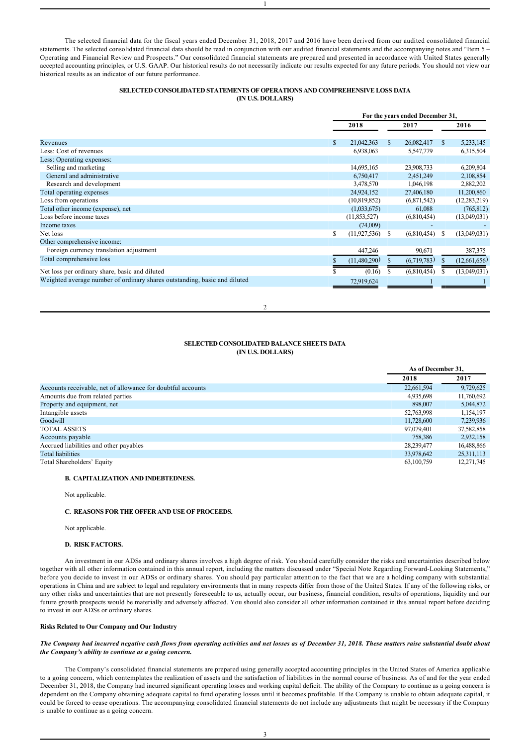The selected financial data for the fiscal years ended December 31, 2018, 2017 and 2016 have been derived from our audited consolidated financial statements. The selected consolidated financial data should be read in conjunction with our audited financial statements and the accompanying notes and "Item 5 – Operating and Financial Review and Prospects." Our consolidated financial statements are prepared and presented in accordance with United States generally accepted accounting principles, or U.S. GAAP. Our historical results do not necessarily indicate our results expected for any future periods. You should not view our historical results as an indicator of our future performance.

**SELECTED CONSOLIDATED STATEMENTS OF OPERATIONS AND COMPREHENSIVE LOSS DATA**
**(IN U.S. DOLLARS)**

| | For the years ended December 31, | | |
|---|---|---|---|
| | 2018 | 2017 | 2016 |
| Revenues | $ 21,042,363 | $ 26,082,417 | $ 5,233,145 |
| Less: Cost of revenues | 6,938,063 | 5,547,779 | 6,315,504 |
| Less: Operating expenses: | | | |
| Selling and marketing | 14,695,165 | 23,908,733 | 6,209,804 |
| General and administrative | 6,750,417 | 2,451,249 | 2,108,854 |
| Research and development | 3,478,570 | 1,046,198 | 2,882,202 |
| Total operating expenses | 24,924,152 | 27,406,180 | 11,200,860 |
| Loss from operations | (10,819,852) | (6,871,542) | (12,283,219) |
| Total other income (expense), net | (1,033,675) | 61,088 | (765,812) |
| Loss before income taxes | (11,853,527) | (6,810,454) | (13,049,031) |
| Income taxes | (74,009) | - | - |
| Net loss | $ (11,927,536) | $ (6,810,454) | $ (13,049,031) |
| Other comprehensive income: | | | |
| Foreign currency translation adjustment | 447,246 | 90,671 | 387,375 |
| Total comprehensive loss | $ (11,480,290) | $ (6,719,783) | $ (12,661,656) |
| Net loss per ordinary share, basic and diluted | $ (0.16) | $ (6,810,454) | $ (13,049,031) |
| Weighted average number of ordinary shares outstanding, basic and diluted | 72,919,624 | 1 | 1 |

**SELECTED CONSOLIDATED BALANCE SHEETS DATA**
**(IN U.S. DOLLARS)**

| | As of December 31, | |
|---|---|---|
| | 2018 | 2017 |
| Accounts receivable, net of allowance for doubtful accounts | 22,661,594 | 9,729,625 |
| Amounts due from related parties | 4,935,698 | 11,760,692 |
| Property and equipment, net | 898,007 | 5,044,872 |
| Intangible assets | 52,763,998 | 1,154,197 |
| Goodwill | 11,728,600 | 7,239,936 |
| TOTAL ASSETS | 97,079,401 | 37,582,858 |
| Accounts payable | 758,386 | 2,932,158 |
| Accrued liabilities and other payables | 28,239,477 | 16,488,866 |
| Total liabilities | 33,978,642 | 25,311,113 |
| Total Shareholders' Equity | 63,100,759 | 12,271,745 |

### B. CAPITALIZATION AND INDEBTEDNESS.

Not applicable.

### C. REASONS FOR THE OFFER AND USE OF PROCEEDS.

Not applicable.

### D. RISK FACTORS.

An investment in our ADSs and ordinary shares involves a high degree of risk. You should carefully consider the risks and uncertainties described below together with all other information contained in this annual report, including the matters discussed under "Special Note Regarding Forward-Looking Statements," before you decide to invest in our ADSs or ordinary shares. You should pay particular attention to the fact that we are a holding company with substantial operations in China and are subject to legal and regulatory environments that in many respects differ from those of the United States. If any of the following risks, or any other risks and uncertainties that are not presently foreseeable to us, actually occur, our business, financial condition, results of operations, liquidity and our future growth prospects would be materially and adversely affected. You should also consider all other information contained in this annual report before deciding to invest in our ADSs or ordinary shares.

**Risks Related to Our Company and Our Industry**

***The Company had incurred negative cash flows from operating activities and net losses as of December 31, 2018. These matters raise substantial doubt about the Company's ability to continue as a going concern.***

The Company's consolidated financial statements are prepared using generally accepted accounting principles in the United States of America applicable to a going concern, which contemplates the realization of assets and the satisfaction of liabilities in the normal course of business. As of and for the year ended December 31, 2018, the Company had incurred significant operating losses and working capital deficit. The ability of the Company to continue as a going concern is dependent on the Company obtaining adequate capital to fund operating losses until it becomes profitable. If the Company is unable to obtain adequate capital, it could be forced to cease operations. The accompanying consolidated financial statements do not include any adjustments that might be necessary if the Company is unable to continue as a going concern.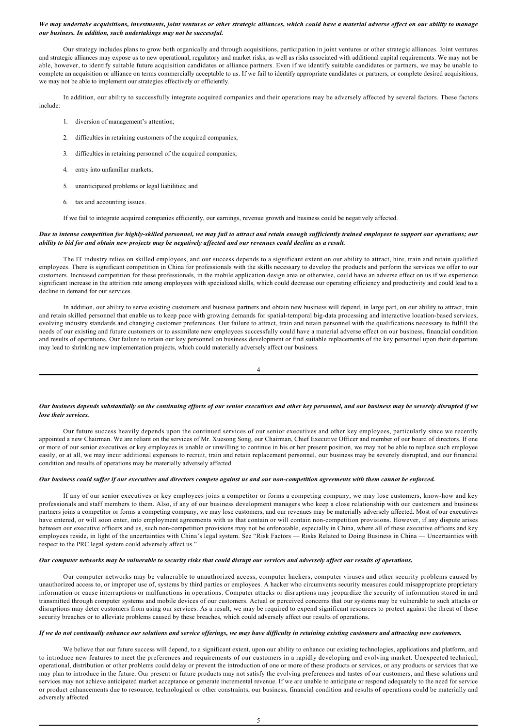***We may undertake acquisitions, investments, joint ventures or other strategic alliances, which could have a material adverse effect on our ability to manage our business. In addition, such undertakings may not be successful.***

Our strategy includes plans to grow both organically and through acquisitions, participation in joint ventures or other strategic alliances. Joint ventures and strategic alliances may expose us to new operational, regulatory and market risks, as well as risks associated with additional capital requirements. We may not be able, however, to identify suitable future acquisition candidates or alliance partners. Even if we identify suitable candidates or partners, we may be unable to complete an acquisition or alliance on terms commercially acceptable to us. If we fail to identify appropriate candidates or partners, or complete desired acquisitions, we may not be able to implement our strategies effectively or efficiently.

In addition, our ability to successfully integrate acquired companies and their operations may be adversely affected by several factors. These factors include:

1. diversion of management's attention;
2. difficulties in retaining customers of the acquired companies;
3. difficulties in retaining personnel of the acquired companies;
4. entry into unfamiliar markets;
5. unanticipated problems or legal liabilities; and
6. tax and accounting issues.

If we fail to integrate acquired companies efficiently, our earnings, revenue growth and business could be negatively affected.

***Due to intense competition for highly-skilled personnel, we may fail to attract and retain enough sufficiently trained employees to support our operations; our ability to bid for and obtain new projects may be negatively affected and our revenues could decline as a result.***

The IT industry relies on skilled employees, and our success depends to a significant extent on our ability to attract, hire, train and retain qualified employees. There is significant competition in China for professionals with the skills necessary to develop the products and perform the services we offer to our customers. Increased competition for these professionals, in the mobile application design area or otherwise, could have an adverse effect on us if we experience significant increase in the attrition rate among employees with specialized skills, which could decrease our operating efficiency and productivity and could lead to a decline in demand for our services.

In addition, our ability to serve existing customers and business partners and obtain new business will depend, in large part, on our ability to attract, train and retain skilled personnel that enable us to keep pace with growing demands for spatial-temporal big-data processing and interactive location-based services, evolving industry standards and changing customer preferences. Our failure to attract, train and retain personnel with the qualifications necessary to fulfill the needs of our existing and future customers or to assimilate new employees successfully could have a material adverse effect on our business, financial condition and results of operations. Our failure to retain our key personnel on business development or find suitable replacements of the key personnel upon their departure may lead to shrinking new implementation projects, which could materially adversely affect our business.

***Our business depends substantially on the continuing efforts of our senior executives and other key personnel, and our business may be severely disrupted if we lose their services.***

Our future success heavily depends upon the continued services of our senior executives and other key employees, particularly since we recently appointed a new Chairman. We are reliant on the services of Mr. Xuesong Song, our Chairman, Chief Executive Officer and member of our board of directors. If one or more of our senior executives or key employees is unable or unwilling to continue in his or her present position, we may not be able to replace such employee easily, or at all, we may incur additional expenses to recruit, train and retain replacement personnel, our business may be severely disrupted, and our financial condition and results of operations may be materially adversely affected.

***Our business could suffer if our executives and directors compete against us and our non-competition agreements with them cannot be enforced.***

If any of our senior executives or key employees joins a competitor or forms a competing company, we may lose customers, know-how and key professionals and staff members to them. Also, if any of our business development managers who keep a close relationship with our customers and business partners joins a competitor or forms a competing company, we may lose customers, and our revenues may be materially adversely affected. Most of our executives have entered, or will soon enter, into employment agreements with us that contain or will contain non-competition provisions. However, if any dispute arises between our executive officers and us, such non-competition provisions may not be enforceable, especially in China, where all of these executive officers and key employees reside, in light of the uncertainties with China's legal system. See "Risk Factors — Risks Related to Doing Business in China — Uncertainties with respect to the PRC legal system could adversely affect us."

***Our computer networks may be vulnerable to security risks that could disrupt our services and adversely affect our results of operations.***

Our computer networks may be vulnerable to unauthorized access, computer hackers, computer viruses and other security problems caused by unauthorized access to, or improper use of, systems by third parties or employees. A hacker who circumvents security measures could misappropriate proprietary information or cause interruptions or malfunctions in operations. Computer attacks or disruptions may jeopardize the security of information stored in and transmitted through computer systems and mobile devices of our customers. Actual or perceived concerns that our systems may be vulnerable to such attacks or disruptions may deter customers from using our services. As a result, we may be required to expend significant resources to protect against the threat of these security breaches or to alleviate problems caused by these breaches, which could adversely affect our results of operations.

***If we do not continually enhance our solutions and service offerings, we may have difficulty in retaining existing customers and attracting new customers.***

We believe that our future success will depend, to a significant extent, upon our ability to enhance our existing technologies, applications and platform, and to introduce new features to meet the preferences and requirements of our customers in a rapidly developing and evolving market. Unexpected technical, operational, distribution or other problems could delay or prevent the introduction of one or more of these products or services, or any products or services that we may plan to introduce in the future. Our present or future products may not satisfy the evolving preferences and tastes of our customers, and these solutions and services may not achieve anticipated market acceptance or generate incremental revenue. If we are unable to anticipate or respond adequately to the need for service or product enhancements due to resource, technological or other constraints, our business, financial condition and results of operations could be materially and adversely affected.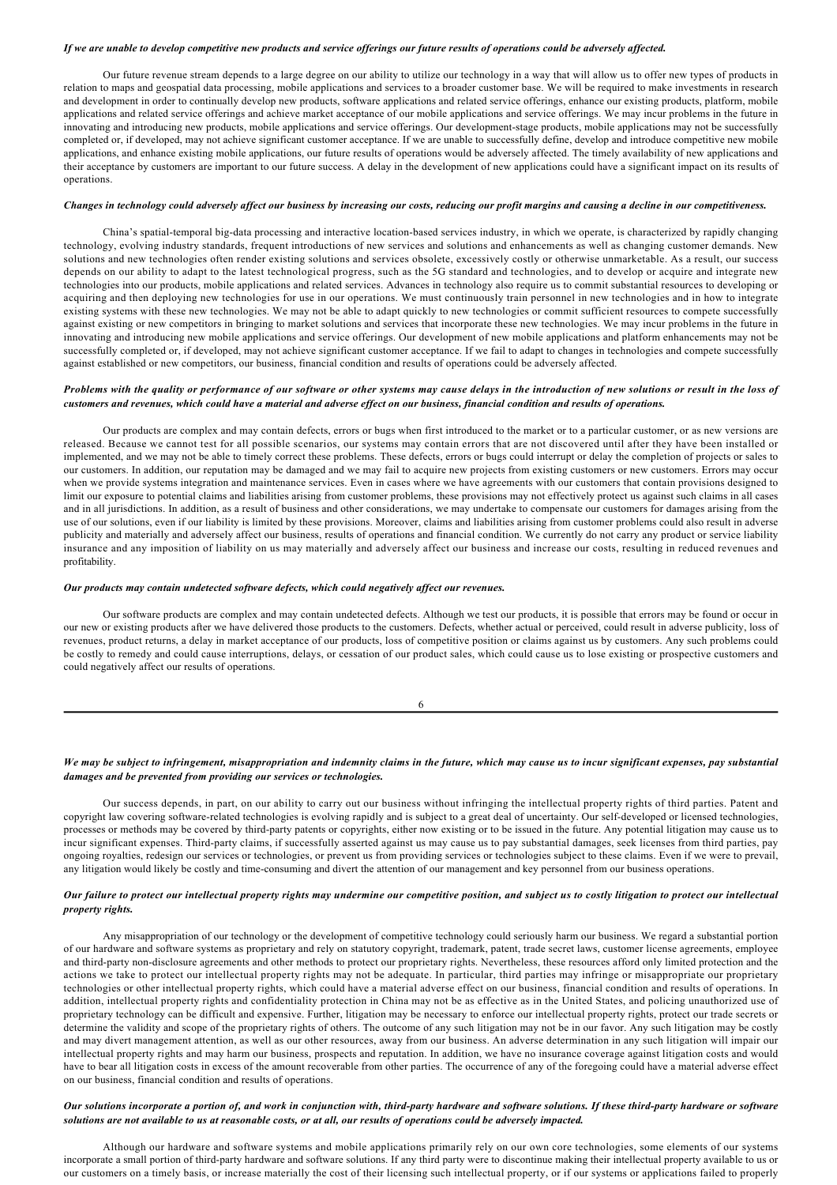*If we are unable to develop competitive new products and service offerings our future results of operations could be adversely affected.*

Our future revenue stream depends to a large degree on our ability to utilize our technology in a way that will allow us to offer new types of products in relation to maps and geospatial data processing, mobile applications and services to a broader customer base. We will be required to make investments in research and development in order to continually develop new products, software applications and related service offerings, enhance our existing products, platform, mobile applications and related service offerings and achieve market acceptance of our mobile applications and service offerings. We may incur problems in the future in innovating and introducing new products, mobile applications and service offerings. Our development-stage products, mobile applications may not be successfully completed or, if developed, may not achieve significant customer acceptance. If we are unable to successfully define, develop and introduce competitive new mobile applications, and enhance existing mobile applications, our future results of operations would be adversely affected. The timely availability of new applications and their acceptance by customers are important to our future success. A delay in the development of new applications could have a significant impact on its results of operations.

*Changes in technology could adversely affect our business by increasing our costs, reducing our profit margins and causing a decline in our competitiveness.*

China's spatial-temporal big-data processing and interactive location-based services industry, in which we operate, is characterized by rapidly changing technology, evolving industry standards, frequent introductions of new services and solutions and enhancements as well as changing customer demands. New solutions and new technologies often render existing solutions and services obsolete, excessively costly or otherwise unmarketable. As a result, our success depends on our ability to adapt to the latest technological progress, such as the 5G standard and technologies, and to develop or acquire and integrate new technologies into our products, mobile applications and related services. Advances in technology also require us to commit substantial resources to developing or acquiring and then deploying new technologies for use in our operations. We must continuously train personnel in new technologies and in how to integrate existing systems with these new technologies. We may not be able to adapt quickly to new technologies or commit sufficient resources to compete successfully against existing or new competitors in bringing to market solutions and services that incorporate these new technologies. We may incur problems in the future in innovating and introducing new mobile applications and service offerings. Our development of new mobile applications and platform enhancements may not be successfully completed or, if developed, may not achieve significant customer acceptance. If we fail to adapt to changes in technologies and compete successfully against established or new competitors, our business, financial condition and results of operations could be adversely affected.

*Problems with the quality or performance of our software or other systems may cause delays in the introduction of new solutions or result in the loss of customers and revenues, which could have a material and adverse effect on our business, financial condition and results of operations.*

Our products are complex and may contain defects, errors or bugs when first introduced to the market or to a particular customer, or as new versions are released. Because we cannot test for all possible scenarios, our systems may contain errors that are not discovered until after they have been installed or implemented, and we may not be able to timely correct these problems. These defects, errors or bugs could interrupt or delay the completion of projects or sales to our customers. In addition, our reputation may be damaged and we may fail to acquire new projects from existing customers or new customers. Errors may occur when we provide systems integration and maintenance services. Even in cases where we have agreements with our customers that contain provisions designed to limit our exposure to potential claims and liabilities arising from customer problems, these provisions may not effectively protect us against such claims in all cases and in all jurisdictions. In addition, as a result of business and other considerations, we may undertake to compensate our customers for damages arising from the use of our solutions, even if our liability is limited by these provisions. Moreover, claims and liabilities arising from customer problems could also result in adverse publicity and materially and adversely affect our business, results of operations and financial condition. We currently do not carry any product or service liability insurance and any imposition of liability on us may materially and adversely affect our business and increase our costs, resulting in reduced revenues and profitability.

*Our products may contain undetected software defects, which could negatively affect our revenues.*

Our software products are complex and may contain undetected defects. Although we test our products, it is possible that errors may be found or occur in our new or existing products after we have delivered those products to the customers. Defects, whether actual or perceived, could result in adverse publicity, loss of revenues, product returns, a delay in market acceptance of our products, loss of competitive position or claims against us by customers. Any such problems could be costly to remedy and could cause interruptions, delays, or cessation of our product sales, which could cause us to lose existing or prospective customers and could negatively affect our results of operations.

*We may be subject to infringement, misappropriation and indemnity claims in the future, which may cause us to incur significant expenses, pay substantial damages and be prevented from providing our services or technologies.*

Our success depends, in part, on our ability to carry out our business without infringing the intellectual property rights of third parties. Patent and copyright law covering software-related technologies is evolving rapidly and is subject to a great deal of uncertainty. Our self-developed or licensed technologies, processes or methods may be covered by third-party patents or copyrights, either now existing or to be issued in the future. Any potential litigation may cause us to incur significant expenses. Third-party claims, if successfully asserted against us may cause us to pay substantial damages, seek licenses from third parties, pay ongoing royalties, redesign our services or technologies, or prevent us from providing services or technologies subject to these claims. Even if we were to prevail, any litigation would likely be costly and time-consuming and divert the attention of our management and key personnel from our business operations.

*Our failure to protect our intellectual property rights may undermine our competitive position, and subject us to costly litigation to protect our intellectual property rights.*

Any misappropriation of our technology or the development of competitive technology could seriously harm our business. We regard a substantial portion of our hardware and software systems as proprietary and rely on statutory copyright, trademark, patent, trade secret laws, customer license agreements, employee and third-party non-disclosure agreements and other methods to protect our proprietary rights. Nevertheless, these resources afford only limited protection and the actions we take to protect our intellectual property rights may not be adequate. In particular, third parties may infringe or misappropriate our proprietary technologies or other intellectual property rights, which could have a material adverse effect on our business, financial condition and results of operations. In addition, intellectual property rights and confidentiality protection in China may not be as effective as in the United States, and policing unauthorized use of proprietary technology can be difficult and expensive. Further, litigation may be necessary to enforce our intellectual property rights, protect our trade secrets or determine the validity and scope of the proprietary rights of others. The outcome of any such litigation may not be in our favor. Any such litigation may be costly and may divert management attention, as well as our other resources, away from our business. An adverse determination in any such litigation will impair our intellectual property rights and may harm our business, prospects and reputation. In addition, we have no insurance coverage against litigation costs and would have to bear all litigation costs in excess of the amount recoverable from other parties. The occurrence of any of the foregoing could have a material adverse effect on our business, financial condition and results of operations.

*Our solutions incorporate a portion of, and work in conjunction with, third-party hardware and software solutions. If these third-party hardware or software solutions are not available to us at reasonable costs, or at all, our results of operations could be adversely impacted.*

Although our hardware and software systems and mobile applications primarily rely on our own core technologies, some elements of our systems incorporate a small portion of third-party hardware and software solutions. If any third party were to discontinue making their intellectual property available to us or our customers on a timely basis, or increase materially the cost of their licensing such intellectual property, or if our systems or applications failed to properly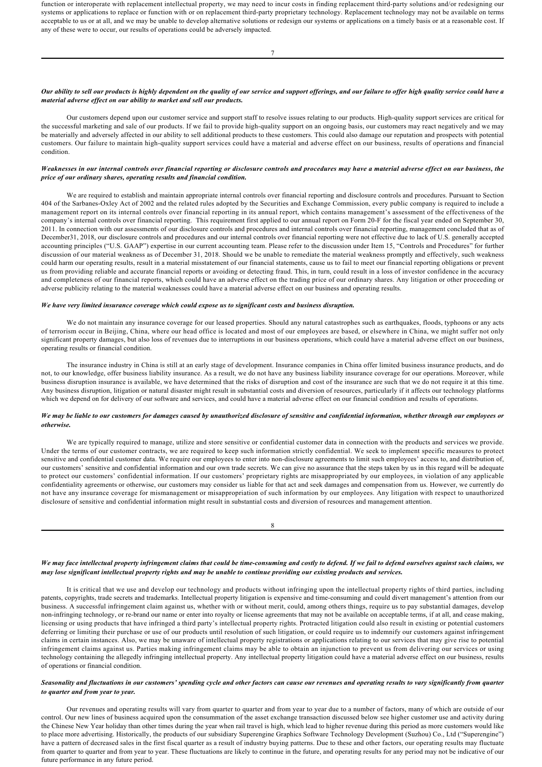function or interoperate with replacement intellectual property, we may need to incur costs in finding replacement third-party solutions and/or redesigning our systems or applications to replace or function with or on replacement third-party proprietary technology. Replacement technology may not be available on terms acceptable to us or at all, and we may be unable to develop alternative solutions or redesign our systems or applications on a timely basis or at a reasonable cost. If any of these were to occur, our results of operations could be adversely impacted.

***Our ability to sell our products is highly dependent on the quality of our service and support offerings, and our failure to offer high quality service could have a material adverse effect on our ability to market and sell our products.***

Our customers depend upon our customer service and support staff to resolve issues relating to our products. High-quality support services are critical for the successful marketing and sale of our products. If we fail to provide high-quality support on an ongoing basis, our customers may react negatively and we may be materially and adversely affected in our ability to sell additional products to these customers. This could also damage our reputation and prospects with potential customers. Our failure to maintain high-quality support services could have a material and adverse effect on our business, results of operations and financial condition.

***Weaknesses in our internal controls over financial reporting or disclosure controls and procedures may have a material adverse effect on our business, the price of our ordinary shares, operating results and financial condition.***

We are required to establish and maintain appropriate internal controls over financial reporting and disclosure controls and procedures. Pursuant to Section 404 of the Sarbanes-Oxley Act of 2002 and the related rules adopted by the Securities and Exchange Commission, every public company is required to include a management report on its internal controls over financial reporting in its annual report, which contains management's assessment of the effectiveness of the company's internal controls over financial reporting. This requirement first applied to our annual report on Form 20-F for the fiscal year ended on September 30, 2011. In connection with our assessments of our disclosure controls and procedures and internal controls over financial reporting, management concluded that as of December31, 2018, our disclosure controls and procedures and our internal controls over financial reporting were not effective due to lack of U.S. generally accepted accounting principles ("U.S. GAAP") expertise in our current accounting team. Please refer to the discussion under Item 15, "Controls and Procedures" for further discussion of our material weakness as of December 31, 2018. Should we be unable to remediate the material weakness promptly and effectively, such weakness could harm our operating results, result in a material misstatement of our financial statements, cause us to fail to meet our financial reporting obligations or prevent us from providing reliable and accurate financial reports or avoiding or detecting fraud. This, in turn, could result in a loss of investor confidence in the accuracy and completeness of our financial reports, which could have an adverse effect on the trading price of our ordinary shares. Any litigation or other proceeding or adverse publicity relating to the material weaknesses could have a material adverse effect on our business and operating results.

***We have very limited insurance coverage which could expose us to significant costs and business disruption.***

We do not maintain any insurance coverage for our leased properties. Should any natural catastrophes such as earthquakes, floods, typhoons or any acts of terrorism occur in Beijing, China, where our head office is located and most of our employees are based, or elsewhere in China, we might suffer not only significant property damages, but also loss of revenues due to interruptions in our business operations, which could have a material adverse effect on our business, operating results or financial condition.

The insurance industry in China is still at an early stage of development. Insurance companies in China offer limited business insurance products, and do not, to our knowledge, offer business liability insurance. As a result, we do not have any business liability insurance coverage for our operations. Moreover, while business disruption insurance is available, we have determined that the risks of disruption and cost of the insurance are such that we do not require it at this time. Any business disruption, litigation or natural disaster might result in substantial costs and diversion of resources, particularly if it affects our technology platforms which we depend on for delivery of our software and services, and could have a material adverse effect on our financial condition and results of operations.

***We may be liable to our customers for damages caused by unauthorized disclosure of sensitive and confidential information, whether through our employees or otherwise.***

We are typically required to manage, utilize and store sensitive or confidential customer data in connection with the products and services we provide. Under the terms of our customer contracts, we are required to keep such information strictly confidential. We seek to implement specific measures to protect sensitive and confidential customer data. We require our employees to enter into non-disclosure agreements to limit such employees' access to, and distribution of, our customers' sensitive and confidential information and our own trade secrets. We can give no assurance that the steps taken by us in this regard will be adequate to protect our customers' confidential information. If our customers' proprietary rights are misappropriated by our employees, in violation of any applicable confidentiality agreements or otherwise, our customers may consider us liable for that act and seek damages and compensation from us. However, we currently do not have any insurance coverage for mismanagement or misappropriation of such information by our employees. Any litigation with respect to unauthorized disclosure of sensitive and confidential information might result in substantial costs and diversion of resources and management attention.

***We may face intellectual property infringement claims that could be time-consuming and costly to defend. If we fail to defend ourselves against such claims, we may lose significant intellectual property rights and may be unable to continue providing our existing products and services.***

It is critical that we use and develop our technology and products without infringing upon the intellectual property rights of third parties, including patents, copyrights, trade secrets and trademarks. Intellectual property litigation is expensive and time-consuming and could divert management's attention from our business. A successful infringement claim against us, whether with or without merit, could, among others things, require us to pay substantial damages, develop non-infringing technology, or re-brand our name or enter into royalty or license agreements that may not be available on acceptable terms, if at all, and cease making, licensing or using products that have infringed a third party's intellectual property rights. Protracted litigation could also result in existing or potential customers deferring or limiting their purchase or use of our products until resolution of such litigation, or could require us to indemnify our customers against infringement claims in certain instances. Also, we may be unaware of intellectual property registrations or applications relating to our services that may give rise to potential infringement claims against us. Parties making infringement claims may be able to obtain an injunction to prevent us from delivering our services or using technology containing the allegedly infringing intellectual property. Any intellectual property litigation could have a material adverse effect on our business, results of operations or financial condition.

***Seasonality and fluctuations in our customers' spending cycle and other factors can cause our revenues and operating results to vary significantly from quarter to quarter and from year to year.***

Our revenues and operating results will vary from quarter to quarter and from year to year due to a number of factors, many of which are outside of our control. Our new lines of business acquired upon the consummation of the asset exchange transaction discussed below see higher customer use and activity during the Chinese New Year holiday than other times during the year when rail travel is high, which lead to higher revenue during this period as more customers would like to place more advertising. Historically, the products of our subsidiary Superengine Graphics Software Technology Development (Suzhou) Co., Ltd ("Superengine") have a pattern of decreased sales in the first fiscal quarter as a result of industry buying patterns. Due to these and other factors, our operating results may fluctuate from quarter to quarter and from year to year. These fluctuations are likely to continue in the future, and operating results for any period may not be indicative of our future performance in any future period.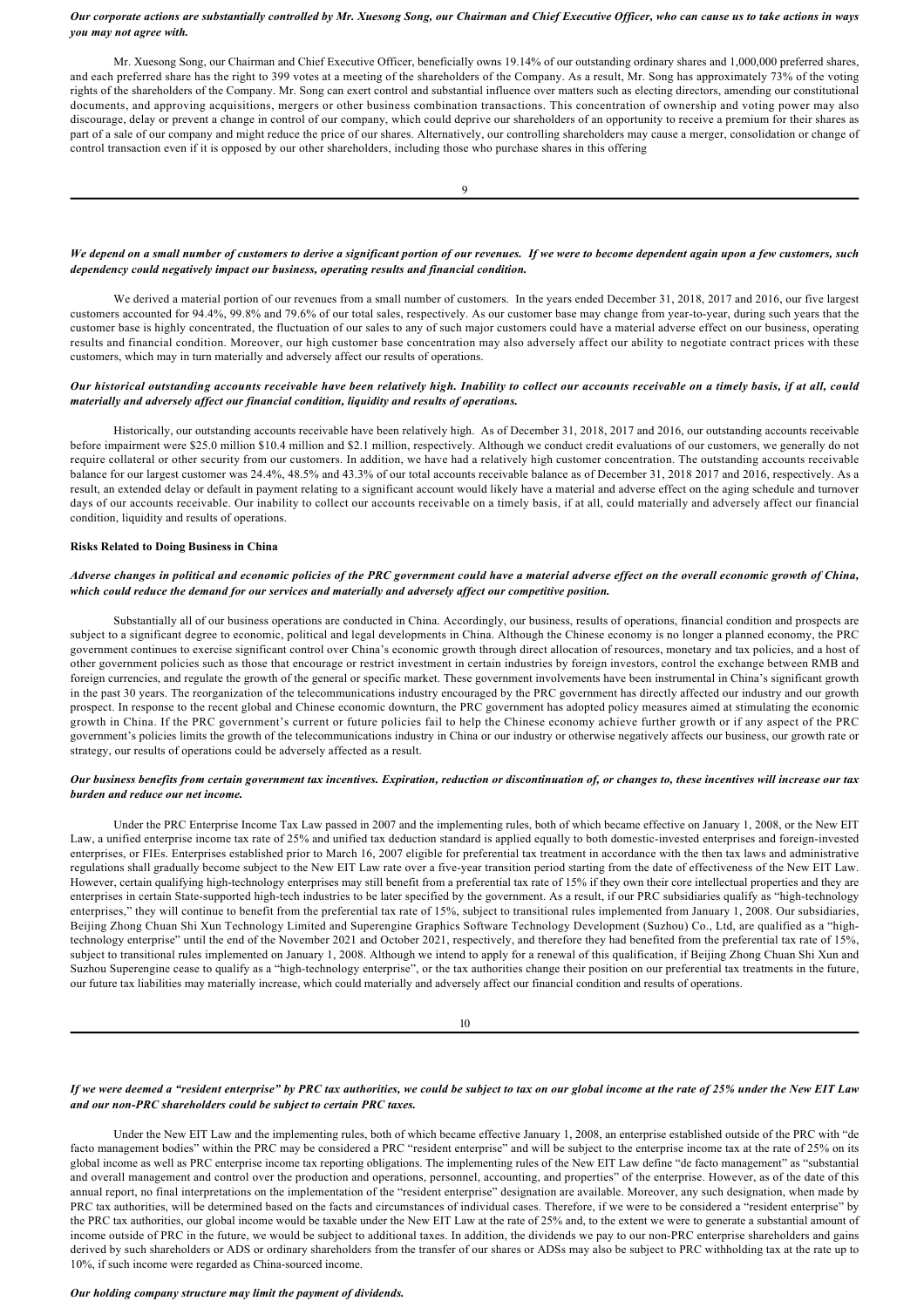***Our corporate actions are substantially controlled by Mr. Xuesong Song, our Chairman and Chief Executive Officer, who can cause us to take actions in ways you may not agree with.***

Mr. Xuesong Song, our Chairman and Chief Executive Officer, beneficially owns 19.14% of our outstanding ordinary shares and 1,000,000 preferred shares, and each preferred share has the right to 399 votes at a meeting of the shareholders of the Company. As a result, Mr. Song has approximately 73% of the voting rights of the shareholders of the Company. Mr. Song can exert control and substantial influence over matters such as electing directors, amending our constitutional documents, and approving acquisitions, mergers or other business combination transactions. This concentration of ownership and voting power may also discourage, delay or prevent a change in control of our company, which could deprive our shareholders of an opportunity to receive a premium for their shares as part of a sale of our company and might reduce the price of our shares. Alternatively, our controlling shareholders may cause a merger, consolidation or change of control transaction even if it is opposed by our other shareholders, including those who purchase shares in this offering

***We depend on a small number of customers to derive a significant portion of our revenues. If we were to become dependent again upon a few customers, such dependency could negatively impact our business, operating results and financial condition.***

We derived a material portion of our revenues from a small number of customers. In the years ended December 31, 2018, 2017 and 2016, our five largest customers accounted for 94.4%, 99.8% and 79.6% of our total sales, respectively. As our customer base may change from year-to-year, during such years that the customer base is highly concentrated, the fluctuation of our sales to any of such major customers could have a material adverse effect on our business, operating results and financial condition. Moreover, our high customer base concentration may also adversely affect our ability to negotiate contract prices with these customers, which may in turn materially and adversely affect our results of operations.

***Our historical outstanding accounts receivable have been relatively high. Inability to collect our accounts receivable on a timely basis, if at all, could materially and adversely affect our financial condition, liquidity and results of operations.***

Historically, our outstanding accounts receivable have been relatively high. As of December 31, 2018, 2017 and 2016, our outstanding accounts receivable before impairment were $25.0 million $10.4 million and $2.1 million, respectively. Although we conduct credit evaluations of our customers, we generally do not require collateral or other security from our customers. In addition, we have had a relatively high customer concentration. The outstanding accounts receivable balance for our largest customer was 24.4%, 48.5% and 43.3% of our total accounts receivable balance as of December 31, 2018 2017 and 2016, respectively. As a result, an extended delay or default in payment relating to a significant account would likely have a material and adverse effect on the aging schedule and turnover days of our accounts receivable. Our inability to collect our accounts receivable on a timely basis, if at all, could materially and adversely affect our financial condition, liquidity and results of operations.

**Risks Related to Doing Business in China**

***Adverse changes in political and economic policies of the PRC government could have a material adverse effect on the overall economic growth of China, which could reduce the demand for our services and materially and adversely affect our competitive position.***

Substantially all of our business operations are conducted in China. Accordingly, our business, results of operations, financial condition and prospects are subject to a significant degree to economic, political and legal developments in China. Although the Chinese economy is no longer a planned economy, the PRC government continues to exercise significant control over China's economic growth through direct allocation of resources, monetary and tax policies, and a host of other government policies such as those that encourage or restrict investment in certain industries by foreign investors, control the exchange between RMB and foreign currencies, and regulate the growth of the general or specific market. These government involvements have been instrumental in China's significant growth in the past 30 years. The reorganization of the telecommunications industry encouraged by the PRC government has directly affected our industry and our growth prospect. In response to the recent global and Chinese economic downturn, the PRC government has adopted policy measures aimed at stimulating the economic growth in China. If the PRC government's current or future policies fail to help the Chinese economy achieve further growth or if any aspect of the PRC government's policies limits the growth of the telecommunications industry in China or our industry or otherwise negatively affects our business, our growth rate or strategy, our results of operations could be adversely affected as a result.

***Our business benefits from certain government tax incentives. Expiration, reduction or discontinuation of, or changes to, these incentives will increase our tax burden and reduce our net income.***

Under the PRC Enterprise Income Tax Law passed in 2007 and the implementing rules, both of which became effective on January 1, 2008, or the New EIT Law, a unified enterprise income tax rate of 25% and unified tax deduction standard is applied equally to both domestic-invested enterprises and foreign-invested enterprises, or FIEs. Enterprises established prior to March 16, 2007 eligible for preferential tax treatment in accordance with the then tax laws and administrative regulations shall gradually become subject to the New EIT Law rate over a five-year transition period starting from the date of effectiveness of the New EIT Law. However, certain qualifying high-technology enterprises may still benefit from a preferential tax rate of 15% if they own their core intellectual properties and they are enterprises in certain State-supported high-tech industries to be later specified by the government. As a result, if our PRC subsidiaries qualify as "high-technology enterprises," they will continue to benefit from the preferential tax rate of 15%, subject to transitional rules implemented from January 1, 2008. Our subsidiaries, Beijing Zhong Chuan Shi Xun Technology Limited and Superengine Graphics Software Technology Development (Suzhou) Co., Ltd, are qualified as a "high-technology enterprise" until the end of the November 2021 and October 2021, respectively, and therefore they had benefited from the preferential tax rate of 15%, subject to transitional rules implemented on January 1, 2008. Although we intend to apply for a renewal of this qualification, if Beijing Zhong Chuan Shi Xun and Suzhou Superengine cease to qualify as a "high-technology enterprise", or the tax authorities change their position on our preferential tax treatments in the future, our future tax liabilities may materially increase, which could materially and adversely affect our financial condition and results of operations.

***If we were deemed a "resident enterprise" by PRC tax authorities, we could be subject to tax on our global income at the rate of 25% under the New EIT Law and our non-PRC shareholders could be subject to certain PRC taxes.***

Under the New EIT Law and the implementing rules, both of which became effective January 1, 2008, an enterprise established outside of the PRC with "de facto management bodies" within the PRC may be considered a PRC "resident enterprise" and will be subject to the enterprise income tax at the rate of 25% on its global income as well as PRC enterprise income tax reporting obligations. The implementing rules of the New EIT Law define "de facto management" as "substantial and overall management and control over the production and operations, personnel, accounting, and properties" of the enterprise. However, as of the date of this annual report, no final interpretations on the implementation of the "resident enterprise" designation are available. Moreover, any such designation, when made by PRC tax authorities, will be determined based on the facts and circumstances of individual cases. Therefore, if we were to be considered a "resident enterprise" by the PRC tax authorities, our global income would be taxable under the New EIT Law at the rate of 25% and, to the extent we were to generate a substantial amount of income outside of PRC in the future, we would be subject to additional taxes. In addition, the dividends we pay to our non-PRC enterprise shareholders and gains derived by such shareholders or ADS or ordinary shareholders from the transfer of our shares or ADSs may also be subject to PRC withholding tax at the rate up to 10%, if such income were regarded as China-sourced income.

***Our holding company structure may limit the payment of dividends.***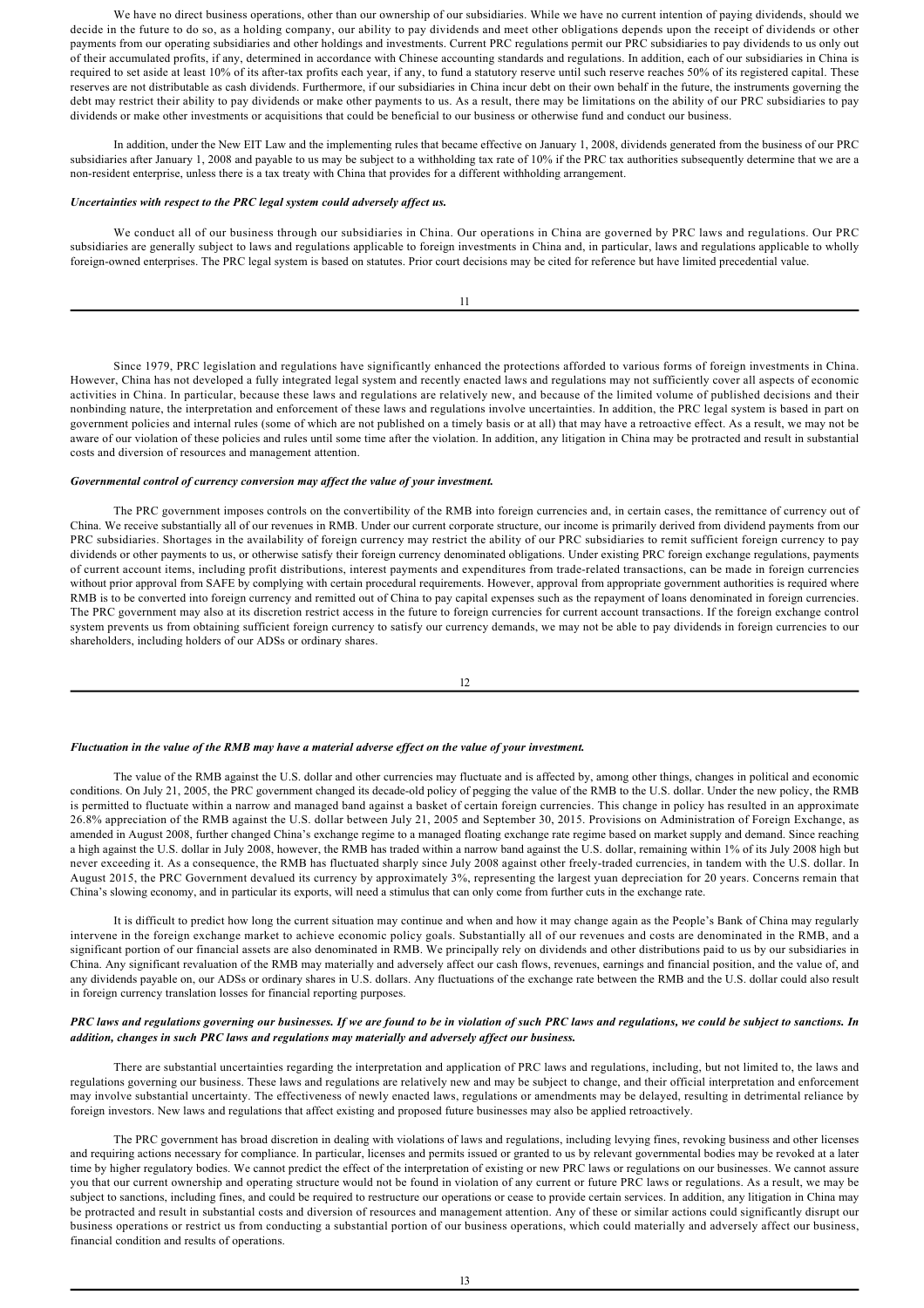We have no direct business operations, other than our ownership of our subsidiaries. While we have no current intention of paying dividends, should we decide in the future to do so, as a holding company, our ability to pay dividends and meet other obligations depends upon the receipt of dividends or other payments from our operating subsidiaries and other holdings and investments. Current PRC regulations permit our PRC subsidiaries to pay dividends to us only out of their accumulated profits, if any, determined in accordance with Chinese accounting standards and regulations. In addition, each of our subsidiaries in China is required to set aside at least 10% of its after-tax profits each year, if any, to fund a statutory reserve until such reserve reaches 50% of its registered capital. These reserves are not distributable as cash dividends. Furthermore, if our subsidiaries in China incur debt on their own behalf in the future, the instruments governing the debt may restrict their ability to pay dividends or make other payments to us. As a result, there may be limitations on the ability of our PRC subsidiaries to pay dividends or make other investments or acquisitions that could be beneficial to our business or otherwise fund and conduct our business.

In addition, under the New EIT Law and the implementing rules that became effective on January 1, 2008, dividends generated from the business of our PRC subsidiaries after January 1, 2008 and payable to us may be subject to a withholding tax rate of 10% if the PRC tax authorities subsequently determine that we are a non-resident enterprise, unless there is a tax treaty with China that provides for a different withholding arrangement.

***Uncertainties with respect to the PRC legal system could adversely affect us.***

We conduct all of our business through our subsidiaries in China. Our operations in China are governed by PRC laws and regulations. Our PRC subsidiaries are generally subject to laws and regulations applicable to foreign investments in China and, in particular, laws and regulations applicable to wholly foreign-owned enterprises. The PRC legal system is based on statutes. Prior court decisions may be cited for reference but have limited precedential value.

Since 1979, PRC legislation and regulations have significantly enhanced the protections afforded to various forms of foreign investments in China. However, China has not developed a fully integrated legal system and recently enacted laws and regulations may not sufficiently cover all aspects of economic activities in China. In particular, because these laws and regulations are relatively new, and because of the limited volume of published decisions and their nonbinding nature, the interpretation and enforcement of these laws and regulations involve uncertainties. In addition, the PRC legal system is based in part on government policies and internal rules (some of which are not published on a timely basis or at all) that may have a retroactive effect. As a result, we may not be aware of our violation of these policies and rules until some time after the violation. In addition, any litigation in China may be protracted and result in substantial costs and diversion of resources and management attention.

***Governmental control of currency conversion may affect the value of your investment.***

The PRC government imposes controls on the convertibility of the RMB into foreign currencies and, in certain cases, the remittance of currency out of China. We receive substantially all of our revenues in RMB. Under our current corporate structure, our income is primarily derived from dividend payments from our PRC subsidiaries. Shortages in the availability of foreign currency may restrict the ability of our PRC subsidiaries to remit sufficient foreign currency to pay dividends or other payments to us, or otherwise satisfy their foreign currency denominated obligations. Under existing PRC foreign exchange regulations, payments of current account items, including profit distributions, interest payments and expenditures from trade-related transactions, can be made in foreign currencies without prior approval from SAFE by complying with certain procedural requirements. However, approval from appropriate government authorities is required where RMB is to be converted into foreign currency and remitted out of China to pay capital expenses such as the repayment of loans denominated in foreign currencies. The PRC government may also at its discretion restrict access in the future to foreign currencies for current account transactions. If the foreign exchange control system prevents us from obtaining sufficient foreign currency to satisfy our currency demands, we may not be able to pay dividends in foreign currencies to our shareholders, including holders of our ADSs or ordinary shares.

***Fluctuation in the value of the RMB may have a material adverse effect on the value of your investment.***

The value of the RMB against the U.S. dollar and other currencies may fluctuate and is affected by, among other things, changes in political and economic conditions. On July 21, 2005, the PRC government changed its decade-old policy of pegging the value of the RMB to the U.S. dollar. Under the new policy, the RMB is permitted to fluctuate within a narrow and managed band against a basket of certain foreign currencies. This change in policy has resulted in an approximate 26.8% appreciation of the RMB against the U.S. dollar between July 21, 2005 and September 30, 2015. Provisions on Administration of Foreign Exchange, as amended in August 2008, further changed China's exchange regime to a managed floating exchange rate regime based on market supply and demand. Since reaching a high against the U.S. dollar in July 2008, however, the RMB has traded within a narrow band against the U.S. dollar, remaining within 1% of its July 2008 high but never exceeding it. As a consequence, the RMB has fluctuated sharply since July 2008 against other freely-traded currencies, in tandem with the U.S. dollar. In August 2015, the PRC Government devalued its currency by approximately 3%, representing the largest yuan depreciation for 20 years. Concerns remain that China's slowing economy, and in particular its exports, will need a stimulus that can only come from further cuts in the exchange rate.

It is difficult to predict how long the current situation may continue and when and how it may change again as the People's Bank of China may regularly intervene in the foreign exchange market to achieve economic policy goals. Substantially all of our revenues and costs are denominated in the RMB, and a significant portion of our financial assets are also denominated in RMB. We principally rely on dividends and other distributions paid to us by our subsidiaries in China. Any significant revaluation of the RMB may materially and adversely affect our cash flows, revenues, earnings and financial position, and the value of, and any dividends payable on, our ADSs or ordinary shares in U.S. dollars. Any fluctuations of the exchange rate between the RMB and the U.S. dollar could also result in foreign currency translation losses for financial reporting purposes.

***PRC laws and regulations governing our businesses. If we are found to be in violation of such PRC laws and regulations, we could be subject to sanctions. In addition, changes in such PRC laws and regulations may materially and adversely affect our business.***

There are substantial uncertainties regarding the interpretation and application of PRC laws and regulations, including, but not limited to, the laws and regulations governing our business. These laws and regulations are relatively new and may be subject to change, and their official interpretation and enforcement may involve substantial uncertainty. The effectiveness of newly enacted laws, regulations or amendments may be delayed, resulting in detrimental reliance by foreign investors. New laws and regulations that affect existing and proposed future businesses may also be applied retroactively.

The PRC government has broad discretion in dealing with violations of laws and regulations, including levying fines, revoking business and other licenses and requiring actions necessary for compliance. In particular, licenses and permits issued or granted to us by relevant governmental bodies may be revoked at a later time by higher regulatory bodies. We cannot predict the effect of the interpretation of existing or new PRC laws or regulations on our businesses. We cannot assure you that our current ownership and operating structure would not be found in violation of any current or future PRC laws or regulations. As a result, we may be subject to sanctions, including fines, and could be required to restructure our operations or cease to provide certain services. In addition, any litigation in China may be protracted and result in substantial costs and diversion of resources and management attention. Any of these or similar actions could significantly disrupt our business operations or restrict us from conducting a substantial portion of our business operations, which could materially and adversely affect our business, financial condition and results of operations.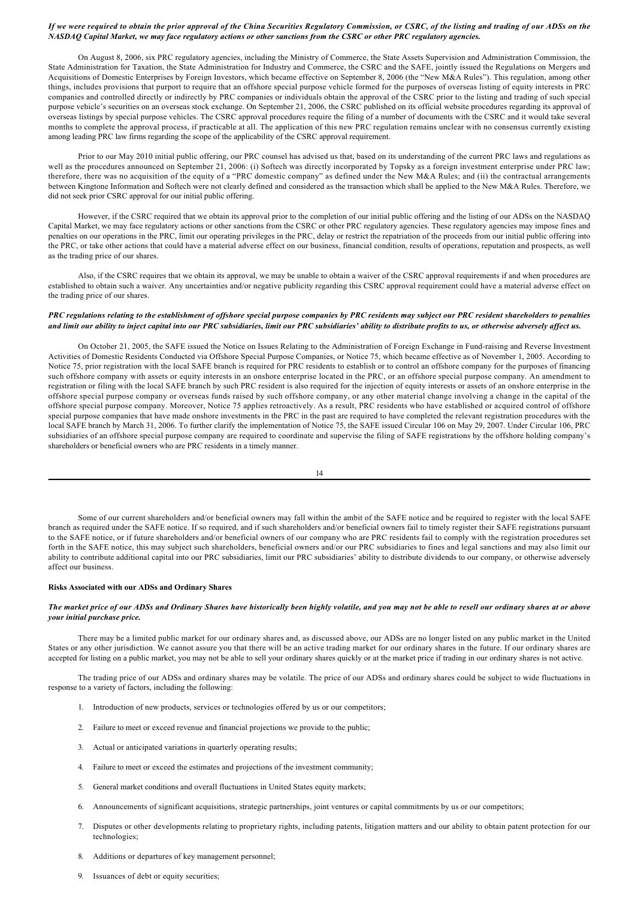***If we were required to obtain the prior approval of the China Securities Regulatory Commission, or CSRC, of the listing and trading of our ADSs on the NASDAQ Capital Market, we may face regulatory actions or other sanctions from the CSRC or other PRC regulatory agencies.***

On August 8, 2006, six PRC regulatory agencies, including the Ministry of Commerce, the State Assets Supervision and Administration Commission, the State Administration for Taxation, the State Administration for Industry and Commerce, the CSRC and the SAFE, jointly issued the Regulations on Mergers and Acquisitions of Domestic Enterprises by Foreign Investors, which became effective on September 8, 2006 (the "New M&A Rules"). This regulation, among other things, includes provisions that purport to require that an offshore special purpose vehicle formed for the purposes of overseas listing of equity interests in PRC companies and controlled directly or indirectly by PRC companies or individuals obtain the approval of the CSRC prior to the listing and trading of such special purpose vehicle's securities on an overseas stock exchange. On September 21, 2006, the CSRC published on its official website procedures regarding its approval of overseas listings by special purpose vehicles. The CSRC approval procedures require the filing of a number of documents with the CSRC and it would take several months to complete the approval process, if practicable at all. The application of this new PRC regulation remains unclear with no consensus currently existing among leading PRC law firms regarding the scope of the applicability of the CSRC approval requirement.

Prior to our May 2010 initial public offering, our PRC counsel has advised us that, based on its understanding of the current PRC laws and regulations as well as the procedures announced on September 21, 2006: (i) Softech was directly incorporated by Topsky as a foreign investment enterprise under PRC law; therefore, there was no acquisition of the equity of a "PRC domestic company" as defined under the New M&A Rules; and (ii) the contractual arrangements between Kingtone Information and Softech were not clearly defined and considered as the transaction which shall be applied to the New M&A Rules. Therefore, we did not seek prior CSRC approval for our initial public offering.

However, if the CSRC required that we obtain its approval prior to the completion of our initial public offering and the listing of our ADSs on the NASDAQ Capital Market, we may face regulatory actions or other sanctions from the CSRC or other PRC regulatory agencies. These regulatory agencies may impose fines and penalties on our operations in the PRC, limit our operating privileges in the PRC, delay or restrict the repatriation of the proceeds from our initial public offering into the PRC, or take other actions that could have a material adverse effect on our business, financial condition, results of operations, reputation and prospects, as well as the trading price of our shares.

Also, if the CSRC requires that we obtain its approval, we may be unable to obtain a waiver of the CSRC approval requirements if and when procedures are established to obtain such a waiver. Any uncertainties and/or negative publicity regarding this CSRC approval requirement could have a material adverse effect on the trading price of our shares.

***PRC regulations relating to the establishment of offshore special purpose companies by PRC residents may subject our PRC resident shareholders to penalties and limit our ability to inject capital into our PRC subsidiaries, limit our PRC subsidiaries' ability to distribute profits to us, or otherwise adversely affect us.***

On October 21, 2005, the SAFE issued the Notice on Issues Relating to the Administration of Foreign Exchange in Fund-raising and Reverse Investment Activities of Domestic Residents Conducted via Offshore Special Purpose Companies, or Notice 75, which became effective as of November 1, 2005. According to Notice 75, prior registration with the local SAFE branch is required for PRC residents to establish or to control an offshore company for the purposes of financing such offshore company with assets or equity interests in an onshore enterprise located in the PRC, or an offshore special purpose company. An amendment to registration or filing with the local SAFE branch by such PRC resident is also required for the injection of equity interests or assets of an onshore enterprise in the offshore special purpose company or overseas funds raised by such offshore company, or any other material change involving a change in the capital of the offshore special purpose company. Moreover, Notice 75 applies retroactively. As a result, PRC residents who have established or acquired control of offshore special purpose companies that have made onshore investments in the PRC in the past are required to have completed the relevant registration procedures with the local SAFE branch by March 31, 2006. To further clarify the implementation of Notice 75, the SAFE issued Circular 106 on May 29, 2007. Under Circular 106, PRC subsidiaries of an offshore special purpose company are required to coordinate and supervise the filing of SAFE registrations by the offshore holding company's shareholders or beneficial owners who are PRC residents in a timely manner.

Some of our current shareholders and/or beneficial owners may fall within the ambit of the SAFE notice and be required to register with the local SAFE branch as required under the SAFE notice. If so required, and if such shareholders and/or beneficial owners fail to timely register their SAFE registrations pursuant to the SAFE notice, or if future shareholders and/or beneficial owners of our company who are PRC residents fail to comply with the registration procedures set forth in the SAFE notice, this may subject such shareholders, beneficial owners and/or our PRC subsidiaries to fines and legal sanctions and may also limit our ability to contribute additional capital into our PRC subsidiaries, limit our PRC subsidiaries' ability to distribute dividends to our company, or otherwise adversely affect our business.

**Risks Associated with our ADSs and Ordinary Shares**

***The market price of our ADSs and Ordinary Shares have historically been highly volatile, and you may not be able to resell our ordinary shares at or above your initial purchase price.***

There may be a limited public market for our ordinary shares and, as discussed above, our ADSs are no longer listed on any public market in the United States or any other jurisdiction. We cannot assure you that there will be an active trading market for our ordinary shares in the future. If our ordinary shares are accepted for listing on a public market, you may not be able to sell your ordinary shares quickly or at the market price if trading in our ordinary shares is not active.

The trading price of our ADSs and ordinary shares may be volatile. The price of our ADSs and ordinary shares could be subject to wide fluctuations in response to a variety of factors, including the following:

1. Introduction of new products, services or technologies offered by us or our competitors;
2. Failure to meet or exceed revenue and financial projections we provide to the public;
3. Actual or anticipated variations in quarterly operating results;
4. Failure to meet or exceed the estimates and projections of the investment community;
5. General market conditions and overall fluctuations in United States equity markets;
6. Announcements of significant acquisitions, strategic partnerships, joint ventures or capital commitments by us or our competitors;
7. Disputes or other developments relating to proprietary rights, including patents, litigation matters and our ability to obtain patent protection for our technologies;
8. Additions or departures of key management personnel;
9. Issuances of debt or equity securities;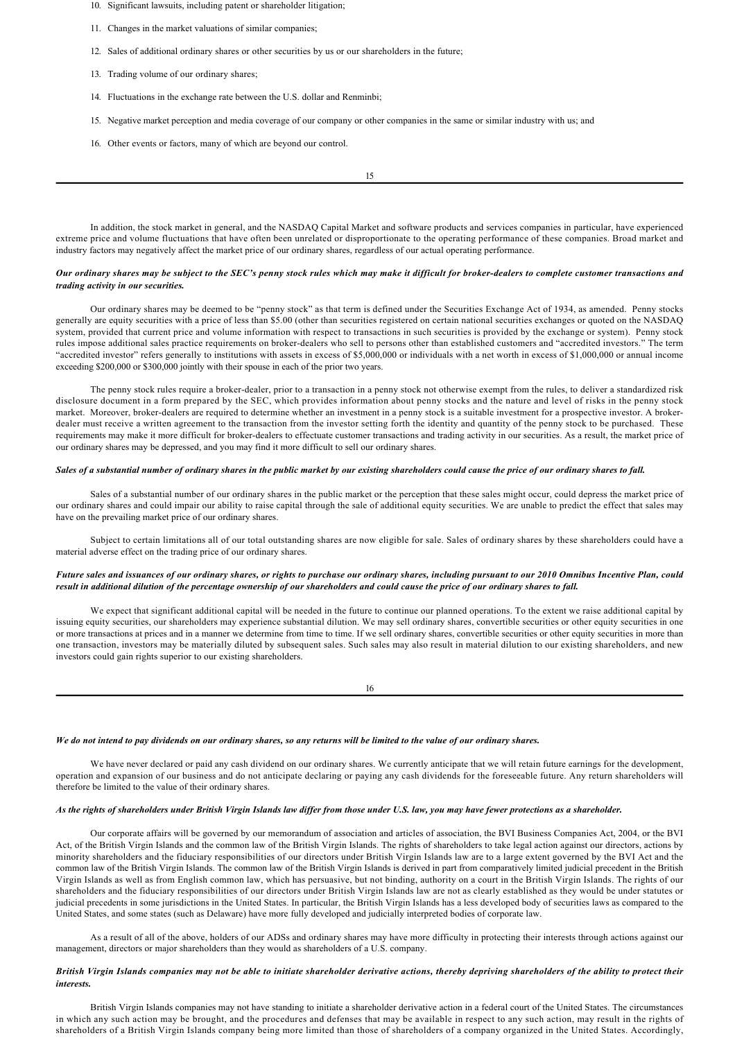10. Significant lawsuits, including patent or shareholder litigation;

11. Changes in the market valuations of similar companies;

12. Sales of additional ordinary shares or other securities by us or our shareholders in the future;

13. Trading volume of our ordinary shares;

14. Fluctuations in the exchange rate between the U.S. dollar and Renminbi;

15. Negative market perception and media coverage of our company or other companies in the same or similar industry with us; and

16. Other events or factors, many of which are beyond our control.

In addition, the stock market in general, and the NASDAQ Capital Market and software products and services companies in particular, have experienced extreme price and volume fluctuations that have often been unrelated or disproportionate to the operating performance of these companies. Broad market and industry factors may negatively affect the market price of our ordinary shares, regardless of our actual operating performance.

***Our ordinary shares may be subject to the SEC's penny stock rules which may make it difficult for broker-dealers to complete customer transactions and trading activity in our securities.***

Our ordinary shares may be deemed to be "penny stock" as that term is defined under the Securities Exchange Act of 1934, as amended. Penny stocks generally are equity securities with a price of less than $5.00 (other than securities registered on certain national securities exchanges or quoted on the NASDAQ system, provided that current price and volume information with respect to transactions in such securities is provided by the exchange or system). Penny stock rules impose additional sales practice requirements on broker-dealers who sell to persons other than established customers and "accredited investors." The term "accredited investor" refers generally to institutions with assets in excess of $5,000,000 or individuals with a net worth in excess of $1,000,000 or annual income exceeding $200,000 or $300,000 jointly with their spouse in each of the prior two years.

The penny stock rules require a broker-dealer, prior to a transaction in a penny stock not otherwise exempt from the rules, to deliver a standardized risk disclosure document in a form prepared by the SEC, which provides information about penny stocks and the nature and level of risks in the penny stock market. Moreover, broker-dealers are required to determine whether an investment in a penny stock is a suitable investment for a prospective investor. A broker-dealer must receive a written agreement to the transaction from the investor setting forth the identity and quantity of the penny stock to be purchased. These requirements may make it more difficult for broker-dealers to effectuate customer transactions and trading activity in our securities. As a result, the market price of our ordinary shares may be depressed, and you may find it more difficult to sell our ordinary shares.

***Sales of a substantial number of ordinary shares in the public market by our existing shareholders could cause the price of our ordinary shares to fall.***

Sales of a substantial number of our ordinary shares in the public market or the perception that these sales might occur, could depress the market price of our ordinary shares and could impair our ability to raise capital through the sale of additional equity securities. We are unable to predict the effect that sales may have on the prevailing market price of our ordinary shares.

Subject to certain limitations all of our total outstanding shares are now eligible for sale. Sales of ordinary shares by these shareholders could have a material adverse effect on the trading price of our ordinary shares.

***Future sales and issuances of our ordinary shares, or rights to purchase our ordinary shares, including pursuant to our 2010 Omnibus Incentive Plan, could result in additional dilution of the percentage ownership of our shareholders and could cause the price of our ordinary shares to fall.***

We expect that significant additional capital will be needed in the future to continue our planned operations. To the extent we raise additional capital by issuing equity securities, our shareholders may experience substantial dilution. We may sell ordinary shares, convertible securities or other equity securities in one or more transactions at prices and in a manner we determine from time to time. If we sell ordinary shares, convertible securities or other equity securities in more than one transaction, investors may be materially diluted by subsequent sales. Such sales may also result in material dilution to our existing shareholders, and new investors could gain rights superior to our existing shareholders.

***We do not intend to pay dividends on our ordinary shares, so any returns will be limited to the value of our ordinary shares.***

We have never declared or paid any cash dividend on our ordinary shares. We currently anticipate that we will retain future earnings for the development, operation and expansion of our business and do not anticipate declaring or paying any cash dividends for the foreseeable future. Any return shareholders will therefore be limited to the value of their ordinary shares.

***As the rights of shareholders under British Virgin Islands law differ from those under U.S. law, you may have fewer protections as a shareholder.***

Our corporate affairs will be governed by our memorandum of association and articles of association, the BVI Business Companies Act, 2004, or the BVI Act, of the British Virgin Islands and the common law of the British Virgin Islands. The rights of shareholders to take legal action against our directors, actions by minority shareholders and the fiduciary responsibilities of our directors under British Virgin Islands law are to a large extent governed by the BVI Act and the common law of the British Virgin Islands. The common law of the British Virgin Islands is derived in part from comparatively limited judicial precedent in the British Virgin Islands as well as from English common law, which has persuasive, but not binding, authority on a court in the British Virgin Islands. The rights of our shareholders and the fiduciary responsibilities of our directors under British Virgin Islands law are not as clearly established as they would be under statutes or judicial precedents in some jurisdictions in the United States. In particular, the British Virgin Islands has a less developed body of securities laws as compared to the United States, and some states (such as Delaware) have more fully developed and judicially interpreted bodies of corporate law.

As a result of all of the above, holders of our ADSs and ordinary shares may have more difficulty in protecting their interests through actions against our management, directors or major shareholders than they would as shareholders of a U.S. company.

***British Virgin Islands companies may not be able to initiate shareholder derivative actions, thereby depriving shareholders of the ability to protect their interests.***

British Virgin Islands companies may not have standing to initiate a shareholder derivative action in a federal court of the United States. The circumstances in which any such action may be brought, and the procedures and defenses that may be available in respect to any such action, may result in the rights of shareholders of a British Virgin Islands company being more limited than those of shareholders of a company organized in the United States. Accordingly,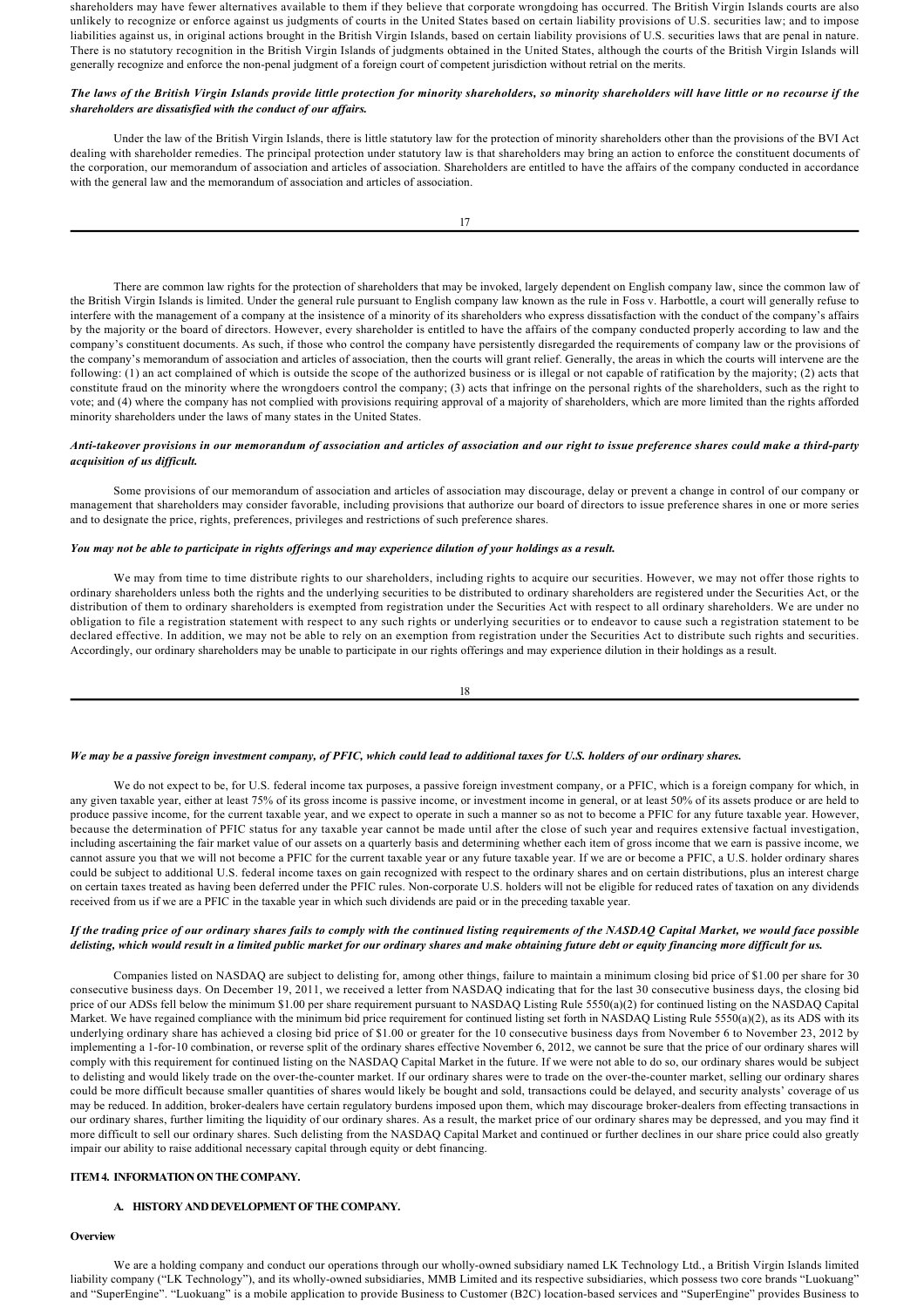shareholders may have fewer alternatives available to them if they believe that corporate wrongdoing has occurred. The British Virgin Islands courts are also unlikely to recognize or enforce against us judgments of courts in the United States based on certain liability provisions of U.S. securities law; and to impose liabilities against us, in original actions brought in the British Virgin Islands, based on certain liability provisions of U.S. securities laws that are penal in nature. There is no statutory recognition in the British Virgin Islands of judgments obtained in the United States, although the courts of the British Virgin Islands will generally recognize and enforce the non-penal judgment of a foreign court of competent jurisdiction without retrial on the merits.

***The laws of the British Virgin Islands provide little protection for minority shareholders, so minority shareholders will have little or no recourse if the shareholders are dissatisfied with the conduct of our affairs.***

Under the law of the British Virgin Islands, there is little statutory law for the protection of minority shareholders other than the provisions of the BVI Act dealing with shareholder remedies. The principal protection under statutory law is that shareholders may bring an action to enforce the constituent documents of the corporation, our memorandum of association and articles of association. Shareholders are entitled to have the affairs of the company conducted in accordance with the general law and the memorandum of association and articles of association.

There are common law rights for the protection of shareholders that may be invoked, largely dependent on English company law, since the common law of the British Virgin Islands is limited. Under the general rule pursuant to English company law known as the rule in Foss v. Harbottle, a court will generally refuse to interfere with the management of a company at the insistence of a minority of its shareholders who express dissatisfaction with the conduct of the company's affairs by the majority or the board of directors. However, every shareholder is entitled to have the affairs of the company conducted properly according to law and the company's constituent documents. As such, if those who control the company have persistently disregarded the requirements of company law or the provisions of the company's memorandum of association and articles of association, then the courts will grant relief. Generally, the areas in which the courts will intervene are the following: (1) an act complained of which is outside the scope of the authorized business or is illegal or not capable of ratification by the majority; (2) acts that constitute fraud on the minority where the wrongdoers control the company; (3) acts that infringe on the personal rights of the shareholders, such as the right to vote; and (4) where the company has not complied with provisions requiring approval of a majority of shareholders, which are more limited than the rights afforded minority shareholders under the laws of many states in the United States.

***Anti-takeover provisions in our memorandum of association and articles of association and our right to issue preference shares could make a third-party acquisition of us difficult.***

Some provisions of our memorandum of association and articles of association may discourage, delay or prevent a change in control of our company or management that shareholders may consider favorable, including provisions that authorize our board of directors to issue preference shares in one or more series and to designate the price, rights, preferences, privileges and restrictions of such preference shares.

***You may not be able to participate in rights offerings and may experience dilution of your holdings as a result.***

We may from time to time distribute rights to our shareholders, including rights to acquire our securities. However, we may not offer those rights to ordinary shareholders unless both the rights and the underlying securities to be distributed to ordinary shareholders are registered under the Securities Act, or the distribution of them to ordinary shareholders is exempted from registration under the Securities Act with respect to all ordinary shareholders. We are under no obligation to file a registration statement with respect to any such rights or underlying securities or to endeavor to cause such a registration statement to be declared effective. In addition, we may not be able to rely on an exemption from registration under the Securities Act to distribute such rights and securities. Accordingly, our ordinary shareholders may be unable to participate in our rights offerings and may experience dilution in their holdings as a result.

***We may be a passive foreign investment company, of PFIC, which could lead to additional taxes for U.S. holders of our ordinary shares.***

We do not expect to be, for U.S. federal income tax purposes, a passive foreign investment company, or a PFIC, which is a foreign company for which, in any given taxable year, either at least 75% of its gross income is passive income, or investment income in general, or at least 50% of its assets produce or are held to produce passive income, for the current taxable year, and we expect to operate in such a manner so as not to become a PFIC for any future taxable year. However, because the determination of PFIC status for any taxable year cannot be made until after the close of such year and requires extensive factual investigation, including ascertaining the fair market value of our assets on a quarterly basis and determining whether each item of gross income that we earn is passive income, we cannot assure you that we will not become a PFIC for the current taxable year or any future taxable year. If we are or become a PFIC, a U.S. holder ordinary shares could be subject to additional U.S. federal income taxes on gain recognized with respect to the ordinary shares and on certain distributions, plus an interest charge on certain taxes treated as having been deferred under the PFIC rules. Non-corporate U.S. holders will not be eligible for reduced rates of taxation on any dividends received from us if we are a PFIC in the taxable year in which such dividends are paid or in the preceding taxable year.

***If the trading price of our ordinary shares fails to comply with the continued listing requirements of the NASDAQ Capital Market, we would face possible delisting, which would result in a limited public market for our ordinary shares and make obtaining future debt or equity financing more difficult for us.***

Companies listed on NASDAQ are subject to delisting for, among other things, failure to maintain a minimum closing bid price of $1.00 per share for 30 consecutive business days. On December 19, 2011, we received a letter from NASDAQ indicating that for the last 30 consecutive business days, the closing bid price of our ADSs fell below the minimum $1.00 per share requirement pursuant to NASDAQ Listing Rule 5550(a)(2) for continued listing on the NASDAQ Capital Market. We have regained compliance with the minimum bid price requirement for continued listing set forth in NASDAQ Listing Rule 5550(a)(2), as its ADS with its underlying ordinary share has achieved a closing bid price of $1.00 or greater for the 10 consecutive business days from November 6 to November 23, 2012 by implementing a 1-for-10 combination, or reverse split of the ordinary shares effective November 6, 2012, we cannot be sure that the price of our ordinary shares will comply with this requirement for continued listing on the NASDAQ Capital Market in the future. If we were not able to do so, our ordinary shares would be subject to delisting and would likely trade on the over-the-counter market. If our ordinary shares were to trade on the over-the-counter market, selling our ordinary shares could be more difficult because smaller quantities of shares would likely be bought and sold, transactions could be delayed, and security analysts' coverage of us may be reduced. In addition, broker-dealers have certain regulatory burdens imposed upon them, which may discourage broker-dealers from effecting transactions in our ordinary shares, further limiting the liquidity of our ordinary shares. As a result, the market price of our ordinary shares may be depressed, and you may find it more difficult to sell our ordinary shares. Such delisting from the NASDAQ Capital Market and continued or further declines in our share price could also greatly impair our ability to raise additional necessary capital through equity or debt financing.

## ITEM 4. INFORMATION ON THE COMPANY.

### A. HISTORY AND DEVELOPMENT OF THE COMPANY.

**Overview**

We are a holding company and conduct our operations through our wholly-owned subsidiary named LK Technology Ltd., a British Virgin Islands limited liability company ("LK Technology"), and its wholly-owned subsidiaries, MMB Limited and its respective subsidiaries, which possess two core brands "Luokuang" and "SuperEngine". "Luokuang" is a mobile application to provide Business to Customer (B2C) location-based services and "SuperEngine" provides Business to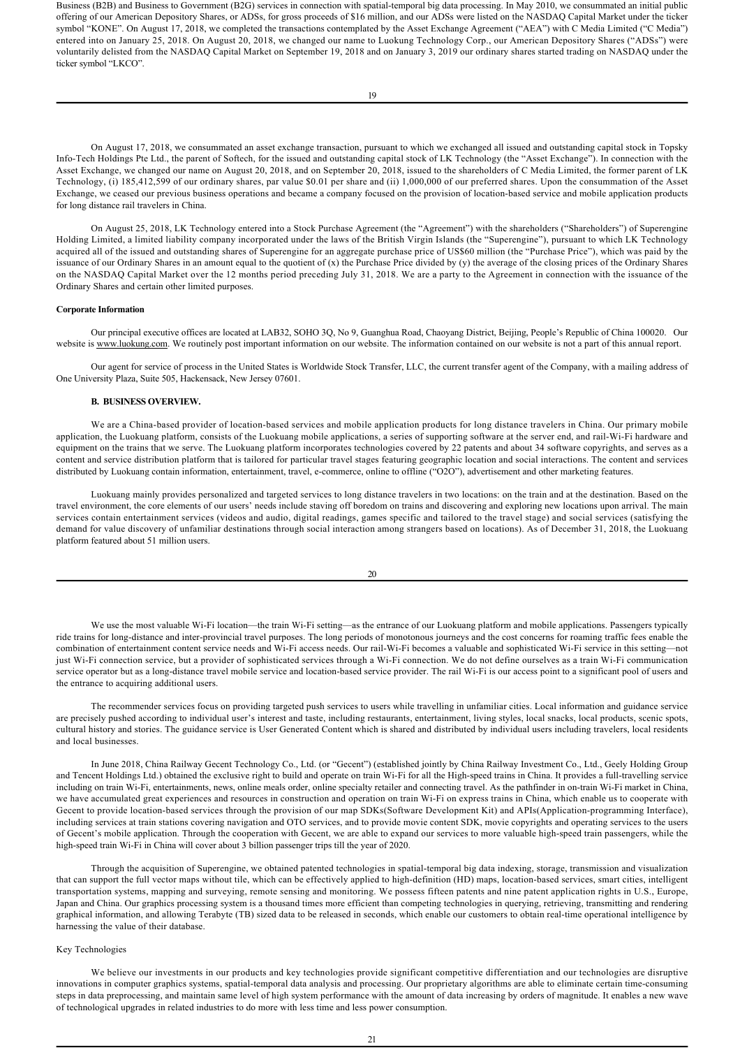Business (B2B) and Business to Government (B2G) services in connection with spatial-temporal big data processing. In May 2010, we consummated an initial public offering of our American Depository Shares, or ADSs, for gross proceeds of $16 million, and our ADSs were listed on the NASDAQ Capital Market under the ticker symbol "KONE". On August 17, 2018, we completed the transactions contemplated by the Asset Exchange Agreement ("AEA") with C Media Limited ("C Media") entered into on January 25, 2018. On August 20, 2018, we changed our name to Luokung Technology Corp., our American Depository Shares ("ADSs") were voluntarily delisted from the NASDAQ Capital Market on September 19, 2018 and on January 3, 2019 our ordinary shares started trading on NASDAQ under the ticker symbol "LKCO".

On August 17, 2018, we consummated an asset exchange transaction, pursuant to which we exchanged all issued and outstanding capital stock in Topsky Info-Tech Holdings Pte Ltd., the parent of Softech, for the issued and outstanding capital stock of LK Technology (the "Asset Exchange"). In connection with the Asset Exchange, we changed our name on August 20, 2018, and on September 20, 2018, issued to the shareholders of C Media Limited, the former parent of LK Technology, (i) 185,412,599 of our ordinary shares, par value $0.01 per share and (ii) 1,000,000 of our preferred shares. Upon the consummation of the Asset Exchange, we ceased our previous business operations and became a company focused on the provision of location-based service and mobile application products for long distance rail travelers in China.

On August 25, 2018, LK Technology entered into a Stock Purchase Agreement (the "Agreement") with the shareholders ("Shareholders") of Superengine Holding Limited, a limited liability company incorporated under the laws of the British Virgin Islands (the "Superengine"), pursuant to which LK Technology acquired all of the issued and outstanding shares of Superengine for an aggregate purchase price of US$60 million (the "Purchase Price"), which was paid by the issuance of our Ordinary Shares in an amount equal to the quotient of (x) the Purchase Price divided by (y) the average of the closing prices of the Ordinary Shares on the NASDAQ Capital Market over the 12 months period preceding July 31, 2018. We are a party to the Agreement in connection with the issuance of the Ordinary Shares and certain other limited purposes.

**Corporate Information**

Our principal executive offices are located at LAB32, SOHO 3Q, No 9, Guanghua Road, Chaoyang District, Beijing, People's Republic of China 100020. Our website is www.luokung.com. We routinely post important information on our website. The information contained on our website is not a part of this annual report.

Our agent for service of process in the United States is Worldwide Stock Transfer, LLC, the current transfer agent of the Company, with a mailing address of One University Plaza, Suite 505, Hackensack, New Jersey 07601.

**B. BUSINESS OVERVIEW.**

We are a China-based provider of location-based services and mobile application products for long distance travelers in China. Our primary mobile application, the Luokuang platform, consists of the Luokuang mobile applications, a series of supporting software at the server end, and rail-Wi-Fi hardware and equipment on the trains that we serve. The Luokuang platform incorporates technologies covered by 22 patents and about 34 software copyrights, and serves as a content and service distribution platform that is tailored for particular travel stages featuring geographic location and social interactions. The content and services distributed by Luokuang contain information, entertainment, travel, e-commerce, online to offline ("O2O"), advertisement and other marketing features.

Luokuang mainly provides personalized and targeted services to long distance travelers in two locations: on the train and at the destination. Based on the travel environment, the core elements of our users' needs include staving off boredom on trains and discovering and exploring new locations upon arrival. The main services contain entertainment services (videos and audio, digital readings, games specific and tailored to the travel stage) and social services (satisfying the demand for value discovery of unfamiliar destinations through social interaction among strangers based on locations). As of December 31, 2018, the Luokuang platform featured about 51 million users.

We use the most valuable Wi-Fi location—the train Wi-Fi setting—as the entrance of our Luokuang platform and mobile applications. Passengers typically ride trains for long-distance and inter-provincial travel purposes. The long periods of monotonous journeys and the cost concerns for roaming traffic fees enable the combination of entertainment content service needs and Wi-Fi access needs. Our rail-Wi-Fi becomes a valuable and sophisticated Wi-Fi service in this setting—not just Wi-Fi connection service, but a provider of sophisticated services through a Wi-Fi connection. We do not define ourselves as a train Wi-Fi communication service operator but as a long-distance travel mobile service and location-based service provider. The rail Wi-Fi is our access point to a significant pool of users and the entrance to acquiring additional users.

The recommender services focus on providing targeted push services to users while travelling in unfamiliar cities. Local information and guidance service are precisely pushed according to individual user's interest and taste, including restaurants, entertainment, living styles, local snacks, local products, scenic spots, cultural history and stories. The guidance service is User Generated Content which is shared and distributed by individual users including travelers, local residents and local businesses.

In June 2018, China Railway Gecent Technology Co., Ltd. (or "Gecent") (established jointly by China Railway Investment Co., Ltd., Geely Holding Group and Tencent Holdings Ltd.) obtained the exclusive right to build and operate on train Wi-Fi for all the High-speed trains in China. It provides a full-travelling service including on train Wi-Fi, entertainments, news, online meals order, online specialty retailer and connecting travel. As the pathfinder in on-train Wi-Fi market in China, we have accumulated great experiences and resources in construction and operation on train Wi-Fi on express trains in China, which enable us to cooperate with Gecent to provide location-based services through the provision of our map SDKs(Software Development Kit) and APIs(Application-programming Interface), including services at train stations covering navigation and OTO services, and to provide movie content SDK, movie copyrights and operating services to the users of Gecent's mobile application. Through the cooperation with Gecent, we are able to expand our services to more valuable high-speed train passengers, while the high-speed train Wi-Fi in China will cover about 3 billion passenger trips till the year of 2020.

Through the acquisition of Superengine, we obtained patented technologies in spatial-temporal big data indexing, storage, transmission and visualization that can support the full vector maps without tile, which can be effectively applied to high-definition (HD) maps, location-based services, smart cities, intelligent transportation systems, mapping and surveying, remote sensing and monitoring. We possess fifteen patents and nine patent application rights in U.S., Europe, Japan and China. Our graphics processing system is a thousand times more efficient than competing technologies in querying, retrieving, transmitting and rendering graphical information, and allowing Terabyte (TB) sized data to be released in seconds, which enable our customers to obtain real-time operational intelligence by harnessing the value of their database.

Key Technologies

We believe our investments in our products and key technologies provide significant competitive differentiation and our technologies are disruptive innovations in computer graphics systems, spatial-temporal data analysis and processing. Our proprietary algorithms are able to eliminate certain time-consuming steps in data preprocessing, and maintain same level of high system performance with the amount of data increasing by orders of magnitude. It enables a new wave of technological upgrades in related industries to do more with less time and less power consumption.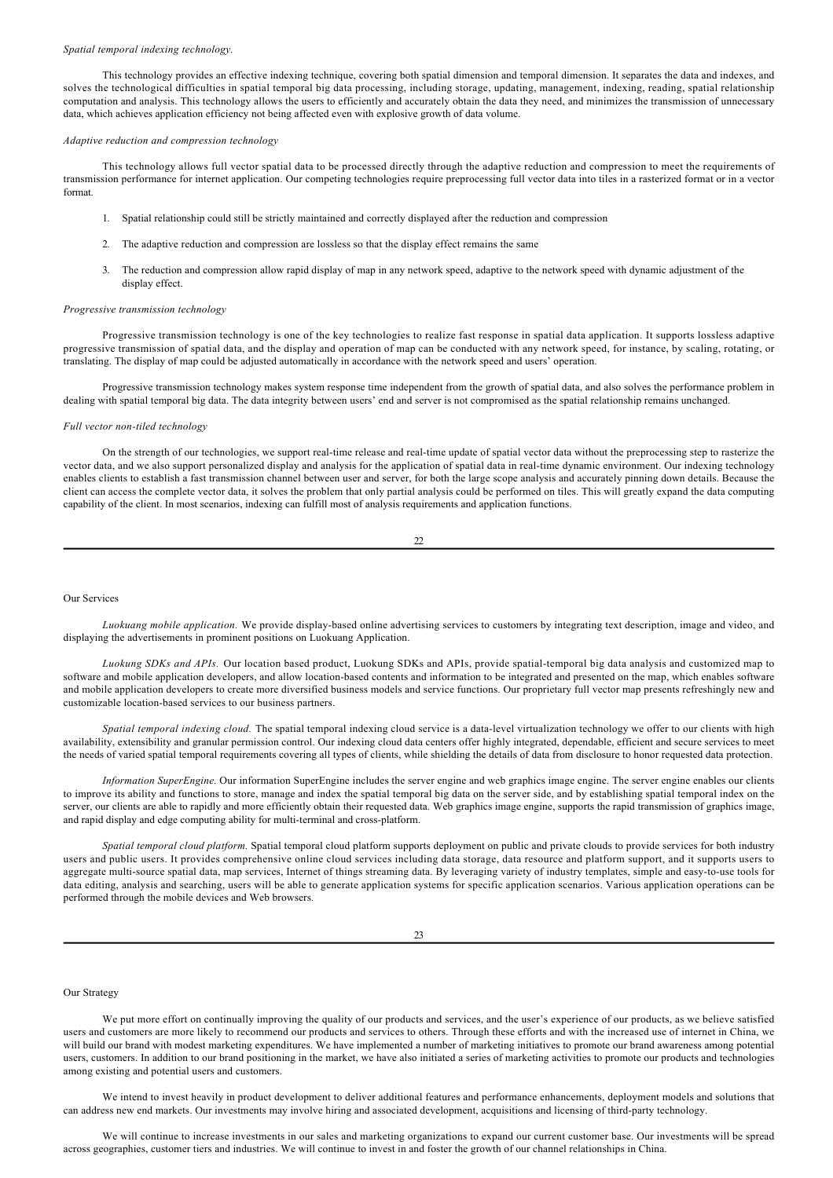*Spatial temporal indexing technology.*

This technology provides an effective indexing technique, covering both spatial dimension and temporal dimension. It separates the data and indexes, and solves the technological difficulties in spatial temporal big data processing, including storage, updating, management, indexing, reading, spatial relationship computation and analysis. This technology allows the users to efficiently and accurately obtain the data they need, and minimizes the transmission of unnecessary data, which achieves application efficiency not being affected even with explosive growth of data volume.

*Adaptive reduction and compression technology*

This technology allows full vector spatial data to be processed directly through the adaptive reduction and compression to meet the requirements of transmission performance for internet application. Our competing technologies require preprocessing full vector data into tiles in a rasterized format or in a vector format.

1. Spatial relationship could still be strictly maintained and correctly displayed after the reduction and compression

2. The adaptive reduction and compression are lossless so that the display effect remains the same

3. The reduction and compression allow rapid display of map in any network speed, adaptive to the network speed with dynamic adjustment of the display effect.

*Progressive transmission technology*

Progressive transmission technology is one of the key technologies to realize fast response in spatial data application. It supports lossless adaptive progressive transmission of spatial data, and the display and operation of map can be conducted with any network speed, for instance, by scaling, rotating, or translating. The display of map could be adjusted automatically in accordance with the network speed and users' operation.

Progressive transmission technology makes system response time independent from the growth of spatial data, and also solves the performance problem in dealing with spatial temporal big data. The data integrity between users' end and server is not compromised as the spatial relationship remains unchanged.

*Full vector non-tiled technology*

On the strength of our technologies, we support real-time release and real-time update of spatial vector data without the preprocessing step to rasterize the vector data, and we also support personalized display and analysis for the application of spatial data in real-time dynamic environment. Our indexing technology enables clients to establish a fast transmission channel between user and server, for both the large scope analysis and accurately pinning down details. Because the client can access the complete vector data, it solves the problem that only partial analysis could be performed on tiles. This will greatly expand the data computing capability of the client. In most scenarios, indexing can fulfill most of analysis requirements and application functions.

Our Services

*Luokuang mobile application.* We provide display-based online advertising services to customers by integrating text description, image and video, and displaying the advertisements in prominent positions on Luokuang Application.

*Luokung SDKs and APIs.* Our location based product, Luokung SDKs and APIs, provide spatial-temporal big data analysis and customized map to software and mobile application developers, and allow location-based contents and information to be integrated and presented on the map, which enables software and mobile application developers to create more diversified business models and service functions. Our proprietary full vector map presents refreshingly new and customizable location-based services to our business partners.

*Spatial temporal indexing cloud.* The spatial temporal indexing cloud service is a data-level virtualization technology we offer to our clients with high availability, extensibility and granular permission control. Our indexing cloud data centers offer highly integrated, dependable, efficient and secure services to meet the needs of varied spatial temporal requirements covering all types of clients, while shielding the details of data from disclosure to honor requested data protection.

*Information SuperEngine.* Our information SuperEngine includes the server engine and web graphics image engine. The server engine enables our clients to improve its ability and functions to store, manage and index the spatial temporal big data on the server side, and by establishing spatial temporal index on the server, our clients are able to rapidly and more efficiently obtain their requested data. Web graphics image engine, supports the rapid transmission of graphics image, and rapid display and edge computing ability for multi-terminal and cross-platform.

*Spatial temporal cloud platform.* Spatial temporal cloud platform supports deployment on public and private clouds to provide services for both industry users and public users. It provides comprehensive online cloud services including data storage, data resource and platform support, and it supports users to aggregate multi-source spatial data, map services, Internet of things streaming data. By leveraging variety of industry templates, simple and easy-to-use tools for data editing, analysis and searching, users will be able to generate application systems for specific application scenarios. Various application operations can be performed through the mobile devices and Web browsers.

Our Strategy

We put more effort on continually improving the quality of our products and services, and the user's experience of our products, as we believe satisfied users and customers are more likely to recommend our products and services to others. Through these efforts and with the increased use of internet in China, we will build our brand with modest marketing expenditures. We have implemented a number of marketing initiatives to promote our brand awareness among potential users, customers. In addition to our brand positioning in the market, we have also initiated a series of marketing activities to promote our products and technologies among existing and potential users and customers.

We intend to invest heavily in product development to deliver additional features and performance enhancements, deployment models and solutions that can address new end markets. Our investments may involve hiring and associated development, acquisitions and licensing of third-party technology.

We will continue to increase investments in our sales and marketing organizations to expand our current customer base. Our investments will be spread across geographies, customer tiers and industries. We will continue to invest in and foster the growth of our channel relationships in China.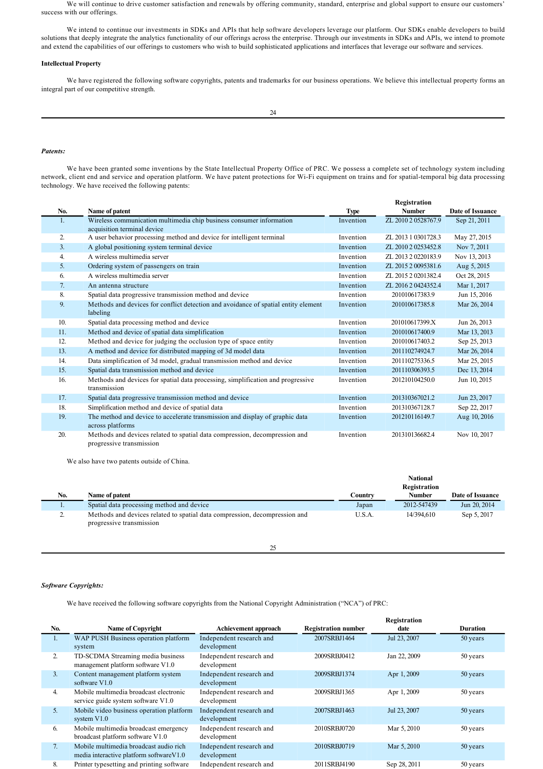We will continue to drive customer satisfaction and renewals by offering community, standard, enterprise and global support to ensure our customers' success with our offerings.

We intend to continue our investments in SDKs and APIs that help software developers leverage our platform. Our SDKs enable developers to build solutions that deeply integrate the analytics functionality of our offerings across the enterprise. Through our investments in SDKs and APIs, we intend to promote and extend the capabilities of our offerings to customers who wish to build sophisticated applications and interfaces that leverage our software and services.

**Intellectual Property**

We have registered the following software copyrights, patents and trademarks for our business operations. We believe this intellectual property forms an integral part of our competitive strength.

***Patents:***

We have been granted some inventions by the State Intellectual Property Office of PRC. We possess a complete set of technology system including network, client end and service and operation platform. We have patent protections for Wi-Fi equipment on trains and for spatial-temporal big data processing technology. We have received the following patents:

| No. | Name of patent | Type | Registration Number | Date of Issuance |
|---|---|---|---|---|
| 1. | Wireless communication multimedia chip business consumer information acquisition terminal device | Invention | ZL 2010 2 0528767.9 | Sep 21, 2011 |
| 2. | A user behavior processing method and device for intelligent terminal | Invention | ZL 2013 1 0301728.3 | May 27, 2015 |
| 3. | A global positioning system terminal device | Invention | ZL 2010 2 0253452.8 | Nov 7, 2011 |
| 4. | A wireless multimedia server | Invention | ZL 2013 2 0220183.9 | Nov 13, 2013 |
| 5. | Ordering system of passengers on train | Invention | ZL 2015 2 0095381.6 | Aug 5, 2015 |
| 6. | A wireless multimedia server | Invention | ZL 2015 2 0201382.4 | Oct 28, 2015 |
| 7. | An antenna structure | Invention | ZL 2016 2 0424352.4 | Mar 1, 2017 |
| 8. | Spatial data progressive transmission method and device | Invention | 201010617383.9 | Jun 15, 2016 |
| 9. | Methods and devices for conflict detection and avoidance of spatial entity element labeling | Invention | 201010617385.8 | Mar 26, 2014 |
| 10. | Spatial data processing method and device | Invention | 201010617399.X | Jun 26, 2013 |
| 11. | Method and device of spatial data simplification | Invention | 201010617400.9 | Mar 13, 2013 |
| 12. | Method and device for judging the occlusion type of space entity | Invention | 201010617403.2 | Sep 25, 2013 |
| 13. | A method and device for distributed mapping of 3d model data | Invention | 201110274924.7 | Mar 26, 2014 |
| 14. | Data simplification of 3d model, gradual transmission method and device | Invention | 201110275336.5 | Mar 25, 2015 |
| 15. | Spatial data transmission method and device | Invention | 201110306393.5 | Dec 13, 2014 |
| 16. | Methods and devices for spatial data processing, simplification and progressive transmission | Invention | 201210104250.0 | Jun 10, 2015 |
| 17. | Spatial data progressive transmission method and device | Invention | 201310367021.2 | Jun 23, 2017 |
| 18. | Simplification method and device of spatial data | Invention | 201310367128.7 | Sep 22, 2017 |
| 19. | The method and device to accelerate transmission and display of graphic data across platforms | Invention | 201210116149.7 | Aug 10, 2016 |
| 20. | Methods and devices related to spatial data compression, decompression and progressive transmission | Invention | 201310136682.4 | Nov 10, 2017 |

We also have two patents outside of China.

| No. | Name of patent | Country | National Registration Number | Date of Issuance |
|---|---|---|---|---|
| 1. | Spatial data processing method and device | Japan | 2012-547439 | Jun 20, 2014 |
| 2. | Methods and devices related to spatial data compression, decompression and progressive transmission | U.S.A. | 14/394,610 | Sep 5, 2017 |

***Software Copyrights:***

We have received the following software copyrights from the National Copyright Administration ("NCA") of PRC:

| No. | Name of Copyright | Achievement approach | Registration number | Registration date | Duration |
|---|---|---|---|---|---|
| 1. | WAP PUSH Business operation platform system | Independent research and development | 2007SRBJ1464 | Jul 23, 2007 | 50 years |
| 2. | TD-SCDMA Streaming media business management platform software V1.0 | Independent research and development | 2009SRBJ0412 | Jan 22, 2009 | 50 years |
| 3. | Content management platform system software V1.0 | Independent research and development | 2009SRBJ1374 | Apr 1, 2009 | 50 years |
| 4. | Mobile multimedia broadcast electronic service guide system software V1.0 | Independent research and development | 2009SRBJ1365 | Apr 1, 2009 | 50 years |
| 5. | Mobile video business operation platform system V1.0 | Independent research and development | 2007SRBJ1463 | Jul 23, 2007 | 50 years |
| 6. | Mobile multimedia broadcast emergency broadcast platform software V1.0 | Independent research and development | 2010SRBJ0720 | Mar 5, 2010 | 50 years |
| 7. | Mobile multimedia broadcast audio rich media interactive platform softwareV1.0 | Independent research and development | 2010SRBJ0719 | Mar 5, 2010 | 50 years |
| 8. | Printer typesetting and printing software | Independent research and | 2011SRBJ4190 | Sep 28, 2011 | 50 years |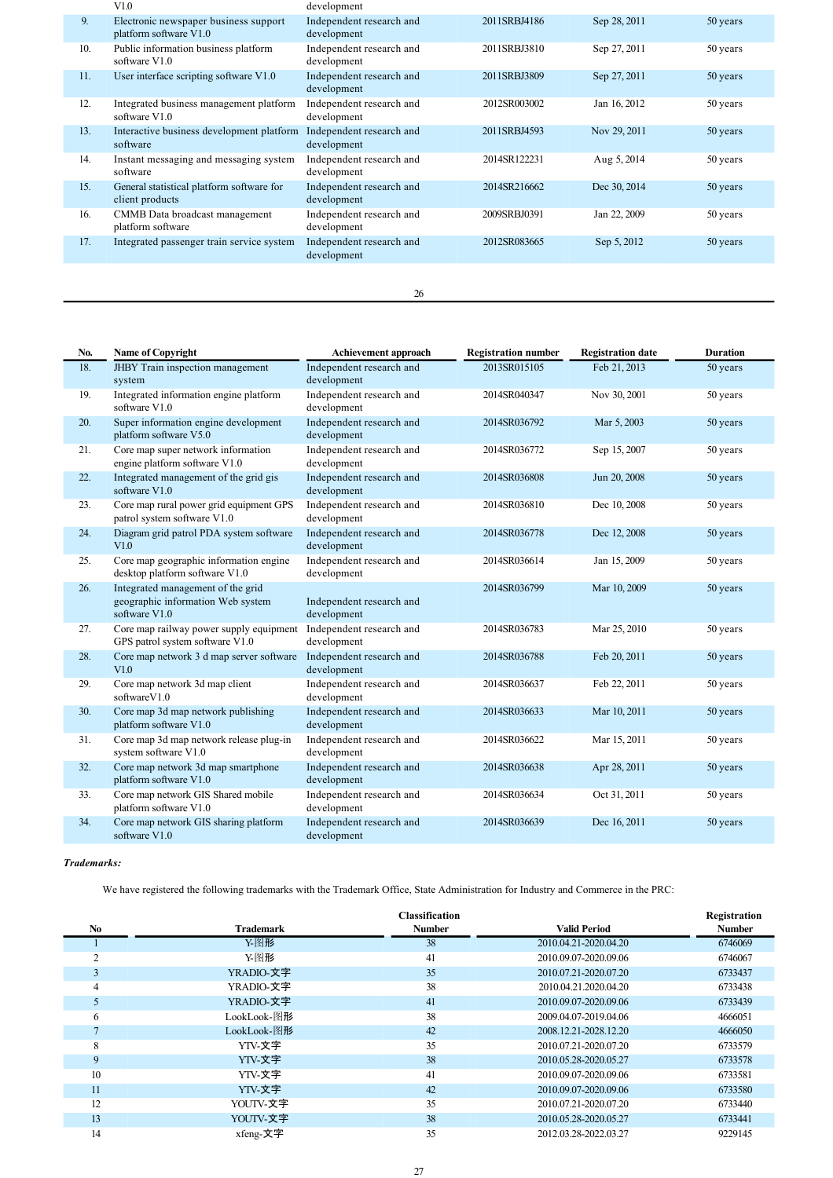| No. | Name of Copyright | Achievement approach | Registration number | Registration date | Duration |
|---|---|---|---|---|---|
| | V1.0 | development | | | |
| 9. | Electronic newspaper business support platform software V1.0 | Independent research and development | 2011SRBJ4186 | Sep 28, 2011 | 50 years |
| 10. | Public information business platform software V1.0 | Independent research and development | 2011SRBJ3810 | Sep 27, 2011 | 50 years |
| 11. | User interface scripting software V1.0 | Independent research and development | 2011SRBJ3809 | Sep 27, 2011 | 50 years |
| 12. | Integrated business management platform software V1.0 | Independent research and development | 2012SR003002 | Jan 16, 2012 | 50 years |
| 13. | Interactive business development platform software | Independent research and development | 2011SRBJ4593 | Nov 29, 2011 | 50 years |
| 14. | Instant messaging and messaging system software | Independent research and development | 2014SR122231 | Aug 5, 2014 | 50 years |
| 15. | General statistical platform software for client products | Independent research and development | 2014SR216662 | Dec 30, 2014 | 50 years |
| 16. | CMMB Data broadcast management platform software | Independent research and development | 2009SRBJ0391 | Jan 22, 2009 | 50 years |
| 17. | Integrated passenger train service system | Independent research and development | 2012SR083665 | Sep 5, 2012 | 50 years |
| 18. | JHBY Train inspection management system | Independent research and development | 2013SR015105 | Feb 21, 2013 | 50 years |
| 19. | Integrated information engine platform software V1.0 | Independent research and development | 2014SR040347 | Nov 30, 2001 | 50 years |
| 20. | Super information engine development platform software V5.0 | Independent research and development | 2014SR036792 | Mar 5, 2003 | 50 years |
| 21. | Core map super network information engine platform software V1.0 | Independent research and development | 2014SR036772 | Sep 15, 2007 | 50 years |
| 22. | Integrated management of the grid gis software V1.0 | Independent research and development | 2014SR036808 | Jun 20, 2008 | 50 years |
| 23. | Core map rural power grid equipment GPS patrol system software V1.0 | Independent research and development | 2014SR036810 | Dec 10, 2008 | 50 years |
| 24. | Diagram grid patrol PDA system software V1.0 | Independent research and development | 2014SR036778 | Dec 12, 2008 | 50 years |
| 25. | Core map geographic information engine desktop platform software V1.0 | Independent research and development | 2014SR036614 | Jan 15, 2009 | 50 years |
| 26. | Integrated management of the grid geographic information Web system software V1.0 | Independent research and development | 2014SR036799 | Mar 10, 2009 | 50 years |
| 27. | Core map railway power supply equipment GPS patrol system software V1.0 | Independent research and development | 2014SR036783 | Mar 25, 2010 | 50 years |
| 28. | Core map network 3 d map server software V1.0 | Independent research and development | 2014SR036788 | Feb 20, 2011 | 50 years |
| 29. | Core map network 3d map client softwareV1.0 | Independent research and development | 2014SR036637 | Feb 22, 2011 | 50 years |
| 30. | Core map 3d map network publishing platform software V1.0 | Independent research and development | 2014SR036633 | Mar 10, 2011 | 50 years |
| 31. | Core map 3d map network release plug-in system software V1.0 | Independent research and development | 2014SR036622 | Mar 15, 2011 | 50 years |
| 32. | Core map network 3d map smartphone platform software V1.0 | Independent research and development | 2014SR036638 | Apr 28, 2011 | 50 years |
| 33. | Core map network GIS Shared mobile platform software V1.0 | Independent research and development | 2014SR036634 | Oct 31, 2011 | 50 years |
| 34. | Core map network GIS sharing platform software V1.0 | Independent research and development | 2014SR036639 | Dec 16, 2011 | 50 years |

***Trademarks:***

We have registered the following trademarks with the Trademark Office, State Administration for Industry and Commerce in the PRC:

| No | Trademark | Classification Number | Valid Period | Registration Number |
|---|---|---|---|---|
| 1 | Y-图形 | 38 | 2010.04.21-2020.04.20 | 6746069 |
| 2 | Y-图形 | 41 | 2010.09.07-2020.09.06 | 6746067 |
| 3 | YRADIO-文字 | 35 | 2010.07.21-2020.07.20 | 6733437 |
| 4 | YRADIO-文字 | 38 | 2010.04.21.2020.04.20 | 6733438 |
| 5 | YRADIO-文字 | 41 | 2010.09.07-2020.09.06 | 6733439 |
| 6 | LookLook-图形 | 38 | 2009.04.07-2019.04.06 | 4666051 |
| 7 | LookLook-图形 | 42 | 2008.12.21-2028.12.20 | 4666050 |
| 8 | YTV-文字 | 35 | 2010.07.21-2020.07.20 | 6733579 |
| 9 | YTV-文字 | 38 | 2010.05.28-2020.05.27 | 6733578 |
| 10 | YTV-文字 | 41 | 2010.09.07-2020.09.06 | 6733581 |
| 11 | YTV-文字 | 42 | 2010.09.07-2020.09.06 | 6733580 |
| 12 | YOUTV-文字 | 35 | 2010.07.21-2020.07.20 | 6733440 |
| 13 | YOUTV-文字 | 38 | 2010.05.28-2020.05.27 | 6733441 |
| 14 | xfeng-文字 | 35 | 2012.03.28-2022.03.27 | 9229145 |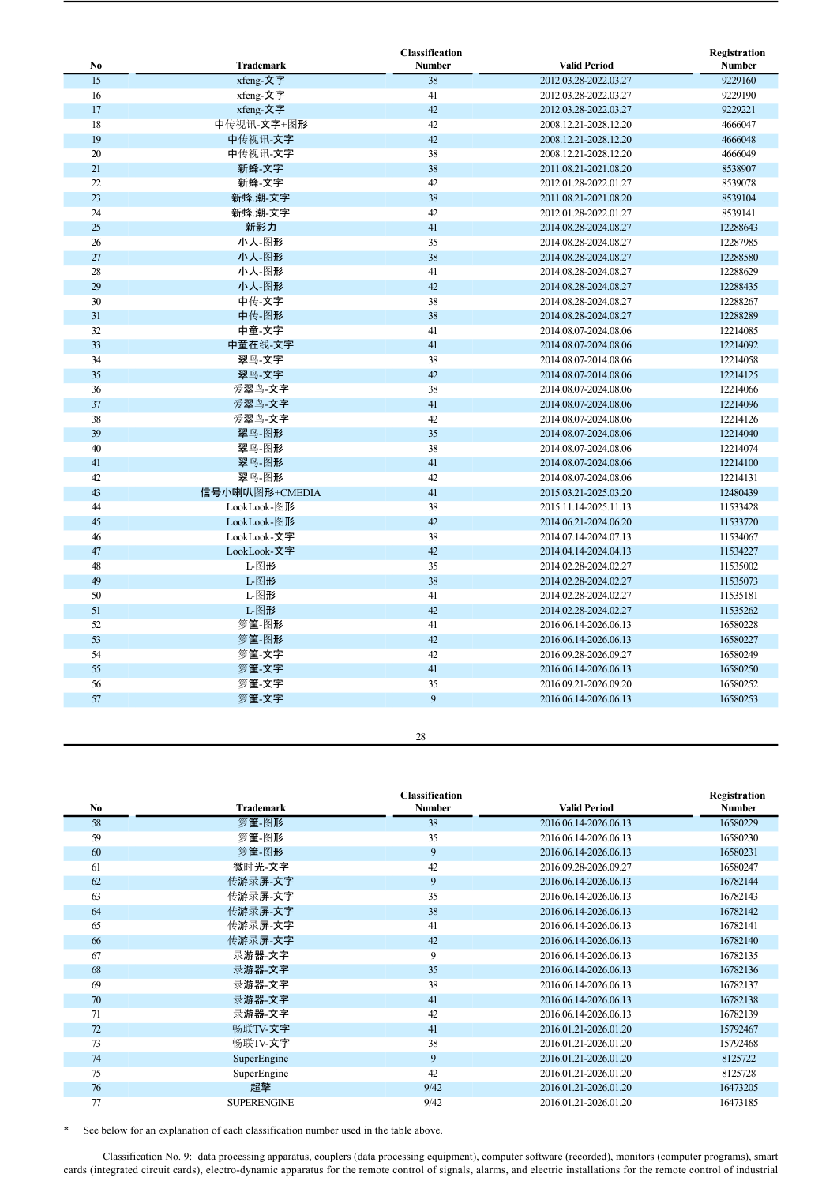| No | Trademark | Classification Number | Valid Period | Registration Number |
|---|---|---|---|---|
| 15 | xfeng-文字 | 38 | 2012.03.28-2022.03.27 | 9229160 |
| 16 | xfeng-文字 | 41 | 2012.03.28-2022.03.27 | 9229190 |
| 17 | xfeng-文字 | 42 | 2012.03.28-2022.03.27 | 9229221 |
| 18 | 中传视讯-文字+图形 | 42 | 2008.12.21-2028.12.20 | 4666047 |
| 19 | 中传视讯-文字 | 42 | 2008.12.21-2028.12.20 | 4666048 |
| 20 | 中传视讯-文字 | 38 | 2008.12.21-2028.12.20 | 4666049 |
| 21 | 新蜂-文字 | 38 | 2011.08.21-2021.08.20 | 8538907 |
| 22 | 新蜂-文字 | 42 | 2012.01.28-2022.01.27 | 8539078 |
| 23 | 新蜂.潮-文字 | 38 | 2011.08.21-2021.08.20 | 8539104 |
| 24 | 新蜂.潮-文字 | 42 | 2012.01.28-2022.01.27 | 8539141 |
| 25 | 新影力 | 41 | 2014.08.28-2024.08.27 | 12288643 |
| 26 | 小人-图形 | 35 | 2014.08.28-2024.08.27 | 12287985 |
| 27 | 小人-图形 | 38 | 2014.08.28-2024.08.27 | 12288580 |
| 28 | 小人-图形 | 41 | 2014.08.28-2024.08.27 | 12288629 |
| 29 | 小人-图形 | 42 | 2014.08.28-2024.08.27 | 12288435 |
| 30 | 中传-文字 | 38 | 2014.08.28-2024.08.27 | 12288267 |
| 31 | 中传-图形 | 38 | 2014.08.28-2024.08.27 | 12288289 |
| 32 | 中童-文字 | 41 | 2014.08.07-2024.08.06 | 12214085 |
| 33 | 中童在线-文字 | 41 | 2014.08.07-2024.08.06 | 12214092 |
| 34 | 翠鸟-文字 | 38 | 2014.08.07-2014.08.06 | 12214058 |
| 35 | 翠鸟-文字 | 42 | 2014.08.07-2014.08.06 | 12214125 |
| 36 | 爱翠鸟-文字 | 38 | 2014.08.07-2024.08.06 | 12214066 |
| 37 | 爱翠鸟-文字 | 41 | 2014.08.07-2024.08.06 | 12214096 |
| 38 | 爱翠鸟-文字 | 42 | 2014.08.07-2024.08.06 | 12214126 |
| 39 | 翠鸟-图形 | 35 | 2014.08.07-2024.08.06 | 12214040 |
| 40 | 翠鸟-图形 | 38 | 2014.08.07-2024.08.06 | 12214074 |
| 41 | 翠鸟-图形 | 41 | 2014.08.07-2024.08.06 | 12214100 |
| 42 | 翠鸟-图形 | 42 | 2014.08.07-2024.08.06 | 12214131 |
| 43 | 信号小喇叭图形+CMEDIA | 41 | 2015.03.21-2025.03.20 | 12480439 |
| 44 | LookLook-图形 | 38 | 2015.11.14-2025.11.13 | 11533428 |
| 45 | LookLook-图形 | 42 | 2014.06.21-2024.06.20 | 11533720 |
| 46 | LookLook-文字 | 38 | 2014.07.14-2024.07.13 | 11534067 |
| 47 | LookLook-文字 | 42 | 2014.04.14-2024.04.13 | 11534227 |
| 48 | L-图形 | 35 | 2014.02.28-2024.02.27 | 11535002 |
| 49 | L-图形 | 38 | 2014.02.28-2024.02.27 | 11535073 |
| 50 | L-图形 | 41 | 2014.02.28-2024.02.27 | 11535181 |
| 51 | L-图形 | 42 | 2014.02.28-2024.02.27 | 11535262 |
| 52 | 箩筐-图形 | 41 | 2016.06.14-2026.06.13 | 16580228 |
| 53 | 箩筐-图形 | 42 | 2016.06.14-2026.06.13 | 16580227 |
| 54 | 箩筐-文字 | 42 | 2016.09.28-2026.09.27 | 16580249 |
| 55 | 箩筐-文字 | 41 | 2016.06.14-2026.06.13 | 16580250 |
| 56 | 箩筐-文字 | 35 | 2016.09.21-2026.09.20 | 16580252 |
| 57 | 箩筐-文字 | 9 | 2016.06.14-2026.06.13 | 16580253 |
| 58 | 箩筐-图形 | 38 | 2016.06.14-2026.06.13 | 16580229 |
| 59 | 箩筐-图形 | 35 | 2016.06.14-2026.06.13 | 16580230 |
| 60 | 箩筐-图形 | 9 | 2016.06.14-2026.06.13 | 16580231 |
| 61 | 微时光-文字 | 42 | 2016.09.28-2026.09.27 | 16580247 |
| 62 | 传游录屏-文字 | 9 | 2016.06.14-2026.06.13 | 16782144 |
| 63 | 传游录屏-文字 | 35 | 2016.06.14-2026.06.13 | 16782143 |
| 64 | 传游录屏-文字 | 38 | 2016.06.14-2026.06.13 | 16782142 |
| 65 | 传游录屏-文字 | 41 | 2016.06.14-2026.06.13 | 16782141 |
| 66 | 传游录屏-文字 | 42 | 2016.06.14-2026.06.13 | 16782140 |
| 67 | 录游器-文字 | 9 | 2016.06.14-2026.06.13 | 16782135 |
| 68 | 录游器-文字 | 35 | 2016.06.14-2026.06.13 | 16782136 |
| 69 | 录游器-文字 | 38 | 2016.06.14-2026.06.13 | 16782137 |
| 70 | 录游器-文字 | 41 | 2016.06.14-2026.06.13 | 16782138 |
| 71 | 录游器-文字 | 42 | 2016.06.14-2026.06.13 | 16782139 |
| 72 | 畅联TV-文字 | 41 | 2016.01.21-2026.01.20 | 15792467 |
| 73 | 畅联TV-文字 | 38 | 2016.01.21-2026.01.20 | 15792468 |
| 74 | SuperEngine | 9 | 2016.01.21-2026.01.20 | 8125722 |
| 75 | SuperEngine | 42 | 2016.01.21-2026.01.20 | 8125728 |
| 76 | 超擎 | 9/42 | 2016.01.21-2026.01.20 | 16473205 |
| 77 | SUPERENGINE | 9/42 | 2016.01.21-2026.01.20 | 16473185 |

\* See below for an explanation of each classification number used in the table above.

Classification No. 9: data processing apparatus, couplers (data processing equipment), computer software (recorded), monitors (computer programs), smart cards (integrated circuit cards), electro-dynamic apparatus for the remote control of signals, alarms, and electric installations for the remote control of industrial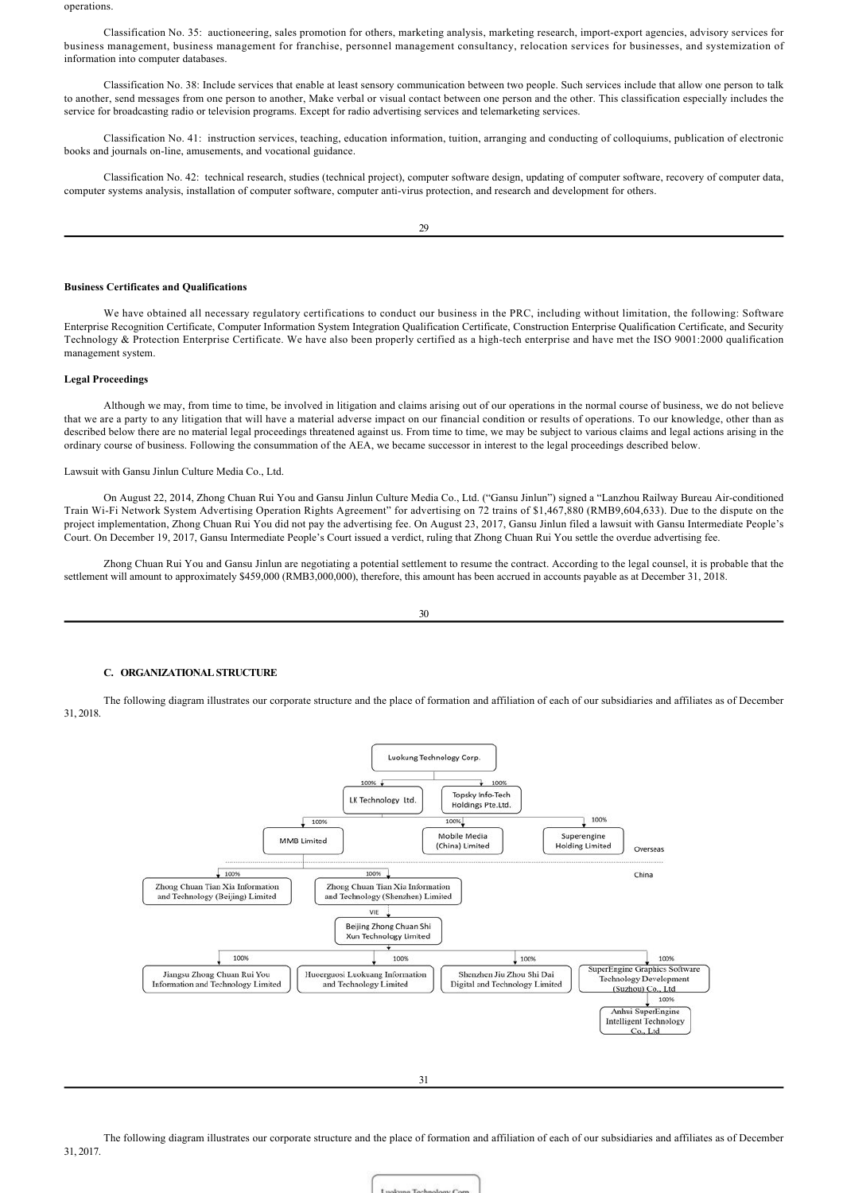operations.

Classification No. 35: auctioneering, sales promotion for others, marketing analysis, marketing research, import-export agencies, advisory services for business management, business management for franchise, personnel management consultancy, relocation services for businesses, and systemization of information into computer databases.

Classification No. 38: Include services that enable at least sensory communication between two people. Such services include that allow one person to talk to another, send messages from one person to another, Make verbal or visual contact between one person and the other. This classification especially includes the service for broadcasting radio or television programs. Except for radio advertising services and telemarketing services.

Classification No. 41: instruction services, teaching, education information, tuition, arranging and conducting of colloquiums, publication of electronic books and journals on-line, amusements, and vocational guidance.

Classification No. 42: technical research, studies (technical project), computer software design, updating of computer software, recovery of computer data, computer systems analysis, installation of computer software, computer anti-virus protection, and research and development for others.

**Business Certificates and Qualifications**

We have obtained all necessary regulatory certifications to conduct our business in the PRC, including without limitation, the following: Software Enterprise Recognition Certificate, Computer Information System Integration Qualification Certificate, Construction Enterprise Qualification Certificate, and Security Technology & Protection Enterprise Certificate. We have also been properly certified as a high-tech enterprise and have met the ISO 9001:2000 qualification management system.

**Legal Proceedings**

Although we may, from time to time, be involved in litigation and claims arising out of our operations in the normal course of business, we do not believe that we are a party to any litigation that will have a material adverse impact on our financial condition or results of operations. To our knowledge, other than as described below there are no material legal proceedings threatened against us. From time to time, we may be subject to various claims and legal actions arising in the ordinary course of business. Following the consummation of the AEA, we became successor in interest to the legal proceedings described below.

Lawsuit with Gansu Jinlun Culture Media Co., Ltd.

On August 22, 2014, Zhong Chuan Rui You and Gansu Jinlun Culture Media Co., Ltd. ("Gansu Jinlun") signed a "Lanzhou Railway Bureau Air-conditioned Train Wi-Fi Network System Advertising Operation Rights Agreement" for advertising on 72 trains of $1,467,880 (RMB9,604,633). Due to the dispute on the project implementation, Zhong Chuan Rui You did not pay the advertising fee. On August 23, 2017, Gansu Jinlun filed a lawsuit with Gansu Intermediate People's Court. On December 19, 2017, Gansu Intermediate People's Court issued a verdict, ruling that Zhong Chuan Rui You settle the overdue advertising fee.

Zhong Chuan Rui You and Gansu Jinlun are negotiating a potential settlement to resume the contract. According to the legal counsel, it is probable that the settlement will amount to approximately $459,000 (RMB3,000,000), therefore, this amount has been accrued in accounts payable as at December 31, 2018.

### C. ORGANIZATIONAL STRUCTURE

The following diagram illustrates our corporate structure and the place of formation and affiliation of each of our subsidiaries and affiliates as of December 31, 2018.

Luokung Technology Corp.
- 100% LK Technology ltd.
- 100% Topsky Info-Tech Holdings Pte.Ltd.
  - 100% MMB Limited
  - 100% Mobile Media (China) Limited
  - 100% Superengine Holding Limited

Overseas

China

- MMB Limited → 100% Zhong Chuan Tian Xia Information and Technology (Beijing) Limited
- Mobile Media (China) Limited → 100% Zhong Chuan Tian Xia Information and Technology (Shenzhen) Limited
  - VIE → Beijing Zhong Chuan Shi Xun Technology Limited
    - 100% Jiangsu Zhong Chuan Rui You Information and Technology Limited
    - 100% Huoerguosi Luokuang Information and Technology Limited
    - 100% Shenzhen Jiu Zhou Shi Dai Digital and Technology Limited
    - 100% SuperEngine Graphics Software Technology Development (Suzhou) Co., Ltd
      - 100% Anhui SuperEngine Intelligent Technology Co., Ltd

The following diagram illustrates our corporate structure and the place of formation and affiliation of each of our subsidiaries and affiliates as of December 31, 2017.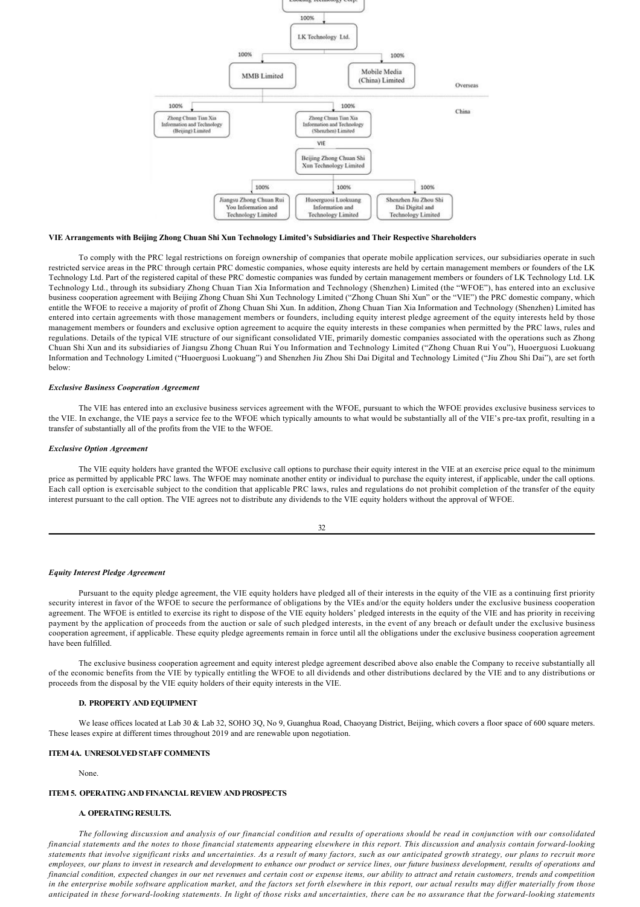- Luokung Technology Corp.
  - 100% — LK Technology Ltd.
    - 100% — MMB Limited
      - 100% — Zhong Chuan Tian Xia Information and Technology (Beijing) Limited
      - 100% — Zhong Chuan Tian Xia Information and Technology (Shenzhen) Limited
        - VIE — Beijing Zhong Chuan Shi Xun Technology Limited
          - 100% — Jiangsu Zhong Chuan Rui You Information and Technology Limited
          - 100% — Huoerguosi Luokuang Information and Technology Limited
          - 100% — Shenzhen Jiu Zhou Shi Dai Digital and Technology Limited
    - 100% — Mobile Media (China) Limited

Overseas / China

**VIE Arrangements with Beijing Zhong Chuan Shi Xun Technology Limited's Subsidiaries and Their Respective Shareholders**

To comply with the PRC legal restrictions on foreign ownership of companies that operate mobile application services, our subsidiaries operate in such restricted service areas in the PRC through certain PRC domestic companies, whose equity interests are held by certain management members or founders of the LK Technology Ltd. Part of the registered capital of these PRC domestic companies was funded by certain management members or founders of LK Technology Ltd. LK Technology Ltd., through its subsidiary Zhong Chuan Tian Xia Information and Technology (Shenzhen) Limited (the "WFOE"), has entered into an exclusive business cooperation agreement with Beijing Zhong Chuan Shi Xun Technology Limited ("Zhong Chuan Shi Xun" or the "VIE") the PRC domestic company, which entitle the WFOE to receive a majority of profit of Zhong Chuan Shi Xun. In addition, Zhong Chuan Tian Xia Information and Technology (Shenzhen) Limited has entered into certain agreements with those management members or founders, including equity interest pledge agreement of the equity interests held by those management members or founders and exclusive option agreement to acquire the equity interests in these companies when permitted by the PRC laws, rules and regulations. Details of the typical VIE structure of our significant consolidated VIE, primarily domestic companies associated with the operations such as Zhong Chuan Shi Xun and its subsidiaries of Jiangsu Zhong Chuan Rui You Information and Technology Limited ("Zhong Chuan Rui You"), Huoerguosi Luokuang Information and Technology Limited ("Huoerguosi Luokuang") and Shenzhen Jiu Zhou Shi Dai Digital and Technology Limited ("Jiu Zhou Shi Dai"), are set forth below:

***Exclusive Business Cooperation Agreement***

The VIE has entered into an exclusive business services agreement with the WFOE, pursuant to which the WFOE provides exclusive business services to the VIE. In exchange, the VIE pays a service fee to the WFOE which typically amounts to what would be substantially all of the VIE's pre-tax profit, resulting in a transfer of substantially all of the profits from the VIE to the WFOE.

***Exclusive Option Agreement***

The VIE equity holders have granted the WFOE exclusive call options to purchase their equity interest in the VIE at an exercise price equal to the minimum price as permitted by applicable PRC laws. The WFOE may nominate another entity or individual to purchase the equity interest, if applicable, under the call options. Each call option is exercisable subject to the condition that applicable PRC laws, rules and regulations do not prohibit completion of the transfer of the equity interest pursuant to the call option. The VIE agrees not to distribute any dividends to the VIE equity holders without the approval of WFOE.

***Equity Interest Pledge Agreement***

Pursuant to the equity pledge agreement, the VIE equity holders have pledged all of their interests in the equity of the VIE as a continuing first priority security interest in favor of the WFOE to secure the performance of obligations by the VIEs and/or the equity holders under the exclusive business cooperation agreement. The WFOE is entitled to exercise its right to dispose of the VIE equity holders' pledged interests in the equity of the VIE and has priority in receiving payment by the application of proceeds from the auction or sale of such pledged interests, in the event of any breach or default under the exclusive business cooperation agreement, if applicable. These equity pledge agreements remain in force until all the obligations under the exclusive business cooperation agreement have been fulfilled.

The exclusive business cooperation agreement and equity interest pledge agreement described above also enable the Company to receive substantially all of the economic benefits from the VIE by typically entitling the WFOE to all dividends and other distributions declared by the VIE and to any distributions or proceeds from the disposal by the VIE equity holders of their equity interests in the VIE.

### D. PROPERTY AND EQUIPMENT

We lease offices located at Lab 30 & Lab 32, SOHO 3Q, No 9, Guanghua Road, Chaoyang District, Beijing, which covers a floor space of 600 square meters. These leases expire at different times throughout 2019 and are renewable upon negotiation.

## ITEM 4A. UNRESOLVED STAFF COMMENTS

None.

## ITEM 5. OPERATING AND FINANCIAL REVIEW AND PROSPECTS

### A. OPERATING RESULTS.

*The following discussion and analysis of our financial condition and results of operations should be read in conjunction with our consolidated financial statements and the notes to those financial statements appearing elsewhere in this report. This discussion and analysis contain forward-looking statements that involve significant risks and uncertainties. As a result of many factors, such as our anticipated growth strategy, our plans to recruit more employees, our plans to invest in research and development to enhance our product or service lines, our future business development, results of operations and financial condition, expected changes in our net revenues and certain cost or expense items, our ability to attract and retain customers, trends and competition in the enterprise mobile software application market, and the factors set forth elsewhere in this report, our actual results may differ materially from those anticipated in these forward-looking statements. In light of those risks and uncertainties, there can be no assurance that the forward-looking statements*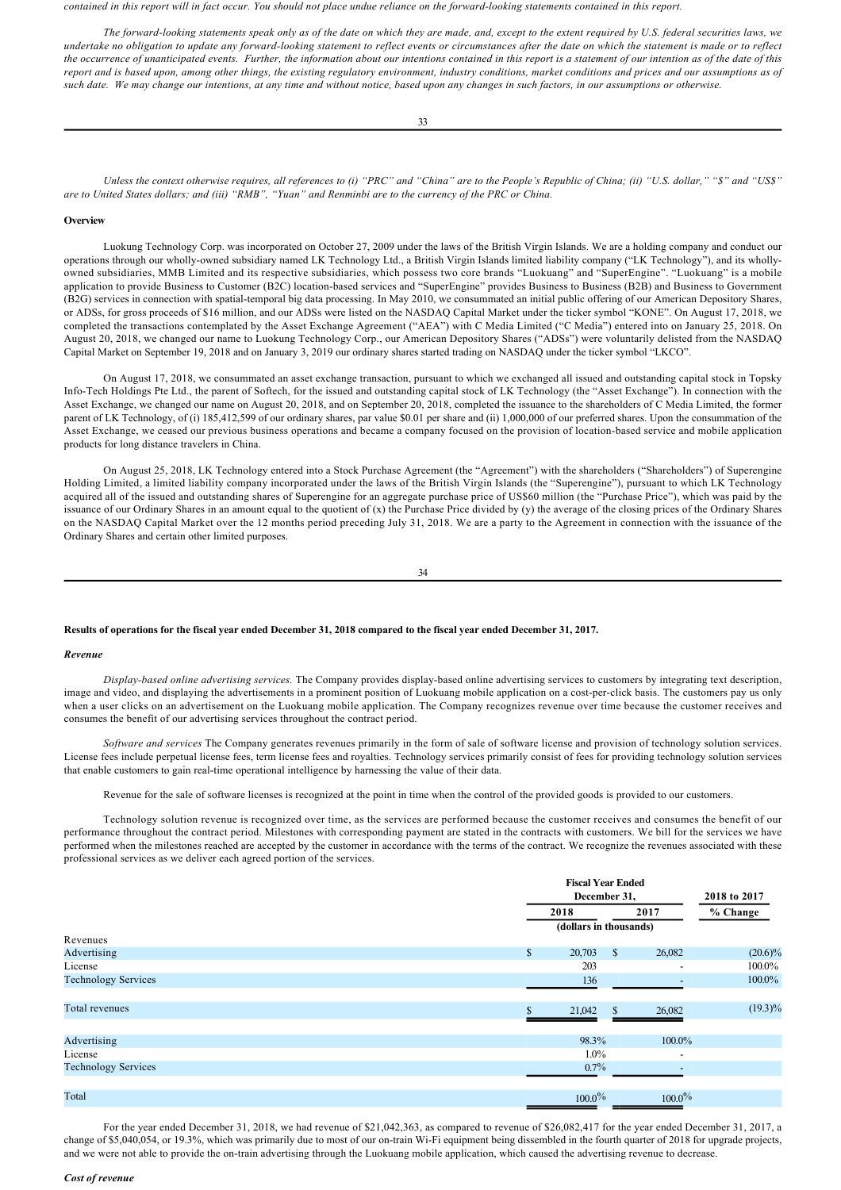*contained in this report will in fact occur. You should not place undue reliance on the forward-looking statements contained in this report.*

*The forward-looking statements speak only as of the date on which they are made, and, except to the extent required by U.S. federal securities laws, we undertake no obligation to update any forward-looking statement to reflect events or circumstances after the date on which the statement is made or to reflect the occurrence of unanticipated events. Further, the information about our intentions contained in this report is a statement of our intention as of the date of this report and is based upon, among other things, the existing regulatory environment, industry conditions, market conditions and prices and our assumptions as of such date. We may change our intentions, at any time and without notice, based upon any changes in such factors, in our assumptions or otherwise.*

*Unless the context otherwise requires, all references to (i) "PRC" and "China" are to the People's Republic of China; (ii) "U.S. dollar," "$" and "US$" are to United States dollars; and (iii) "RMB", "Yuan" and Renminbi are to the currency of the PRC or China.*

**Overview**

Luokung Technology Corp. was incorporated on October 27, 2009 under the laws of the British Virgin Islands. We are a holding company and conduct our operations through our wholly-owned subsidiary named LK Technology Ltd., a British Virgin Islands limited liability company ("LK Technology"), and its wholly-owned subsidiaries, MMB Limited and its respective subsidiaries, which possess two core brands "Luokuang" and "SuperEngine". "Luokuang" is a mobile application to provide Business to Customer (B2C) location-based services and "SuperEngine" provides Business to Business (B2B) and Business to Government (B2G) services in connection with spatial-temporal big data processing. In May 2010, we consummated an initial public offering of our American Depository Shares, or ADSs, for gross proceeds of $16 million, and our ADSs were listed on the NASDAQ Capital Market under the ticker symbol "KONE". On August 17, 2018, we completed the transactions contemplated by the Asset Exchange Agreement ("AEA") with C Media Limited ("C Media") entered into on January 25, 2018. On August 20, 2018, we changed our name to Luokung Technology Corp., our American Depository Shares ("ADSs") were voluntarily delisted from the NASDAQ Capital Market on September 19, 2018 and on January 3, 2019 our ordinary shares started trading on NASDAQ under the ticker symbol "LKCO".

On August 17, 2018, we consummated an asset exchange transaction, pursuant to which we exchanged all issued and outstanding capital stock in Topsky Info-Tech Holdings Pte Ltd., the parent of Softech, for the issued and outstanding capital stock of LK Technology (the "Asset Exchange"). In connection with the Asset Exchange, we changed our name on August 20, 2018, and on September 20, 2018, completed the issuance to the shareholders of C Media Limited, the former parent of LK Technology, of (i) 185,412,599 of our ordinary shares, par value $0.01 per share and (ii) 1,000,000 of our preferred shares. Upon the consummation of the Asset Exchange, we ceased our previous business operations and became a company focused on the provision of location-based service and mobile application products for long distance travelers in China.

On August 25, 2018, LK Technology entered into a Stock Purchase Agreement (the "Agreement") with the shareholders ("Shareholders") of Superengine Holding Limited, a limited liability company incorporated under the laws of the British Virgin Islands (the "Superengine"), pursuant to which LK Technology acquired all of the issued and outstanding shares of Superengine for an aggregate purchase price of US$60 million (the "Purchase Price"), which was paid by the issuance of our Ordinary Shares in an amount equal to the quotient of (x) the Purchase Price divided by (y) the average of the closing prices of the Ordinary Shares on the NASDAQ Capital Market over the 12 months period preceding July 31, 2018. We are a party to the Agreement in connection with the issuance of the Ordinary Shares and certain other limited purposes.

**Results of operations for the fiscal year ended December 31, 2018 compared to the fiscal year ended December 31, 2017.**

***Revenue***

*Display-based online advertising services.* The Company provides display-based online advertising services to customers by integrating text description, image and video, and displaying the advertisements in a prominent position of Luokuang mobile application on a cost-per-click basis. The customers pay us only when a user clicks on an advertisement on the Luokuang mobile application. The Company recognizes revenue over time because the customer receives and consumes the benefit of our advertising services throughout the contract period.

*Software and services* The Company generates revenues primarily in the form of sale of software license and provision of technology solution services. License fees include perpetual license fees, term license fees and royalties. Technology services primarily consist of fees for providing technology solution services that enable customers to gain real-time operational intelligence by harnessing the value of their data.

Revenue for the sale of software licenses is recognized at the point in time when the control of the provided goods is provided to our customers.

Technology solution revenue is recognized over time, as the services are performed because the customer receives and consumes the benefit of our performance throughout the contract period. Milestones with corresponding payment are stated in the contracts with customers. We bill for the services we have performed when the milestones reached are accepted by the customer in accordance with the terms of the contract. We recognize the revenues associated with these professional services as we deliver each agreed portion of the services.

| | Fiscal Year Ended December 31, | | 2018 to 2017 |
|---|---|---|---|
| | 2018 | 2017 | % Change |
| | (dollars in thousands) | | |
| Revenues | | | |
| Advertising | $ 20,703 | $ 26,082 | (20.6)% |
| License | 203 | - | 100.0% |
| Technology Services | 136 | - | 100.0% |
| Total revenues | $ 21,042 | $ 26,082 | (19.3)% |
| Advertising | 98.3% | 100.0% | |
| License | 1.0% | - | |
| Technology Services | 0.7% | - | |
| Total | 100.0% | 100.0% | |

For the year ended December 31, 2018, we had revenue of $21,042,363, as compared to revenue of $26,082,417 for the year ended December 31, 2017, a change of $5,040,054, or 19.3%, which was primarily due to most of our on-train Wi-Fi equipment being dissembled in the fourth quarter of 2018 for upgrade projects, and we were not able to provide the on-train advertising through the Luokuang mobile application, which caused the advertising revenue to decrease.

***Cost of revenue***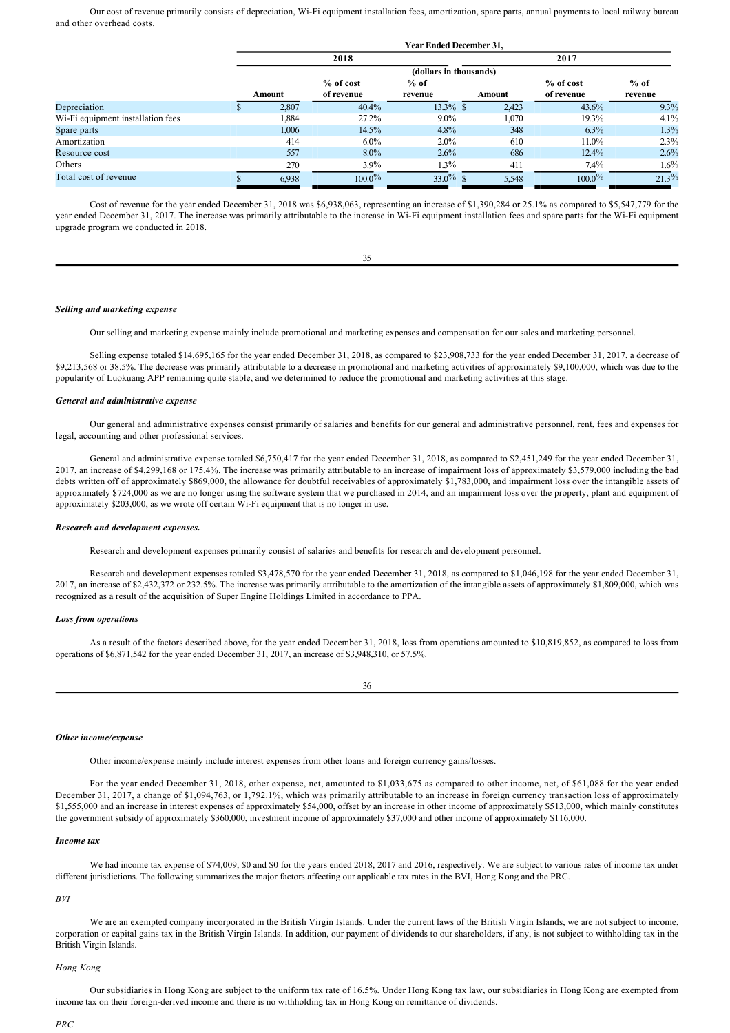Our cost of revenue primarily consists of depreciation, Wi-Fi equipment installation fees, amortization, spare parts, annual payments to local railway bureau and other overhead costs.

| | Year Ended December 31, | | | | | |
|---|---|---|---|---|---|---|
| | 2018 | | | 2017 | | |
| | (dollars in thousands) | | | | | |
| | Amount | % of cost of revenue | % of revenue | Amount | % of cost of revenue | % of revenue |
| Depreciation | $ 2,807 | 40.4% | 13.3% | $ 2,423 | 43.6% | 9.3% |
| Wi-Fi equipment installation fees | 1,884 | 27.2% | 9.0% | 1,070 | 19.3% | 4.1% |
| Spare parts | 1,006 | 14.5% | 4.8% | 348 | 6.3% | 1.3% |
| Amortization | 414 | 6.0% | 2.0% | 610 | 11.0% | 2.3% |
| Resource cost | 557 | 8.0% | 2.6% | 686 | 12.4% | 2.6% |
| Others | 270 | 3.9% | 1.3% | 411 | 7.4% | 1.6% |
| Total cost of revenue | $ 6,938 | 100.0% | 33.0% | $ 5,548 | 100.0% | 21.3% |

Cost of revenue for the year ended December 31, 2018 was $6,938,063, representing an increase of $1,390,284 or 25.1% as compared to $5,547,779 for the year ended December 31, 2017. The increase was primarily attributable to the increase in Wi-Fi equipment installation fees and spare parts for the Wi-Fi equipment upgrade program we conducted in 2018.

***Selling and marketing expense***

Our selling and marketing expense mainly include promotional and marketing expenses and compensation for our sales and marketing personnel.

Selling expense totaled $14,695,165 for the year ended December 31, 2018, as compared to $23,908,733 for the year ended December 31, 2017, a decrease of $9,213,568 or 38.5%. The decrease was primarily attributable to a decrease in promotional and marketing activities of approximately $9,100,000, which was due to the popularity of Luokuang APP remaining quite stable, and we determined to reduce the promotional and marketing activities at this stage.

***General and administrative expense***

Our general and administrative expenses consist primarily of salaries and benefits for our general and administrative personnel, rent, fees and expenses for legal, accounting and other professional services.

General and administrative expense totaled $6,750,417 for the year ended December 31, 2018, as compared to $2,451,249 for the year ended December 31, 2017, an increase of $4,299,168 or 175.4%. The increase was primarily attributable to an increase of impairment loss of approximately $3,579,000 including the bad debts written off of approximately $869,000, the allowance for doubtful receivables of approximately $1,783,000, and impairment loss over the intangible assets of approximately $724,000 as we are no longer using the software system that we purchased in 2014, and an impairment loss over the property, plant and equipment of approximately $203,000, as we wrote off certain Wi-Fi equipment that is no longer in use.

***Research and development expenses.***

Research and development expenses primarily consist of salaries and benefits for research and development personnel.

Research and development expenses totaled $3,478,570 for the year ended December 31, 2018, as compared to $1,046,198 for the year ended December 31, 2017, an increase of $2,432,372 or 232.5%. The increase was primarily attributable to the amortization of the intangible assets of approximately $1,809,000, which was recognized as a result of the acquisition of Super Engine Holdings Limited in accordance to PPA.

***Loss from operations***

As a result of the factors described above, for the year ended December 31, 2018, loss from operations amounted to $10,819,852, as compared to loss from operations of $6,871,542 for the year ended December 31, 2017, an increase of $3,948,310, or 57.5%.

***Other income/expense***

Other income/expense mainly include interest expenses from other loans and foreign currency gains/losses.

For the year ended December 31, 2018, other expense, net, amounted to $1,033,675 as compared to other income, net, of $61,088 for the year ended December 31, 2017, a change of $1,094,763, or 1,792.1%, which was primarily attributable to an increase in foreign currency transaction loss of approximately $1,555,000 and an increase in interest expenses of approximately $54,000, offset by an increase in other income of approximately $513,000, which mainly constitutes the government subsidy of approximately $360,000, investment income of approximately $37,000 and other income of approximately $116,000.

***Income tax***

We had income tax expense of $74,009, $0 and $0 for the years ended 2018, 2017 and 2016, respectively. We are subject to various rates of income tax under different jurisdictions. The following summarizes the major factors affecting our applicable tax rates in the BVI, Hong Kong and the PRC.

*BVI*

We are an exempted company incorporated in the British Virgin Islands. Under the current laws of the British Virgin Islands, we are not subject to income, corporation or capital gains tax in the British Virgin Islands. In addition, our payment of dividends to our shareholders, if any, is not subject to withholding tax in the British Virgin Islands.

*Hong Kong*

Our subsidiaries in Hong Kong are subject to the uniform tax rate of 16.5%. Under Hong Kong tax law, our subsidiaries in Hong Kong are exempted from income tax on their foreign-derived income and there is no withholding tax in Hong Kong on remittance of dividends.

*PRC*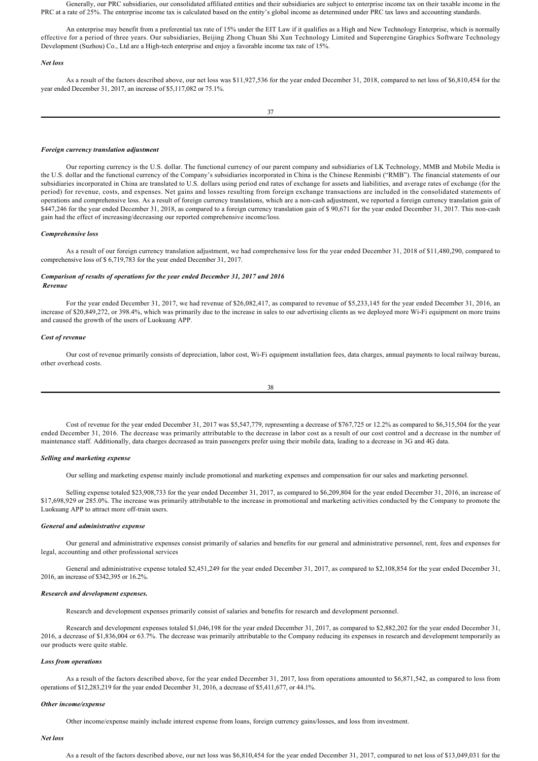Generally, our PRC subsidiaries, our consolidated affiliated entities and their subsidiaries are subject to enterprise income tax on their taxable income in the PRC at a rate of 25%. The enterprise income tax is calculated based on the entity's global income as determined under PRC tax laws and accounting standards.

An enterprise may benefit from a preferential tax rate of 15% under the EIT Law if it qualifies as a High and New Technology Enterprise, which is normally effective for a period of three years. Our subsidiaries, Beijing Zhong Chuan Shi Xun Technology Limited and Superengine Graphics Software Technology Development (Suzhou) Co., Ltd are a High-tech enterprise and enjoy a favorable income tax rate of 15%.

***Net loss***

As a result of the factors described above, our net loss was $11,927,536 for the year ended December 31, 2018, compared to net loss of $6,810,454 for the year ended December 31, 2017, an increase of $5,117,082 or 75.1%.

***Foreign currency translation adjustment***

Our reporting currency is the U.S. dollar. The functional currency of our parent company and subsidiaries of LK Technology, MMB and Mobile Media is the U.S. dollar and the functional currency of the Company's subsidiaries incorporated in China is the Chinese Renminbi ("RMB"). The financial statements of our subsidiaries incorporated in China are translated to U.S. dollars using period end rates of exchange for assets and liabilities, and average rates of exchange (for the period) for revenue, costs, and expenses. Net gains and losses resulting from foreign exchange transactions are included in the consolidated statements of operations and comprehensive loss. As a result of foreign currency translations, which are a non-cash adjustment, we reported a foreign currency translation gain of $447,246 for the year ended December 31, 2018, as compared to a foreign currency translation gain of $ 90,671 for the year ended December 31, 2017. This non-cash gain had the effect of increasing/decreasing our reported comprehensive income/loss.

***Comprehensive loss***

As a result of our foreign currency translation adjustment, we had comprehensive loss for the year ended December 31, 2018 of $11,480,290, compared to comprehensive loss of $ 6,719,783 for the year ended December 31, 2017.

***Comparison of results of operations for the year ended December 31, 2017 and 2016***
***Revenue***

For the year ended December 31, 2017, we had revenue of $26,082,417, as compared to revenue of $5,233,145 for the year ended December 31, 2016, an increase of $20,849,272, or 398.4%, which was primarily due to the increase in sales to our advertising clients as we deployed more Wi-Fi equipment on more trains and caused the growth of the users of Luokuang APP.

***Cost of revenue***

Our cost of revenue primarily consists of depreciation, labor cost, Wi-Fi equipment installation fees, data charges, annual payments to local railway bureau, other overhead costs.

Cost of revenue for the year ended December 31, 2017 was $5,547,779, representing a decrease of $767,725 or 12.2% as compared to $6,315,504 for the year ended December 31, 2016. The decrease was primarily attributable to the decrease in labor cost as a result of our cost control and a decrease in the number of maintenance staff. Additionally, data charges decreased as train passengers prefer using their mobile data, leading to a decrease in 3G and 4G data.

***Selling and marketing expense***

Our selling and marketing expense mainly include promotional and marketing expenses and compensation for our sales and marketing personnel.

Selling expense totaled $23,908,733 for the year ended December 31, 2017, as compared to $6,209,804 for the year ended December 31, 2016, an increase of $17,698,929 or 285.0%. The increase was primarily attributable to the increase in promotional and marketing activities conducted by the Company to promote the Luokuang APP to attract more off-train users.

***General and administrative expense***

Our general and administrative expenses consist primarily of salaries and benefits for our general and administrative personnel, rent, fees and expenses for legal, accounting and other professional services

General and administrative expense totaled $2,451,249 for the year ended December 31, 2017, as compared to $2,108,854 for the year ended December 31, 2016, an increase of $342,395 or 16.2%.

***Research and development expenses.***

Research and development expenses primarily consist of salaries and benefits for research and development personnel.

Research and development expenses totaled $1,046,198 for the year ended December 31, 2017, as compared to $2,882,202 for the year ended December 31, 2016, a decrease of $1,836,004 or 63.7%. The decrease was primarily attributable to the Company reducing its expenses in research and development temporarily as our products were quite stable.

***Loss from operations***

As a result of the factors described above, for the year ended December 31, 2017, loss from operations amounted to $6,871,542, as compared to loss from operations of $12,283,219 for the year ended December 31, 2016, a decrease of $5,411,677, or 44.1%.

***Other income/expense***

Other income/expense mainly include interest expense from loans, foreign currency gains/losses, and loss from investment.

***Net loss***

As a result of the factors described above, our net loss was $6,810,454 for the year ended December 31, 2017, compared to net loss of $13,049,031 for the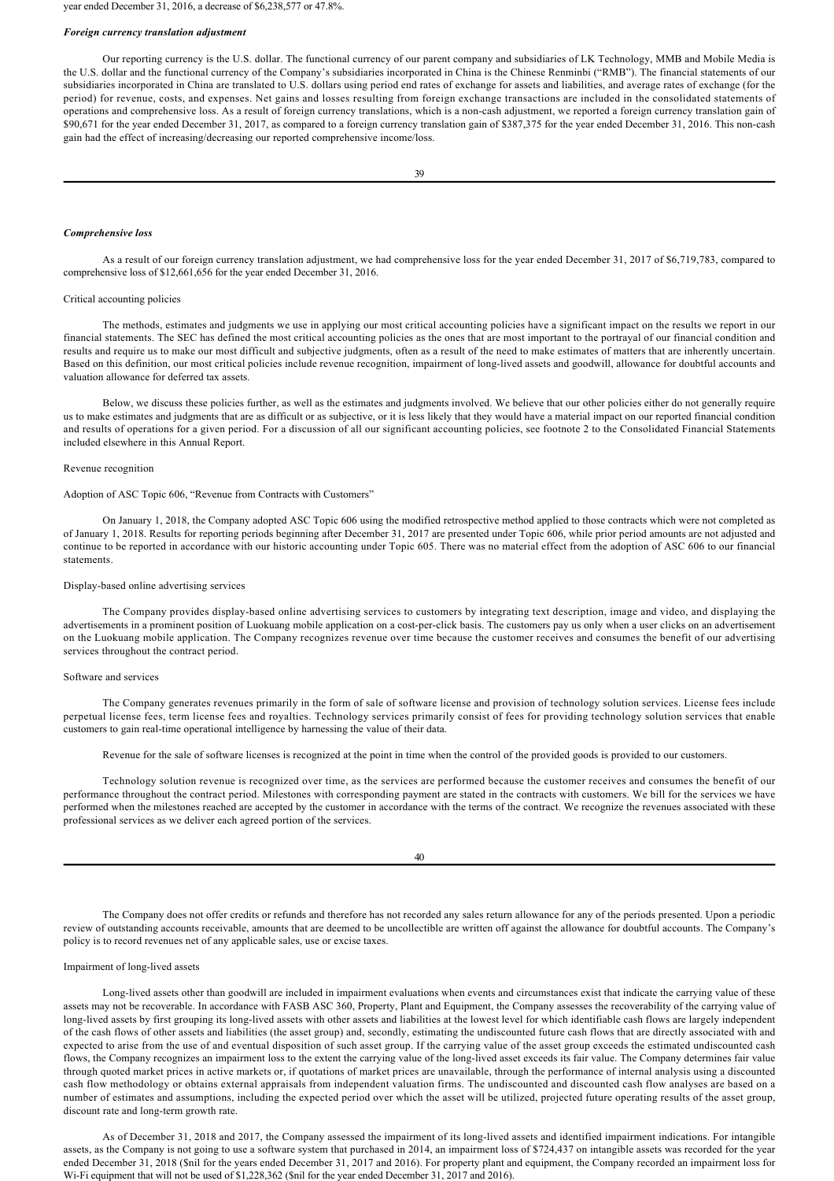year ended December 31, 2016, a decrease of $6,238,577 or 47.8%.

***Foreign currency translation adjustment***

Our reporting currency is the U.S. dollar. The functional currency of our parent company and subsidiaries of LK Technology, MMB and Mobile Media is the U.S. dollar and the functional currency of the Company's subsidiaries incorporated in China is the Chinese Renminbi ("RMB"). The financial statements of our subsidiaries incorporated in China are translated to U.S. dollars using period end rates of exchange for assets and liabilities, and average rates of exchange (for the period) for revenue, costs, and expenses. Net gains and losses resulting from foreign exchange transactions are included in the consolidated statements of operations and comprehensive loss. As a result of foreign currency translations, which is a non-cash adjustment, we reported a foreign currency translation gain of $90,671 for the year ended December 31, 2017, as compared to a foreign currency translation gain of $387,375 for the year ended December 31, 2016. This non-cash gain had the effect of increasing/decreasing our reported comprehensive income/loss.

***Comprehensive loss***

As a result of our foreign currency translation adjustment, we had comprehensive loss for the year ended December 31, 2017 of $6,719,783, compared to comprehensive loss of $12,661,656 for the year ended December 31, 2016.

Critical accounting policies

The methods, estimates and judgments we use in applying our most critical accounting policies have a significant impact on the results we report in our financial statements. The SEC has defined the most critical accounting policies as the ones that are most important to the portrayal of our financial condition and results and require us to make our most difficult and subjective judgments, often as a result of the need to make estimates of matters that are inherently uncertain. Based on this definition, our most critical policies include revenue recognition, impairment of long-lived assets and goodwill, allowance for doubtful accounts and valuation allowance for deferred tax assets.

Below, we discuss these policies further, as well as the estimates and judgments involved. We believe that our other policies either do not generally require us to make estimates and judgments that are as difficult or as subjective, or it is less likely that they would have a material impact on our reported financial condition and results of operations for a given period. For a discussion of all our significant accounting policies, see footnote 2 to the Consolidated Financial Statements included elsewhere in this Annual Report.

Revenue recognition

Adoption of ASC Topic 606, "Revenue from Contracts with Customers"

On January 1, 2018, the Company adopted ASC Topic 606 using the modified retrospective method applied to those contracts which were not completed as of January 1, 2018. Results for reporting periods beginning after December 31, 2017 are presented under Topic 606, while prior period amounts are not adjusted and continue to be reported in accordance with our historic accounting under Topic 605. There was no material effect from the adoption of ASC 606 to our financial statements.

Display-based online advertising services

The Company provides display-based online advertising services to customers by integrating text description, image and video, and displaying the advertisements in a prominent position of Luokuang mobile application on a cost-per-click basis. The customers pay us only when a user clicks on an advertisement on the Luokuang mobile application. The Company recognizes revenue over time because the customer receives and consumes the benefit of our advertising services throughout the contract period.

Software and services

The Company generates revenues primarily in the form of sale of software license and provision of technology solution services. License fees include perpetual license fees, term license fees and royalties. Technology services primarily consist of fees for providing technology solution services that enable customers to gain real-time operational intelligence by harnessing the value of their data.

Revenue for the sale of software licenses is recognized at the point in time when the control of the provided goods is provided to our customers.

Technology solution revenue is recognized over time, as the services are performed because the customer receives and consumes the benefit of our performance throughout the contract period. Milestones with corresponding payment are stated in the contracts with customers. We bill for the services we have performed when the milestones reached are accepted by the customer in accordance with the terms of the contract. We recognize the revenues associated with these professional services as we deliver each agreed portion of the services.

The Company does not offer credits or refunds and therefore has not recorded any sales return allowance for any of the periods presented. Upon a periodic review of outstanding accounts receivable, amounts that are deemed to be uncollectible are written off against the allowance for doubtful accounts. The Company's policy is to record revenues net of any applicable sales, use or excise taxes.

Impairment of long-lived assets

Long-lived assets other than goodwill are included in impairment evaluations when events and circumstances exist that indicate the carrying value of these assets may not be recoverable. In accordance with FASB ASC 360, Property, Plant and Equipment, the Company assesses the recoverability of the carrying value of long-lived assets by first grouping its long-lived assets with other assets and liabilities at the lowest level for which identifiable cash flows are largely independent of the cash flows of other assets and liabilities (the asset group) and, secondly, estimating the undiscounted future cash flows that are directly associated with and expected to arise from the use of and eventual disposition of such asset group. If the carrying value of the asset group exceeds the estimated undiscounted cash flows, the Company recognizes an impairment loss to the extent the carrying value of the long-lived asset exceeds its fair value. The Company determines fair value through quoted market prices in active markets or, if quotations of market prices are unavailable, through the performance of internal analysis using a discounted cash flow methodology or obtains external appraisals from independent valuation firms. The undiscounted and discounted cash flow analyses are based on a number of estimates and assumptions, including the expected period over which the asset will be utilized, projected future operating results of the asset group, discount rate and long-term growth rate.

As of December 31, 2018 and 2017, the Company assessed the impairment of its long-lived assets and identified impairment indications. For intangible assets, as the Company is not going to use a software system that purchased in 2014, an impairment loss of $724,437 on intangible assets was recorded for the year ended December 31, 2018 ($nil for the years ended December 31, 2017 and 2016). For property plant and equipment, the Company recorded an impairment loss for Wi-Fi equipment that will not be used of $1,228,362 ($nil for the year ended December 31, 2017 and 2016).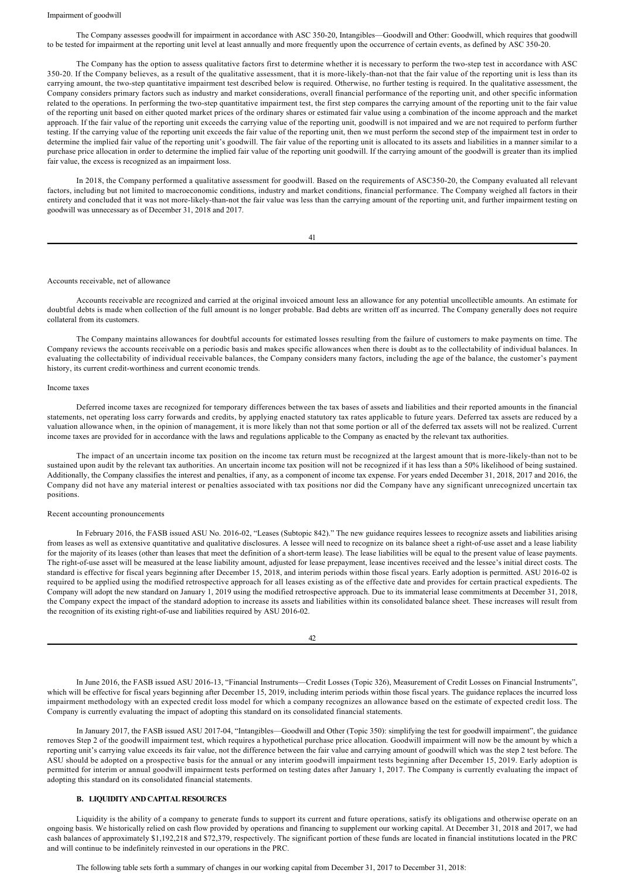Impairment of goodwill

The Company assesses goodwill for impairment in accordance with ASC 350-20, Intangibles—Goodwill and Other: Goodwill, which requires that goodwill to be tested for impairment at the reporting unit level at least annually and more frequently upon the occurrence of certain events, as defined by ASC 350-20.

The Company has the option to assess qualitative factors first to determine whether it is necessary to perform the two-step test in accordance with ASC 350-20. If the Company believes, as a result of the qualitative assessment, that it is more-likely-than-not that the fair value of the reporting unit is less than its carrying amount, the two-step quantitative impairment test described below is required. Otherwise, no further testing is required. In the qualitative assessment, the Company considers primary factors such as industry and market considerations, overall financial performance of the reporting unit, and other specific information related to the operations. In performing the two-step quantitative impairment test, the first step compares the carrying amount of the reporting unit to the fair value of the reporting unit based on either quoted market prices of the ordinary shares or estimated fair value using a combination of the income approach and the market approach. If the fair value of the reporting unit exceeds the carrying value of the reporting unit, goodwill is not impaired and we are not required to perform further testing. If the carrying value of the reporting unit exceeds the fair value of the reporting unit, then we must perform the second step of the impairment test in order to determine the implied fair value of the reporting unit's goodwill. The fair value of the reporting unit is allocated to its assets and liabilities in a manner similar to a purchase price allocation in order to determine the implied fair value of the reporting unit goodwill. If the carrying amount of the goodwill is greater than its implied fair value, the excess is recognized as an impairment loss.

In 2018, the Company performed a qualitative assessment for goodwill. Based on the requirements of ASC350-20, the Company evaluated all relevant factors, including but not limited to macroeconomic conditions, industry and market conditions, financial performance. The Company weighed all factors in their entirety and concluded that it was not more-likely-than-not the fair value was less than the carrying amount of the reporting unit, and further impairment testing on goodwill was unnecessary as of December 31, 2018 and 2017.

Accounts receivable, net of allowance

Accounts receivable are recognized and carried at the original invoiced amount less an allowance for any potential uncollectible amounts. An estimate for doubtful debts is made when collection of the full amount is no longer probable. Bad debts are written off as incurred. The Company generally does not require collateral from its customers.

The Company maintains allowances for doubtful accounts for estimated losses resulting from the failure of customers to make payments on time. The Company reviews the accounts receivable on a periodic basis and makes specific allowances when there is doubt as to the collectability of individual balances. In evaluating the collectability of individual receivable balances, the Company considers many factors, including the age of the balance, the customer's payment history, its current credit-worthiness and current economic trends.

Income taxes

Deferred income taxes are recognized for temporary differences between the tax bases of assets and liabilities and their reported amounts in the financial statements, net operating loss carry forwards and credits, by applying enacted statutory tax rates applicable to future years. Deferred tax assets are reduced by a valuation allowance when, in the opinion of management, it is more likely than not that some portion or all of the deferred tax assets will not be realized. Current income taxes are provided for in accordance with the laws and regulations applicable to the Company as enacted by the relevant tax authorities.

The impact of an uncertain income tax position on the income tax return must be recognized at the largest amount that is more-likely-than not to be sustained upon audit by the relevant tax authorities. An uncertain income tax position will not be recognized if it has less than a 50% likelihood of being sustained. Additionally, the Company classifies the interest and penalties, if any, as a component of income tax expense. For years ended December 31, 2018, 2017 and 2016, the Company did not have any material interest or penalties associated with tax positions nor did the Company have any significant unrecognized uncertain tax positions.

Recent accounting pronouncements

In February 2016, the FASB issued ASU No. 2016-02, "Leases (Subtopic 842)." The new guidance requires lessees to recognize assets and liabilities arising from leases as well as extensive quantitative and qualitative disclosures. A lessee will need to recognize on its balance sheet a right-of-use asset and a lease liability for the majority of its leases (other than leases that meet the definition of a short-term lease). The lease liabilities will be equal to the present value of lease payments. The right-of-use asset will be measured at the lease liability amount, adjusted for lease prepayment, lease incentives received and the lessee's initial direct costs. The standard is effective for fiscal years beginning after December 15, 2018, and interim periods within those fiscal years. Early adoption is permitted. ASU 2016-02 is required to be applied using the modified retrospective approach for all leases existing as of the effective date and provides for certain practical expedients. The Company will adopt the new standard on January 1, 2019 using the modified retrospective approach. Due to its immaterial lease commitments at December 31, 2018, the Company expect the impact of the standard adoption to increase its assets and liabilities within its consolidated balance sheet. These increases will result from the recognition of its existing right-of-use and liabilities required by ASU 2016-02.

In June 2016, the FASB issued ASU 2016-13, "Financial Instruments—Credit Losses (Topic 326), Measurement of Credit Losses on Financial Instruments", which will be effective for fiscal years beginning after December 15, 2019, including interim periods within those fiscal years. The guidance replaces the incurred loss impairment methodology with an expected credit loss model for which a company recognizes an allowance based on the estimate of expected credit loss. The Company is currently evaluating the impact of adopting this standard on its consolidated financial statements.

In January 2017, the FASB issued ASU 2017-04, "Intangibles—Goodwill and Other (Topic 350): simplifying the test for goodwill impairment", the guidance removes Step 2 of the goodwill impairment test, which requires a hypothetical purchase price allocation. Goodwill impairment will now be the amount by which a reporting unit's carrying value exceeds its fair value, not the difference between the fair value and carrying amount of goodwill which was the step 2 test before. The ASU should be adopted on a prospective basis for the annual or any interim goodwill impairment tests beginning after December 15, 2019. Early adoption is permitted for interim or annual goodwill impairment tests performed on testing dates after January 1, 2017. The Company is currently evaluating the impact of adopting this standard on its consolidated financial statements.

## B. LIQUIDITY AND CAPITAL RESOURCES

Liquidity is the ability of a company to generate funds to support its current and future operations, satisfy its obligations and otherwise operate on an ongoing basis. We historically relied on cash flow provided by operations and financing to supplement our working capital. At December 31, 2018 and 2017, we had cash balances of approximately $1,192,218 and $72,379, respectively. The significant portion of these funds are located in financial institutions located in the PRC and will continue to be indefinitely reinvested in our operations in the PRC.

The following table sets forth a summary of changes in our working capital from December 31, 2017 to December 31, 2018: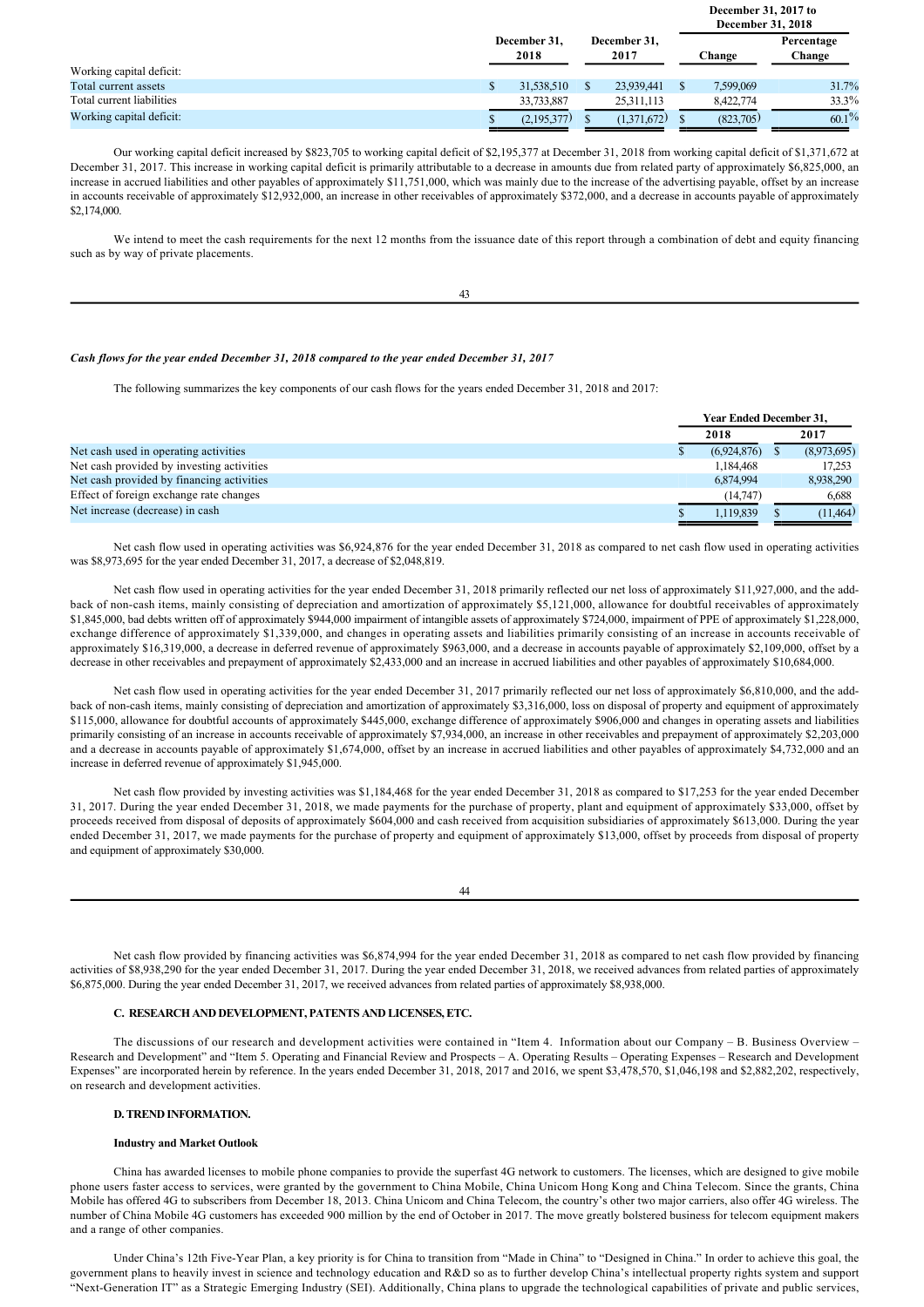| | December 31, 2018 | December 31, 2017 | December 31, 2017 to December 31, 2018 | |
|---|---|---|---|---|
| | | | Change | Percentage Change |
| Working capital deficit: | | | | |
| Total current assets | $ 31,538,510 | $ 23,939,441 | $ 7,599,069 | 31.7% |
| Total current liabilities | 33,733,887 | 25,311,113 | 8,422,774 | 33.3% |
| Working capital deficit: | $ (2,195,377) | $ (1,371,672) | $ (823,705) | 60.1% |

Our working capital deficit increased by $823,705 to working capital deficit of $2,195,377 at December 31, 2018 from working capital deficit of $1,371,672 at December 31, 2017. This increase in working capital deficit is primarily attributable to a decrease in amounts due from related party of approximately $6,825,000, an increase in accrued liabilities and other payables of approximately $11,751,000, which was mainly due to the increase of the advertising payable, offset by an increase in accounts receivable of approximately $12,932,000, an increase in other receivables of approximately $372,000, and a decrease in accounts payable of approximately $2,174,000.

We intend to meet the cash requirements for the next 12 months from the issuance date of this report through a combination of debt and equity financing such as by way of private placements.

***Cash flows for the year ended December 31, 2018 compared to the year ended December 31, 2017***

The following summarizes the key components of our cash flows for the years ended December 31, 2018 and 2017:

| | Year Ended December 31, | |
|---|---|---|
| | 2018 | 2017 |
| Net cash used in operating activities | $ (6,924,876) | $ (8,973,695) |
| Net cash provided by investing activities | 1,184,468 | 17,253 |
| Net cash provided by financing activities | 6,874,994 | 8,938,290 |
| Effect of foreign exchange rate changes | (14,747) | 6,688 |
| Net increase (decrease) in cash | $ 1,119,839 | $ (11,464) |

Net cash flow used in operating activities was $6,924,876 for the year ended December 31, 2018 as compared to net cash flow used in operating activities was $8,973,695 for the year ended December 31, 2017, a decrease of $2,048,819.

Net cash flow used in operating activities for the year ended December 31, 2018 primarily reflected our net loss of approximately $11,927,000, and the add-back of non-cash items, mainly consisting of depreciation and amortization of approximately $5,121,000, allowance for doubtful receivables of approximately $1,845,000, bad debts written off of approximately $944,000 impairment of intangible assets of approximately $724,000, impairment of PPE of approximately $1,228,000, exchange difference of approximately $1,339,000, and changes in operating assets and liabilities primarily consisting of an increase in accounts receivable of approximately $16,319,000, a decrease in deferred revenue of approximately $963,000, and a decrease in accounts payable of approximately $2,109,000, offset by a decrease in other receivables and prepayment of approximately $2,433,000 and an increase in accrued liabilities and other payables of approximately $10,684,000.

Net cash flow used in operating activities for the year ended December 31, 2017 primarily reflected our net loss of approximately $6,810,000, and the add-back of non-cash items, mainly consisting of depreciation and amortization of approximately $3,316,000, loss on disposal of property and equipment of approximately $115,000, allowance for doubtful accounts of approximately $445,000, exchange difference of approximately $906,000 and changes in operating assets and liabilities primarily consisting of an increase in accounts receivable of approximately $7,934,000, an increase in other receivables and prepayment of approximately $2,203,000 and a decrease in accounts payable of approximately $1,674,000, offset by an increase in accrued liabilities and other payables of approximately $4,732,000 and an increase in deferred revenue of approximately $1,945,000.

Net cash flow provided by investing activities was $1,184,468 for the year ended December 31, 2018 as compared to $17,253 for the year ended December 31, 2017. During the year ended December 31, 2018, we made payments for the purchase of property, plant and equipment of approximately $33,000, offset by proceeds received from disposal of deposits of approximately $604,000 and cash received from acquisition subsidiaries of approximately $613,000. During the year ended December 31, 2017, we made payments for the purchase of property and equipment of approximately $13,000, offset by proceeds from disposal of property and equipment of approximately $30,000.

Net cash flow provided by financing activities was $6,874,994 for the year ended December 31, 2018 as compared to net cash flow provided by financing activities of $8,938,290 for the year ended December 31, 2017. During the year ended December 31, 2018, we received advances from related parties of approximately $6,875,000. During the year ended December 31, 2017, we received advances from related parties of approximately $8,938,000.

### C. RESEARCH AND DEVELOPMENT, PATENTS AND LICENSES, ETC.

The discussions of our research and development activities were contained in "Item 4. Information about our Company – B. Business Overview – Research and Development" and "Item 5. Operating and Financial Review and Prospects – A. Operating Results – Operating Expenses – Research and Development Expenses" are incorporated herein by reference. In the years ended December 31, 2018, 2017 and 2016, we spent $3,478,570, $1,046,198 and $2,882,202, respectively, on research and development activities.

### D. TREND INFORMATION.

**Industry and Market Outlook**

China has awarded licenses to mobile phone companies to provide the superfast 4G network to customers. The licenses, which are designed to give mobile phone users faster access to services, were granted by the government to China Mobile, China Unicom Hong Kong and China Telecom. Since the grants, China Mobile has offered 4G to subscribers from December 18, 2013. China Unicom and China Telecom, the country's other two major carriers, also offer 4G wireless. The number of China Mobile 4G customers has exceeded 900 million by the end of October in 2017. The move greatly bolstered business for telecom equipment makers and a range of other companies.

Under China's 12th Five-Year Plan, a key priority is for China to transition from "Made in China" to "Designed in China." In order to achieve this goal, the government plans to heavily invest in science and technology education and R&D so as to further develop China's intellectual property rights system and support "Next-Generation IT" as a Strategic Emerging Industry (SEI). Additionally, China plans to upgrade the technological capabilities of private and public services,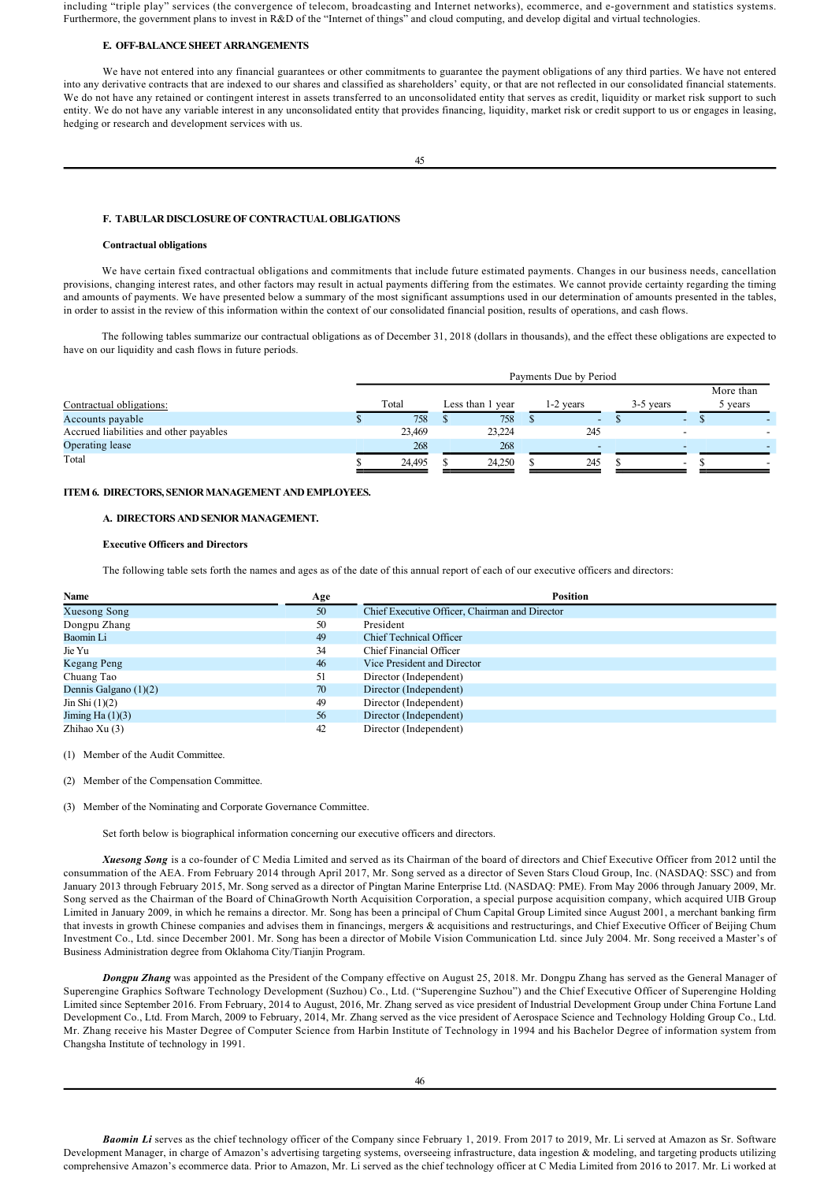including "triple play" services (the convergence of telecom, broadcasting and Internet networks), ecommerce, and e-government and statistics systems. Furthermore, the government plans to invest in R&D of the "Internet of things" and cloud computing, and develop digital and virtual technologies.

### E. OFF-BALANCE SHEET ARRANGEMENTS

We have not entered into any financial guarantees or other commitments to guarantee the payment obligations of any third parties. We have not entered into any derivative contracts that are indexed to our shares and classified as shareholders' equity, or that are not reflected in our consolidated financial statements. We do not have any retained or contingent interest in assets transferred to an unconsolidated entity that serves as credit, liquidity or market risk support to such entity. We do not have any variable interest in any unconsolidated entity that provides financing, liquidity, market risk or credit support to us or engages in leasing, hedging or research and development services with us.

### F. TABULAR DISCLOSURE OF CONTRACTUAL OBLIGATIONS

**Contractual obligations**

We have certain fixed contractual obligations and commitments that include future estimated payments. Changes in our business needs, cancellation provisions, changing interest rates, and other factors may result in actual payments differing from the estimates. We cannot provide certainty regarding the timing and amounts of payments. We have presented below a summary of the most significant assumptions used in our determination of amounts presented in the tables, in order to assist in the review of this information within the context of our consolidated financial position, results of operations, and cash flows.

The following tables summarize our contractual obligations as of December 31, 2018 (dollars in thousands), and the effect these obligations are expected to have on our liquidity and cash flows in future periods.

| | Payments Due by Period | | | | |
|---|---|---|---|---|---|
| Contractual obligations: | Total | Less than 1 year | 1-2 years | 3-5 years | More than 5 years |
| Accounts payable | $ 758 | $ 758 | $ - | $ - | $ - |
| Accrued liabilities and other payables | 23,469 | 23,224 | 245 | - | - |
| Operating lease | 268 | 268 | - | - | - |
| Total | $ 24,495 | $ 24,250 | $ 245 | $ - | $ - |

## ITEM 6. DIRECTORS, SENIOR MANAGEMENT AND EMPLOYEES.

### A. DIRECTORS AND SENIOR MANAGEMENT.

**Executive Officers and Directors**

The following table sets forth the names and ages as of the date of this annual report of each of our executive officers and directors:

| Name | Age | Position |
|---|---|---|
| Xuesong Song | 50 | Chief Executive Officer, Chairman and Director |
| Dongpu Zhang | 50 | President |
| Baomin Li | 49 | Chief Technical Officer |
| Jie Yu | 34 | Chief Financial Officer |
| Kegang Peng | 46 | Vice President and Director |
| Chuang Tao | 51 | Director (Independent) |
| Dennis Galgano (1)(2) | 70 | Director (Independent) |
| Jin Shi (1)(2) | 49 | Director (Independent) |
| Jiming Ha (1)(3) | 56 | Director (Independent) |
| Zhihao Xu (3) | 42 | Director (Independent) |

(1) Member of the Audit Committee.

(2) Member of the Compensation Committee.

(3) Member of the Nominating and Corporate Governance Committee.

Set forth below is biographical information concerning our executive officers and directors.

***Xuesong Song*** is a co-founder of C Media Limited and served as its Chairman of the board of directors and Chief Executive Officer from 2012 until the consummation of the AEA. From February 2014 through April 2017, Mr. Song served as a director of Seven Stars Cloud Group, Inc. (NASDAQ: SSC) and from January 2013 through February 2015, Mr. Song served as a director of Pingtan Marine Enterprise Ltd. (NASDAQ: PME). From May 2006 through January 2009, Mr. Song served as the Chairman of the Board of ChinaGrowth North Acquisition Corporation, a special purpose acquisition company, which acquired UIB Group Limited in January 2009, in which he remains a director. Mr. Song has been a principal of Chum Capital Group Limited since August 2001, a merchant banking firm that invests in growth Chinese companies and advises them in financings, mergers & acquisitions and restructurings, and Chief Executive Officer of Beijing Chum Investment Co., Ltd. since December 2001. Mr. Song has been a director of Mobile Vision Communication Ltd. since July 2004. Mr. Song received a Master's of Business Administration degree from Oklahoma City/Tianjin Program.

***Dongpu Zhang*** was appointed as the President of the Company effective on August 25, 2018. Mr. Dongpu Zhang has served as the General Manager of Superengine Graphics Software Technology Development (Suzhou) Co., Ltd. ("Superengine Suzhou") and the Chief Executive Officer of Superengine Holding Limited since September 2016. From February, 2014 to August, 2016, Mr. Zhang served as vice president of Industrial Development Group under China Fortune Land Development Co., Ltd. From March, 2009 to February, 2014, Mr. Zhang served as the vice president of Aerospace Science and Technology Holding Group Co., Ltd. Mr. Zhang receive his Master Degree of Computer Science from Harbin Institute of Technology in 1994 and his Bachelor Degree of information system from Changsha Institute of technology in 1991.

***Baomin Li*** serves as the chief technology officer of the Company since February 1, 2019. From 2017 to 2019, Mr. Li served at Amazon as Sr. Software Development Manager, in charge of Amazon's advertising targeting systems, overseeing infrastructure, data ingestion & modeling, and targeting products utilizing comprehensive Amazon's ecommerce data. Prior to Amazon, Mr. Li served as the chief technology officer at C Media Limited from 2016 to 2017. Mr. Li worked at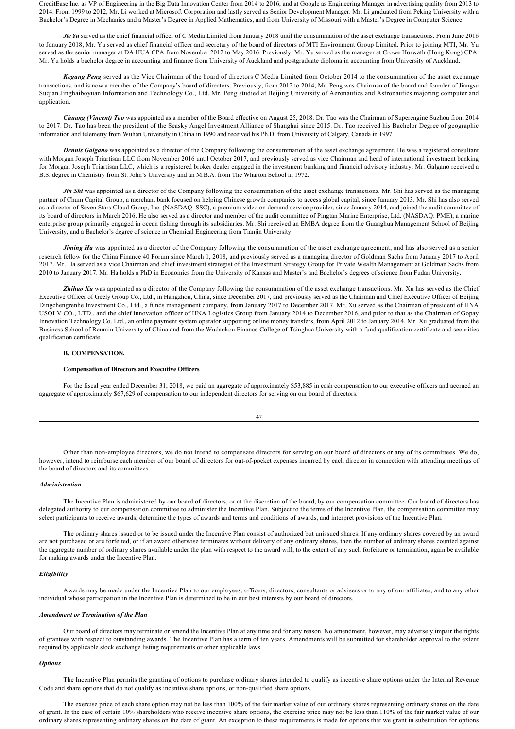CreditEase Inc. as VP of Engineering in the Big Data Innovation Center from 2014 to 2016, and at Google as Engineering Manager in advertising quality from 2013 to 2014. From 1999 to 2012, Mr. Li worked at Microsoft Corporation and lastly served as Senior Development Manager. Mr. Li graduated from Peking University with a Bachelor's Degree in Mechanics and a Master's Degree in Applied Mathematics, and from University of Missouri with a Master's Degree in Computer Science.

***Jie Yu*** served as the chief financial officer of C Media Limited from January 2018 until the consummation of the asset exchange transactions. From June 2016 to January 2018, Mr. Yu served as chief financial officer and secretary of the board of directors of MTI Environment Group Limited. Prior to joining MTI, Mr. Yu served as the senior manager at DA HUA CPA from November 2012 to May 2016. Previously, Mr. Yu served as the manager at Crowe Horwath (Hong Kong) CPA. Mr. Yu holds a bachelor degree in accounting and finance from University of Auckland and postgraduate diploma in accounting from University of Auckland.

***Kegang Peng*** served as the Vice Chairman of the board of directors C Media Limited from October 2014 to the consummation of the asset exchange transactions, and is now a member of the Company's board of directors. Previously, from 2012 to 2014, Mr. Peng was Chairman of the board and founder of Jiangsu Suqian Jinghaiboyuan Information and Technology Co., Ltd. Mr. Peng studied at Beijing University of Aeronautics and Astronautics majoring computer and application.

***Chuang (Vincent) Tao*** was appointed as a member of the Board effective on August 25, 2018. Dr. Tao was the Chairman of Superengine Suzhou from 2014 to 2017. Dr. Tao has been the president of the Seasky Angel Investment Alliance of Shanghai since 2015. Dr. Tao received his Bachelor Degree of geographic information and telemetry from Wuhan University in China in 1990 and received his Ph.D. from University of Calgary, Canada in 1997.

***Dennis Galgano*** was appointed as a director of the Company following the consummation of the asset exchange agreement. He was a registered consultant with Morgan Joseph Triartisan LLC from November 2016 until October 2017, and previously served as vice Chairman and head of international investment banking for Morgan Joseph Triartisan LLC, which is a registered broker dealer engaged in the investment banking and financial advisory industry. Mr. Galgano received a B.S. degree in Chemistry from St. John's University and an M.B.A. from The Wharton School in 1972.

***Jin Shi*** was appointed as a director of the Company following the consummation of the asset exchange transactions. Mr. Shi has served as the managing partner of Chum Capital Group, a merchant bank focused on helping Chinese growth companies to access global capital, since January 2013. Mr. Shi has also served as a director of Seven Stars Cloud Group, Inc. (NASDAQ: SSC), a premium video on demand service provider, since January 2014, and joined the audit committee of its board of directors in March 2016. He also served as a director and member of the audit committee of Pingtan Marine Enterprise, Ltd. (NASDAQ: PME), a marine enterprise group primarily engaged in ocean fishing through its subsidiaries. Mr. Shi received an EMBA degree from the Guanghua Management School of Beijing University, and a Bachelor's degree of science in Chemical Engineering from Tianjin University.

***Jiming Ha*** was appointed as a director of the Company following the consummation of the asset exchange agreement, and has also served as a senior research fellow for the China Finance 40 Forum since March 1, 2018, and previously served as a managing director of Goldman Sachs from January 2017 to April 2017. Mr. Ha served as a vice Chairman and chief investment strategist of the Investment Strategy Group for Private Wealth Management at Goldman Sachs from 2010 to January 2017. Mr. Ha holds a PhD in Economics from the University of Kansas and Master's and Bachelor's degrees of science from Fudan University.

***Zhihao Xu*** was appointed as a director of the Company following the consummation of the asset exchange transactions. Mr. Xu has served as the Chief Executive Officer of Geely Group Co., Ltd., in Hangzhou, China, since December 2017, and previously served as the Chairman and Chief Executive Officer of Beijing Dingchengrenhe Investment Co., Ltd., a funds management company, from January 2017 to December 2017. Mr. Xu served as the Chairman of president of HNA USOLV CO., LTD., and the chief innovation officer of HNA Logistics Group from January 2014 to December 2016, and prior to that as the Chairman of Gopay Innovation Technology Co. Ltd., an online payment system operator supporting online money transfers, from April 2012 to January 2014. Mr. Xu graduated from the Business School of Renmin University of China and from the Wudaokou Finance College of Tsinghua University with a fund qualification certificate and securities qualification certificate.

#### B. COMPENSATION.

#### Compensation of Directors and Executive Officers

For the fiscal year ended December 31, 2018, we paid an aggregate of approximately $53,885 in cash compensation to our executive officers and accrued an aggregate of approximately $67,629 of compensation to our independent directors for serving on our board of directors.

Other than non-employee directors, we do not intend to compensate directors for serving on our board of directors or any of its committees. We do, however, intend to reimburse each member of our board of directors for out-of-pocket expenses incurred by each director in connection with attending meetings of the board of directors and its committees.

***Administration***

The Incentive Plan is administered by our board of directors, or at the discretion of the board, by our compensation committee. Our board of directors has delegated authority to our compensation committee to administer the Incentive Plan. Subject to the terms of the Incentive Plan, the compensation committee may select participants to receive awards, determine the types of awards and terms and conditions of awards, and interpret provisions of the Incentive Plan.

The ordinary shares issued or to be issued under the Incentive Plan consist of authorized but unissued shares. If any ordinary shares covered by an award are not purchased or are forfeited, or if an award otherwise terminates without delivery of any ordinary shares, then the number of ordinary shares counted against the aggregate number of ordinary shares available under the plan with respect to the award will, to the extent of any such forfeiture or termination, again be available for making awards under the Incentive Plan.

***Eligibility***

Awards may be made under the Incentive Plan to our employees, officers, directors, consultants or advisers or to any of our affiliates, and to any other individual whose participation in the Incentive Plan is determined to be in our best interests by our board of directors.

***Amendment or Termination of the Plan***

Our board of directors may terminate or amend the Incentive Plan at any time and for any reason. No amendment, however, may adversely impair the rights of grantees with respect to outstanding awards. The Incentive Plan has a term of ten years. Amendments will be submitted for shareholder approval to the extent required by applicable stock exchange listing requirements or other applicable laws.

***Options***

The Incentive Plan permits the granting of options to purchase ordinary shares intended to qualify as incentive share options under the Internal Revenue Code and share options that do not qualify as incentive share options, or non-qualified share options.

The exercise price of each share option may not be less than 100% of the fair market value of our ordinary shares representing ordinary shares on the date of grant. In the case of certain 10% shareholders who receive incentive share options, the exercise price may not be less than 110% of the fair market value of our ordinary shares representing ordinary shares on the date of grant. An exception to these requirements is made for options that we grant in substitution for options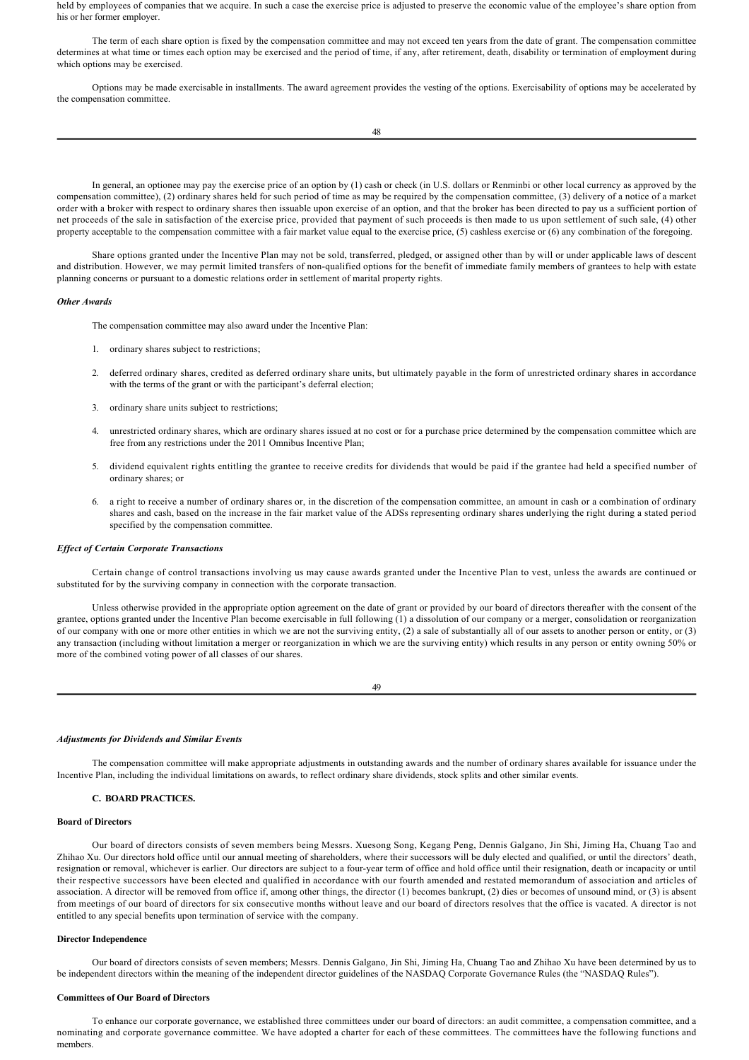held by employees of companies that we acquire. In such a case the exercise price is adjusted to preserve the economic value of the employee's share option from his or her former employer.

The term of each share option is fixed by the compensation committee and may not exceed ten years from the date of grant. The compensation committee determines at what time or times each option may be exercised and the period of time, if any, after retirement, death, disability or termination of employment during which options may be exercised.

Options may be made exercisable in installments. The award agreement provides the vesting of the options. Exercisability of options may be accelerated by the compensation committee.

In general, an optionee may pay the exercise price of an option by (1) cash or check (in U.S. dollars or Renminbi or other local currency as approved by the compensation committee), (2) ordinary shares held for such period of time as may be required by the compensation committee, (3) delivery of a notice of a market order with a broker with respect to ordinary shares then issuable upon exercise of an option, and that the broker has been directed to pay us a sufficient portion of net proceeds of the sale in satisfaction of the exercise price, provided that payment of such proceeds is then made to us upon settlement of such sale, (4) other property acceptable to the compensation committee with a fair market value equal to the exercise price, (5) cashless exercise or (6) any combination of the foregoing.

Share options granted under the Incentive Plan may not be sold, transferred, pledged, or assigned other than by will or under applicable laws of descent and distribution. However, we may permit limited transfers of non-qualified options for the benefit of immediate family members of grantees to help with estate planning concerns or pursuant to a domestic relations order in settlement of marital property rights.

***Other Awards***

The compensation committee may also award under the Incentive Plan:

1. ordinary shares subject to restrictions;
2. deferred ordinary shares, credited as deferred ordinary share units, but ultimately payable in the form of unrestricted ordinary shares in accordance with the terms of the grant or with the participant's deferral election;
3. ordinary share units subject to restrictions;
4. unrestricted ordinary shares, which are ordinary shares issued at no cost or for a purchase price determined by the compensation committee which are free from any restrictions under the 2011 Omnibus Incentive Plan;
5. dividend equivalent rights entitling the grantee to receive credits for dividends that would be paid if the grantee had held a specified number of ordinary shares; or
6. a right to receive a number of ordinary shares or, in the discretion of the compensation committee, an amount in cash or a combination of ordinary shares and cash, based on the increase in the fair market value of the ADSs representing ordinary shares underlying the right during a stated period specified by the compensation committee.

***Effect of Certain Corporate Transactions***

Certain change of control transactions involving us may cause awards granted under the Incentive Plan to vest, unless the awards are continued or substituted for by the surviving company in connection with the corporate transaction.

Unless otherwise provided in the appropriate option agreement on the date of grant or provided by our board of directors thereafter with the consent of the grantee, options granted under the Incentive Plan become exercisable in full following (1) a dissolution of our company or a merger, consolidation or reorganization of our company with one or more other entities in which we are not the surviving entity, (2) a sale of substantially all of our assets to another person or entity, or (3) any transaction (including without limitation a merger or reorganization in which we are the surviving entity) which results in any person or entity owning 50% or more of the combined voting power of all classes of our shares.

***Adjustments for Dividends and Similar Events***

The compensation committee will make appropriate adjustments in outstanding awards and the number of ordinary shares available for issuance under the Incentive Plan, including the individual limitations on awards, to reflect ordinary share dividends, stock splits and other similar events.

## C. BOARD PRACTICES.

**Board of Directors**

Our board of directors consists of seven members being Messrs. Xuesong Song, Kegang Peng, Dennis Galgano, Jin Shi, Jiming Ha, Chuang Tao and Zhihao Xu. Our directors hold office until our annual meeting of shareholders, where their successors will be duly elected and qualified, or until the directors' death, resignation or removal, whichever is earlier. Our directors are subject to a four-year term of office and hold office until their resignation, death or incapacity or until their respective successors have been elected and qualified in accordance with our fourth amended and restated memorandum of association and articles of association. A director will be removed from office if, among other things, the director (1) becomes bankrupt, (2) dies or becomes of unsound mind, or (3) is absent from meetings of our board of directors for six consecutive months without leave and our board of directors resolves that the office is vacated. A director is not entitled to any special benefits upon termination of service with the company.

**Director Independence**

Our board of directors consists of seven members; Messrs. Dennis Galgano, Jin Shi, Jiming Ha, Chuang Tao and Zhihao Xu have been determined by us to be independent directors within the meaning of the independent director guidelines of the NASDAQ Corporate Governance Rules (the "NASDAQ Rules").

**Committees of Our Board of Directors**

To enhance our corporate governance, we established three committees under our board of directors: an audit committee, a compensation committee, and a nominating and corporate governance committee. We have adopted a charter for each of these committees. The committees have the following functions and members.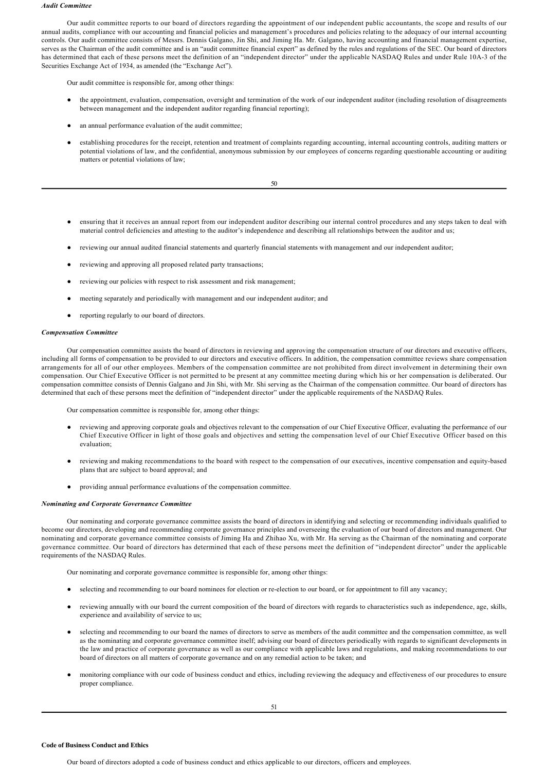### *Audit Committee*

Our audit committee reports to our board of directors regarding the appointment of our independent public accountants, the scope and results of our annual audits, compliance with our accounting and financial policies and management's procedures and policies relating to the adequacy of our internal accounting controls. Our audit committee consists of Messrs. Dennis Galgano, Jin Shi, and Jiming Ha. Mr. Galgano, having accounting and financial management expertise, serves as the Chairman of the audit committee and is an "audit committee financial expert" as defined by the rules and regulations of the SEC. Our board of directors has determined that each of these persons meet the definition of an "independent director" under the applicable NASDAQ Rules and under Rule 10A-3 of the Securities Exchange Act of 1934, as amended (the "Exchange Act").

Our audit committee is responsible for, among other things:

- the appointment, evaluation, compensation, oversight and termination of the work of our independent auditor (including resolution of disagreements between management and the independent auditor regarding financial reporting);
- an annual performance evaluation of the audit committee;
- establishing procedures for the receipt, retention and treatment of complaints regarding accounting, internal accounting controls, auditing matters or potential violations of law, and the confidential, anonymous submission by our employees of concerns regarding questionable accounting or auditing matters or potential violations of law;
- ensuring that it receives an annual report from our independent auditor describing our internal control procedures and any steps taken to deal with material control deficiencies and attesting to the auditor's independence and describing all relationships between the auditor and us;
- reviewing our annual audited financial statements and quarterly financial statements with management and our independent auditor;
- reviewing and approving all proposed related party transactions;
- reviewing our policies with respect to risk assessment and risk management;
- meeting separately and periodically with management and our independent auditor; and
- reporting regularly to our board of directors.

### *Compensation Committee*

Our compensation committee assists the board of directors in reviewing and approving the compensation structure of our directors and executive officers, including all forms of compensation to be provided to our directors and executive officers. In addition, the compensation committee reviews share compensation arrangements for all of our other employees. Members of the compensation committee are not prohibited from direct involvement in determining their own compensation. Our Chief Executive Officer is not permitted to be present at any committee meeting during which his or her compensation is deliberated. Our compensation committee consists of Dennis Galgano and Jin Shi, with Mr. Shi serving as the Chairman of the compensation committee. Our board of directors has determined that each of these persons meet the definition of "independent director" under the applicable requirements of the NASDAQ Rules.

Our compensation committee is responsible for, among other things:

- reviewing and approving corporate goals and objectives relevant to the compensation of our Chief Executive Officer, evaluating the performance of our Chief Executive Officer in light of those goals and objectives and setting the compensation level of our Chief Executive Officer based on this evaluation;
- reviewing and making recommendations to the board with respect to the compensation of our executives, incentive compensation and equity-based plans that are subject to board approval; and
- providing annual performance evaluations of the compensation committee.

### *Nominating and Corporate Governance Committee*

Our nominating and corporate governance committee assists the board of directors in identifying and selecting or recommending individuals qualified to become our directors, developing and recommending corporate governance principles and overseeing the evaluation of our board of directors and management. Our nominating and corporate governance committee consists of Jiming Ha and Zhihao Xu, with Mr. Ha serving as the Chairman of the nominating and corporate governance committee. Our board of directors has determined that each of these persons meet the definition of "independent director" under the applicable requirements of the NASDAQ Rules.

Our nominating and corporate governance committee is responsible for, among other things:

- selecting and recommending to our board nominees for election or re-election to our board, or for appointment to fill any vacancy;
- reviewing annually with our board the current composition of the board of directors with regards to characteristics such as independence, age, skills, experience and availability of service to us;
- selecting and recommending to our board the names of directors to serve as members of the audit committee and the compensation committee, as well as the nominating and corporate governance committee itself; advising our board of directors periodically with regards to significant developments in the law and practice of corporate governance as well as our compliance with applicable laws and regulations, and making recommendations to our board of directors on all matters of corporate governance and on any remedial action to be taken; and
- monitoring compliance with our code of business conduct and ethics, including reviewing the adequacy and effectiveness of our procedures to ensure proper compliance.

### Code of Business Conduct and Ethics

Our board of directors adopted a code of business conduct and ethics applicable to our directors, officers and employees.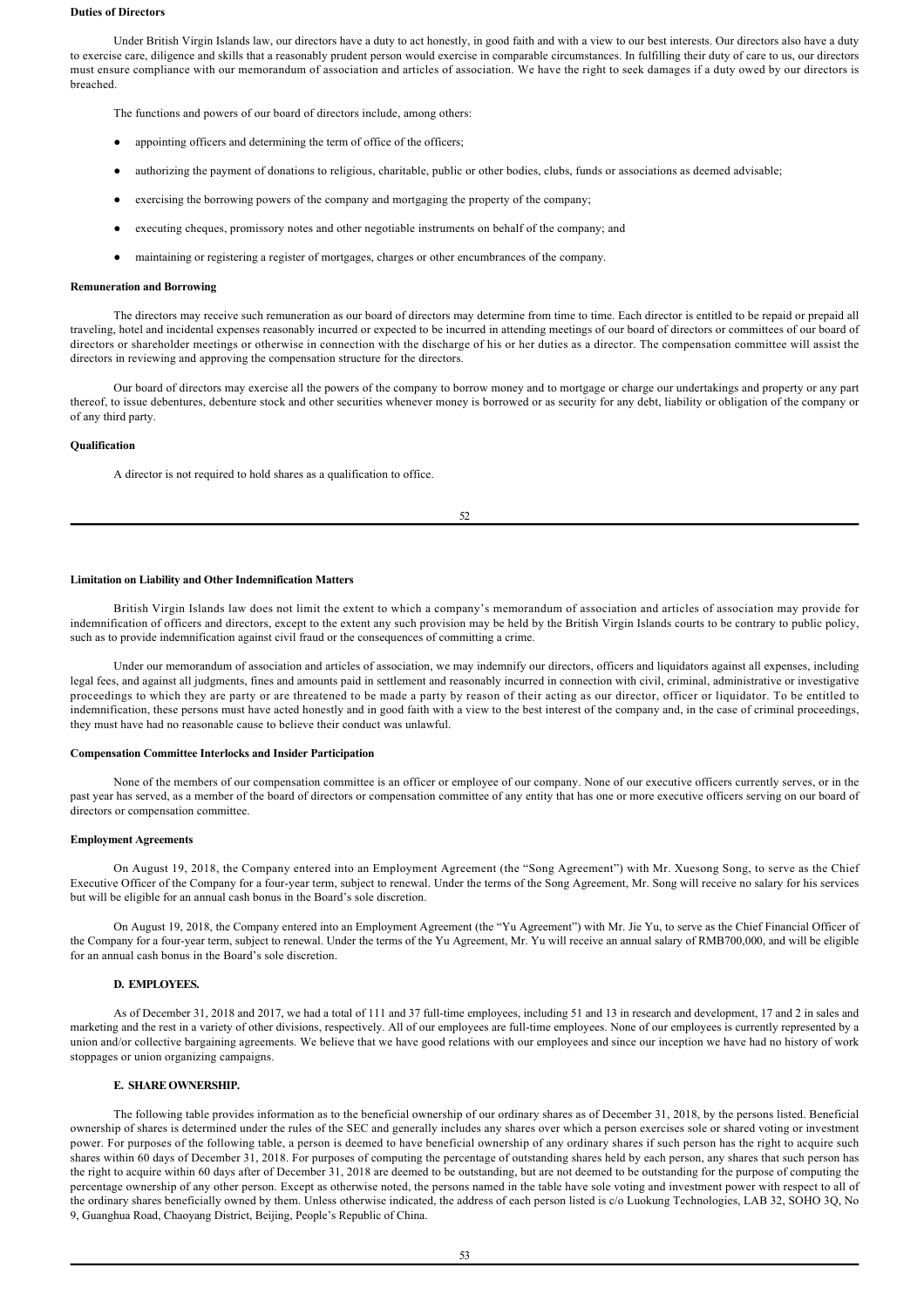**Duties of Directors**

Under British Virgin Islands law, our directors have a duty to act honestly, in good faith and with a view to our best interests. Our directors also have a duty to exercise care, diligence and skills that a reasonably prudent person would exercise in comparable circumstances. In fulfilling their duty of care to us, our directors must ensure compliance with our memorandum of association and articles of association. We have the right to seek damages if a duty owed by our directors is breached.

The functions and powers of our board of directors include, among others:

- appointing officers and determining the term of office of the officers;
- authorizing the payment of donations to religious, charitable, public or other bodies, clubs, funds or associations as deemed advisable;
- exercising the borrowing powers of the company and mortgaging the property of the company;
- executing cheques, promissory notes and other negotiable instruments on behalf of the company; and
- maintaining or registering a register of mortgages, charges or other encumbrances of the company.

**Remuneration and Borrowing**

The directors may receive such remuneration as our board of directors may determine from time to time. Each director is entitled to be repaid or prepaid all traveling, hotel and incidental expenses reasonably incurred or expected to be incurred in attending meetings of our board of directors or committees of our board of directors or shareholder meetings or otherwise in connection with the discharge of his or her duties as a director. The compensation committee will assist the directors in reviewing and approving the compensation structure for the directors.

Our board of directors may exercise all the powers of the company to borrow money and to mortgage or charge our undertakings and property or any part thereof, to issue debentures, debenture stock and other securities whenever money is borrowed or as security for any debt, liability or obligation of the company or of any third party.

**Qualification**

A director is not required to hold shares as a qualification to office.

**Limitation on Liability and Other Indemnification Matters**

British Virgin Islands law does not limit the extent to which a company's memorandum of association and articles of association may provide for indemnification of officers and directors, except to the extent any such provision may be held by the British Virgin Islands courts to be contrary to public policy, such as to provide indemnification against civil fraud or the consequences of committing a crime.

Under our memorandum of association and articles of association, we may indemnify our directors, officers and liquidators against all expenses, including legal fees, and against all judgments, fines and amounts paid in settlement and reasonably incurred in connection with civil, criminal, administrative or investigative proceedings to which they are party or are threatened to be made a party by reason of their acting as our director, officer or liquidator. To be entitled to indemnification, these persons must have acted honestly and in good faith with a view to the best interest of the company and, in the case of criminal proceedings, they must have had no reasonable cause to believe their conduct was unlawful.

**Compensation Committee Interlocks and Insider Participation**

None of the members of our compensation committee is an officer or employee of our company. None of our executive officers currently serves, or in the past year has served, as a member of the board of directors or compensation committee of any entity that has one or more executive officers serving on our board of directors or compensation committee.

**Employment Agreements**

On August 19, 2018, the Company entered into an Employment Agreement (the "Song Agreement") with Mr. Xuesong Song, to serve as the Chief Executive Officer of the Company for a four-year term, subject to renewal. Under the terms of the Song Agreement, Mr. Song will receive no salary for his services but will be eligible for an annual cash bonus in the Board's sole discretion.

On August 19, 2018, the Company entered into an Employment Agreement (the "Yu Agreement") with Mr. Jie Yu, to serve as the Chief Financial Officer of the Company for a four-year term, subject to renewal. Under the terms of the Yu Agreement, Mr. Yu will receive an annual salary of RMB700,000, and will be eligible for an annual cash bonus in the Board's sole discretion.

**D. EMPLOYEES.**

As of December 31, 2018 and 2017, we had a total of 111 and 37 full-time employees, including 51 and 13 in research and development, 17 and 2 in sales and marketing and the rest in a variety of other divisions, respectively. All of our employees are full-time employees. None of our employees is currently represented by a union and/or collective bargaining agreements. We believe that we have good relations with our employees and since our inception we have had no history of work stoppages or union organizing campaigns.

**E. SHARE OWNERSHIP.**

The following table provides information as to the beneficial ownership of our ordinary shares as of December 31, 2018, by the persons listed. Beneficial ownership of shares is determined under the rules of the SEC and generally includes any shares over which a person exercises sole or shared voting or investment power. For purposes of the following table, a person is deemed to have beneficial ownership of any ordinary shares if such person has the right to acquire such shares within 60 days of December 31, 2018. For purposes of computing the percentage of outstanding shares held by each person, any shares that such person has the right to acquire within 60 days after of December 31, 2018 are deemed to be outstanding, but are not deemed to be outstanding for the purpose of computing the percentage ownership of any other person. Except as otherwise noted, the persons named in the table have sole voting and investment power with respect to all of the ordinary shares beneficially owned by them. Unless otherwise indicated, the address of each person listed is c/o Luokung Technologies, LAB 32, SOHO 3Q, No 9, Guanghua Road, Chaoyang District, Beijing, People's Republic of China.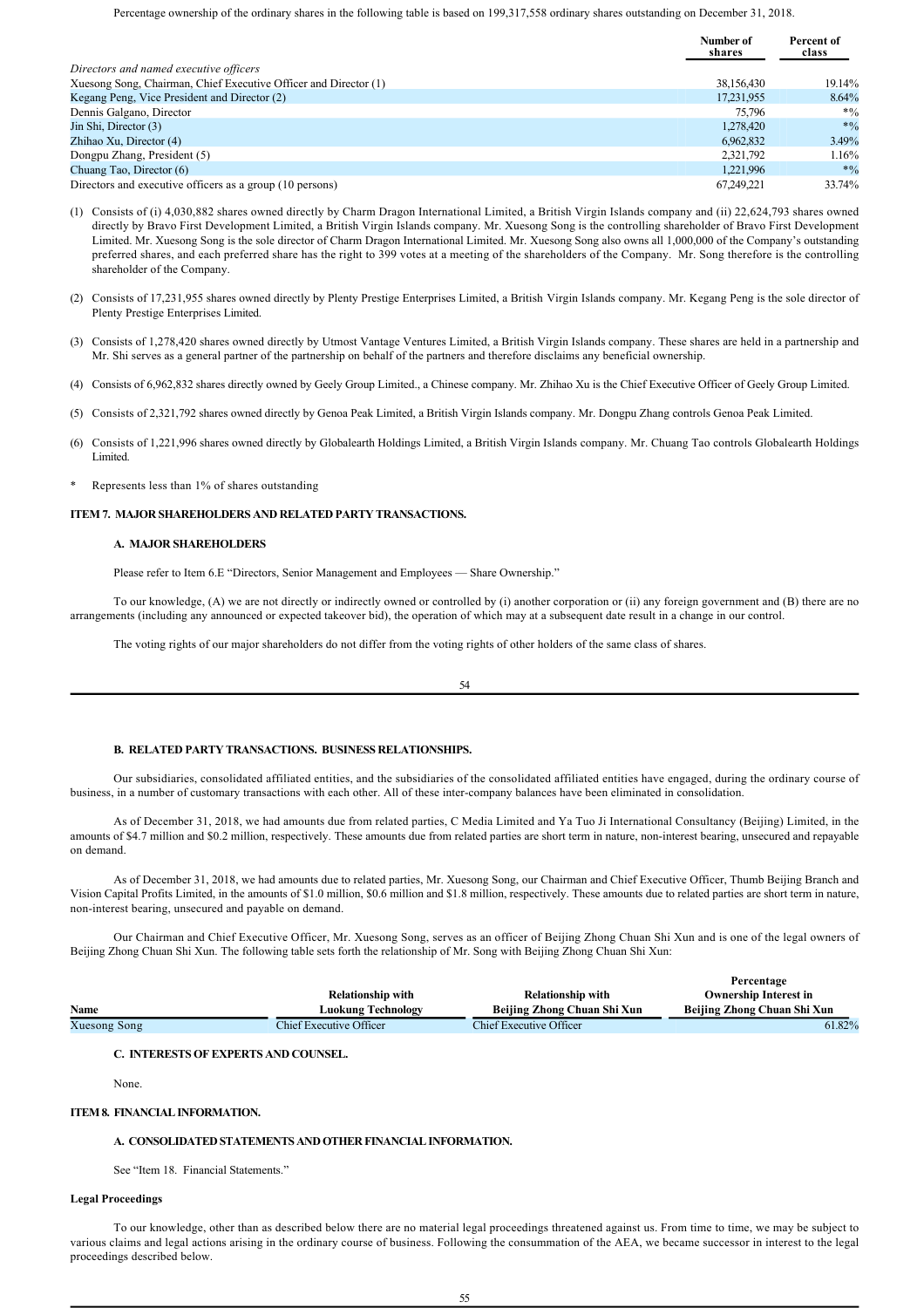Percentage ownership of the ordinary shares in the following table is based on 199,317,558 ordinary shares outstanding on December 31, 2018.

| | Number of shares | Percent of class |
|---|---|---|
| *Directors and named executive officers* | | |
| Xuesong Song, Chairman, Chief Executive Officer and Director (1) | 38,156,430 | 19.14% |
| Kegang Peng, Vice President and Director (2) | 17,231,955 | 8.64% |
| Dennis Galgano, Director | 75,796 | *% |
| Jin Shi, Director (3) | 1,278,420 | *% |
| Zhihao Xu, Director (4) | 6,962,832 | 3.49% |
| Dongpu Zhang, President (5) | 2,321,792 | 1.16% |
| Chuang Tao, Director (6) | 1,221,996 | *% |
| Directors and executive officers as a group (10 persons) | 67,249,221 | 33.74% |

(1) Consists of (i) 4,030,882 shares owned directly by Charm Dragon International Limited, a British Virgin Islands company and (ii) 22,624,793 shares owned directly by Bravo First Development Limited, a British Virgin Islands company. Mr. Xuesong Song is the controlling shareholder of Bravo First Development Limited. Mr. Xuesong Song is the sole director of Charm Dragon International Limited. Mr. Xuesong Song also owns all 1,000,000 of the Company's outstanding preferred shares, and each preferred share has the right to 399 votes at a meeting of the shareholders of the Company. Mr. Song therefore is the controlling shareholder of the Company.

(2) Consists of 17,231,955 shares owned directly by Plenty Prestige Enterprises Limited, a British Virgin Islands company. Mr. Kegang Peng is the sole director of Plenty Prestige Enterprises Limited.

(3) Consists of 1,278,420 shares owned directly by Utmost Vantage Ventures Limited, a British Virgin Islands company. These shares are held in a partnership and Mr. Shi serves as a general partner of the partnership on behalf of the partners and therefore disclaims any beneficial ownership.

(4) Consists of 6,962,832 shares directly owned by Geely Group Limited., a Chinese company. Mr. Zhihao Xu is the Chief Executive Officer of Geely Group Limited.

(5) Consists of 2,321,792 shares owned directly by Genoa Peak Limited, a British Virgin Islands company. Mr. Dongpu Zhang controls Genoa Peak Limited.

(6) Consists of 1,221,996 shares owned directly by Globalearth Holdings Limited, a British Virgin Islands company. Mr. Chuang Tao controls Globalearth Holdings Limited.

\* Represents less than 1% of shares outstanding

## ITEM 7. MAJOR SHAREHOLDERS AND RELATED PARTY TRANSACTIONS.

### A. MAJOR SHAREHOLDERS

Please refer to Item 6.E "Directors, Senior Management and Employees — Share Ownership."

To our knowledge, (A) we are not directly or indirectly owned or controlled by (i) another corporation or (ii) any foreign government and (B) there are no arrangements (including any announced or expected takeover bid), the operation of which may at a subsequent date result in a change in our control.

The voting rights of our major shareholders do not differ from the voting rights of other holders of the same class of shares.

### B. RELATED PARTY TRANSACTIONS. BUSINESS RELATIONSHIPS.

Our subsidiaries, consolidated affiliated entities, and the subsidiaries of the consolidated affiliated entities have engaged, during the ordinary course of business, in a number of customary transactions with each other. All of these inter-company balances have been eliminated in consolidation.

As of December 31, 2018, we had amounts due from related parties, C Media Limited and Ya Tuo Ji International Consultancy (Beijing) Limited, in the amounts of $4.7 million and $0.2 million, respectively. These amounts due from related parties are short term in nature, non-interest bearing, unsecured and repayable on demand.

As of December 31, 2018, we had amounts due to related parties, Mr. Xuesong Song, our Chairman and Chief Executive Officer, Thumb Beijing Branch and Vision Capital Profits Limited, in the amounts of $1.0 million, $0.6 million and $1.8 million, respectively. These amounts due to related parties are short term in nature, non-interest bearing, unsecured and payable on demand.

Our Chairman and Chief Executive Officer, Mr. Xuesong Song, serves as an officer of Beijing Zhong Chuan Shi Xun and is one of the legal owners of Beijing Zhong Chuan Shi Xun. The following table sets forth the relationship of Mr. Song with Beijing Zhong Chuan Shi Xun:

| Name | Relationship with Luokung Technology | Relationship with Beijing Zhong Chuan Shi Xun | Percentage Ownership Interest in Beijing Zhong Chuan Shi Xun |
|---|---|---|---|
| Xuesong Song | Chief Executive Officer | Chief Executive Officer | 61.82% |

### C. INTERESTS OF EXPERTS AND COUNSEL.

None.

## ITEM 8. FINANCIAL INFORMATION.

### A. CONSOLIDATED STATEMENTS AND OTHER FINANCIAL INFORMATION.

See "Item 18. Financial Statements."

**Legal Proceedings**

To our knowledge, other than as described below there are no material legal proceedings threatened against us. From time to time, we may be subject to various claims and legal actions arising in the ordinary course of business. Following the consummation of the AEA, we became successor in interest to the legal proceedings described below.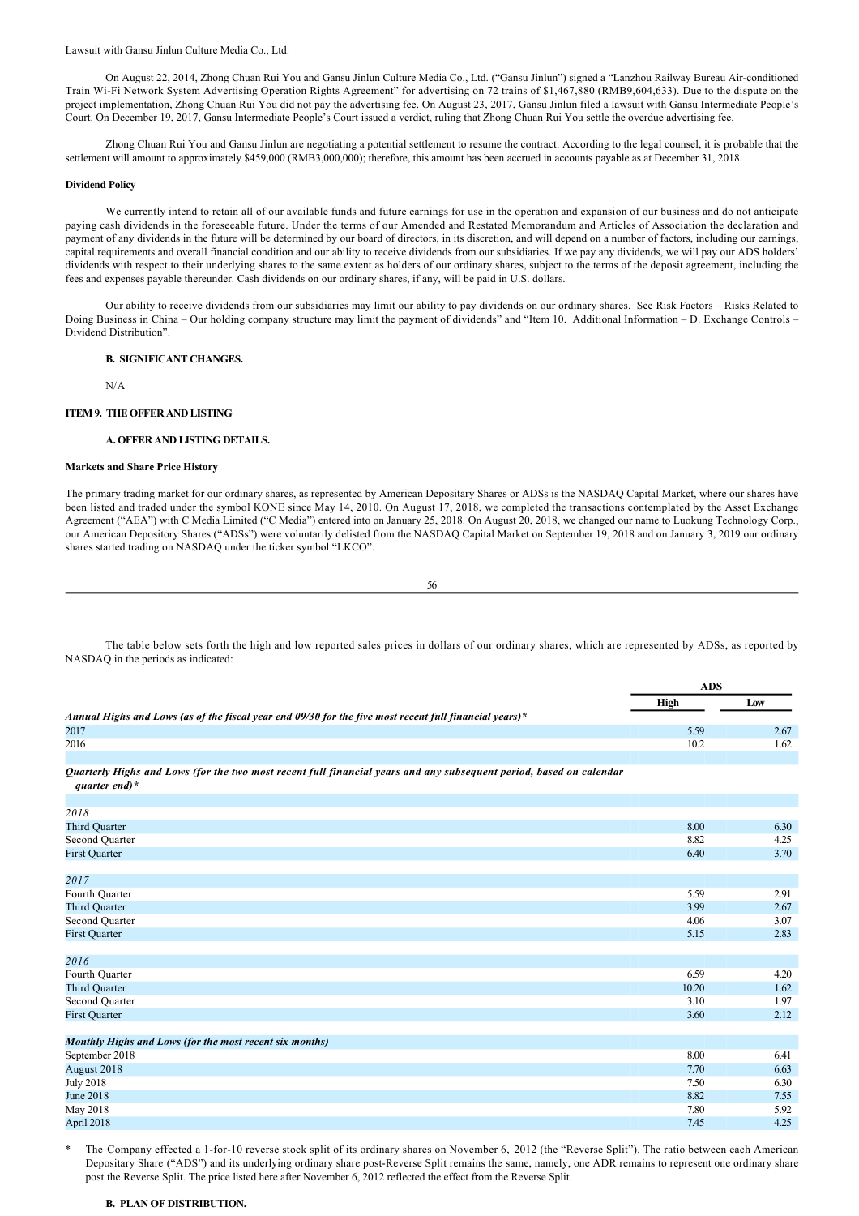Lawsuit with Gansu Jinlun Culture Media Co., Ltd.

On August 22, 2014, Zhong Chuan Rui You and Gansu Jinlun Culture Media Co., Ltd. ("Gansu Jinlun") signed a "Lanzhou Railway Bureau Air-conditioned Train Wi-Fi Network System Advertising Operation Rights Agreement" for advertising on 72 trains of $1,467,880 (RMB9,604,633). Due to the dispute on the project implementation, Zhong Chuan Rui You did not pay the advertising fee. On August 23, 2017, Gansu Jinlun filed a lawsuit with Gansu Intermediate People's Court. On December 19, 2017, Gansu Intermediate People's Court issued a verdict, ruling that Zhong Chuan Rui You settle the overdue advertising fee.

Zhong Chuan Rui You and Gansu Jinlun are negotiating a potential settlement to resume the contract. According to the legal counsel, it is probable that the settlement will amount to approximately $459,000 (RMB3,000,000); therefore, this amount has been accrued in accounts payable as at December 31, 2018.

**Dividend Policy**

We currently intend to retain all of our available funds and future earnings for use in the operation and expansion of our business and do not anticipate paying cash dividends in the foreseeable future. Under the terms of our Amended and Restated Memorandum and Articles of Association the declaration and payment of any dividends in the future will be determined by our board of directors, in its discretion, and will depend on a number of factors, including our earnings, capital requirements and overall financial condition and our ability to receive dividends from our subsidiaries. If we pay any dividends, we will pay our ADS holders' dividends with respect to their underlying shares to the same extent as holders of our ordinary shares, subject to the terms of the deposit agreement, including the fees and expenses payable thereunder. Cash dividends on our ordinary shares, if any, will be paid in U.S. dollars.

Our ability to receive dividends from our subsidiaries may limit our ability to pay dividends on our ordinary shares. See Risk Factors – Risks Related to Doing Business in China – Our holding company structure may limit the payment of dividends" and "Item 10. Additional Information – D. Exchange Controls – Dividend Distribution".

**B. SIGNIFICANT CHANGES.**

N/A

**ITEM 9. THE OFFER AND LISTING**

**A. OFFER AND LISTING DETAILS.**

**Markets and Share Price History**

The primary trading market for our ordinary shares, as represented by American Depositary Shares or ADSs is the NASDAQ Capital Market, where our shares have been listed and traded under the symbol KONE since May 14, 2010. On August 17, 2018, we completed the transactions contemplated by the Asset Exchange Agreement ("AEA") with C Media Limited ("C Media") entered into on January 25, 2018. On August 20, 2018, we changed our name to Luokung Technology Corp., our American Depository Shares ("ADSs") were voluntarily delisted from the NASDAQ Capital Market on September 19, 2018 and on January 3, 2019 our ordinary shares started trading on NASDAQ under the ticker symbol "LKCO".

The table below sets forth the high and low reported sales prices in dollars of our ordinary shares, which are represented by ADSs, as reported by NASDAQ in the periods as indicated:

| | ADS | |
|---|---|---|
| | High | Low |
| ***Annual Highs and Lows (as of the fiscal year end 09/30 for the five most recent full financial years)**** | | |
| 2017 | 5.59 | 2.67 |
| 2016 | 10.2 | 1.62 |
| ***Quarterly Highs and Lows (for the two most recent full financial years and any subsequent period, based on calendar quarter end)**** | | |
| *2018* | | |
| Third Quarter | 8.00 | 6.30 |
| Second Quarter | 8.82 | 4.25 |
| First Quarter | 6.40 | 3.70 |
| *2017* | | |
| Fourth Quarter | 5.59 | 2.91 |
| Third Quarter | 3.99 | 2.67 |
| Second Quarter | 4.06 | 3.07 |
| First Quarter | 5.15 | 2.83 |
| *2016* | | |
| Fourth Quarter | 6.59 | 4.20 |
| Third Quarter | 10.20 | 1.62 |
| Second Quarter | 3.10 | 1.97 |
| First Quarter | 3.60 | 2.12 |
| ***Monthly Highs and Lows (for the most recent six months)*** | | |
| September 2018 | 8.00 | 6.41 |
| August 2018 | 7.70 | 6.63 |
| July 2018 | 7.50 | 6.30 |
| June 2018 | 8.82 | 7.55 |
| May 2018 | 7.80 | 5.92 |
| April 2018 | 7.45 | 4.25 |

\* The Company effected a 1-for-10 reverse stock split of its ordinary shares on November 6, 2012 (the "Reverse Split"). The ratio between each American Depositary Share ("ADS") and its underlying ordinary share post-Reverse Split remains the same, namely, one ADR remains to represent one ordinary share post the Reverse Split. The price listed here after November 6, 2012 reflected the effect from the Reverse Split.

**B. PLAN OF DISTRIBUTION.**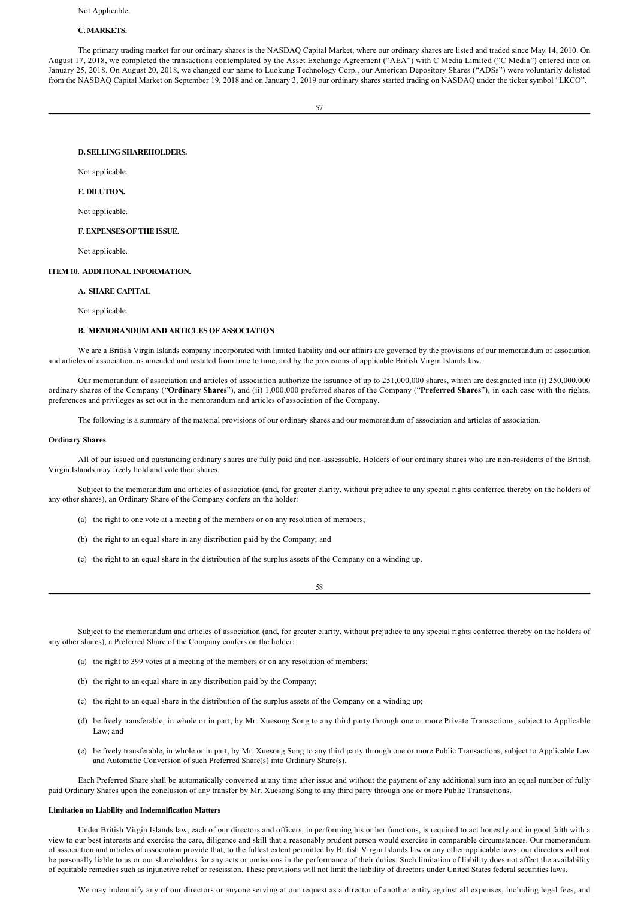Not Applicable.

### C. MARKETS.

The primary trading market for our ordinary shares is the NASDAQ Capital Market, where our ordinary shares are listed and traded since May 14, 2010. On August 17, 2018, we completed the transactions contemplated by the Asset Exchange Agreement ("AEA") with C Media Limited ("C Media") entered into on January 25, 2018. On August 20, 2018, we changed our name to Luokung Technology Corp., our American Depositary Shares ("ADSs") were voluntarily delisted from the NASDAQ Capital Market on September 19, 2018 and on January 3, 2019 our ordinary shares started trading on NASDAQ under the ticker symbol "LKCO".

### D. SELLING SHAREHOLDERS.

Not applicable.

### E. DILUTION.

Not applicable.

### F. EXPENSES OF THE ISSUE.

Not applicable.

## ITEM 10. ADDITIONAL INFORMATION.

### A. SHARE CAPITAL

Not applicable.

### B. MEMORANDUM AND ARTICLES OF ASSOCIATION

We are a British Virgin Islands company incorporated with limited liability and our affairs are governed by the provisions of our memorandum of association and articles of association, as amended and restated from time to time, and by the provisions of applicable British Virgin Islands law.

Our memorandum of association and articles of association authorize the issuance of up to 251,000,000 shares, which are designated into (i) 250,000,000 ordinary shares of the Company ("**Ordinary Shares**"), and (ii) 1,000,000 preferred shares of the Company ("**Preferred Shares**"), in each case with the rights, preferences and privileges as set out in the memorandum and articles of association of the Company.

The following is a summary of the material provisions of our ordinary shares and our memorandum of association and articles of association.

**Ordinary Shares**

All of our issued and outstanding ordinary shares are fully paid and non-assessable. Holders of our ordinary shares who are non-residents of the British Virgin Islands may freely hold and vote their shares.

Subject to the memorandum and articles of association (and, for greater clarity, without prejudice to any special rights conferred thereby on the holders of any other shares), an Ordinary Share of the Company confers on the holder:

(a) the right to one vote at a meeting of the members or on any resolution of members;

(b) the right to an equal share in any distribution paid by the Company; and

(c) the right to an equal share in the distribution of the surplus assets of the Company on a winding up.

Subject to the memorandum and articles of association (and, for greater clarity, without prejudice to any special rights conferred thereby on the holders of any other shares), a Preferred Share of the Company confers on the holder:

(a) the right to 399 votes at a meeting of the members or on any resolution of members;

(b) the right to an equal share in any distribution paid by the Company;

(c) the right to an equal share in the distribution of the surplus assets of the Company on a winding up;

(d) be freely transferable, in whole or in part, by Mr. Xuesong Song to any third party through one or more Private Transactions, subject to Applicable Law; and

(e) be freely transferable, in whole or in part, by Mr. Xuesong Song to any third party through one or more Public Transactions, subject to Applicable Law and Automatic Conversion of such Preferred Share(s) into Ordinary Share(s).

Each Preferred Share shall be automatically converted at any time after issue and without the payment of any additional sum into an equal number of fully paid Ordinary Shares upon the conclusion of any transfer by Mr. Xuesong Song to any third party through one or more Public Transactions.

**Limitation on Liability and Indemnification Matters**

Under British Virgin Islands law, each of our directors and officers, in performing his or her functions, is required to act honestly and in good faith with a view to our best interests and exercise the care, diligence and skill that a reasonably prudent person would exercise in comparable circumstances. Our memorandum of association and articles of association provide that, to the fullest extent permitted by British Virgin Islands law or any other applicable laws, our directors will not be personally liable to us or our shareholders for any acts or omissions in the performance of their duties. Such limitation of liability does not affect the availability of equitable remedies such as injunctive relief or rescission. These provisions will not limit the liability of directors under United States federal securities laws.

We may indemnify any of our directors or anyone serving at our request as a director of another entity against all expenses, including legal fees, and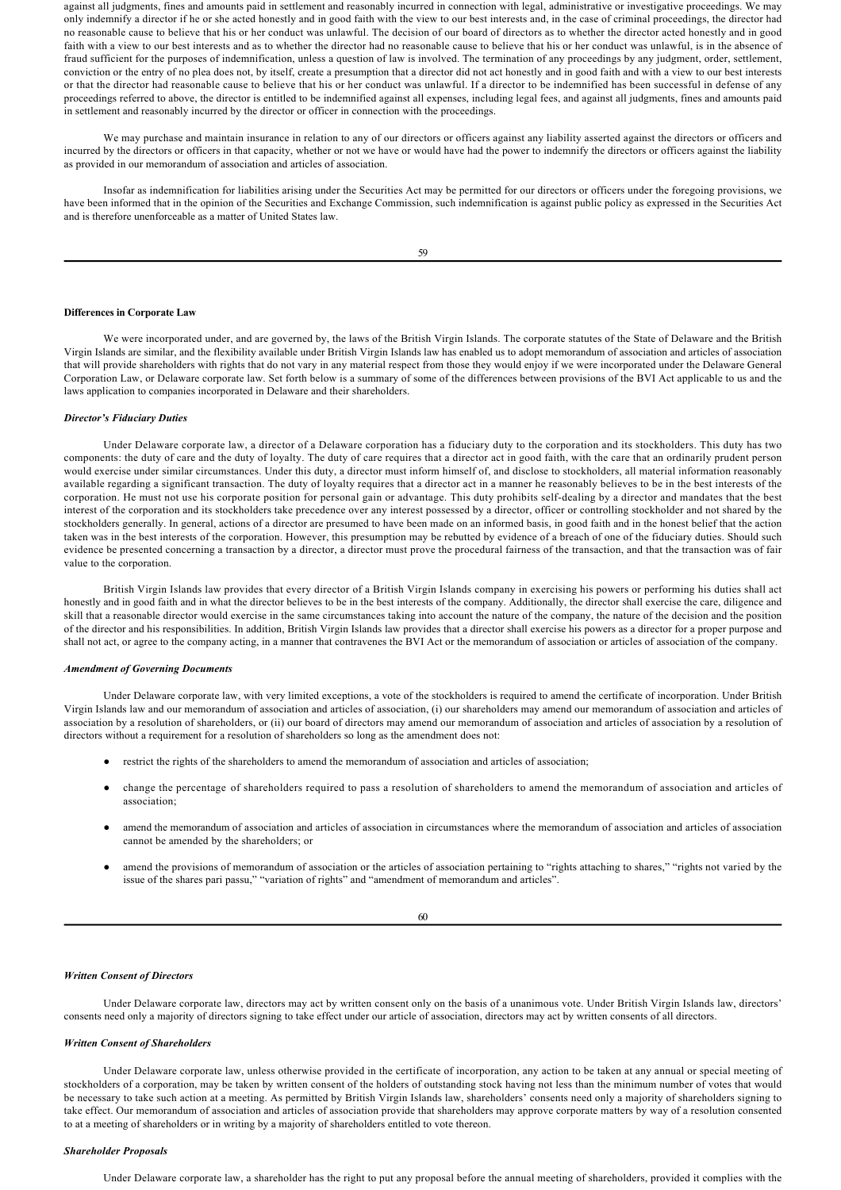against all judgments, fines and amounts paid in settlement and reasonably incurred in connection with legal, administrative or investigative proceedings. We may only indemnify a director if he or she acted honestly and in good faith with the view to our best interests and, in the case of criminal proceedings, the director had no reasonable cause to believe that his or her conduct was unlawful. The decision of our board of directors as to whether the director acted honestly and in good faith with a view to our best interests and as to whether the director had no reasonable cause to believe that his or her conduct was unlawful, is in the absence of fraud sufficient for the purposes of indemnification, unless a question of law is involved. The termination of any proceedings by any judgment, order, settlement, conviction or the entry of no plea does not, by itself, create a presumption that a director did not act honestly and in good faith and with a view to our best interests or that the director had reasonable cause to believe that his or her conduct was unlawful. If a director to be indemnified has been successful in defense of any proceedings referred to above, the director is entitled to be indemnified against all expenses, including legal fees, and against all judgments, fines and amounts paid in settlement and reasonably incurred by the director or officer in connection with the proceedings.

We may purchase and maintain insurance in relation to any of our directors or officers against any liability asserted against the directors or officers and incurred by the directors or officers in that capacity, whether or not we have or would have had the power to indemnify the directors or officers against the liability as provided in our memorandum of association and articles of association.

Insofar as indemnification for liabilities arising under the Securities Act may be permitted for our directors or officers under the foregoing provisions, we have been informed that in the opinion of the Securities and Exchange Commission, such indemnification is against public policy as expressed in the Securities Act and is therefore unenforceable as a matter of United States law.

**Differences in Corporate Law**

We were incorporated under, and are governed by, the laws of the British Virgin Islands. The corporate statutes of the State of Delaware and the British Virgin Islands are similar, and the flexibility available under British Virgin Islands law has enabled us to adopt memorandum of association and articles of association that will provide shareholders with rights that do not vary in any material respect from those they would enjoy if we were incorporated under the Delaware General Corporation Law, or Delaware corporate law. Set forth below is a summary of some of the differences between provisions of the BVI Act applicable to us and the laws application to companies incorporated in Delaware and their shareholders.

***Director's Fiduciary Duties***

Under Delaware corporate law, a director of a Delaware corporation has a fiduciary duty to the corporation and its stockholders. This duty has two components: the duty of care and the duty of loyalty. The duty of care requires that a director act in good faith, with the care that an ordinarily prudent person would exercise under similar circumstances. Under this duty, a director must inform himself of, and disclose to stockholders, all material information reasonably available regarding a significant transaction. The duty of loyalty requires that a director act in a manner he reasonably believes to be in the best interests of the corporation. He must not use his corporate position for personal gain or advantage. This duty prohibits self-dealing by a director and mandates that the best interest of the corporation and its stockholders take precedence over any interest possessed by a director, officer or controlling stockholder and not shared by the stockholders generally. In general, actions of a director are presumed to have been made on an informed basis, in good faith and in the honest belief that the action taken was in the best interests of the corporation. However, this presumption may be rebutted by evidence of a breach of one of the fiduciary duties. Should such evidence be presented concerning a transaction by a director, a director must prove the procedural fairness of the transaction, and that the transaction was of fair value to the corporation.

British Virgin Islands law provides that every director of a British Virgin Islands company in exercising his powers or performing his duties shall act honestly and in good faith and in what the director believes to be in the best interests of the company. Additionally, the director shall exercise the care, diligence and skill that a reasonable director would exercise in the same circumstances taking into account the nature of the company, the nature of the decision and the position of the director and his responsibilities. In addition, British Virgin Islands law provides that a director shall exercise his powers as a director for a proper purpose and shall not act, or agree to the company acting, in a manner that contravenes the BVI Act or the memorandum of association or articles of association of the company.

***Amendment of Governing Documents***

Under Delaware corporate law, with very limited exceptions, a vote of the stockholders is required to amend the certificate of incorporation. Under British Virgin Islands law and our memorandum of association and articles of association, (i) our shareholders may amend our memorandum of association and articles of association by a resolution of shareholders, or (ii) our board of directors may amend our memorandum of association and articles of association by a resolution of directors without a requirement for a resolution of shareholders so long as the amendment does not:

- restrict the rights of the shareholders to amend the memorandum of association and articles of association;
- change the percentage of shareholders required to pass a resolution of shareholders to amend the memorandum of association and articles of association;
- amend the memorandum of association and articles of association in circumstances where the memorandum of association and articles of association cannot be amended by the shareholders; or
- amend the provisions of memorandum of association or the articles of association pertaining to "rights attaching to shares," "rights not varied by the issue of the shares pari passu," "variation of rights" and "amendment of memorandum and articles".

***Written Consent of Directors***

Under Delaware corporate law, directors may act by written consent only on the basis of a unanimous vote. Under British Virgin Islands law, directors' consents need only a majority of directors signing to take effect under our article of association, directors may act by written consents of all directors.

***Written Consent of Shareholders***

Under Delaware corporate law, unless otherwise provided in the certificate of incorporation, any action to be taken at any annual or special meeting of stockholders of a corporation, may be taken by written consent of the holders of outstanding stock having not less than the minimum number of votes that would be necessary to take such action at a meeting. As permitted by British Virgin Islands law, shareholders' consents need only a majority of shareholders signing to take effect. Our memorandum of association and articles of association provide that shareholders may approve corporate matters by way of a resolution consented to at a meeting of shareholders or in writing by a majority of shareholders entitled to vote thereon.

***Shareholder Proposals***

Under Delaware corporate law, a shareholder has the right to put any proposal before the annual meeting of shareholders, provided it complies with the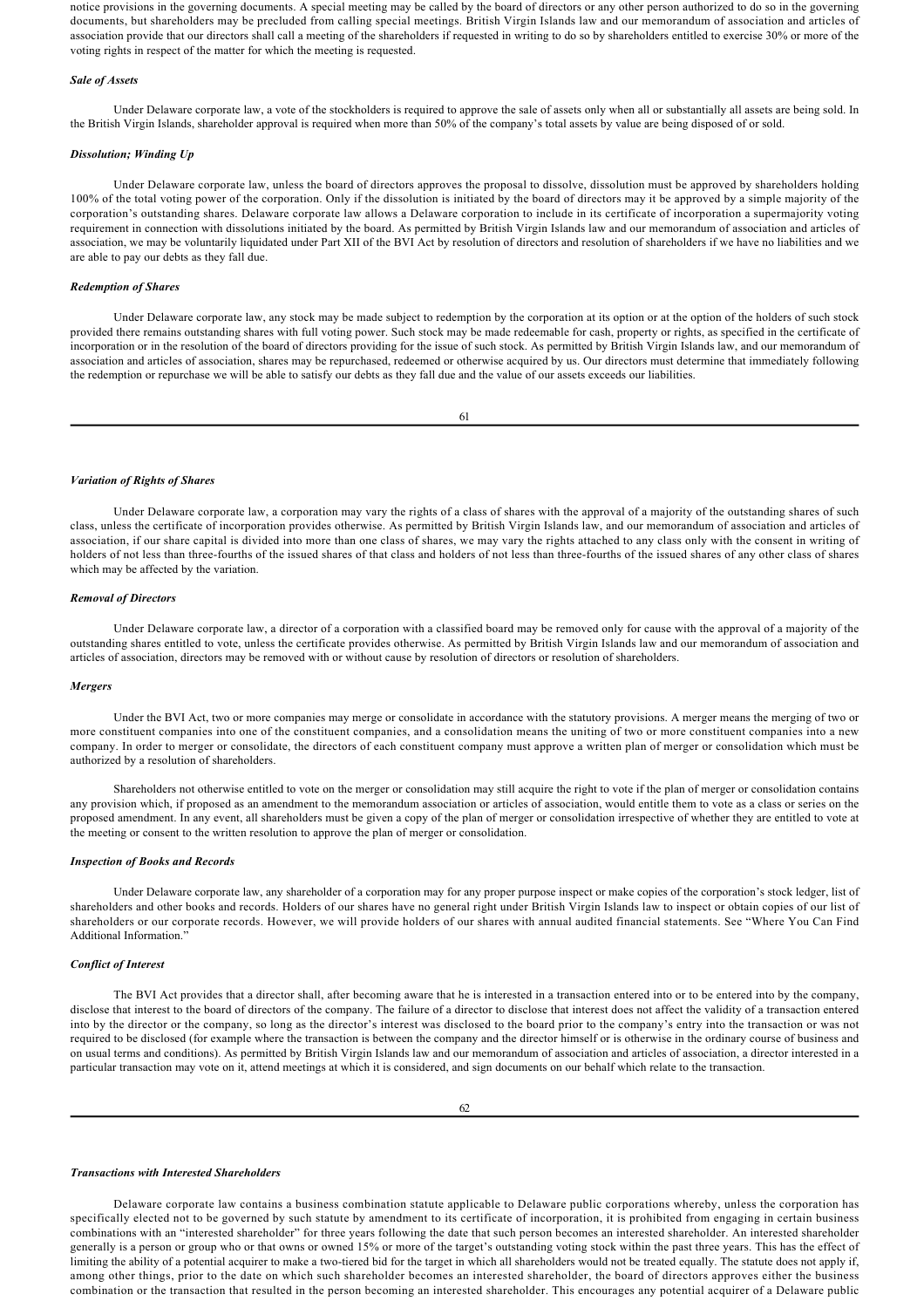notice provisions in the governing documents. A special meeting may be called by the board of directors or any other person authorized to do so in the governing documents, but shareholders may be precluded from calling special meetings. British Virgin Islands law and our memorandum of association and articles of association provide that our directors shall call a meeting of the shareholders if requested in writing to do so by shareholders entitled to exercise 30% or more of the voting rights in respect of the matter for which the meeting is requested.

***Sale of Assets***

Under Delaware corporate law, a vote of the stockholders is required to approve the sale of assets only when all or substantially all assets are being sold. In the British Virgin Islands, shareholder approval is required when more than 50% of the company's total assets by value are being disposed of or sold.

***Dissolution; Winding Up***

Under Delaware corporate law, unless the board of directors approves the proposal to dissolve, dissolution must be approved by shareholders holding 100% of the total voting power of the corporation. Only if the dissolution is initiated by the board of directors may it be approved by a simple majority of the corporation's outstanding shares. Delaware corporate law allows a Delaware corporation to include in its certificate of incorporation a supermajority voting requirement in connection with dissolutions initiated by the board. As permitted by British Virgin Islands law and our memorandum of association and articles of association, we may be voluntarily liquidated under Part XII of the BVI Act by resolution of directors and resolution of shareholders if we have no liabilities and we are able to pay our debts as they fall due.

***Redemption of Shares***

Under Delaware corporate law, any stock may be made subject to redemption by the corporation at its option or at the option of the holders of such stock provided there remains outstanding shares with full voting power. Such stock may be made redeemable for cash, property or rights, as specified in the certificate of incorporation or in the resolution of the board of directors providing for the issue of such stock. As permitted by British Virgin Islands law, and our memorandum of association and articles of association, shares may be repurchased, redeemed or otherwise acquired by us. Our directors must determine that immediately following the redemption or repurchase we will be able to satisfy our debts as they fall due and the value of our assets exceeds our liabilities.

***Variation of Rights of Shares***

Under Delaware corporate law, a corporation may vary the rights of a class of shares with the approval of a majority of the outstanding shares of such class, unless the certificate of incorporation provides otherwise. As permitted by British Virgin Islands law, and our memorandum of association and articles of association, if our share capital is divided into more than one class of shares, we may vary the rights attached to any class only with the consent in writing of holders of not less than three-fourths of the issued shares of that class and holders of not less than three-fourths of the issued shares of any other class of shares which may be affected by the variation.

***Removal of Directors***

Under Delaware corporate law, a director of a corporation with a classified board may be removed only for cause with the approval of a majority of the outstanding shares entitled to vote, unless the certificate provides otherwise. As permitted by British Virgin Islands law and our memorandum of association and articles of association, directors may be removed with or without cause by resolution of directors or resolution of shareholders.

***Mergers***

Under the BVI Act, two or more companies may merge or consolidate in accordance with the statutory provisions. A merger means the merging of two or more constituent companies into one of the constituent companies, and a consolidation means the uniting of two or more constituent companies into a new company. In order to merger or consolidate, the directors of each constituent company must approve a written plan of merger or consolidation which must be authorized by a resolution of shareholders.

Shareholders not otherwise entitled to vote on the merger or consolidation may still acquire the right to vote if the plan of merger or consolidation contains any provision which, if proposed as an amendment to the memorandum association or articles of association, would entitle them to vote as a class or series on the proposed amendment. In any event, all shareholders must be given a copy of the plan of merger or consolidation irrespective of whether they are entitled to vote at the meeting or consent to the written resolution to approve the plan of merger or consolidation.

***Inspection of Books and Records***

Under Delaware corporate law, any shareholder of a corporation may for any proper purpose inspect or make copies of the corporation's stock ledger, list of shareholders and other books and records. Holders of our shares have no general right under British Virgin Islands law to inspect or obtain copies of our list of shareholders or our corporate records. However, we will provide holders of our shares with annual audited financial statements. See "Where You Can Find Additional Information."

***Conflict of Interest***

The BVI Act provides that a director shall, after becoming aware that he is interested in a transaction entered into or to be entered into by the company, disclose that interest to the board of directors of the company. The failure of a director to disclose that interest does not affect the validity of a transaction entered into by the director or the company, so long as the director's interest was disclosed to the board prior to the company's entry into the transaction or was not required to be disclosed (for example where the transaction is between the company and the director himself or is otherwise in the ordinary course of business and on usual terms and conditions). As permitted by British Virgin Islands law and our memorandum of association and articles of association, a director interested in a particular transaction may vote on it, attend meetings at which it is considered, and sign documents on our behalf which relate to the transaction.

***Transactions with Interested Shareholders***

Delaware corporate law contains a business combination statute applicable to Delaware public corporations whereby, unless the corporation has specifically elected not to be governed by such statute by amendment to its certificate of incorporation, it is prohibited from engaging in certain business combinations with an "interested shareholder" for three years following the date that such person becomes an interested shareholder. An interested shareholder generally is a person or group who or that owns or owned 15% or more of the target's outstanding voting stock within the past three years. This has the effect of limiting the ability of a potential acquirer to make a two-tiered bid for the target in which all shareholders would not be treated equally. The statute does not apply if, among other things, prior to the date on which such shareholder becomes an interested shareholder, the board of directors approves either the business combination or the transaction that resulted in the person becoming an interested shareholder. This encourages any potential acquirer of a Delaware public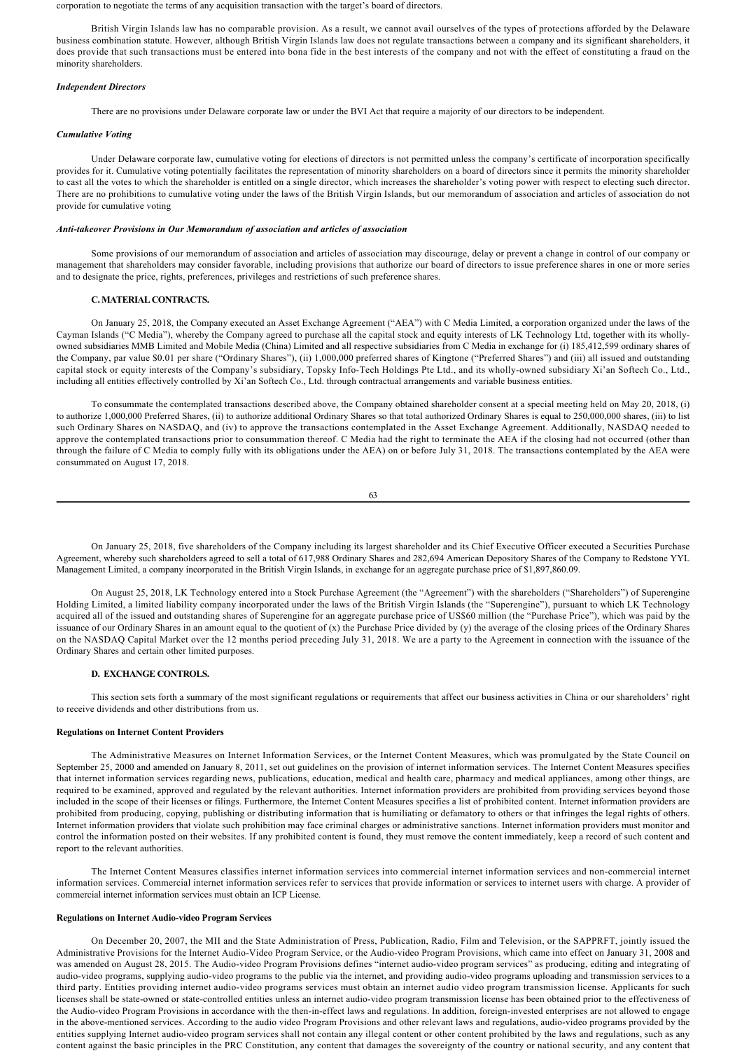corporation to negotiate the terms of any acquisition transaction with the target's board of directors.

British Virgin Islands law has no comparable provision. As a result, we cannot avail ourselves of the types of protections afforded by the Delaware business combination statute. However, although British Virgin Islands law does not regulate transactions between a company and its significant shareholders, it does provide that such transactions must be entered into bona fide in the best interests of the company and not with the effect of constituting a fraud on the minority shareholders.

***Independent Directors***

There are no provisions under Delaware corporate law or under the BVI Act that require a majority of our directors to be independent.

***Cumulative Voting***

Under Delaware corporate law, cumulative voting for elections of directors is not permitted unless the company's certificate of incorporation specifically provides for it. Cumulative voting potentially facilitates the representation of minority shareholders on a board of directors since it permits the minority shareholder to cast all the votes to which the shareholder is entitled on a single director, which increases the shareholder's voting power with respect to electing such director. There are no prohibitions to cumulative voting under the laws of the British Virgin Islands, but our memorandum of association and articles of association do not provide for cumulative voting

***Anti-takeover Provisions in Our Memorandum of association and articles of association***

Some provisions of our memorandum of association and articles of association may discourage, delay or prevent a change in control of our company or management that shareholders may consider favorable, including provisions that authorize our board of directors to issue preference shares in one or more series and to designate the price, rights, preferences, privileges and restrictions of such preference shares.

**C. MATERIAL CONTRACTS.**

On January 25, 2018, the Company executed an Asset Exchange Agreement ("AEA") with C Media Limited, a corporation organized under the laws of the Cayman Islands ("C Media"), whereby the Company agreed to purchase all the capital stock and equity interests of LK Technology Ltd, together with its wholly-owned subsidiaries MMB Limited and Mobile Media (China) Limited and all respective subsidiaries from C Media in exchange for (i) 185,412,599 ordinary shares of the Company, par value $0.01 per share ("Ordinary Shares"), (ii) 1,000,000 preferred shares of Kingtone ("Preferred Shares") and (iii) all issued and outstanding capital stock or equity interests of the Company's subsidiary, Topsky Info-Tech Holdings Pte Ltd., and its wholly-owned subsidiary Xi'an Softech Co., Ltd., including all entities effectively controlled by Xi'an Softech Co., Ltd. through contractual arrangements and variable business entities.

To consummate the contemplated transactions described above, the Company obtained shareholder consent at a special meeting held on May 20, 2018, (i) to authorize 1,000,000 Preferred Shares, (ii) to authorize additional Ordinary Shares so that total authorized Ordinary Shares is equal to 250,000,000 shares, (iii) to list such Ordinary Shares on NASDAQ, and (iv) to approve the transactions contemplated in the Asset Exchange Agreement. Additionally, NASDAQ needed to approve the contemplated transactions prior to consummation thereof. C Media had the right to terminate the AEA if the closing had not occurred (other than through the failure of C Media to comply fully with its obligations under the AEA) on or before July 31, 2018. The transactions contemplated by the AEA were consummated on August 17, 2018.

On January 25, 2018, five shareholders of the Company including its largest shareholder and its Chief Executive Officer executed a Securities Purchase Agreement, whereby such shareholders agreed to sell a total of 617,988 Ordinary Shares and 282,694 American Depository Shares of the Company to Redstone YYL Management Limited, a company incorporated in the British Virgin Islands, in exchange for an aggregate purchase price of $1,897,860.09.

On August 25, 2018, LK Technology entered into a Stock Purchase Agreement (the "Agreement") with the shareholders ("Shareholders") of Superengine Holding Limited, a limited liability company incorporated under the laws of the British Virgin Islands (the "Superengine"), pursuant to which LK Technology acquired all of the issued and outstanding shares of Superengine for an aggregate purchase price of US$60 million (the "Purchase Price"), which was paid by the issuance of our Ordinary Shares in an amount equal to the quotient of (x) the Purchase Price divided by (y) the average of the closing prices of the Ordinary Shares on the NASDAQ Capital Market over the 12 months period preceding July 31, 2018. We are a party to the Agreement in connection with the issuance of the Ordinary Shares and certain other limited purposes.

**D. EXCHANGE CONTROLS.**

This section sets forth a summary of the most significant regulations or requirements that affect our business activities in China or our shareholders' right to receive dividends and other distributions from us.

**Regulations on Internet Content Providers**

The Administrative Measures on Internet Information Services, or the Internet Content Measures, which was promulgated by the State Council on September 25, 2000 and amended on January 8, 2011, set out guidelines on the provision of internet information services. The Internet Content Measures specifies that internet information services regarding news, publications, education, medical and health care, pharmacy and medical appliances, among other things, are required to be examined, approved and regulated by the relevant authorities. Internet information providers are prohibited from providing services beyond those included in the scope of their licenses or filings. Furthermore, the Internet Content Measures specifies a list of prohibited content. Internet information providers are prohibited from producing, copying, publishing or distributing information that is humiliating or defamatory to others or that infringes the legal rights of others. Internet information providers that violate such prohibition may face criminal charges or administrative sanctions. Internet information providers must monitor and control the information posted on their websites. If any prohibited content is found, they must remove the content immediately, keep a record of such content and report to the relevant authorities.

The Internet Content Measures classifies internet information services into commercial internet information services and non-commercial internet information services. Commercial internet information services refer to services that provide information or services to internet users with charge. A provider of commercial internet information services must obtain an ICP License.

**Regulations on Internet Audio-video Program Services**

On December 20, 2007, the MII and the State Administration of Press, Publication, Radio, Film and Television, or the SAPPRFT, jointly issued the Administrative Provisions for the Internet Audio-Video Program Service, or the Audio-video Program Provisions, which came into effect on January 31, 2008 and was amended on August 28, 2015. The Audio-video Program Provisions defines "internet audio-video program services" as producing, editing and integrating of audio-video programs, supplying audio-video programs to the public via the internet, and providing audio-video programs uploading and transmission services to a third party. Entities providing internet audio-video programs services must obtain an internet audio video program transmission license. Applicants for such licenses shall be state-owned or state-controlled entities unless an internet audio-video program transmission license has been obtained prior to the effectiveness of the Audio-video Program Provisions in accordance with the then-in-effect laws and regulations. In addition, foreign-invested enterprises are not allowed to engage in the above-mentioned services. According to the audio video Program Provisions and other relevant laws and regulations, audio-video programs provided by the entities supplying Internet audio-video program services shall not contain any illegal content or other content prohibited by the laws and regulations, such as any content against the basic principles in the PRC Constitution, any content that damages the sovereignty of the country or national security, and any content that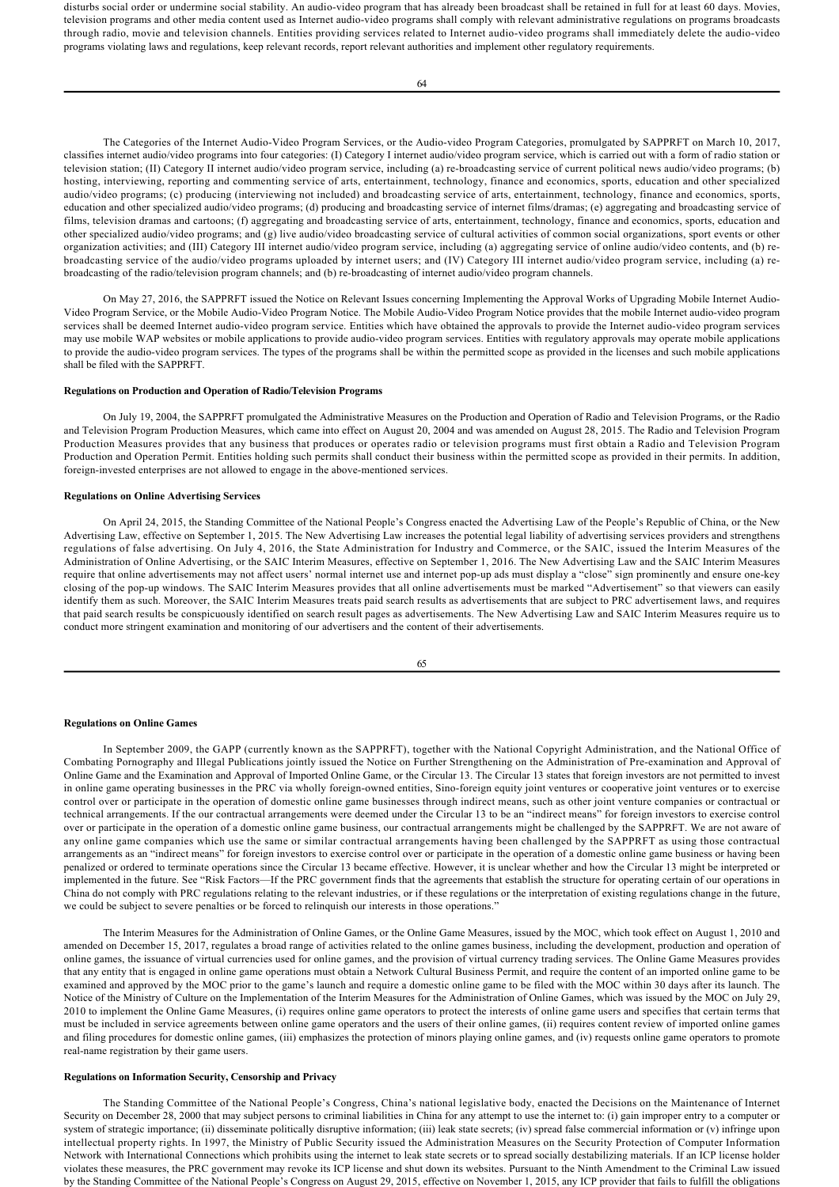disturbs social order or undermine social stability. An audio-video program that has already been broadcast shall be retained in full for at least 60 days. Movies, television programs and other media content used as Internet audio-video programs shall comply with relevant administrative regulations on programs broadcasts through radio, movie and television channels. Entities providing services related to Internet audio-video programs shall immediately delete the audio-video programs violating laws and regulations, keep relevant records, report relevant authorities and implement other regulatory requirements.

The Categories of the Internet Audio-Video Program Services, or the Audio-video Program Categories, promulgated by SAPPRFT on March 10, 2017, classifies internet audio/video programs into four categories: (I) Category I internet audio/video program service, which is carried out with a form of radio station or television station; (II) Category II internet audio/video program service, including (a) re-broadcasting service of current political news audio/video programs; (b) hosting, interviewing, reporting and commenting service of arts, entertainment, technology, finance and economics, sports, education and other specialized audio/video programs; (c) producing (interviewing not included) and broadcasting service of arts, entertainment, technology, finance and economics, sports, education and other specialized audio/video programs; (d) producing and broadcasting service of internet films/dramas; (e) aggregating and broadcasting service of films, television dramas and cartoons; (f) aggregating and broadcasting service of arts, entertainment, technology, finance and economics, sports, education and other specialized audio/video programs; and (g) live audio/video broadcasting service of cultural activities of common social organizations, sport events or other organization activities; and (III) Category III internet audio/video program service, including (a) aggregating service of online audio/video contents, and (b) re-broadcasting service of the audio/video programs uploaded by internet users; and (IV) Category III internet audio/video program service, including (a) re-broadcasting of the radio/television program channels; and (b) re-broadcasting of internet audio/video program channels.

On May 27, 2016, the SAPPRFT issued the Notice on Relevant Issues concerning Implementing the Approval Works of Upgrading Mobile Internet Audio-Video Program Service, or the Mobile Audio-Video Program Notice. The Mobile Audio-Video Program Notice provides that the mobile Internet audio-video program services shall be deemed Internet audio-video program service. Entities which have obtained the approvals to provide the Internet audio-video program services may use mobile WAP websites or mobile applications to provide audio-video program services. Entities with regulatory approvals may operate mobile applications to provide the audio-video program services. The types of the programs shall be within the permitted scope as provided in the licenses and such mobile applications shall be filed with the SAPPRFT.

**Regulations on Production and Operation of Radio/Television Programs**

On July 19, 2004, the SAPPRFT promulgated the Administrative Measures on the Production and Operation of Radio and Television Programs, or the Radio and Television Program Production Measures, which came into effect on August 20, 2004 and was amended on August 28, 2015. The Radio and Television Program Production Measures provides that any business that produces or operates radio or television programs must first obtain a Radio and Television Program Production and Operation Permit. Entities holding such permits shall conduct their business within the permitted scope as provided in their permits. In addition, foreign-invested enterprises are not allowed to engage in the above-mentioned services.

**Regulations on Online Advertising Services**

On April 24, 2015, the Standing Committee of the National People's Congress enacted the Advertising Law of the People's Republic of China, or the New Advertising Law, effective on September 1, 2015. The New Advertising Law increases the potential legal liability of advertising services providers and strengthens regulations of false advertising. On July 4, 2016, the State Administration for Industry and Commerce, or the SAIC, issued the Interim Measures of the Administration of Online Advertising, or the SAIC Interim Measures, effective on September 1, 2016. The New Advertising Law and the SAIC Interim Measures require that online advertisements may not affect users' normal internet use and internet pop-up ads must display a "close" sign prominently and ensure one-key closing of the pop-up windows. The SAIC Interim Measures provides that all online advertisements must be marked "Advertisement" so that viewers can easily identify them as such. Moreover, the SAIC Interim Measures treats paid search results as advertisements that are subject to PRC advertisement laws, and requires that paid search results be conspicuously identified on search result pages as advertisements. The New Advertising Law and SAIC Interim Measures require us to conduct more stringent examination and monitoring of our advertisers and the content of their advertisements.

**Regulations on Online Games**

In September 2009, the GAPP (currently known as the SAPPRFT), together with the National Copyright Administration, and the National Office of Combating Pornography and Illegal Publications jointly issued the Notice on Further Strengthening on the Administration of Pre-examination and Approval of Online Game and the Examination and Approval of Imported Online Game, or the Circular 13. The Circular 13 states that foreign investors are not permitted to invest in online game operating businesses in the PRC via wholly foreign-owned entities, Sino-foreign equity joint ventures or cooperative joint ventures or to exercise control over or participate in the operation of domestic online game businesses through indirect means, such as other joint venture companies or contractual or technical arrangements. If the our contractual arrangements were deemed under the Circular 13 to be an "indirect means" for foreign investors to exercise control over or participate in the operation of a domestic online game business, our contractual arrangements might be challenged by the SAPPRFT. We are not aware of any online game companies which use the same or similar contractual arrangements having been challenged by the SAPPRFT as using those contractual arrangements as an "indirect means" for foreign investors to exercise control over or participate in the operation of a domestic online game business or having been penalized or ordered to terminate operations since the Circular 13 became effective. However, it is unclear whether and how the Circular 13 might be interpreted or implemented in the future. See "Risk Factors—If the PRC government finds that the agreements that establish the structure for operating certain of our operations in China do not comply with PRC regulations relating to the relevant industries, or if these regulations or the interpretation of existing regulations change in the future, we could be subject to severe penalties or be forced to relinquish our interests in those operations."

The Interim Measures for the Administration of Online Games, or the Online Game Measures, issued by the MOC, which took effect on August 1, 2010 and amended on December 15, 2017, regulates a broad range of activities related to the online games business, including the development, production and operation of online games, the issuance of virtual currencies used for online games, and the provision of virtual currency trading services. The Online Game Measures provides that any entity that is engaged in online game operations must obtain a Network Cultural Business Permit, and require the content of an imported online game to be examined and approved by the MOC prior to the game's launch and require a domestic online game to be filed with the MOC within 30 days after its launch. The Notice of the Ministry of Culture on the Implementation of the Interim Measures for the Administration of Online Games, which was issued by the MOC on July 29, 2010 to implement the Online Game Measures, (i) requires online game operators to protect the interests of online game users and specifies that certain terms that must be included in service agreements between online game operators and the users of their online games, (ii) requires content review of imported online games and filing procedures for domestic online games, (iii) emphasizes the protection of minors playing online games, and (iv) requests online game operators to promote real-name registration by their game users.

**Regulations on Information Security, Censorship and Privacy**

The Standing Committee of the National People's Congress, China's national legislative body, enacted the Decisions on the Maintenance of Internet Security on December 28, 2000 that may subject persons to criminal liabilities in China for any attempt to use the internet to: (i) gain improper entry to a computer or system of strategic importance; (ii) disseminate politically disruptive information; (iii) leak state secrets; (iv) spread false commercial information or (v) infringe upon intellectual property rights. In 1997, the Ministry of Public Security issued the Administration Measures on the Security Protection of Computer Information Network with International Connections which prohibits using the internet to leak state secrets or to spread socially destabilizing materials. If an ICP license holder violates these measures, the PRC government may revoke its ICP license and shut down its websites. Pursuant to the Ninth Amendment to the Criminal Law issued by the Standing Committee of the National People's Congress on August 29, 2015, effective on November 1, 2015, any ICP provider that fails to fulfill the obligations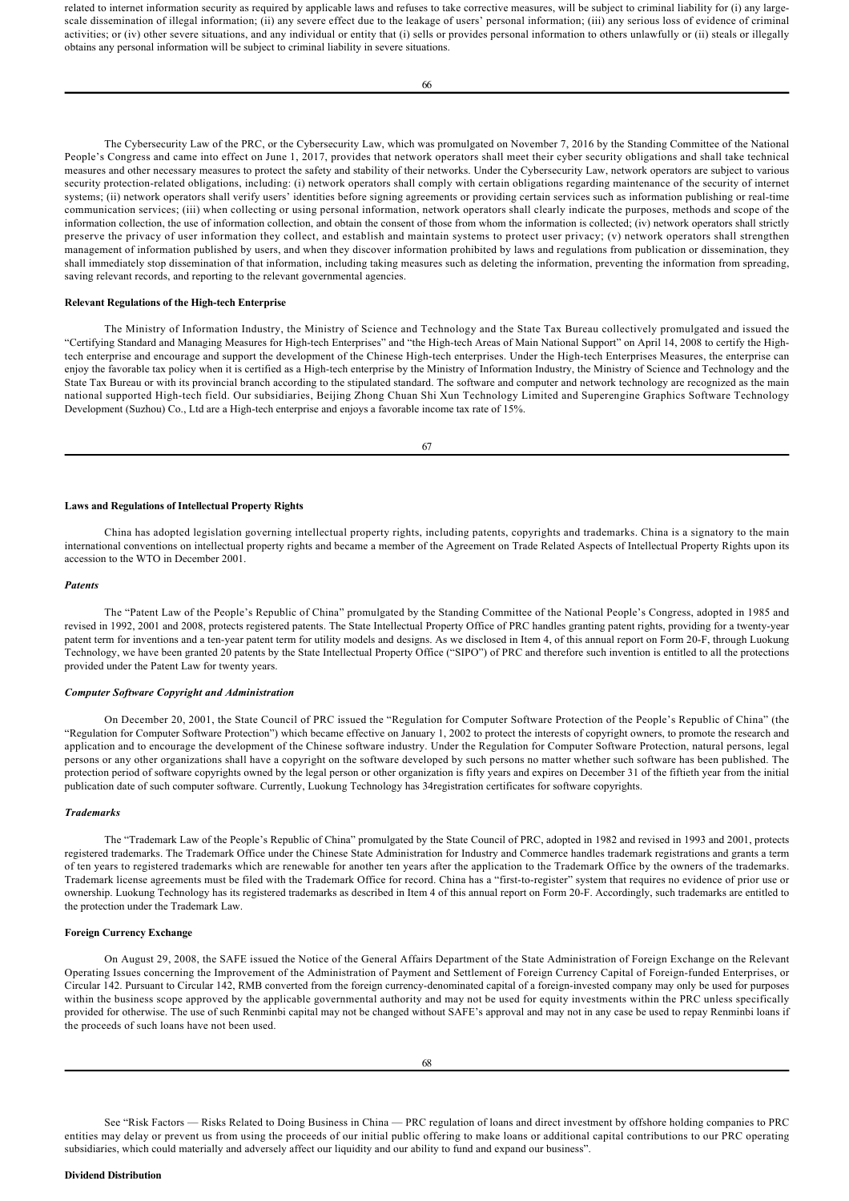related to internet information security as required by applicable laws and refuses to take corrective measures, will be subject to criminal liability for (i) any large-scale dissemination of illegal information; (ii) any severe effect due to the leakage of users' personal information; (iii) any serious loss of evidence of criminal activities; or (iv) other severe situations, and any individual or entity that (i) sells or provides personal information to others unlawfully or (ii) steals or illegally obtains any personal information will be subject to criminal liability in severe situations.

The Cybersecurity Law of the PRC, or the Cybersecurity Law, which was promulgated on November 7, 2016 by the Standing Committee of the National People's Congress and came into effect on June 1, 2017, provides that network operators shall meet their cyber security obligations and shall take technical measures and other necessary measures to protect the safety and stability of their networks. Under the Cybersecurity Law, network operators are subject to various security protection-related obligations, including: (i) network operators shall comply with certain obligations regarding maintenance of the security of internet systems; (ii) network operators shall verify users' identities before signing agreements or providing certain services such as information publishing or real-time communication services; (iii) when collecting or using personal information, network operators shall clearly indicate the purposes, methods and scope of the information collection, the use of information collection, and obtain the consent of those from whom the information is collected; (iv) network operators shall strictly preserve the privacy of user information they collect, and establish and maintain systems to protect user privacy; (v) network operators shall strengthen management of information published by users, and when they discover information prohibited by laws and regulations from publication or dissemination, they shall immediately stop dissemination of that information, including taking measures such as deleting the information, preventing the information from spreading, saving relevant records, and reporting to the relevant governmental agencies.

**Relevant Regulations of the High-tech Enterprise**

The Ministry of Information Industry, the Ministry of Science and Technology and the State Tax Bureau collectively promulgated and issued the "Certifying Standard and Managing Measures for High-tech Enterprises" and "the High-tech Areas of Main National Support" on April 14, 2008 to certify the High-tech enterprise and encourage and support the development of the Chinese High-tech enterprises. Under the High-tech Enterprises Measures, the enterprise can enjoy the favorable tax policy when it is certified as a High-tech enterprise by the Ministry of Information Industry, the Ministry of Science and Technology and the State Tax Bureau or with its provincial branch according to the stipulated standard. The software and computer and network technology are recognized as the main national supported High-tech field. Our subsidiaries, Beijing Zhong Chuan Shi Xun Technology Limited and Superengine Graphics Software Technology Development (Suzhou) Co., Ltd are a High-tech enterprise and enjoys a favorable income tax rate of 15%.

**Laws and Regulations of Intellectual Property Rights**

China has adopted legislation governing intellectual property rights, including patents, copyrights and trademarks. China is a signatory to the main international conventions on intellectual property rights and became a member of the Agreement on Trade Related Aspects of Intellectual Property Rights upon its accession to the WTO in December 2001.

***Patents***

The "Patent Law of the People's Republic of China" promulgated by the Standing Committee of the National People's Congress, adopted in 1985 and revised in 1992, 2001 and 2008, protects registered patents. The State Intellectual Property Office of PRC handles granting patent rights, providing for a twenty-year patent term for inventions and a ten-year patent term for utility models and designs. As we disclosed in Item 4, of this annual report on Form 20-F, through Luokung Technology, we have been granted 20 patents by the State Intellectual Property Office ("SIPO") of PRC and therefore such invention is entitled to all the protections provided under the Patent Law for twenty years.

***Computer Software Copyright and Administration***

On December 20, 2001, the State Council of PRC issued the "Regulation for Computer Software Protection of the People's Republic of China" (the "Regulation for Computer Software Protection") which became effective on January 1, 2002 to protect the interests of copyright owners, to promote the research and application and to encourage the development of the Chinese software industry. Under the Regulation for Computer Software Protection, natural persons, legal persons or any other organizations shall have a copyright on the software developed by such persons no matter whether such software has been published. The protection period of software copyrights owned by the legal person or other organization is fifty years and expires on December 31 of the fiftieth year from the initial publication date of such computer software. Currently, Luokung Technology has 34registration certificates for software copyrights.

***Trademarks***

The "Trademark Law of the People's Republic of China" promulgated by the State Council of PRC, adopted in 1982 and revised in 1993 and 2001, protects registered trademarks. The Trademark Office under the Chinese State Administration for Industry and Commerce handles trademark registrations and grants a term of ten years to registered trademarks which are renewable for another ten years after the application to the Trademark Office by the owners of the trademarks. Trademark license agreements must be filed with the Trademark Office for record. China has a "first-to-register" system that requires no evidence of prior use or ownership. Luokung Technology has its registered trademarks as described in Item 4 of this annual report on Form 20-F. Accordingly, such trademarks are entitled to the protection under the Trademark Law.

**Foreign Currency Exchange**

On August 29, 2008, the SAFE issued the Notice of the General Affairs Department of the State Administration of Foreign Exchange on the Relevant Operating Issues concerning the Improvement of the Administration of Payment and Settlement of Foreign Currency Capital of Foreign-funded Enterprises, or Circular 142. Pursuant to Circular 142, RMB converted from the foreign currency-denominated capital of a foreign-invested company may only be used for purposes within the business scope approved by the applicable governmental authority and may not be used for equity investments within the PRC unless specifically provided for otherwise. The use of such Renminbi capital may not be changed without SAFE's approval and may not in any case be used to repay Renminbi loans if the proceeds of such loans have not been used.

See "Risk Factors — Risks Related to Doing Business in China — PRC regulation of loans and direct investment by offshore holding companies to PRC entities may delay or prevent us from using the proceeds of our initial public offering to make loans or additional capital contributions to our PRC operating subsidiaries, which could materially and adversely affect our liquidity and our ability to fund and expand our business".

**Dividend Distribution**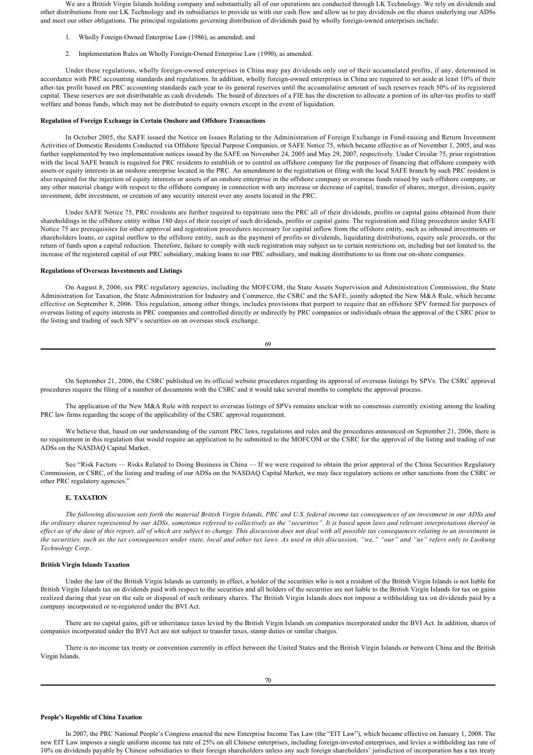We are a British Virgin Islands holding company and substantially all of our operations are conducted through LK Technology. We rely on dividends and other distributions from our LK Technology and its subsidiaries to provide us with our cash flow and allow us to pay dividends on the shares underlying our ADSs and meet our other obligations. The principal regulations governing distribution of dividends paid by wholly foreign-owned enterprises include:

1. Wholly Foreign-Owned Enterprise Law (1986), as amended; and
2. Implementation Rules on Wholly Foreign-Owned Enterprise Law (1990), as amended.

Under these regulations, wholly foreign-owned enterprises in China may pay dividends only out of their accumulated profits, if any, determined in accordance with PRC accounting standards and regulations. In addition, wholly foreign-owned enterprises in China are required to set aside at least 10% of their after-tax profit based on PRC accounting standards each year to its general reserves until the accumulative amount of such reserves reach 50% of its registered capital. These reserves are not distributable as cash dividends. The board of directors of a FIE has the discretion to allocate a portion of its after-tax profits to staff welfare and bonus funds, which may not be distributed to equity owners except in the event of liquidation.

**Regulation of Foreign Exchange in Certain Onshore and Offshore Transactions**

In October 2005, the SAFE issued the Notice on Issues Relating to the Administration of Foreign Exchange in Fund-raising and Return Investment Activities of Domestic Residents Conducted via Offshore Special Purpose Companies, or SAFE Notice 75, which became effective as of November 1, 2005, and was further supplemented by two implementation notices issued by the SAFE on November 24, 2005 and May 29, 2007, respectively. Under Circular 75, prior registration with the local SAFE branch is required for PRC residents to establish or to control an offshore company for the purposes of financing that offshore company with assets or equity interests in an onshore enterprise located in the PRC. An amendment to the registration or filing with the local SAFE branch by such PRC resident is also required for the injection of equity interests or assets of an onshore enterprise in the offshore company or overseas funds raised by such offshore company, or any other material change with respect to the offshore company in connection with any increase or decrease of capital, transfer of shares, merger, division, equity investment, debt investment, or creation of any security interest over any assets located in the PRC.

Under SAFE Notice 75, PRC residents are further required to repatriate into the PRC all of their dividends, profits or capital gains obtained from their shareholdings in the offshore entity within 180 days of their receipt of such dividends, profits or capital gains. The registration and filing procedures under SAFE Notice 75 are prerequisites for other approval and registration procedures necessary for capital inflow from the offshore entity, such as inbound investments or shareholders loans, or capital outflow to the offshore entity, such as the payment of profits or dividends, liquidating distributions, equity sale proceeds, or the return of funds upon a capital reduction. Therefore, failure to comply with such registration may subject us to certain restrictions on, including but not limited to, the increase of the registered capital of our PRC subsidiary, making loans to our PRC subsidiary, and making distributions to us from our on-shore companies.

**Regulations of Overseas Investments and Listings**

On August 8, 2006, six PRC regulatory agencies, including the MOFCOM, the State Assets Supervision and Administration Commission, the State Administration for Taxation, the State Administration for Industry and Commerce, the CSRC and the SAFE, jointly adopted the New M&A Rule, which became effective on September 8, 2006. This regulation, among other things, includes provisions that purport to require that an offshore SPV formed for purposes of overseas listing of equity interests in PRC companies and controlled directly or indirectly by PRC companies or individuals obtain the approval of the CSRC prior to the listing and trading of such SPV's securities on an overseas stock exchange.

On September 21, 2006, the CSRC published on its official website procedures regarding its approval of overseas listings by SPVs. The CSRC approval procedures require the filing of a number of documents with the CSRC and it would take several months to complete the approval process.

The application of the New M&A Rule with respect to overseas listings of SPVs remains unclear with no consensus currently existing among the leading PRC law firms regarding the scope of the applicability of the CSRC approval requirement.

We believe that, based on our understanding of the current PRC laws, regulations and rules and the procedures announced on September 21, 2006, there is no requirement in this regulation that would require an application to be submitted to the MOFCOM or the CSRC for the approval of the listing and trading of our ADSs on the NASDAQ Capital Market.

See "Risk Factors — Risks Related to Doing Business in China — If we were required to obtain the prior approval of the China Securities Regulatory Commission, or CSRC, of the listing and trading of our ADSs on the NASDAQ Capital Market, we may face regulatory actions or other sanctions from the CSRC or other PRC regulatory agencies."

## E. TAXATION

*The following discussion sets forth the material British Virgin Islands, PRC and U.S. federal income tax consequences of an investment in our ADSs and the ordinary shares represented by our ADSs, sometimes referred to collectively as the "securities". It is based upon laws and relevant interpretations thereof in effect as of the date of this report, all of which are subject to change. This discussion does not deal with all possible tax consequences relating to an investment in the securities, such as the tax consequences under state, local and other tax laws. As used in this discussion, "we," "our" and "us" refers only to Luokung Technology Corp..*

**British Virgin Islands Taxation**

Under the law of the British Virgin Islands as currently in effect, a holder of the securities who is not a resident of the British Virgin Islands is not liable for British Virgin Islands tax on dividends paid with respect to the securities and all holders of the securities are not liable to the British Virgin Islands for tax on gains realized during that year on the sale or disposal of such ordinary shares. The British Virgin Islands does not impose a withholding tax on dividends paid by a company incorporated or re-registered under the BVI Act.

There are no capital gains, gift or inheritance taxes levied by the British Virgin Islands on companies incorporated under the BVI Act. In addition, shares of companies incorporated under the BVI Act are not subject to transfer taxes, stamp duties or similar charges.

There is no income tax treaty or convention currently in effect between the United States and the British Virgin Islands or between China and the British Virgin Islands.

**People's Republic of China Taxation**

In 2007, the PRC National People's Congress enacted the new Enterprise Income Tax Law (the "EIT Law"), which became effective on January 1, 2008. The new EIT Law imposes a single uniform income tax rate of 25% on all Chinese enterprises, including foreign-invested enterprises, and levies a withholding tax rate of 10% on dividends payable by Chinese subsidiaries to their foreign shareholders unless any such foreign shareholders' jurisdiction of incorporation has a tax treaty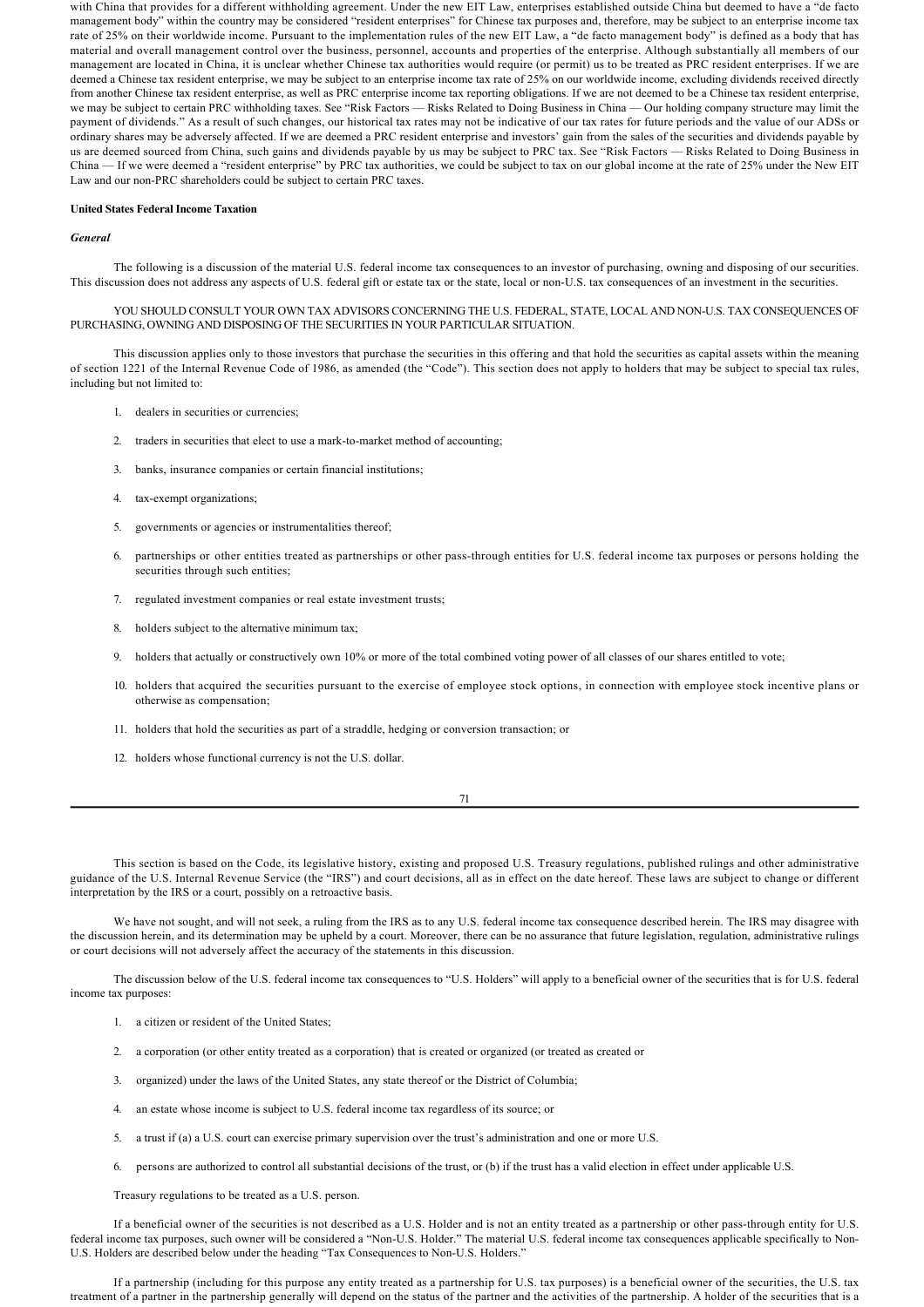with China that provides for a different withholding agreement. Under the new EIT Law, enterprises established outside China but deemed to have a "de facto management body" within the country may be considered "resident enterprises" for Chinese tax purposes and, therefore, may be subject to an enterprise income tax rate of 25% on their worldwide income. Pursuant to the implementation rules of the new EIT Law, a "de facto management body" is defined as a body that has material and overall management control over the business, personnel, accounts and properties of the enterprise. Although substantially all members of our management are located in China, it is unclear whether Chinese tax authorities would require (or permit) us to be treated as PRC resident enterprises. If we are deemed a Chinese tax resident enterprise, we may be subject to an enterprise income tax rate of 25% on our worldwide income, excluding dividends received directly from another Chinese tax resident enterprise, as well as PRC enterprise income tax reporting obligations. If we are not deemed to be a Chinese tax resident enterprise, we may be subject to certain PRC withholding taxes. See "Risk Factors — Risks Related to Doing Business in China — Our holding company structure may limit the payment of dividends." As a result of such changes, our historical tax rates may not be indicative of our tax rates for future periods and the value of our ADSs or ordinary shares may be adversely affected. If we are deemed a PRC resident enterprise and investors' gain from the sales of the securities and dividends payable by us are deemed sourced from China, such gains and dividends payable by us may be subject to PRC tax. See "Risk Factors — Risks Related to Doing Business in China — If we were deemed a "resident enterprise" by PRC tax authorities, we could be subject to tax on our global income at the rate of 25% under the New EIT Law and our non-PRC shareholders could be subject to certain PRC taxes.

**United States Federal Income Taxation**

***General***

The following is a discussion of the material U.S. federal income tax consequences to an investor of purchasing, owning and disposing of our securities. This discussion does not address any aspects of U.S. federal gift or estate tax or the state, local or non-U.S. tax consequences of an investment in the securities.

YOU SHOULD CONSULT YOUR OWN TAX ADVISORS CONCERNING THE U.S. FEDERAL, STATE, LOCAL AND NON-U.S. TAX CONSEQUENCES OF PURCHASING, OWNING AND DISPOSING OF THE SECURITIES IN YOUR PARTICULAR SITUATION.

This discussion applies only to those investors that purchase the securities in this offering and that hold the securities as capital assets within the meaning of section 1221 of the Internal Revenue Code of 1986, as amended (the "Code"). This section does not apply to holders that may be subject to special tax rules, including but not limited to:

1. dealers in securities or currencies;
2. traders in securities that elect to use a mark-to-market method of accounting;
3. banks, insurance companies or certain financial institutions;
4. tax-exempt organizations;
5. governments or agencies or instrumentalities thereof;
6. partnerships or other entities treated as partnerships or other pass-through entities for U.S. federal income tax purposes or persons holding the securities through such entities;
7. regulated investment companies or real estate investment trusts;
8. holders subject to the alternative minimum tax;
9. holders that actually or constructively own 10% or more of the total combined voting power of all classes of our shares entitled to vote;
10. holders that acquired the securities pursuant to the exercise of employee stock options, in connection with employee stock incentive plans or otherwise as compensation;
11. holders that hold the securities as part of a straddle, hedging or conversion transaction; or
12. holders whose functional currency is not the U.S. dollar.

This section is based on the Code, its legislative history, existing and proposed U.S. Treasury regulations, published rulings and other administrative guidance of the U.S. Internal Revenue Service (the "IRS") and court decisions, all as in effect on the date hereof. These laws are subject to change or different interpretation by the IRS or a court, possibly on a retroactive basis.

We have not sought, and will not seek, a ruling from the IRS as to any U.S. federal income tax consequence described herein. The IRS may disagree with the discussion herein, and its determination may be upheld by a court. Moreover, there can be no assurance that future legislation, regulation, administrative rulings or court decisions will not adversely affect the accuracy of the statements in this discussion.

The discussion below of the U.S. federal income tax consequences to "U.S. Holders" will apply to a beneficial owner of the securities that is for U.S. federal income tax purposes:

1. a citizen or resident of the United States;
2. a corporation (or other entity treated as a corporation) that is created or organized (or treated as created or
3. organized) under the laws of the United States, any state thereof or the District of Columbia;
4. an estate whose income is subject to U.S. federal income tax regardless of its source; or
5. a trust if (a) a U.S. court can exercise primary supervision over the trust's administration and one or more U.S.
6. persons are authorized to control all substantial decisions of the trust, or (b) if the trust has a valid election in effect under applicable U.S.

Treasury regulations to be treated as a U.S. person.

If a beneficial owner of the securities is not described as a U.S. Holder and is not an entity treated as a partnership or other pass-through entity for U.S. federal income tax purposes, such owner will be considered a "Non-U.S. Holder." The material U.S. federal income tax consequences applicable specifically to Non-U.S. Holders are described below under the heading "Tax Consequences to Non-U.S. Holders."

If a partnership (including for this purpose any entity treated as a partnership for U.S. tax purposes) is a beneficial owner of the securities, the U.S. tax treatment of a partner in the partnership generally will depend on the status of the partner and the activities of the partnership. A holder of the securities that is a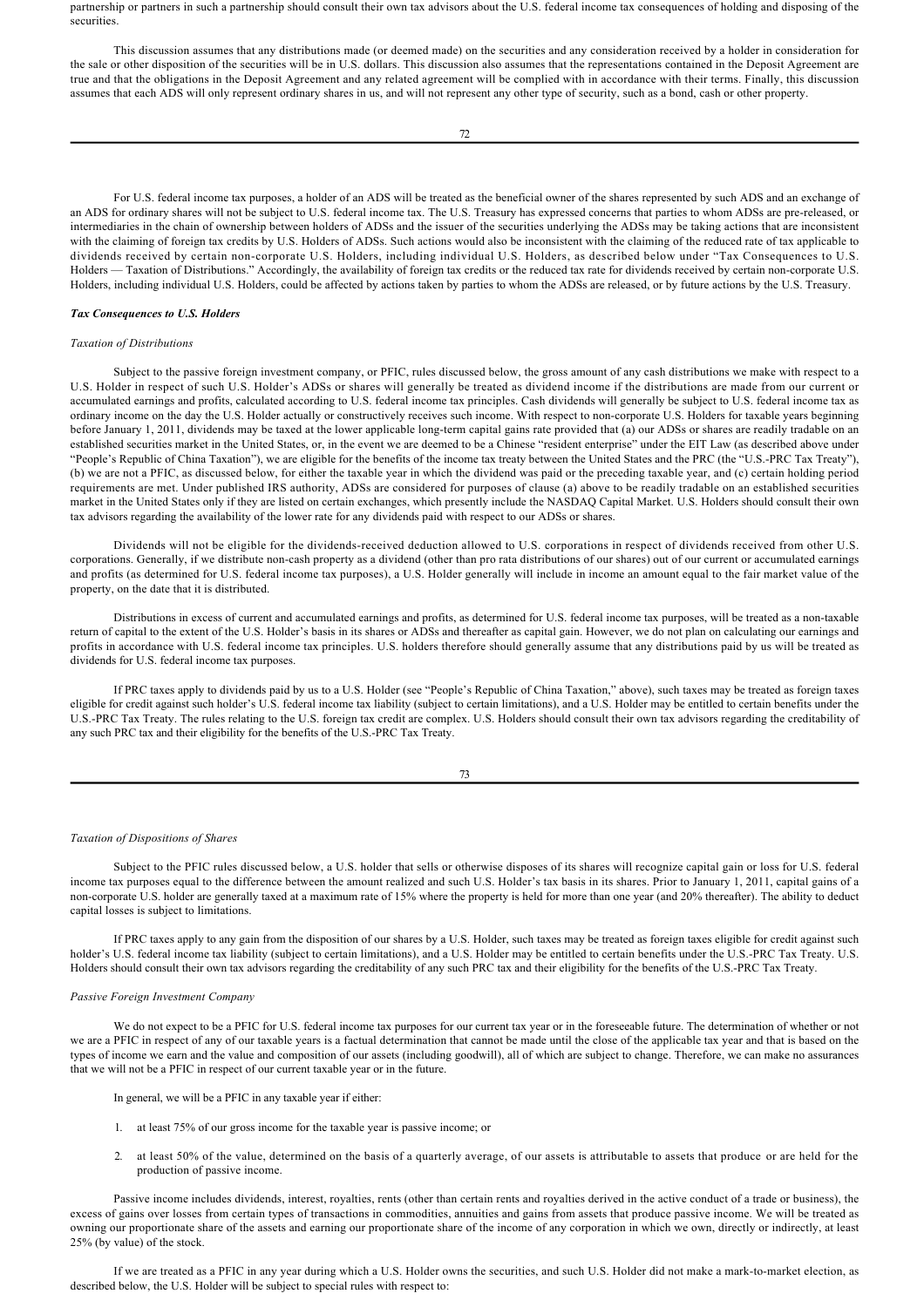partnership or partners in such a partnership should consult their own tax advisors about the U.S. federal income tax consequences of holding and disposing of the securities.

This discussion assumes that any distributions made (or deemed made) on the securities and any consideration received by a holder in consideration for the sale or other disposition of the securities will be in U.S. dollars. This discussion also assumes that the representations contained in the Deposit Agreement are true and that the obligations in the Deposit Agreement and any related agreement will be complied with in accordance with their terms. Finally, this discussion assumes that each ADS will only represent ordinary shares in us, and will not represent any other type of security, such as a bond, cash or other property.

For U.S. federal income tax purposes, a holder of an ADS will be treated as the beneficial owner of the shares represented by such ADS and an exchange of an ADS for ordinary shares will not be subject to U.S. federal income tax. The U.S. Treasury has expressed concerns that parties to whom ADSs are pre-released, or intermediaries in the chain of ownership between holders of ADSs and the issuer of the securities underlying the ADSs may be taking actions that are inconsistent with the claiming of foreign tax credits by U.S. Holders of ADSs. Such actions would also be inconsistent with the claiming of the reduced rate of tax applicable to dividends received by certain non-corporate U.S. Holders, including individual U.S. Holders, as described below under "Tax Consequences to U.S. Holders — Taxation of Distributions." Accordingly, the availability of foreign tax credits or the reduced tax rate for dividends received by certain non-corporate U.S. Holders, including individual U.S. Holders, could be affected by actions taken by parties to whom the ADSs are released, or by future actions by the U.S. Treasury.

***Tax Consequences to U.S. Holders***

*Taxation of Distributions*

Subject to the passive foreign investment company, or PFIC, rules discussed below, the gross amount of any cash distributions we make with respect to a U.S. Holder in respect of such U.S. Holder's ADSs or shares will generally be treated as dividend income if the distributions are made from our current or accumulated earnings and profits, calculated according to U.S. federal income tax principles. Cash dividends will generally be subject to U.S. federal income tax as ordinary income on the day the U.S. Holder actually or constructively receives such income. With respect to non-corporate U.S. Holders for taxable years beginning before January 1, 2011, dividends may be taxed at the lower applicable long-term capital gains rate provided that (a) our ADSs or shares are readily tradable on an established securities market in the United States, or, in the event we are deemed to be a Chinese "resident enterprise" under the EIT Law (as described above under "People's Republic of China Taxation"), we are eligible for the benefits of the income tax treaty between the United States and the PRC (the "U.S.-PRC Tax Treaty"), (b) we are not a PFIC, as discussed below, for either the taxable year in which the dividend was paid or the preceding taxable year, and (c) certain holding period requirements are met. Under published IRS authority, ADSs are considered for purposes of clause (a) above to be readily tradable on an established securities market in the United States only if they are listed on certain exchanges, which presently include the NASDAQ Capital Market. U.S. Holders should consult their own tax advisors regarding the availability of the lower rate for any dividends paid with respect to our ADSs or shares.

Dividends will not be eligible for the dividends-received deduction allowed to U.S. corporations in respect of dividends received from other U.S. corporations. Generally, if we distribute non-cash property as a dividend (other than pro rata distributions of our shares) out of our current or accumulated earnings and profits (as determined for U.S. federal income tax purposes), a U.S. Holder generally will include in income an amount equal to the fair market value of the property, on the date that it is distributed.

Distributions in excess of current and accumulated earnings and profits, as determined for U.S. federal income tax purposes, will be treated as a non-taxable return of capital to the extent of the U.S. Holder's basis in its shares or ADSs and thereafter as capital gain. However, we do not plan on calculating our earnings and profits in accordance with U.S. federal income tax principles. U.S. holders therefore should generally assume that any distributions paid by us will be treated as dividends for U.S. federal income tax purposes.

If PRC taxes apply to dividends paid by us to a U.S. Holder (see "People's Republic of China Taxation," above), such taxes may be treated as foreign taxes eligible for credit against such holder's U.S. federal income tax liability (subject to certain limitations), and a U.S. Holder may be entitled to certain benefits under the U.S.-PRC Tax Treaty. The rules relating to the U.S. foreign tax credit are complex. U.S. Holders should consult their own tax advisors regarding the creditability of any such PRC tax and their eligibility for the benefits of the U.S.-PRC Tax Treaty.

*Taxation of Dispositions of Shares*

Subject to the PFIC rules discussed below, a U.S. holder that sells or otherwise disposes of its shares will recognize capital gain or loss for U.S. federal income tax purposes equal to the difference between the amount realized and such U.S. Holder's tax basis in its shares. Prior to January 1, 2011, capital gains of a non-corporate U.S. holder are generally taxed at a maximum rate of 15% where the property is held for more than one year (and 20% thereafter). The ability to deduct capital losses is subject to limitations.

If PRC taxes apply to any gain from the disposition of our shares by a U.S. Holder, such taxes may be treated as foreign taxes eligible for credit against such holder's U.S. federal income tax liability (subject to certain limitations), and a U.S. Holder may be entitled to certain benefits under the U.S.-PRC Tax Treaty. U.S. Holders should consult their own tax advisors regarding the creditability of any such PRC tax and their eligibility for the benefits of the U.S.-PRC Tax Treaty.

*Passive Foreign Investment Company*

We do not expect to be a PFIC for U.S. federal income tax purposes for our current tax year or in the foreseeable future. The determination of whether or not we are a PFIC in respect of any of our taxable years is a factual determination that cannot be made until the close of the applicable tax year and that is based on the types of income we earn and the value and composition of our assets (including goodwill), all of which are subject to change. Therefore, we can make no assurances that we will not be a PFIC in respect of our current taxable year or in the future.

In general, we will be a PFIC in any taxable year if either:

1. at least 75% of our gross income for the taxable year is passive income; or

2. at least 50% of the value, determined on the basis of a quarterly average, of our assets is attributable to assets that produce or are held for the production of passive income.

Passive income includes dividends, interest, royalties, rents (other than certain rents and royalties derived in the active conduct of a trade or business), the excess of gains over losses from certain types of transactions in commodities, annuities and gains from assets that produce passive income. We will be treated as owning our proportionate share of the assets and earning our proportionate share of the income of any corporation in which we own, directly or indirectly, at least 25% (by value) of the stock.

If we are treated as a PFIC in any year during which a U.S. Holder owns the securities, and such U.S. Holder did not make a mark-to-market election, as described below, the U.S. Holder will be subject to special rules with respect to: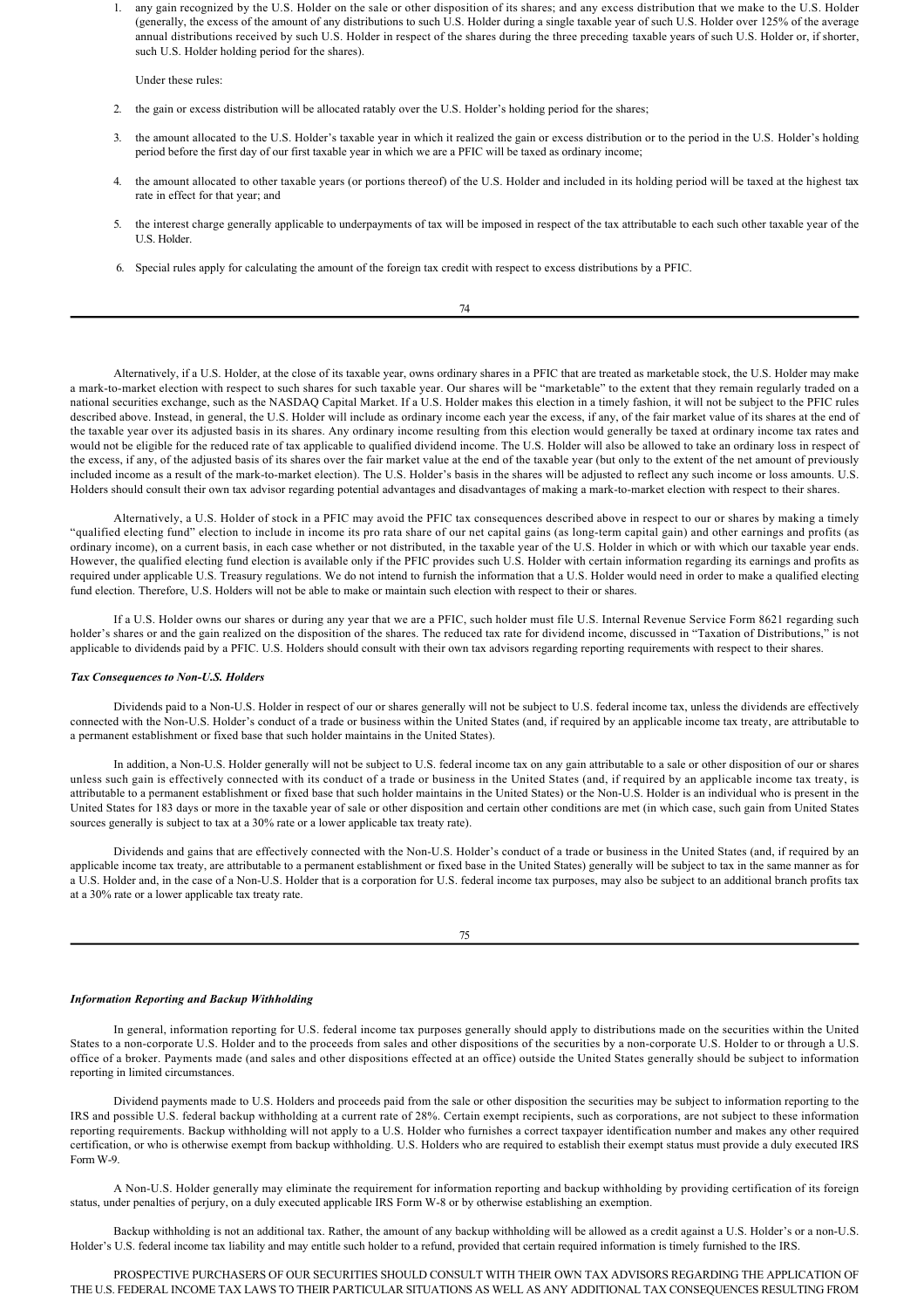1. any gain recognized by the U.S. Holder on the sale or other disposition of its shares; and any excess distribution that we make to the U.S. Holder (generally, the excess of the amount of any distributions to such U.S. Holder during a single taxable year of such U.S. Holder over 125% of the average annual distributions received by such U.S. Holder in respect of the shares during the three preceding taxable years of such U.S. Holder or, if shorter, such U.S. Holder holding period for the shares).

   Under these rules:

2. the gain or excess distribution will be allocated ratably over the U.S. Holder's holding period for the shares;

3. the amount allocated to the U.S. Holder's taxable year in which it realized the gain or excess distribution or to the period in the U.S. Holder's holding period before the first day of our first taxable year in which we are a PFIC will be taxed as ordinary income;

4. the amount allocated to other taxable years (or portions thereof) of the U.S. Holder and included in its holding period will be taxed at the highest tax rate in effect for that year; and

5. the interest charge generally applicable to underpayments of tax will be imposed in respect of the tax attributable to each such other taxable year of the U.S. Holder.

6. Special rules apply for calculating the amount of the foreign tax credit with respect to excess distributions by a PFIC.

Alternatively, if a U.S. Holder, at the close of its taxable year, owns ordinary shares in a PFIC that are treated as marketable stock, the U.S. Holder may make a mark-to-market election with respect to such shares for such taxable year. Our shares will be "marketable" to the extent that they remain regularly traded on a national securities exchange, such as the NASDAQ Capital Market. If a U.S. Holder makes this election in a timely fashion, it will not be subject to the PFIC rules described above. Instead, in general, the U.S. Holder will include as ordinary income each year the excess, if any, of the fair market value of its shares at the end of the taxable year over its adjusted basis in its shares. Any ordinary income resulting from this election would generally be taxed at ordinary income tax rates and would not be eligible for the reduced rate of tax applicable to qualified dividend income. The U.S. Holder will also be allowed to take an ordinary loss in respect of the excess, if any, of the adjusted basis of its shares over the fair market value at the end of the taxable year (but only to the extent of the net amount of previously included income as a result of the mark-to-market election). The U.S. Holder's basis in the shares will be adjusted to reflect any such income or loss amounts. U.S. Holders should consult their own tax advisor regarding potential advantages and disadvantages of making a mark-to-market election with respect to their shares.

Alternatively, a U.S. Holder of stock in a PFIC may avoid the PFIC tax consequences described above in respect to our or shares by making a timely "qualified electing fund" election to include in income its pro rata share of our net capital gains (as long-term capital gain) and other earnings and profits (as ordinary income), on a current basis, in each case whether or not distributed, in the taxable year of the U.S. Holder in which or with which our taxable year ends. However, the qualified electing fund election is available only if the PFIC provides such U.S. Holder with certain information regarding its earnings and profits as required under applicable U.S. Treasury regulations. We do not intend to furnish the information that a U.S. Holder would need in order to make a qualified electing fund election. Therefore, U.S. Holders will not be able to make or maintain such election with respect to their or shares.

If a U.S. Holder owns our shares or during any year that we are a PFIC, such holder must file U.S. Internal Revenue Service Form 8621 regarding such holder's shares or and the gain realized on the disposition of the shares. The reduced tax rate for dividend income, discussed in "Taxation of Distributions," is not applicable to dividends paid by a PFIC. U.S. Holders should consult with their own tax advisors regarding reporting requirements with respect to their shares.

***Tax Consequences to Non-U.S. Holders***

Dividends paid to a Non-U.S. Holder in respect of our or shares generally will not be subject to U.S. federal income tax, unless the dividends are effectively connected with the Non-U.S. Holder's conduct of a trade or business within the United States (and, if required by an applicable income tax treaty, are attributable to a permanent establishment or fixed base that such holder maintains in the United States).

In addition, a Non-U.S. Holder generally will not be subject to U.S. federal income tax on any gain attributable to a sale or other disposition of our or shares unless such gain is effectively connected with its conduct of a trade or business in the United States (and, if required by an applicable income tax treaty, is attributable to a permanent establishment or fixed base that such holder maintains in the United States) or the Non-U.S. Holder is an individual who is present in the United States for 183 days or more in the taxable year of sale or other disposition and certain other conditions are met (in which case, such gain from United States sources generally is subject to tax at a 30% rate or a lower applicable tax treaty rate).

Dividends and gains that are effectively connected with the Non-U.S. Holder's conduct of a trade or business in the United States (and, if required by an applicable income tax treaty, are attributable to a permanent establishment or fixed base in the United States) generally will be subject to tax in the same manner as for a U.S. Holder and, in the case of a Non-U.S. Holder that is a corporation for U.S. federal income tax purposes, may also be subject to an additional branch profits tax at a 30% rate or a lower applicable tax treaty rate.

***Information Reporting and Backup Withholding***

In general, information reporting for U.S. federal income tax purposes generally should apply to distributions made on the securities within the United States to a non-corporate U.S. Holder and to the proceeds from sales and other dispositions of the securities by a non-corporate U.S. Holder to or through a U.S. office of a broker. Payments made (and sales and other dispositions effected at an office) outside the United States generally should be subject to information reporting in limited circumstances.

Dividend payments made to U.S. Holders and proceeds paid from the sale or other disposition the securities may be subject to information reporting to the IRS and possible U.S. federal backup withholding at a current rate of 28%. Certain exempt recipients, such as corporations, are not subject to these information reporting requirements. Backup withholding will not apply to a U.S. Holder who furnishes a correct taxpayer identification number and makes any other required certification, or who is otherwise exempt from backup withholding. U.S. Holders who are required to establish their exempt status must provide a duly executed IRS Form W-9.

A Non-U.S. Holder generally may eliminate the requirement for information reporting and backup withholding by providing certification of its foreign status, under penalties of perjury, on a duly executed applicable IRS Form W-8 or by otherwise establishing an exemption.

Backup withholding is not an additional tax. Rather, the amount of any backup withholding will be allowed as a credit against a U.S. Holder's or a non-U.S. Holder's U.S. federal income tax liability and may entitle such holder to a refund, provided that certain required information is timely furnished to the IRS.

PROSPECTIVE PURCHASERS OF OUR SECURITIES SHOULD CONSULT WITH THEIR OWN TAX ADVISORS REGARDING THE APPLICATION OF THE U.S. FEDERAL INCOME TAX LAWS TO THEIR PARTICULAR SITUATIONS AS WELL AS ANY ADDITIONAL TAX CONSEQUENCES RESULTING FROM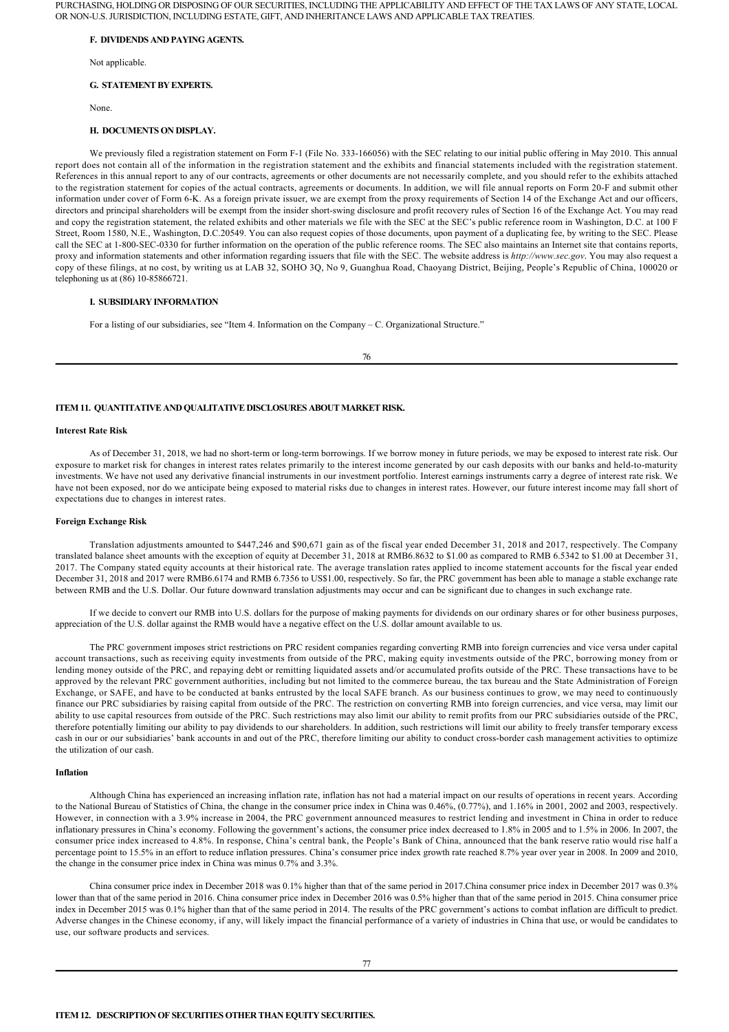PURCHASING, HOLDING OR DISPOSING OF OUR SECURITIES, INCLUDING THE APPLICABILITY AND EFFECT OF THE TAX LAWS OF ANY STATE, LOCAL OR NON-U.S. JURISDICTION, INCLUDING ESTATE, GIFT, AND INHERITANCE LAWS AND APPLICABLE TAX TREATIES.

#### F. DIVIDENDS AND PAYING AGENTS.

Not applicable.

#### G. STATEMENT BY EXPERTS.

None.

#### H. DOCUMENTS ON DISPLAY.

We previously filed a registration statement on Form F-1 (File No. 333-166056) with the SEC relating to our initial public offering in May 2010. This annual report does not contain all of the information in the registration statement and the exhibits and financial statements included with the registration statement. References in this annual report to any of our contracts, agreements or other documents are not necessarily complete, and you should refer to the exhibits attached to the registration statement for copies of the actual contracts, agreements or documents. In addition, we will file annual reports on Form 20-F and submit other information under cover of Form 6-K. As a foreign private issuer, we are exempt from the proxy requirements of Section 14 of the Exchange Act and our officers, directors and principal shareholders will be exempt from the insider short-swing disclosure and profit recovery rules of Section 16 of the Exchange Act. You may read and copy the registration statement, the related exhibits and other materials we file with the SEC at the SEC's public reference room in Washington, D.C. at 100 F Street, Room 1580, N.E., Washington, D.C.20549. You can also request copies of those documents, upon payment of a duplicating fee, by writing to the SEC. Please call the SEC at 1-800-SEC-0330 for further information on the operation of the public reference rooms. The SEC also maintains an Internet site that contains reports, proxy and information statements and other information regarding issuers that file with the SEC. The website address is *http://www.sec.gov*. You may also request a copy of these filings, at no cost, by writing us at LAB 32, SOHO 3Q, No 9, Guanghua Road, Chaoyang District, Beijing, People's Republic of China, 100020 or telephoning us at (86) 10-85866721.

#### I. SUBSIDIARY INFORMATION

For a listing of our subsidiaries, see "Item 4. Information on the Company – C. Organizational Structure."

## ITEM 11. QUANTITATIVE AND QUALITATIVE DISCLOSURES ABOUT MARKET RISK.

#### Interest Rate Risk

As of December 31, 2018, we had no short-term or long-term borrowings. If we borrow money in future periods, we may be exposed to interest rate risk. Our exposure to market risk for changes in interest rates relates primarily to the interest income generated by our cash deposits with our banks and held-to-maturity investments. We have not used any derivative financial instruments in our investment portfolio. Interest earnings instruments carry a degree of interest rate risk. We have not been exposed, nor do we anticipate being exposed to material risks due to changes in interest rates. However, our future interest income may fall short of expectations due to changes in interest rates.

#### Foreign Exchange Risk

Translation adjustments amounted to $447,246 and $90,671 gain as of the fiscal year ended December 31, 2018 and 2017, respectively. The Company translated balance sheet amounts with the exception of equity at December 31, 2018 at RMB6.8632 to $1.00 as compared to RMB 6.5342 to $1.00 at December 31, 2017. The Company stated equity accounts at their historical rate. The average translation rates applied to income statement accounts for the fiscal year ended December 31, 2018 and 2017 were RMB6.6174 and RMB 6.7356 to US$1.00, respectively. So far, the PRC government has been able to manage a stable exchange rate between RMB and the U.S. Dollar. Our future downward translation adjustments may occur and can be significant due to changes in such exchange rate.

If we decide to convert our RMB into U.S. dollars for the purpose of making payments for dividends on our ordinary shares or for other business purposes, appreciation of the U.S. dollar against the RMB would have a negative effect on the U.S. dollar amount available to us.

The PRC government imposes strict restrictions on PRC resident companies regarding converting RMB into foreign currencies and vice versa under capital account transactions, such as receiving equity investments from outside of the PRC, making equity investments outside of the PRC, borrowing money from or lending money outside of the PRC, and repaying debt or remitting liquidated assets and/or accumulated profits outside of the PRC. These transactions have to be approved by the relevant PRC government authorities, including but not limited to the commerce bureau, the tax bureau and the State Administration of Foreign Exchange, or SAFE, and have to be conducted at banks entrusted by the local SAFE branch. As our business continues to grow, we may need to continuously finance our PRC subsidiaries by raising capital from outside of the PRC. The restriction on converting RMB into foreign currencies, and vice versa, may limit our ability to use capital resources from outside of the PRC. Such restrictions may also limit our ability to remit profits from our PRC subsidiaries outside of the PRC, therefore potentially limiting our ability to pay dividends to our shareholders. In addition, such restrictions will limit our ability to freely transfer temporary excess cash in our or our subsidiaries' bank accounts in and out of the PRC, therefore limiting our ability to conduct cross-border cash management activities to optimize the utilization of our cash.

#### Inflation

Although China has experienced an increasing inflation rate, inflation has not had a material impact on our results of operations in recent years. According to the National Bureau of Statistics of China, the change in the consumer price index in China was 0.46%, (0.77%), and 1.16% in 2001, 2002 and 2003, respectively. However, in connection with a 3.9% increase in 2004, the PRC government announced measures to restrict lending and investment in China in order to reduce inflationary pressures in China's economy. Following the government's actions, the consumer price index decreased to 1.8% in 2005 and to 1.5% in 2006. In 2007, the consumer price index increased to 4.8%. In response, China's central bank, the People's Bank of China, announced that the bank reserve ratio would rise half a percentage point to 15.5% in an effort to reduce inflation pressures. China's consumer price index growth rate reached 8.7% year over year in 2008. In 2009 and 2010, the change in the consumer price index in China was minus 0.7% and 3.3%.

China consumer price index in December 2018 was 0.1% higher than that of the same period in 2017.China consumer price index in December 2017 was 0.3% lower than that of the same period in 2016. China consumer price index in December 2016 was 0.5% higher than that of the same period in 2015. China consumer price index in December 2015 was 0.1% higher than that of the same period in 2014. The results of the PRC government's actions to combat inflation are difficult to predict. Adverse changes in the Chinese economy, if any, will likely impact the financial performance of a variety of industries in China that use, or would be candidates to use, our software products and services.

## ITEM 12. DESCRIPTION OF SECURITIES OTHER THAN EQUITY SECURITIES.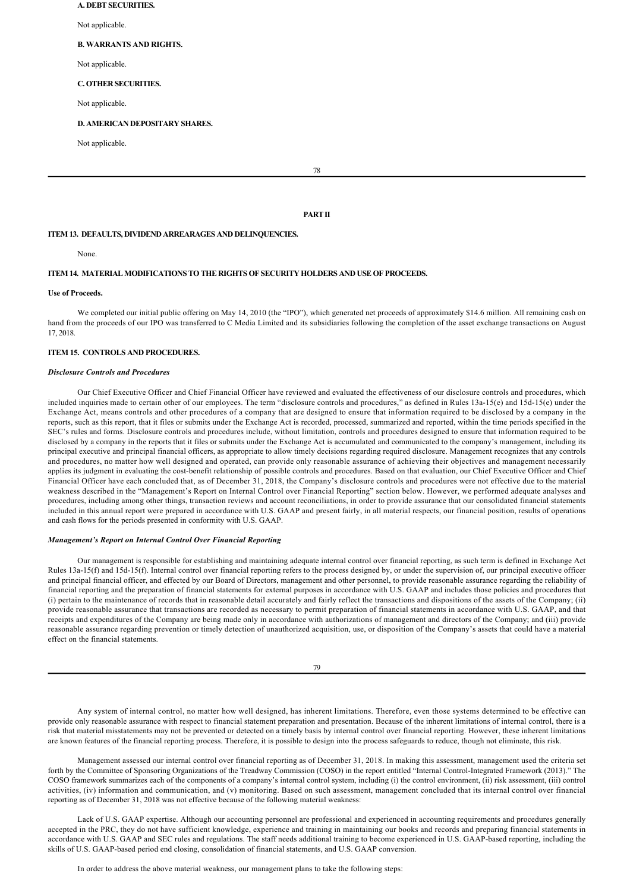**A. DEBT SECURITIES.**

Not applicable.

**B. WARRANTS AND RIGHTS.**

Not applicable.

**C. OTHER SECURITIES.**

Not applicable.

**D. AMERICAN DEPOSITARY SHARES.**

Not applicable.

## PART II

### ITEM 13. DEFAULTS, DIVIDEND ARREARAGES AND DELINQUENCIES.

None.

### ITEM 14. MATERIAL MODIFICATIONS TO THE RIGHTS OF SECURITY HOLDERS AND USE OF PROCEEDS.

**Use of Proceeds.**

We completed our initial public offering on May 14, 2010 (the "IPO"), which generated net proceeds of approximately $14.6 million. All remaining cash on hand from the proceeds of our IPO was transferred to C Media Limited and its subsidiaries following the completion of the asset exchange transactions on August 17, 2018.

### ITEM 15. CONTROLS AND PROCEDURES.

***Disclosure Controls and Procedures***

Our Chief Executive Officer and Chief Financial Officer have reviewed and evaluated the effectiveness of our disclosure controls and procedures, which included inquiries made to certain other of our employees. The term "disclosure controls and procedures," as defined in Rules 13a-15(e) and 15d-15(e) under the Exchange Act, means controls and other procedures of a company that are designed to ensure that information required to be disclosed by a company in the reports, such as this report, that it files or submits under the Exchange Act is recorded, processed, summarized and reported, within the time periods specified in the SEC's rules and forms. Disclosure controls and procedures include, without limitation, controls and procedures designed to ensure that information required to be disclosed by a company in the reports that it files or submits under the Exchange Act is accumulated and communicated to the company's management, including its principal executive and principal financial officers, as appropriate to allow timely decisions regarding required disclosure. Management recognizes that any controls and procedures, no matter how well designed and operated, can provide only reasonable assurance of achieving their objectives and management necessarily applies its judgment in evaluating the cost-benefit relationship of possible controls and procedures. Based on that evaluation, our Chief Executive Officer and Chief Financial Officer have each concluded that, as of December 31, 2018, the Company's disclosure controls and procedures were not effective due to the material weakness described in the "Management's Report on Internal Control over Financial Reporting" section below. However, we performed adequate analyses and procedures, including among other things, transaction reviews and account reconciliations, in order to provide assurance that our consolidated financial statements included in this annual report were prepared in accordance with U.S. GAAP and present fairly, in all material respects, our financial position, results of operations and cash flows for the periods presented in conformity with U.S. GAAP.

***Management's Report on Internal Control Over Financial Reporting***

Our management is responsible for establishing and maintaining adequate internal control over financial reporting, as such term is defined in Exchange Act Rules 13a-15(f) and 15d-15(f). Internal control over financial reporting refers to the process designed by, or under the supervision of, our principal executive officer and principal financial officer, and effected by our Board of Directors, management and other personnel, to provide reasonable assurance regarding the reliability of financial reporting and the preparation of financial statements for external purposes in accordance with U.S. GAAP and includes those policies and procedures that (i) pertain to the maintenance of records that in reasonable detail accurately and fairly reflect the transactions and dispositions of the assets of the Company; (ii) provide reasonable assurance that transactions are recorded as necessary to permit preparation of financial statements in accordance with U.S. GAAP, and that receipts and expenditures of the Company are being made only in accordance with authorizations of management and directors of the Company; and (iii) provide reasonable assurance regarding prevention or timely detection of unauthorized acquisition, use, or disposition of the Company's assets that could have a material effect on the financial statements.

Any system of internal control, no matter how well designed, has inherent limitations. Therefore, even those systems determined to be effective can provide only reasonable assurance with respect to financial statement preparation and presentation. Because of the inherent limitations of internal control, there is a risk that material misstatements may not be prevented or detected on a timely basis by internal control over financial reporting. However, these inherent limitations are known features of the financial reporting process. Therefore, it is possible to design into the process safeguards to reduce, though not eliminate, this risk.

Management assessed our internal control over financial reporting as of December 31, 2018. In making this assessment, management used the criteria set forth by the Committee of Sponsoring Organizations of the Treadway Commission (COSO) in the report entitled "Internal Control-Integrated Framework (2013)." The COSO framework summarizes each of the components of a company's internal control system, including (i) the control environment, (ii) risk assessment, (iii) control activities, (iv) information and communication, and (v) monitoring. Based on such assessment, management concluded that its internal control over financial reporting as of December 31, 2018 was not effective because of the following material weakness:

Lack of U.S. GAAP expertise. Although our accounting personnel are professional and experienced in accounting requirements and procedures generally accepted in the PRC, they do not have sufficient knowledge, experience and training in maintaining our books and records and preparing financial statements in accordance with U.S. GAAP and SEC rules and regulations. The staff needs additional training to become experienced in U.S. GAAP-based reporting, including the skills of U.S. GAAP-based period end closing, consolidation of financial statements, and U.S. GAAP conversion.

In order to address the above material weakness, our management plans to take the following steps: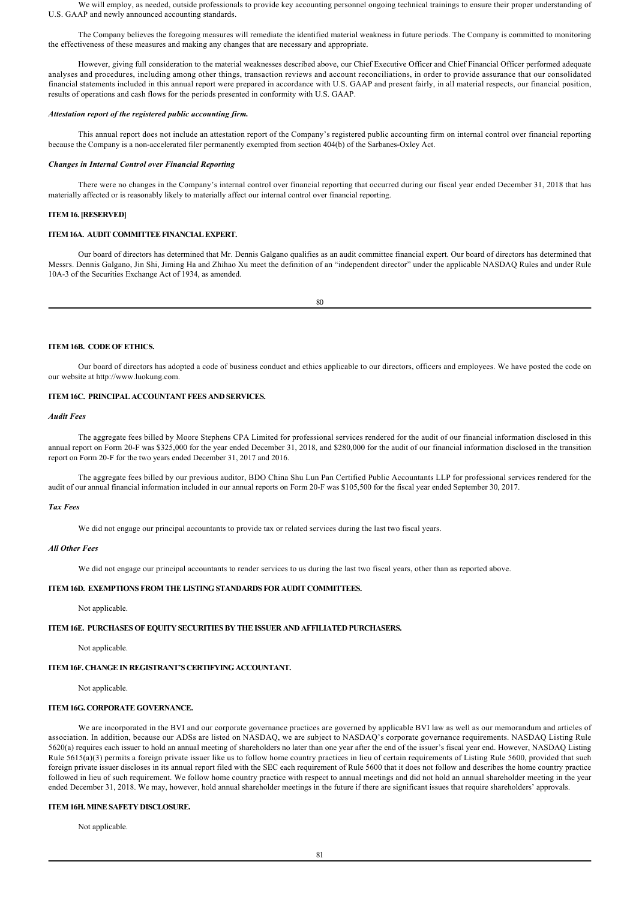We will employ, as needed, outside professionals to provide key accounting personnel ongoing technical trainings to ensure their proper understanding of U.S. GAAP and newly announced accounting standards.

The Company believes the foregoing measures will remediate the identified material weakness in future periods. The Company is committed to monitoring the effectiveness of these measures and making any changes that are necessary and appropriate.

However, giving full consideration to the material weaknesses described above, our Chief Executive Officer and Chief Financial Officer performed adequate analyses and procedures, including among other things, transaction reviews and account reconciliations, in order to provide assurance that our consolidated financial statements included in this annual report were prepared in accordance with U.S. GAAP and present fairly, in all material respects, our financial position, results of operations and cash flows for the periods presented in conformity with U.S. GAAP.

***Attestation report of the registered public accounting firm.***

This annual report does not include an attestation report of the Company's registered public accounting firm on internal control over financial reporting because the Company is a non-accelerated filer permanently exempted from section 404(b) of the Sarbanes-Oxley Act.

***Changes in Internal Control over Financial Reporting***

There were no changes in the Company's internal control over financial reporting that occurred during our fiscal year ended December 31, 2018 that has materially affected or is reasonably likely to materially affect our internal control over financial reporting.

### ITEM 16. [RESERVED]

### ITEM 16A. AUDIT COMMITTEE FINANCIAL EXPERT.

Our board of directors has determined that Mr. Dennis Galgano qualifies as an audit committee financial expert. Our board of directors has determined that Messrs. Dennis Galgano, Jin Shi, Jiming Ha and Zhihao Xu meet the definition of an "independent director" under the applicable NASDAQ Rules and under Rule 10A-3 of the Securities Exchange Act of 1934, as amended.

### ITEM 16B. CODE OF ETHICS.

Our board of directors has adopted a code of business conduct and ethics applicable to our directors, officers and employees. We have posted the code on our website at http://www.luokung.com.

### ITEM 16C. PRINCIPAL ACCOUNTANT FEES AND SERVICES.

***Audit Fees***

The aggregate fees billed by Moore Stephens CPA Limited for professional services rendered for the audit of our financial information disclosed in this annual report on Form 20-F was $325,000 for the year ended December 31, 2018, and $280,000 for the audit of our financial information disclosed in the transition report on Form 20-F for the two years ended December 31, 2017 and 2016.

The aggregate fees billed by our previous auditor, BDO China Shu Lun Pan Certified Public Accountants LLP for professional services rendered for the audit of our annual financial information included in our annual reports on Form 20-F was $105,500 for the fiscal year ended September 30, 2017.

***Tax Fees***

We did not engage our principal accountants to provide tax or related services during the last two fiscal years.

***All Other Fees***

We did not engage our principal accountants to render services to us during the last two fiscal years, other than as reported above.

### ITEM 16D. EXEMPTIONS FROM THE LISTING STANDARDS FOR AUDIT COMMITTEES.

Not applicable.

### ITEM 16E. PURCHASES OF EQUITY SECURITIES BY THE ISSUER AND AFFILIATED PURCHASERS.

Not applicable.

### ITEM 16F. CHANGE IN REGISTRANT'S CERTIFYING ACCOUNTANT.

Not applicable.

### ITEM 16G. CORPORATE GOVERNANCE.

We are incorporated in the BVI and our corporate governance practices are governed by applicable BVI law as well as our memorandum and articles of association. In addition, because our ADSs are listed on NASDAQ, we are subject to NASDAQ's corporate governance requirements. NASDAQ Listing Rule 5620(a) requires each issuer to hold an annual meeting of shareholders no later than one year after the end of the issuer's fiscal year end. However, NASDAQ Listing Rule 5615(a)(3) permits a foreign private issuer like us to follow home country practices in lieu of certain requirements of Listing Rule 5600, provided that such foreign private issuer discloses in its annual report filed with the SEC each requirement of Rule 5600 that it does not follow and describes the home country practice followed in lieu of such requirement. We follow home country practice with respect to annual meetings and did not hold an annual shareholder meeting in the year ended December 31, 2018. We may, however, hold annual shareholder meetings in the future if there are significant issues that require shareholders' approvals.

### ITEM 16H. MINE SAFETY DISCLOSURE.

Not applicable.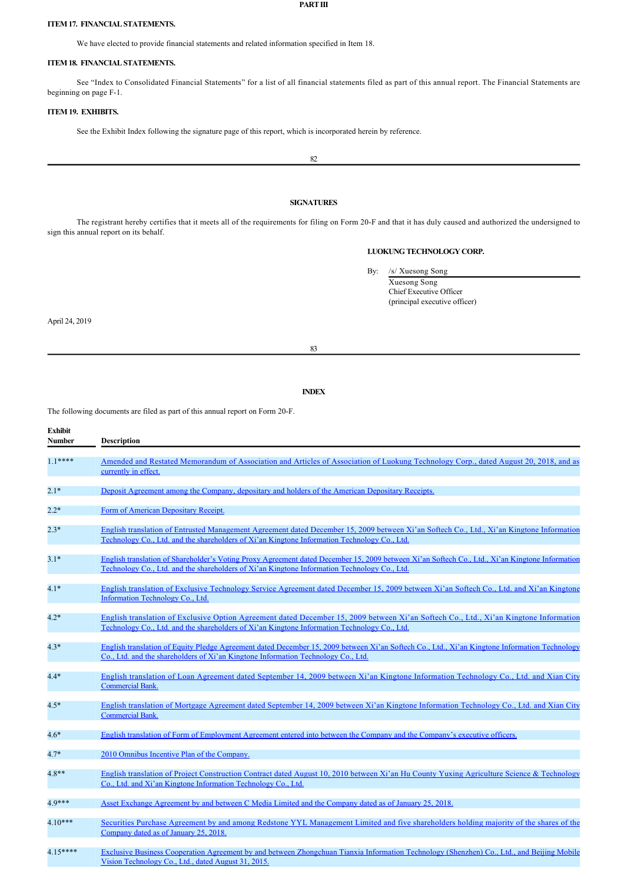# PART III

## ITEM 17. FINANCIAL STATEMENTS.

We have elected to provide financial statements and related information specified in Item 18.

## ITEM 18. FINANCIAL STATEMENTS.

See "Index to Consolidated Financial Statements" for a list of all financial statements filed as part of this annual report. The Financial Statements are beginning on page F-1.

## ITEM 19. EXHIBITS.

See the Exhibit Index following the signature page of this report, which is incorporated herein by reference.

## SIGNATURES

The registrant hereby certifies that it meets all of the requirements for filing on Form 20-F and that it has duly caused and authorized the undersigned to sign this annual report on its behalf.

**LUOKUNG TECHNOLOGY CORP.**

By: /s/ Xuesong Song
Xuesong Song
Chief Executive Officer
(principal executive officer)

April 24, 2019

## INDEX

The following documents are filed as part of this annual report on Form 20-F.

| Exhibit Number | Description |
|---|---|
| 1.1**** | Amended and Restated Memorandum of Association and Articles of Association of Luokung Technology Corp., dated August 20, 2018, and as currently in effect. |
| 2.1* | Deposit Agreement among the Company, depositary and holders of the American Depositary Receipts. |
| 2.2* | Form of American Depositary Receipt. |
| 2.3* | English translation of Entrusted Management Agreement dated December 15, 2009 between Xi'an Softech Co., Ltd., Xi'an Kingtone Information Technology Co., Ltd. and the shareholders of Xi'an Kingtone Information Technology Co., Ltd. |
| 3.1* | English translation of Shareholder's Voting Proxy Agreement dated December 15, 2009 between Xi'an Softech Co., Ltd., Xi'an Kingtone Information Technology Co., Ltd. and the shareholders of Xi'an Kingtone Information Technology Co., Ltd. |
| 4.1* | English translation of Exclusive Technology Service Agreement dated December 15, 2009 between Xi'an Softech Co., Ltd. and Xi'an Kingtone Information Technology Co., Ltd. |
| 4.2* | English translation of Exclusive Option Agreement dated December 15, 2009 between Xi'an Softech Co., Ltd., Xi'an Kingtone Information Technology Co., Ltd. and the shareholders of Xi'an Kingtone Information Technology Co., Ltd. |
| 4.3* | English translation of Equity Pledge Agreement dated December 15, 2009 between Xi'an Softech Co., Ltd., Xi'an Kingtone Information Technology Co., Ltd. and the shareholders of Xi'an Kingtone Information Technology Co., Ltd. |
| 4.4* | English translation of Loan Agreement dated September 14, 2009 between Xi'an Kingtone Information Technology Co., Ltd. and Xian City Commercial Bank. |
| 4.5* | English translation of Mortgage Agreement dated September 14, 2009 between Xi'an Kingtone Information Technology Co., Ltd. and Xian City Commercial Bank. |
| 4.6* | English translation of Form of Employment Agreement entered into between the Company and the Company's executive officers. |
| 4.7* | 2010 Omnibus Incentive Plan of the Company. |
| 4.8** | English translation of Project Construction Contract dated August 10, 2010 between Xi'an Hu County Yuxing Agriculture Science & Technology Co., Ltd. and Xi'an Kingtone Information Technology Co., Ltd. |
| 4.9*** | Asset Exchange Agreement by and between C Media Limited and the Company dated as of January 25, 2018. |
| 4.10*** | Securities Purchase Agreement by and among Redstone YYL Management Limited and five shareholders holding majority of the shares of the Company dated as of January 25, 2018. |
| 4.15**** | Exclusive Business Cooperation Agreement by and between Zhongchuan Tianxia Information Technology (Shenzhen) Co., Ltd., and Beijing Mobile Vision Technology Co., Ltd., dated August 31, 2015. |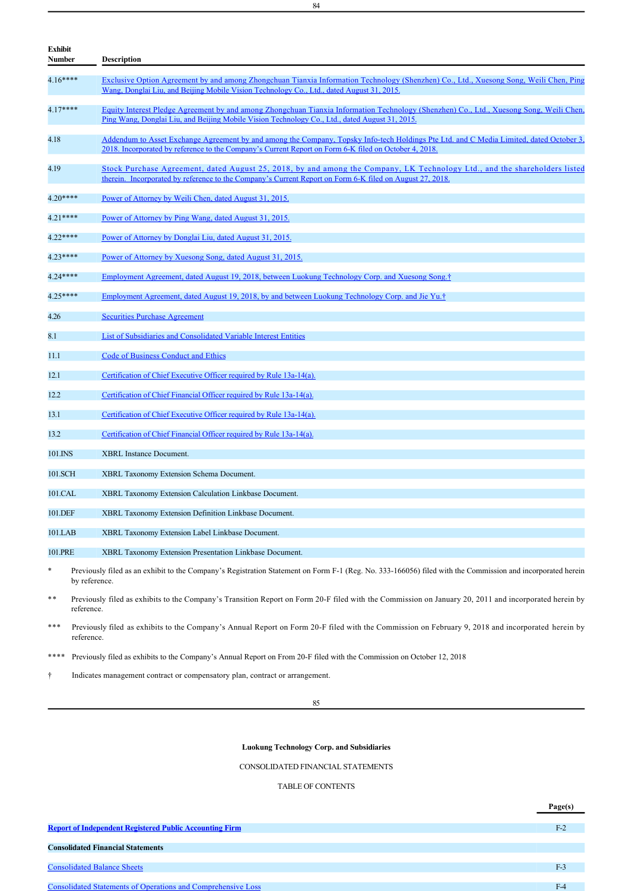| Exhibit Number | Description |
|---|---|
| 4.16**** | Exclusive Option Agreement by and among Zhongchuan Tianxia Information Technology (Shenzhen) Co., Ltd., Xuesong Song, Weili Chen, Ping Wang, Donglai Liu, and Beijing Mobile Vision Technology Co., Ltd., dated August 31, 2015. |
| 4.17**** | Equity Interest Pledge Agreement by and among Zhongchuan Tianxia Information Technology (Shenzhen) Co., Ltd., Xuesong Song, Weili Chen, Ping Wang, Donglai Liu, and Beijing Mobile Vision Technology Co., Ltd., dated August 31, 2015. |
| 4.18 | Addendum to Asset Exchange Agreement by and among the Company, Topsky Info-tech Holdings Pte Ltd. and C Media Limited, dated October 3, 2018. Incorporated by reference to the Company's Current Report on Form 6-K filed on October 4, 2018. |
| 4.19 | Stock Purchase Agreement, dated August 25, 2018, by and among the Company, LK Technology Ltd., and the shareholders listed therein. Incorporated by reference to the Company's Current Report on Form 6-K filed on August 27, 2018. |
| 4.20**** | Power of Attorney by Weili Chen, dated August 31, 2015. |
| 4.21**** | Power of Attorney by Ping Wang, dated August 31, 2015. |
| 4.22**** | Power of Attorney by Donglai Liu, dated August 31, 2015. |
| 4.23**** | Power of Attorney by Xuesong Song, dated August 31, 2015. |
| 4.24**** | Employment Agreement, dated August 19, 2018, between Luokung Technology Corp. and Xuesong Song.† |
| 4.25**** | Employment Agreement, dated August 19, 2018, by and between Luokung Technology Corp. and Jie Yu.† |
| 4.26 | Securities Purchase Agreement |
| 8.1 | List of Subsidiaries and Consolidated Variable Interest Entities |
| 11.1 | Code of Business Conduct and Ethics |
| 12.1 | Certification of Chief Executive Officer required by Rule 13a-14(a). |
| 12.2 | Certification of Chief Financial Officer required by Rule 13a-14(a). |
| 13.1 | Certification of Chief Executive Officer required by Rule 13a-14(a). |
| 13.2 | Certification of Chief Financial Officer required by Rule 13a-14(a). |
| 101.INS | XBRL Instance Document. |
| 101.SCH | XBRL Taxonomy Extension Schema Document. |
| 101.CAL | XBRL Taxonomy Extension Calculation Linkbase Document. |
| 101.DEF | XBRL Taxonomy Extension Definition Linkbase Document. |
| 101.LAB | XBRL Taxonomy Extension Label Linkbase Document. |
| 101.PRE | XBRL Taxonomy Extension Presentation Linkbase Document. |

\* Previously filed as an exhibit to the Company's Registration Statement on Form F-1 (Reg. No. 333-166056) filed with the Commission and incorporated herein by reference.

\** Previously filed as exhibits to the Company's Transition Report on Form 20-F filed with the Commission on January 20, 2011 and incorporated herein by reference.

\*** Previously filed as exhibits to the Company's Annual Report on Form 20-F filed with the Commission on February 9, 2018 and incorporated herein by reference.

\**** Previously filed as exhibits to the Company's Annual Report on From 20-F filed with the Commission on October 12, 2018

† Indicates management contract or compensatory plan, contract or arrangement.

**Luokung Technology Corp. and Subsidiaries**

CONSOLIDATED FINANCIAL STATEMENTS

TABLE OF CONTENTS

| | Page(s) |
|---|---|
| **Report of Independent Registered Public Accounting Firm** | F-2 |
| **Consolidated Financial Statements** | |
| Consolidated Balance Sheets | F-3 |
| Consolidated Statements of Operations and Comprehensive Loss | F-4 |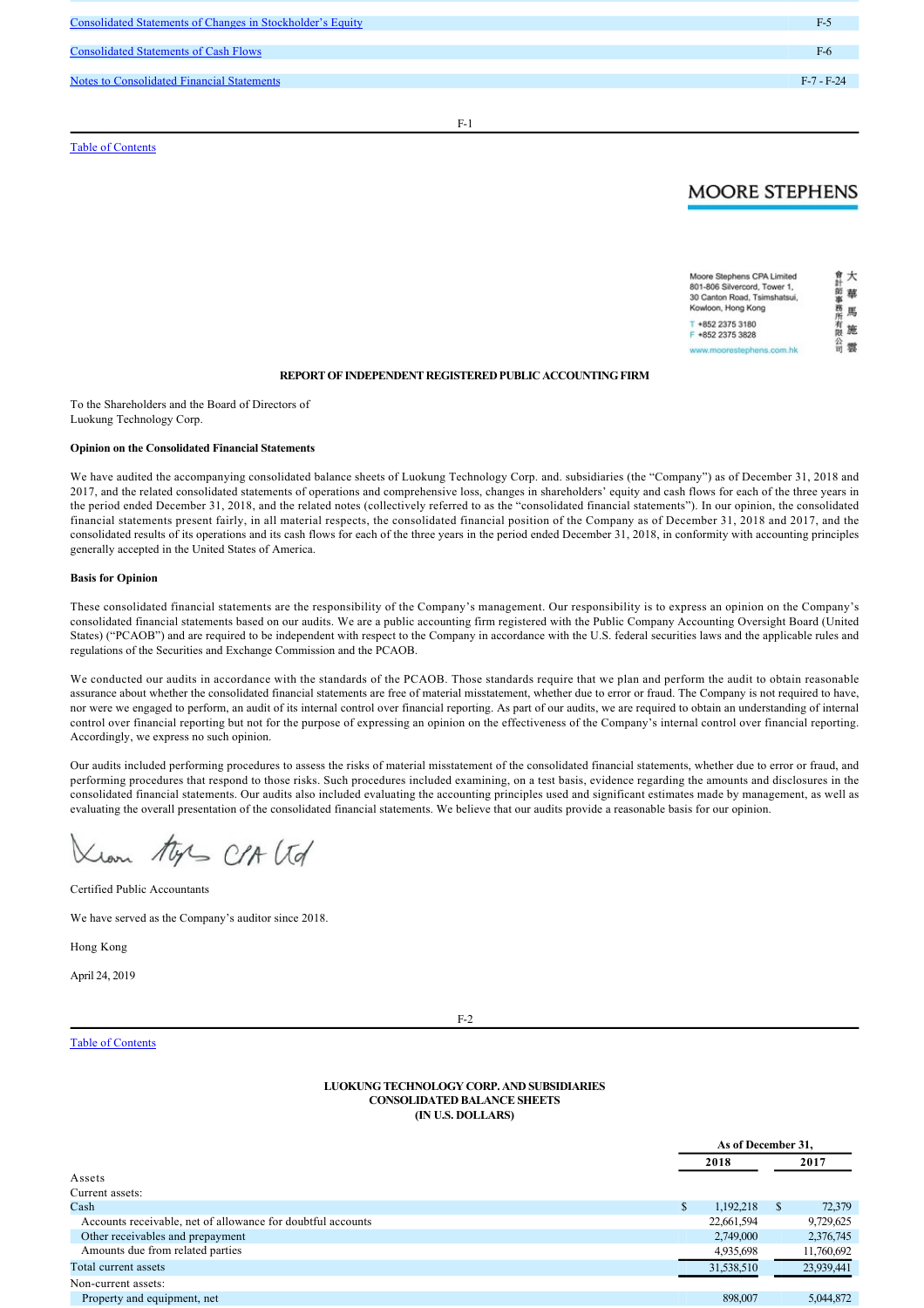| | |
|---|---|
| Consolidated Statements of Changes in Stockholder's Equity | F-5 |
| Consolidated Statements of Cash Flows | F-6 |
| Notes to Consolidated Financial Statements | F-7 - F-24 |

Table of Contents

**MOORE STEPHENS**

Moore Stephens CPA Limited
801-806 Silvercord, Tower 1,
30 Canton Road, Tsimshatsui,
Kowloon, Hong Kong

T +852 2375 3180
F +852 2375 3828

www.moorestephens.com.hk

大華馬施雲會計師事務所有限公司

**REPORT OF INDEPENDENT REGISTERED PUBLIC ACCOUNTING FIRM**

To the Shareholders and the Board of Directors of
Luokung Technology Corp.

**Opinion on the Consolidated Financial Statements**

We have audited the accompanying consolidated balance sheets of Luokung Technology Corp. and. subsidiaries (the "Company") as of December 31, 2018 and 2017, and the related consolidated statements of operations and comprehensive loss, changes in shareholders' equity and cash flows for each of the three years in the period ended December 31, 2018, and the related notes (collectively referred to as the "consolidated financial statements"). In our opinion, the consolidated financial statements present fairly, in all material respects, the consolidated financial position of the Company as of December 31, 2018 and 2017, and the consolidated results of its operations and its cash flows for each of the three years in the period ended December 31, 2018, in conformity with accounting principles generally accepted in the United States of America.

**Basis for Opinion**

These consolidated financial statements are the responsibility of the Company's management. Our responsibility is to express an opinion on the Company's consolidated financial statements based on our audits. We are a public accounting firm registered with the Public Company Accounting Oversight Board (United States) ("PCAOB") and are required to be independent with respect to the Company in accordance with the U.S. federal securities laws and the applicable rules and regulations of the Securities and Exchange Commission and the PCAOB.

We conducted our audits in accordance with the standards of the PCAOB. Those standards require that we plan and perform the audit to obtain reasonable assurance about whether the consolidated financial statements are free of material misstatement, whether due to error or fraud. The Company is not required to have, nor were we engaged to perform, an audit of its internal control over financial reporting. As part of our audits, we are required to obtain an understanding of internal control over financial reporting but not for the purpose of expressing an opinion on the effectiveness of the Company's internal control over financial reporting. Accordingly, we express no such opinion.

Our audits included performing procedures to assess the risks of material misstatement of the consolidated financial statements, whether due to error or fraud, and performing procedures that respond to those risks. Such procedures included examining, on a test basis, evidence regarding the amounts and disclosures in the consolidated financial statements. Our audits also included evaluating the accounting principles used and significant estimates made by management, as well as evaluating the overall presentation of the consolidated financial statements. We believe that our audits provide a reasonable basis for our opinion.

Moore Stephens CPA Ltd

Certified Public Accountants

We have served as the Company's auditor since 2018.

Hong Kong

April 24, 2019

Table of Contents

**LUOKUNG TECHNOLOGY CORP. AND SUBSIDIARIES**
**CONSOLIDATED BALANCE SHEETS**
**(IN U.S. DOLLARS)**

| | As of December 31, 2018 | As of December 31, 2017 |
|---|---|---|
| Assets | | |
| Current assets: | | |
| Cash | $ 1,192,218 | $ 72,379 |
| Accounts receivable, net of allowance for doubtful accounts | 22,661,594 | 9,729,625 |
| Other receivables and prepayment | 2,749,000 | 2,376,745 |
| Amounts due from related parties | 4,935,698 | 11,760,692 |
| Total current assets | 31,538,510 | 23,939,441 |
| Non-current assets: | | |
| Property and equipment, net | 898,007 | 5,044,872 |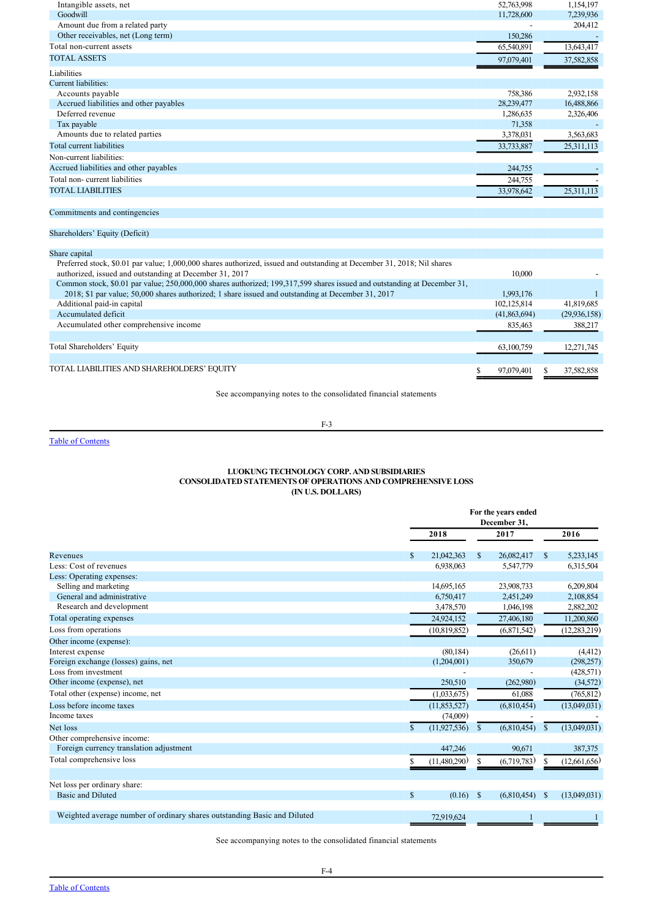| | | |
|---|---|---|
| Intangible assets, net | 52,763,998 | 1,154,197 |
| Goodwill | 11,728,600 | 7,239,936 |
| Amount due from a related party | - | 204,412 |
| Other receivables, net (Long term) | 150,286 | - |
| Total non-current assets | 65,540,891 | 13,643,417 |
| TOTAL ASSETS | 97,079,401 | 37,582,858 |
| Liabilities | | |
| Current liabilities: | | |
| Accounts payable | 758,386 | 2,932,158 |
| Accrued liabilities and other payables | 28,239,477 | 16,488,866 |
| Deferred revenue | 1,286,635 | 2,326,406 |
| Tax payable | 71,358 | - |
| Amounts due to related parties | 3,378,031 | 3,563,683 |
| Total current liabilities | 33,733,887 | 25,311,113 |
| Non-current liabilities: | | |
| Accrued liabilities and other payables | 244,755 | - |
| Total non- current liabilities | 244,755 | - |
| TOTAL LIABILITIES | 33,978,642 | 25,311,113 |
| Commitments and contingencies | | |
| Shareholders' Equity (Deficit) | | |
| Share capital | | |
| Preferred stock, $0.01 par value; 1,000,000 shares authorized, issued and outstanding at December 31, 2018; Nil shares authorized, issued and outstanding at December 31, 2017 | 10,000 | - |
| Common stock, $0.01 par value; 250,000,000 shares authorized; 199,317,599 shares issued and outstanding at December 31, 2018; $1 par value; 50,000 shares authorized; 1 share issued and outstanding at December 31, 2017 | 1,993,176 | 1 |
| Additional paid-in capital | 102,125,814 | 41,819,685 |
| Accumulated deficit | (41,863,694) | (29,936,158) |
| Accumulated other comprehensive income | 835,463 | 388,217 |
| Total Shareholders' Equity | 63,100,759 | 12,271,745 |
| TOTAL LIABILITIES AND SHAREHOLDERS' EQUITY | $ 97,079,401 | $ 37,582,858 |

See accompanying notes to the consolidated financial statements

F-3

Table of Contents

## LUOKUNG TECHNOLOGY CORP. AND SUBSIDIARIES
## CONSOLIDATED STATEMENTS OF OPERATIONS AND COMPREHENSIVE LOSS
## (IN U.S. DOLLARS)

| | For the years ended December 31, | | |
|---|---|---|---|
| | 2018 | 2017 | 2016 |
| Revenues | $ 21,042,363 | $ 26,082,417 | $ 5,233,145 |
| Less: Cost of revenues | 6,938,063 | 5,547,779 | 6,315,504 |
| Less: Operating expenses: | | | |
| Selling and marketing | 14,695,165 | 23,908,733 | 6,209,804 |
| General and administrative | 6,750,417 | 2,451,249 | 2,108,854 |
| Research and development | 3,478,570 | 1,046,198 | 2,882,202 |
| Total operating expenses | 24,924,152 | 27,406,180 | 11,200,860 |
| Loss from operations | (10,819,852) | (6,871,542) | (12,283,219) |
| Other income (expense): | | | |
| Interest expense | (80,184) | (26,611) | (4,412) |
| Foreign exchange (losses) gains, net | (1,204,001) | 350,679 | (298,257) |
| Loss from investment | - | - | (428,571) |
| Other income (expense), net | 250,510 | (262,980) | (34,572) |
| Total other (expense) income, net | (1,033,675) | 61,088 | (765,812) |
| Loss before income taxes | (11,853,527) | (6,810,454) | (13,049,031) |
| Income taxes | (74,009) | - | - |
| Net loss | $ (11,927,536) | $ (6,810,454) | $ (13,049,031) |
| Other comprehensive income: | | | |
| Foreign currency translation adjustment | 447,246 | 90,671 | 387,375 |
| Total comprehensive loss | $ (11,480,290) | $ (6,719,783) | $ (12,661,656) |
| Net loss per ordinary share: | | | |
| Basic and Diluted | $ (0.16) | $ (6,810,454) | $ (13,049,031) |
| Weighted average number of ordinary shares outstanding Basic and Diluted | 72,919,624 | 1 | 1 |

See accompanying notes to the consolidated financial statements

F-4

Table of Contents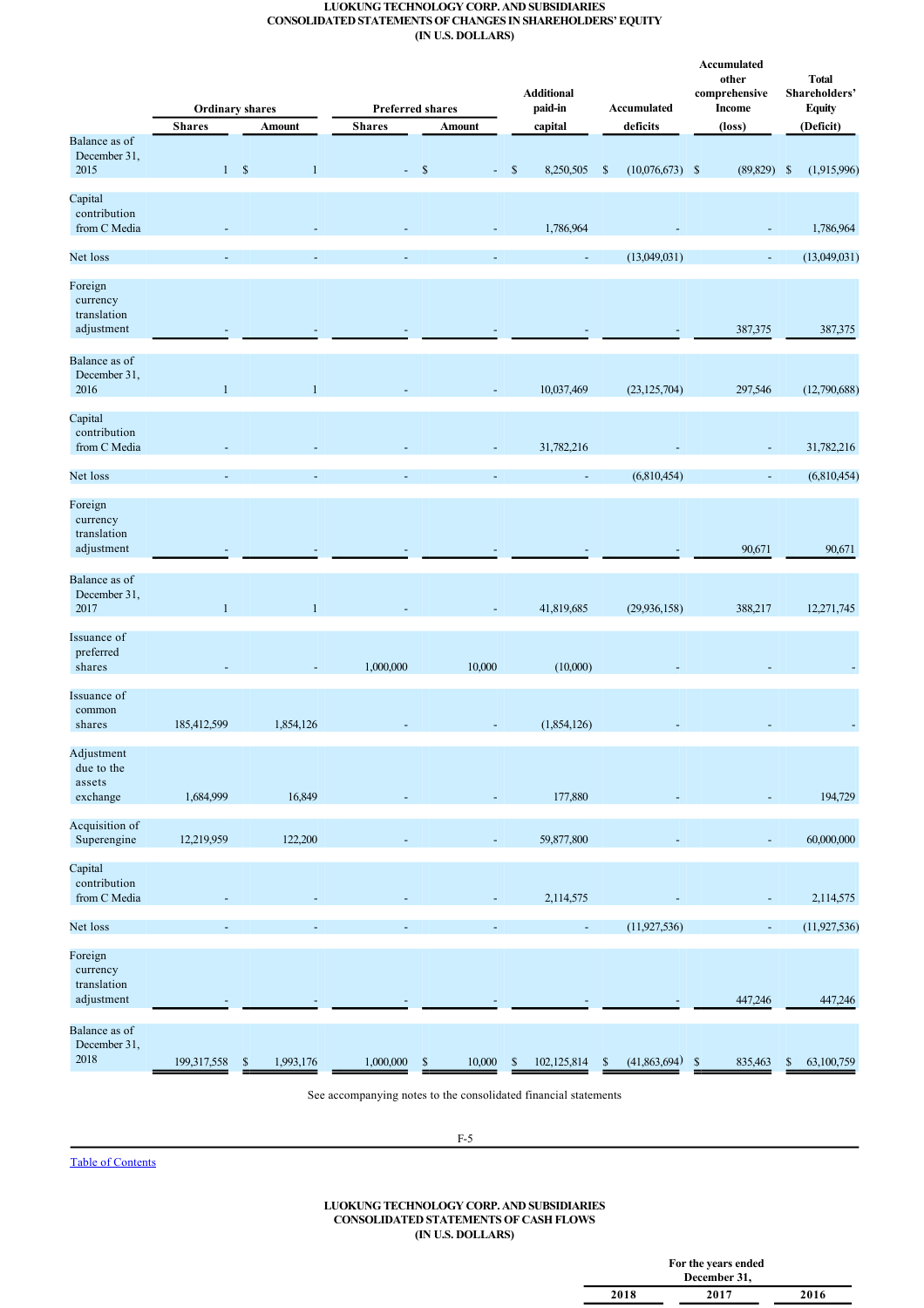# LUOKUNG TECHNOLOGY CORP. AND SUBSIDIARIES
## CONSOLIDATED STATEMENTS OF CHANGES IN SHAREHOLDERS' EQUITY
### (IN U.S. DOLLARS)

| | Ordinary shares | | Preferred shares | | Additional paid-in capital | Accumulated deficits | Accumulated other comprehensive Income (loss) | Total Shareholders' Equity (Deficit) |
|---|---|---|---|---|---|---|---|---|
| | Shares | Amount | Shares | Amount | | | | |
| Balance as of December 31, 2015 | 1 | $ 1 | - | $ - | $ 8,250,505 | $ (10,076,673) | $ (89,829) | $ (1,915,996) |
| Capital contribution from C Media | - | - | - | - | 1,786,964 | - | - | 1,786,964 |
| Net loss | - | - | - | - | - | (13,049,031) | - | (13,049,031) |
| Foreign currency translation adjustment | - | - | - | - | - | - | 387,375 | 387,375 |
| Balance as of December 31, 2016 | 1 | 1 | - | - | 10,037,469 | (23,125,704) | 297,546 | (12,790,688) |
| Capital contribution from C Media | - | - | - | - | 31,782,216 | - | - | 31,782,216 |
| Net loss | - | - | - | - | - | (6,810,454) | - | (6,810,454) |
| Foreign currency translation adjustment | - | - | - | - | - | - | 90,671 | 90,671 |
| Balance as of December 31, 2017 | 1 | 1 | - | - | 41,819,685 | (29,936,158) | 388,217 | 12,271,745 |
| Issuance of preferred shares | - | - | 1,000,000 | 10,000 | (10,000) | - | - | - |
| Issuance of common shares | 185,412,599 | 1,854,126 | - | - | (1,854,126) | - | - | - |
| Adjustment due to the assets exchange | 1,684,999 | 16,849 | - | - | 177,880 | - | - | 194,729 |
| Acquisition of Superengine | 12,219,959 | 122,200 | - | - | 59,877,800 | - | - | 60,000,000 |
| Capital contribution from C Media | - | - | - | - | 2,114,575 | - | - | 2,114,575 |
| Net loss | - | - | - | - | - | (11,927,536) | - | (11,927,536) |
| Foreign currency translation adjustment | - | - | - | - | - | - | 447,246 | 447,246 |
| Balance as of December 31, 2018 | 199,317,558 | $ 1,993,176 | 1,000,000 | $ 10,000 | $ 102,125,814 | $ (41,863,694) | $ 835,463 | $ 63,100,759 |

See accompanying notes to the consolidated financial statements

Table of Contents

# LUOKUNG TECHNOLOGY CORP. AND SUBSIDIARIES
## CONSOLIDATED STATEMENTS OF CASH FLOWS
### (IN U.S. DOLLARS)

| | For the years ended December 31, | | |
|---|---|---|---|
| | 2018 | 2017 | 2016 |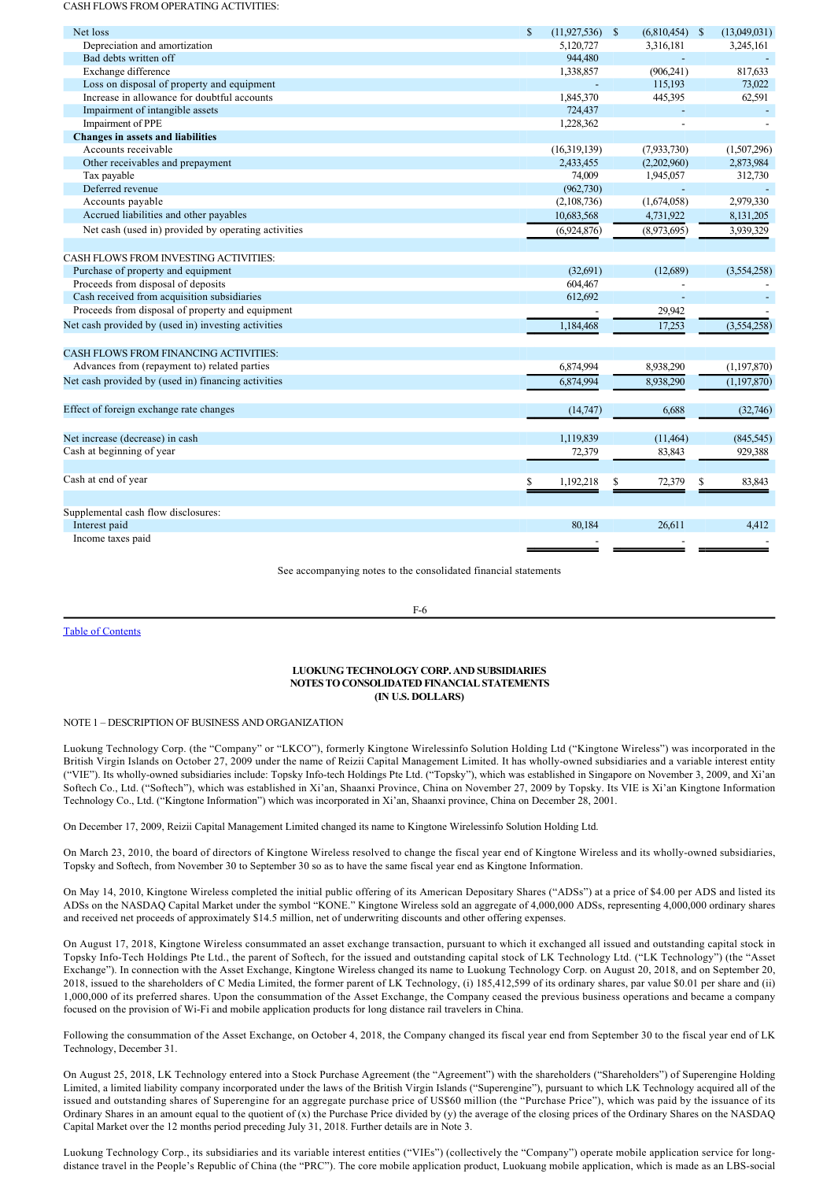CASH FLOWS FROM OPERATING ACTIVITIES:

| | | | |
|---|---|---|---|
| Net loss | $ (11,927,536) | $ (6,810,454) | $ (13,049,031) |
| Depreciation and amortization | 5,120,727 | 3,316,181 | 3,245,161 |
| Bad debts written off | 944,480 | - | - |
| Exchange difference | 1,338,857 | (906,241) | 817,633 |
| Loss on disposal of property and equipment | - | 115,193 | 73,022 |
| Increase in allowance for doubtful accounts | 1,845,370 | 445,395 | 62,591 |
| Impairment of intangible assets | 724,437 | - | - |
| Impairment of PPE | 1,228,362 | - | - |
| **Changes in assets and liabilities** | | | |
| Accounts receivable | (16,319,139) | (7,933,730) | (1,507,296) |
| Other receivables and prepayment | 2,433,455 | (2,202,960) | 2,873,984 |
| Tax payable | 74,009 | 1,945,057 | 312,730 |
| Deferred revenue | (962,730) | - | - |
| Accounts payable | (2,108,736) | (1,674,058) | 2,979,330 |
| Accrued liabilities and other payables | 10,683,568 | 4,731,922 | 8,131,205 |
| Net cash (used in) provided by operating activities | (6,924,876) | (8,973,695) | 3,939,329 |
| | | | |
| CASH FLOWS FROM INVESTING ACTIVITIES: | | | |
| Purchase of property and equipment | (32,691) | (12,689) | (3,554,258) |
| Proceeds from disposal of deposits | 604,467 | - | - |
| Cash received from acquisition subsidiaries | 612,692 | - | - |
| Proceeds from disposal of property and equipment | - | 29,942 | - |
| Net cash provided by (used in) investing activities | 1,184,468 | 17,253 | (3,554,258) |
| | | | |
| CASH FLOWS FROM FINANCING ACTIVITIES: | | | |
| Advances from (repayment to) related parties | 6,874,994 | 8,938,290 | (1,197,870) |
| Net cash provided by (used in) financing activities | 6,874,994 | 8,938,290 | (1,197,870) |
| | | | |
| Effect of foreign exchange rate changes | (14,747) | 6,688 | (32,746) |
| | | | |
| Net increase (decrease) in cash | 1,119,839 | (11,464) | (845,545) |
| Cash at beginning of year | 72,379 | 83,843 | 929,388 |
| | | | |
| Cash at end of year | $ 1,192,218 | $ 72,379 | $ 83,843 |
| | | | |
| Supplemental cash flow disclosures: | | | |
| Interest paid | 80,184 | 26,611 | 4,412 |
| Income taxes paid | - | - | - |

See accompanying notes to the consolidated financial statements

Table of Contents

**LUOKUNG TECHNOLOGY CORP. AND SUBSIDIARIES**
**NOTES TO CONSOLIDATED FINANCIAL STATEMENTS**
**(IN U.S. DOLLARS)**

NOTE 1 – DESCRIPTION OF BUSINESS AND ORGANIZATION

Luokung Technology Corp. (the "Company" or "LKCO"), formerly Kingtone Wirelessinfo Solution Holding Ltd ("Kingtone Wireless") was incorporated in the British Virgin Islands on October 27, 2009 under the name of Reizii Capital Management Limited. It has wholly-owned subsidiaries and a variable interest entity ("VIE"). Its wholly-owned subsidiaries include: Topsky Info-tech Holdings Pte Ltd. ("Topsky"), which was established in Singapore on November 3, 2009, and Xi'an Softech Co., Ltd. ("Softech"), which was established in Xi'an, Shaanxi Province, China on November 27, 2009 by Topsky. Its VIE is Xi'an Kingtone Information Technology Co., Ltd. ("Kingtone Information") which was incorporated in Xi'an, Shaanxi province, China on December 28, 2001.

On December 17, 2009, Reizii Capital Management Limited changed its name to Kingtone Wirelessinfo Solution Holding Ltd.

On March 23, 2010, the board of directors of Kingtone Wireless resolved to change the fiscal year end of Kingtone Wireless and its wholly-owned subsidiaries, Topsky and Softech, from November 30 to September 30 so as to have the same fiscal year end as Kingtone Information.

On May 14, 2010, Kingtone Wireless completed the initial public offering of its American Depositary Shares ("ADSs") at a price of $4.00 per ADS and listed its ADSs on the NASDAQ Capital Market under the symbol "KONE." Kingtone Wireless sold an aggregate of 4,000,000 ADSs, representing 4,000,000 ordinary shares and received net proceeds of approximately $14.5 million, net of underwriting discounts and other offering expenses.

On August 17, 2018, Kingtone Wireless consummated an asset exchange transaction, pursuant to which it exchanged all issued and outstanding capital stock in Topsky Info-Tech Holdings Pte Ltd., the parent of Softech, for the issued and outstanding capital stock of LK Technology Ltd. ("LK Technology") (the "Asset Exchange"). In connection with the Asset Exchange, Kingtone Wireless changed its name to Luokung Technology Corp. on August 20, 2018, and on September 20, 2018, issued to the shareholders of C Media Limited, the former parent of LK Technology, (i) 185,412,599 of its ordinary shares, par value $0.01 per share and (ii) 1,000,000 of its preferred shares. Upon the consummation of the Asset Exchange, the Company ceased the previous business operations and became a company focused on the provision of Wi-Fi and mobile application products for long distance rail travelers in China.

Following the consummation of the Asset Exchange, on October 4, 2018, the Company changed its fiscal year end from September 30 to the fiscal year end of LK Technology, December 31.

On August 25, 2018, LK Technology entered into a Stock Purchase Agreement (the "Agreement") with the shareholders ("Shareholders") of Superengine Holding Limited, a limited liability company incorporated under the laws of the British Virgin Islands ("Superengine"), pursuant to which LK Technology acquired all of the issued and outstanding shares of Superengine for an aggregate purchase price of US$60 million (the "Purchase Price"), which was paid by the issuance of its Ordinary Shares in an amount equal to the quotient of (x) the Purchase Price divided by (y) the average of the closing prices of the Ordinary Shares on the NASDAQ Capital Market over the 12 months period preceding July 31, 2018. Further details are in Note 3.

Luokung Technology Corp., its subsidiaries and its variable interest entities ("VIEs") (collectively the "Company") operate mobile application service for long-distance travel in the People's Republic of China (the "PRC"). The core mobile application product, Luokuang mobile application, which is made as an LBS-social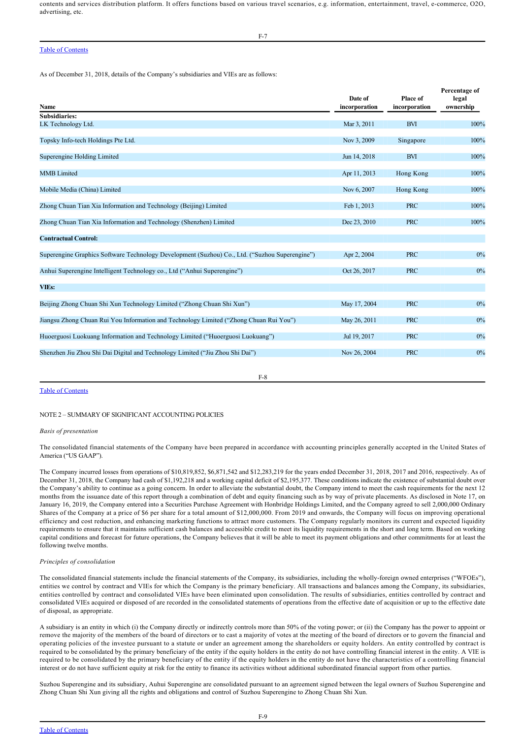contents and services distribution platform. It offers functions based on various travel scenarios, e.g. information, entertainment, travel, e-commerce, O2O, advertising, etc.

As of December 31, 2018, details of the Company's subsidiaries and VIEs are as follows:

| Name | Date of incorporation | Place of incorporation | Percentage of legal ownership |
|---|---|---|---|
| **Subsidiaries:** | | | |
| LK Technology Ltd. | Mar 3, 2011 | BVI | 100% |
| Topsky Info-tech Holdings Pte Ltd. | Nov 3, 2009 | Singapore | 100% |
| Superengine Holding Limited | Jun 14, 2018 | BVI | 100% |
| MMB Limited | Apr 11, 2013 | Hong Kong | 100% |
| Mobile Media (China) Limited | Nov 6, 2007 | Hong Kong | 100% |
| Zhong Chuan Tian Xia Information and Technology (Beijing) Limited | Feb 1, 2013 | PRC | 100% |
| Zhong Chuan Tian Xia Information and Technology (Shenzhen) Limited | Dec 23, 2010 | PRC | 100% |
| **Contractual Control:** | | | |
| Superengine Graphics Software Technology Development (Suzhou) Co., Ltd. ("Suzhou Superengine") | Apr 2, 2004 | PRC | 0% |
| Anhui Superengine Intelligent Technology co., Ltd ("Anhui Superengine") | Oct 26, 2017 | PRC | 0% |
| **VIEs:** | | | |
| Beijing Zhong Chuan Shi Xun Technology Limited ("Zhong Chuan Shi Xun") | May 17, 2004 | PRC | 0% |
| Jiangsu Zhong Chuan Rui You Information and Technology Limited ("Zhong Chuan Rui You") | May 26, 2011 | PRC | 0% |
| Huoerguosi Luokuang Information and Technology Limited ("Huoerguosi Luokuang") | Jul 19, 2017 | PRC | 0% |
| Shenzhen Jiu Zhou Shi Dai Digital and Technology Limited ("Jiu Zhou Shi Dai") | Nov 26, 2004 | PRC | 0% |

NOTE 2 – SUMMARY OF SIGNIFICANT ACCOUNTING POLICIES

*Basis of presentation*

The consolidated financial statements of the Company have been prepared in accordance with accounting principles generally accepted in the United States of America ("US GAAP").

The Company incurred losses from operations of $10,819,852, $6,871,542 and $12,283,219 for the years ended December 31, 2018, 2017 and 2016, respectively. As of December 31, 2018, the Company had cash of $1,192,218 and a working capital deficit of $2,195,377. These conditions indicate the existence of substantial doubt over the Company's ability to continue as a going concern. In order to alleviate the substantial doubt, the Company intend to meet the cash requirements for the next 12 months from the issuance date of this report through a combination of debt and equity financing such as by way of private placements. As disclosed in Note 17, on January 16, 2019, the Company entered into a Securities Purchase Agreement with Honbridge Holdings Limited, and the Company agreed to sell 2,000,000 Ordinary Shares of the Company at a price of $6 per share for a total amount of $12,000,000. From 2019 and onwards, the Company will focus on improving operational efficiency and cost reduction, and enhancing marketing functions to attract more customers. The Company regularly monitors its current and expected liquidity requirements to ensure that it maintains sufficient cash balances and accessible credit to meet its liquidity requirements in the short and long term. Based on working capital conditions and forecast for future operations, the Company believes that it will be able to meet its payment obligations and other commitments for at least the following twelve months.

*Principles of consolidation*

The consolidated financial statements include the financial statements of the Company, its subsidiaries, including the wholly-foreign owned enterprises ("WFOEs"), entities we control by contract and VIEs for which the Company is the primary beneficiary. All transactions and balances among the Company, its subsidiaries, entities controlled by contract and consolidated VIEs have been eliminated upon consolidation. The results of subsidiaries, entities controlled by contract and consolidated VIEs acquired or disposed of are recorded in the consolidated statements of operations from the effective date of acquisition or up to the effective date of disposal, as appropriate.

A subsidiary is an entity in which (i) the Company directly or indirectly controls more than 50% of the voting power; or (ii) the Company has the power to appoint or remove the majority of the members of the board of directors or to cast a majority of votes at the meeting of the board of directors or to govern the financial and operating policies of the investee pursuant to a statute or under an agreement among the shareholders or equity holders. An entity controlled by contract is required to be consolidated by the primary beneficiary of the entity if the equity holders in the entity do not have controlling financial interest in the entity. A VIE is required to be consolidated by the primary beneficiary of the entity if the equity holders in the entity do not have the characteristics of a controlling financial interest or do not have sufficient equity at risk for the entity to finance its activities without additional subordinated financial support from other parties.

Suzhou Superengine and its subsidiary, Auhui Superengine are consolidated pursuant to an agreement signed between the legal owners of Suzhou Superengine and Zhong Chuan Shi Xun giving all the rights and obligations and control of Suzhou Superengine to Zhong Chuan Shi Xun.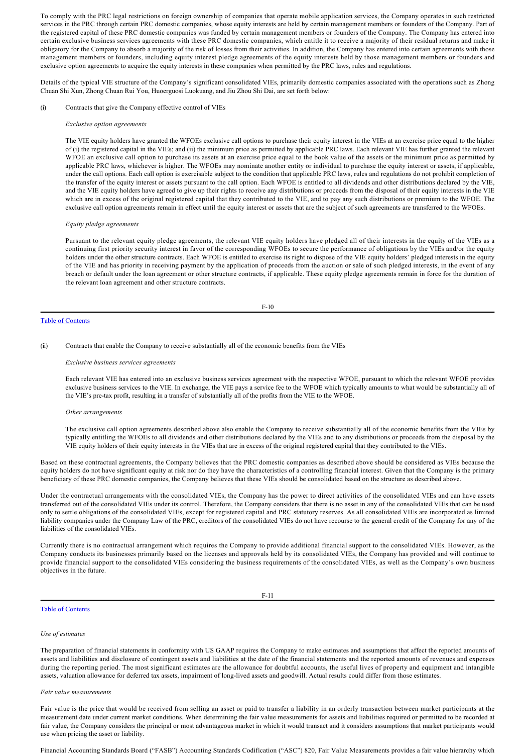To comply with the PRC legal restrictions on foreign ownership of companies that operate mobile application services, the Company operates in such restricted services in the PRC through certain PRC domestic companies, whose equity interests are held by certain management members or founders of the Company. Part of the registered capital of these PRC domestic companies was funded by certain management members or founders of the Company. The Company has entered into certain exclusive business services agreements with these PRC domestic companies, which entitle it to receive a majority of their residual returns and make it obligatory for the Company to absorb a majority of the risk of losses from their activities. In addition, the Company has entered into certain agreements with those management members or founders, including equity interest pledge agreements of the equity interests held by those management members or founders and exclusive option agreements to acquire the equity interests in these companies when permitted by the PRC laws, rules and regulations.

Details of the typical VIE structure of the Company's significant consolidated VIEs, primarily domestic companies associated with the operations such as Zhong Chuan Shi Xun, Zhong Chuan Rui You, Huoerguosi Luokuang, and Jiu Zhou Shi Dai, are set forth below:

(i) Contracts that give the Company effective control of VIEs

*Exclusive option agreements*

The VIE equity holders have granted the WFOEs exclusive call options to purchase their equity interest in the VIEs at an exercise price equal to the higher of (i) the registered capital in the VIEs; and (ii) the minimum price as permitted by applicable PRC laws. Each relevant VIE has further granted the relevant WFOE an exclusive call option to purchase its assets at an exercise price equal to the book value of the assets or the minimum price as permitted by applicable PRC laws, whichever is higher. The WFOEs may nominate another entity or individual to purchase the equity interest or assets, if applicable, under the call options. Each call option is exercisable subject to the condition that applicable PRC laws, rules and regulations do not prohibit completion of the transfer of the equity interest or assets pursuant to the call option. Each WFOE is entitled to all dividends and other distributions declared by the VIE, and the VIE equity holders have agreed to give up their rights to receive any distributions or proceeds from the disposal of their equity interests in the VIE which are in excess of the original registered capital that they contributed to the VIE, and to pay any such distributions or premium to the WFOE. The exclusive call option agreements remain in effect until the equity interest or assets that are the subject of such agreements are transferred to the WFOEs.

*Equity pledge agreements*

Pursuant to the relevant equity pledge agreements, the relevant VIE equity holders have pledged all of their interests in the equity of the VIEs as a continuing first priority security interest in favor of the corresponding WFOEs to secure the performance of obligations by the VIEs and/or the equity holders under the other structure contracts. Each WFOE is entitled to exercise its right to dispose of the VIE equity holders' pledged interests in the equity of the VIE and has priority in receiving payment by the application of proceeds from the auction or sale of such pledged interests, in the event of any breach or default under the loan agreement or other structure contracts, if applicable. These equity pledge agreements remain in force for the duration of the relevant loan agreement and other structure contracts.

(ii) Contracts that enable the Company to receive substantially all of the economic benefits from the VIEs

*Exclusive business services agreements*

Each relevant VIE has entered into an exclusive business services agreement with the respective WFOE, pursuant to which the relevant WFOE provides exclusive business services to the VIE. In exchange, the VIE pays a service fee to the WFOE which typically amounts to what would be substantially all of the VIE's pre-tax profit, resulting in a transfer of substantially all of the profits from the VIE to the WFOE.

*Other arrangements*

The exclusive call option agreements described above also enable the Company to receive substantially all of the economic benefits from the VIEs by typically entitling the WFOEs to all dividends and other distributions declared by the VIEs and to any distributions or proceeds from the disposal by the VIE equity holders of their equity interests in the VIEs that are in excess of the original registered capital that they contributed to the VIEs.

Based on these contractual agreements, the Company believes that the PRC domestic companies as described above should be considered as VIEs because the equity holders do not have significant equity at risk nor do they have the characteristics of a controlling financial interest. Given that the Company is the primary beneficiary of these PRC domestic companies, the Company believes that these VIEs should be consolidated based on the structure as described above.

Under the contractual arrangements with the consolidated VIEs, the Company has the power to direct activities of the consolidated VIEs and can have assets transferred out of the consolidated VIEs under its control. Therefore, the Company considers that there is no asset in any of the consolidated VIEs that can be used only to settle obligations of the consolidated VIEs, except for registered capital and PRC statutory reserves. As all consolidated VIEs are incorporated as limited liability companies under the Company Law of the PRC, creditors of the consolidated VIEs do not have recourse to the general credit of the Company for any of the liabilities of the consolidated VIEs.

Currently there is no contractual arrangement which requires the Company to provide additional financial support to the consolidated VIEs. However, as the Company conducts its businesses primarily based on the licenses and approvals held by its consolidated VIEs, the Company has provided and will continue to provide financial support to the consolidated VIEs considering the business requirements of the consolidated VIEs, as well as the Company's own business objectives in the future.

*Use of estimates*

The preparation of financial statements in conformity with US GAAP requires the Company to make estimates and assumptions that affect the reported amounts of assets and liabilities and disclosure of contingent assets and liabilities at the date of the financial statements and the reported amounts of revenues and expenses during the reporting period. The most significant estimates are the allowance for doubtful accounts, the useful lives of property and equipment and intangible assets, valuation allowance for deferred tax assets, impairment of long-lived assets and goodwill. Actual results could differ from those estimates.

*Fair value measurements*

Fair value is the price that would be received from selling an asset or paid to transfer a liability in an orderly transaction between market participants at the measurement date under current market conditions. When determining the fair value measurements for assets and liabilities required or permitted to be recorded at fair value, the Company considers the principal or most advantageous market in which it would transact and it considers assumptions that market participants would use when pricing the asset or liability.

Financial Accounting Standards Board ("FASB") Accounting Standards Codification ("ASC") 820, Fair Value Measurements provides a fair value hierarchy which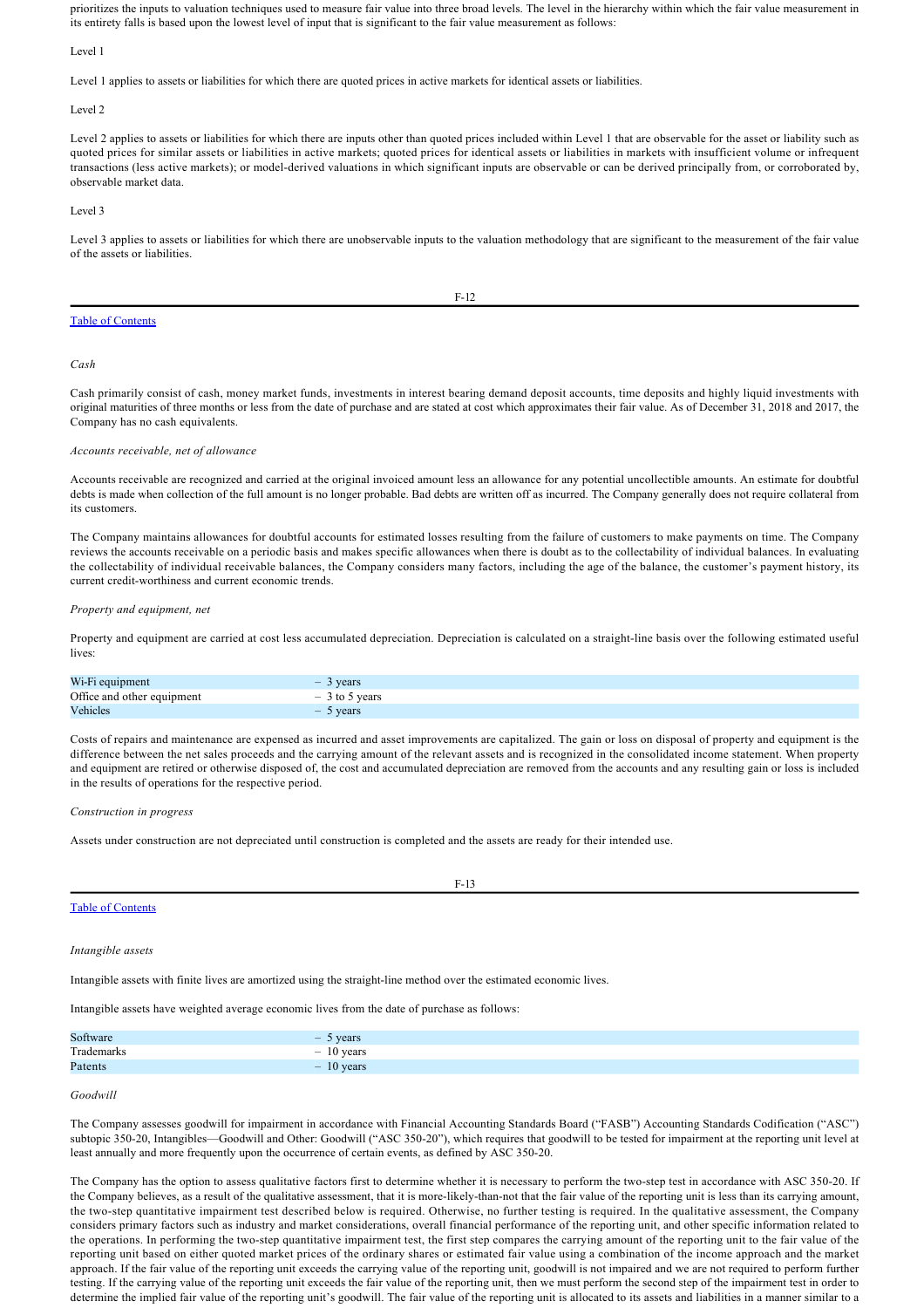prioritizes the inputs to valuation techniques used to measure fair value into three broad levels. The level in the hierarchy within which the fair value measurement in its entirety falls is based upon the lowest level of input that is significant to the fair value measurement as follows:

Level 1

Level 1 applies to assets or liabilities for which there are quoted prices in active markets for identical assets or liabilities.

Level 2

Level 2 applies to assets or liabilities for which there are inputs other than quoted prices included within Level 1 that are observable for the asset or liability such as quoted prices for similar assets or liabilities in active markets; quoted prices for identical assets or liabilities in markets with insufficient volume or infrequent transactions (less active markets); or model-derived valuations in which significant inputs are observable or can be derived principally from, or corroborated by, observable market data.

Level 3

Level 3 applies to assets or liabilities for which there are unobservable inputs to the valuation methodology that are significant to the measurement of the fair value of the assets or liabilities.

*Cash*

Cash primarily consist of cash, money market funds, investments in interest bearing demand deposit accounts, time deposits and highly liquid investments with original maturities of three months or less from the date of purchase and are stated at cost which approximates their fair value. As of December 31, 2018 and 2017, the Company has no cash equivalents.

*Accounts receivable, net of allowance*

Accounts receivable are recognized and carried at the original invoiced amount less an allowance for any potential uncollectible amounts. An estimate for doubtful debts is made when collection of the full amount is no longer probable. Bad debts are written off as incurred. The Company generally does not require collateral from its customers.

The Company maintains allowances for doubtful accounts for estimated losses resulting from the failure of customers to make payments on time. The Company reviews the accounts receivable on a periodic basis and makes specific allowances when there is doubt as to the collectability of individual balances. In evaluating the collectability of individual receivable balances, the Company considers many factors, including the age of the balance, the customer's payment history, its current credit-worthiness and current economic trends.

*Property and equipment, net*

Property and equipment are carried at cost less accumulated depreciation. Depreciation is calculated on a straight-line basis over the following estimated useful lives:

| | |
|---|---|
| Wi-Fi equipment | – 3 years |
| Office and other equipment | – 3 to 5 years |
| Vehicles | – 5 years |

Costs of repairs and maintenance are expensed as incurred and asset improvements are capitalized. The gain or loss on disposal of property and equipment is the difference between the net sales proceeds and the carrying amount of the relevant assets and is recognized in the consolidated income statement. When property and equipment are retired or otherwise disposed of, the cost and accumulated depreciation are removed from the accounts and any resulting gain or loss is included in the results of operations for the respective period.

*Construction in progress*

Assets under construction are not depreciated until construction is completed and the assets are ready for their intended use.

*Intangible assets*

Intangible assets with finite lives are amortized using the straight-line method over the estimated economic lives.

Intangible assets have weighted average economic lives from the date of purchase as follows:

| | |
|---|---|
| Software | – 5 years |
| Trademarks | – 10 years |
| Patents | – 10 years |

*Goodwill*

The Company assesses goodwill for impairment in accordance with Financial Accounting Standards Board ("FASB") Accounting Standards Codification ("ASC") subtopic 350-20, Intangibles—Goodwill and Other: Goodwill ("ASC 350-20"), which requires that goodwill to be tested for impairment at the reporting unit level at least annually and more frequently upon the occurrence of certain events, as defined by ASC 350-20.

The Company has the option to assess qualitative factors first to determine whether it is necessary to perform the two-step test in accordance with ASC 350-20. If the Company believes, as a result of the qualitative assessment, that it is more-likely-than-not that the fair value of the reporting unit is less than its carrying amount, the two-step quantitative impairment test described below is required. Otherwise, no further testing is required. In the qualitative assessment, the Company considers primary factors such as industry and market considerations, overall financial performance of the reporting unit, and other specific information related to the operations. In performing the two-step quantitative impairment test, the first step compares the carrying amount of the reporting unit to the fair value of the reporting unit based on either quoted market prices of the ordinary shares or estimated fair value using a combination of the income approach and the market approach. If the fair value of the reporting unit exceeds the carrying value of the reporting unit, goodwill is not impaired and we are not required to perform further testing. If the carrying value of the reporting unit exceeds the fair value of the reporting unit, then we must perform the second step of the impairment test in order to determine the implied fair value of the reporting unit's goodwill. The fair value of the reporting unit is allocated to its assets and liabilities in a manner similar to a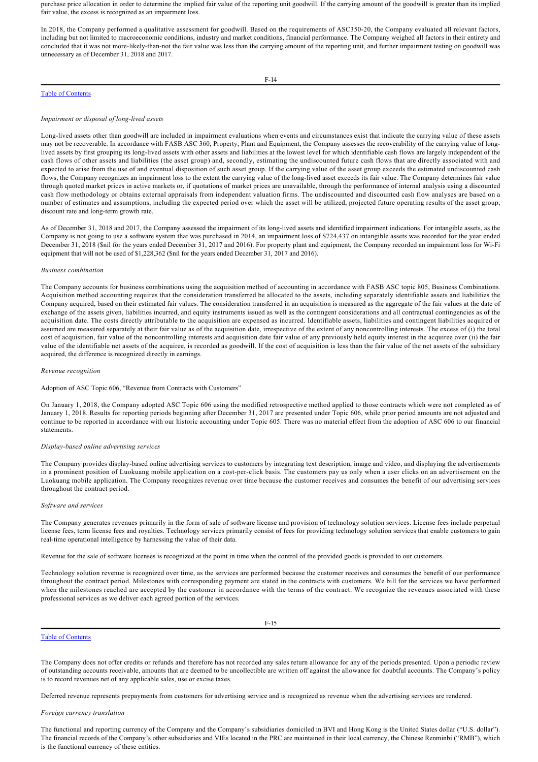purchase price allocation in order to determine the implied fair value of the reporting unit goodwill. If the carrying amount of the goodwill is greater than its implied fair value, the excess is recognized as an impairment loss.

In 2018, the Company performed a qualitative assessment for goodwill. Based on the requirements of ASC350-20, the Company evaluated all relevant factors, including but not limited to macroeconomic conditions, industry and market conditions, financial performance. The Company weighed all factors in their entirety and concluded that it was not more-likely-than-not the fair value was less than the carrying amount of the reporting unit, and further impairment testing on goodwill was unnecessary as of December 31, 2018 and 2017.

*Impairment or disposal of long-lived assets*

Long-lived assets other than goodwill are included in impairment evaluations when events and circumstances exist that indicate the carrying value of these assets may not be recoverable. In accordance with FASB ASC 360, Property, Plant and Equipment, the Company assesses the recoverability of the carrying value of long-lived assets by first grouping its long-lived assets with other assets and liabilities at the lowest level for which identifiable cash flows are largely independent of the cash flows of other assets and liabilities (the asset group) and, secondly, estimating the undiscounted future cash flows that are directly associated with and expected to arise from the use of and eventual disposition of such asset group. If the carrying value of the asset group exceeds the estimated undiscounted cash flows, the Company recognizes an impairment loss to the extent the carrying value of the long-lived asset exceeds its fair value. The Company determines fair value through quoted market prices in active markets or, if quotations of market prices are unavailable, through the performance of internal analysis using a discounted cash flow methodology or obtains external appraisals from independent valuation firms. The undiscounted and discounted cash flow analyses are based on a number of estimates and assumptions, including the expected period over which the asset will be utilized, projected future operating results of the asset group, discount rate and long-term growth rate.

As of December 31, 2018 and 2017, the Company assessed the impairment of its long-lived assets and identified impairment indications. For intangible assets, as the Company is not going to use a software system that was purchased in 2014, an impairment loss of $724,437 on intangible assets was recorded for the year ended December 31, 2018 ($nil for the years ended December 31, 2017 and 2016). For property plant and equipment, the Company recorded an impairment loss for Wi-Fi equipment that will not be used of $1,228,362 ($nil for the years ended December 31, 2017 and 2016).

*Business combination*

The Company accounts for business combinations using the acquisition method of accounting in accordance with FASB ASC topic 805, Business Combinations*.* Acquisition method accounting requires that the consideration transferred be allocated to the assets, including separately identifiable assets and liabilities the Company acquired, based on their estimated fair values. The consideration transferred in an acquisition is measured as the aggregate of the fair values at the date of exchange of the assets given, liabilities incurred, and equity instruments issued as well as the contingent considerations and all contractual contingencies as of the acquisition date. The costs directly attributable to the acquisition are expensed as incurred. Identifiable assets, liabilities and contingent liabilities acquired or assumed are measured separately at their fair value as of the acquisition date, irrespective of the extent of any noncontrolling interests. The excess of (i) the total cost of acquisition, fair value of the noncontrolling interests and acquisition date fair value of any previously held equity interest in the acquiree over (ii) the fair value of the identifiable net assets of the acquiree, is recorded as goodwill. If the cost of acquisition is less than the fair value of the net assets of the subsidiary acquired, the difference is recognized directly in earnings.

*Revenue recognition*

Adoption of ASC Topic 606, "Revenue from Contracts with Customers"

On January 1, 2018, the Company adopted ASC Topic 606 using the modified retrospective method applied to those contracts which were not completed as of January 1, 2018. Results for reporting periods beginning after December 31, 2017 are presented under Topic 606, while prior period amounts are not adjusted and continue to be reported in accordance with our historic accounting under Topic 605. There was no material effect from the adoption of ASC 606 to our financial statements.

*Display-based online advertising services*

The Company provides display-based online advertising services to customers by integrating text description, image and video, and displaying the advertisements in a prominent position of Luokuang mobile application on a cost-per-click basis. The customers pay us only when a user clicks on an advertisement on the Luokuang mobile application. The Company recognizes revenue over time because the customer receives and consumes the benefit of our advertising services throughout the contract period.

*Software and services*

The Company generates revenues primarily in the form of sale of software license and provision of technology solution services. License fees include perpetual license fees, term license fees and royalties. Technology services primarily consist of fees for providing technology solution services that enable customers to gain real-time operational intelligence by harnessing the value of their data.

Revenue for the sale of software licenses is recognized at the point in time when the control of the provided goods is provided to our customers.

Technology solution revenue is recognized over time, as the services are performed because the customer receives and consumes the benefit of our performance throughout the contract period. Milestones with corresponding payment are stated in the contracts with customers. We bill for the services we have performed when the milestones reached are accepted by the customer in accordance with the terms of the contract. We recognize the revenues associated with these professional services as we deliver each agreed portion of the services.

The Company does not offer credits or refunds and therefore has not recorded any sales return allowance for any of the periods presented. Upon a periodic review of outstanding accounts receivable, amounts that are deemed to be uncollectible are written off against the allowance for doubtful accounts. The Company's policy is to record revenues net of any applicable sales, use or excise taxes.

Deferred revenue represents prepayments from customers for advertising service and is recognized as revenue when the advertising services are rendered.

*Foreign currency translation*

The functional and reporting currency of the Company and the Company's subsidiaries domiciled in BVI and Hong Kong is the United States dollar ("U.S. dollar"). The financial records of the Company's other subsidiaries and VIEs located in the PRC are maintained in their local currency, the Chinese Renminbi ("RMB"), which is the functional currency of these entities.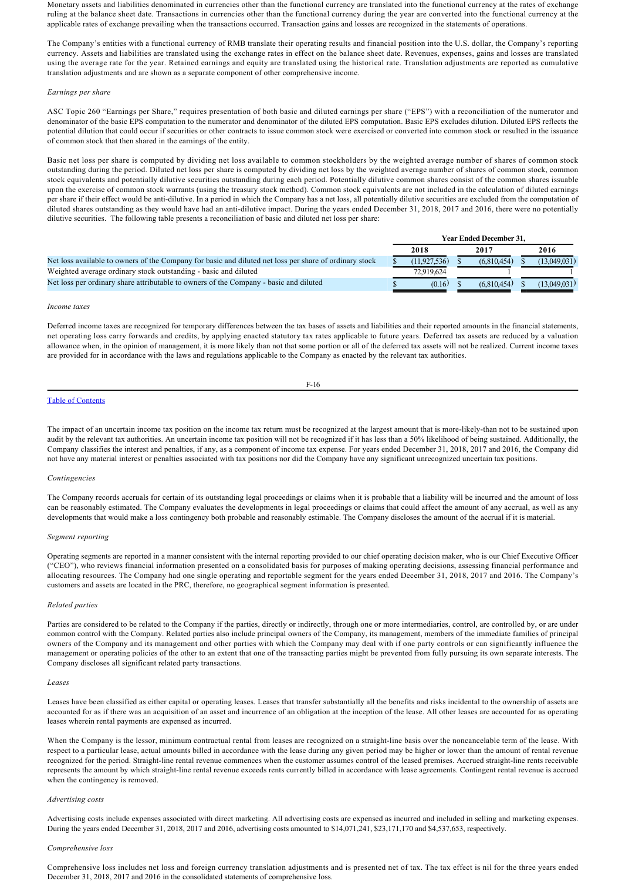Monetary assets and liabilities denominated in currencies other than the functional currency are translated into the functional currency at the rates of exchange ruling at the balance sheet date. Transactions in currencies other than the functional currency during the year are converted into the functional currency at the applicable rates of exchange prevailing when the transactions occurred. Transaction gains and losses are recognized in the statements of operations.

The Company's entities with a functional currency of RMB translate their operating results and financial position into the U.S. dollar, the Company's reporting currency. Assets and liabilities are translated using the exchange rates in effect on the balance sheet date. Revenues, expenses, gains and losses are translated using the average rate for the year. Retained earnings and equity are translated using the historical rate. Translation adjustments are reported as cumulative translation adjustments and are shown as a separate component of other comprehensive income.

*Earnings per share*

ASC Topic 260 "Earnings per Share," requires presentation of both basic and diluted earnings per share ("EPS") with a reconciliation of the numerator and denominator of the basic EPS computation to the numerator and denominator of the diluted EPS computation. Basic EPS excludes dilution. Diluted EPS reflects the potential dilution that could occur if securities or other contracts to issue common stock were exercised or converted into common stock or resulted in the issuance of common stock that then shared in the earnings of the entity.

Basic net loss per share is computed by dividing net loss available to common stockholders by the weighted average number of shares of common stock outstanding during the period. Diluted net loss per share is computed by dividing net loss by the weighted average number of shares of common stock, common stock equivalents and potentially dilutive securities outstanding during each period. Potentially dilutive common shares consist of the common shares issuable upon the exercise of common stock warrants (using the treasury stock method). Common stock equivalents are not included in the calculation of diluted earnings per share if their effect would be anti-dilutive. In a period in which the Company has a net loss, all potentially dilutive securities are excluded from the computation of diluted shares outstanding as they would have had an anti-dilutive impact. During the years ended December 31, 2018, 2017 and 2016, there were no potentially dilutive securities. The following table presents a reconciliation of basic and diluted net loss per share:

| | Year Ended December 31, | | |
|---|---|---|---|
| | 2018 | 2017 | 2016 |
| Net loss available to owners of the Company for basic and diluted net loss per share of ordinary stock | $ (11,927,536) | $ (6,810,454) | $ (13,049,031) |
| Weighted average ordinary stock outstanding - basic and diluted | 72,919,624 | 1 | 1 |
| Net loss per ordinary share attributable to owners of the Company - basic and diluted | $ (0.16) | $ (6,810,454) | $ (13,049,031) |

*Income taxes*

Deferred income taxes are recognized for temporary differences between the tax bases of assets and liabilities and their reported amounts in the financial statements, net operating loss carry forwards and credits, by applying enacted statutory tax rates applicable to future years. Deferred tax assets are reduced by a valuation allowance when, in the opinion of management, it is more likely than not that some portion or all of the deferred tax assets will not be realized. Current income taxes are provided for in accordance with the laws and regulations applicable to the Company as enacted by the relevant tax authorities.

The impact of an uncertain income tax position on the income tax return must be recognized at the largest amount that is more-likely-than not to be sustained upon audit by the relevant tax authorities. An uncertain income tax position will not be recognized if it has less than a 50% likelihood of being sustained. Additionally, the Company classifies the interest and penalties, if any, as a component of income tax expense. For years ended December 31, 2018, 2017 and 2016, the Company did not have any material interest or penalties associated with tax positions nor did the Company have any significant unrecognized uncertain tax positions.

*Contingencies*

The Company records accruals for certain of its outstanding legal proceedings or claims when it is probable that a liability will be incurred and the amount of loss can be reasonably estimated. The Company evaluates the developments in legal proceedings or claims that could affect the amount of any accrual, as well as any developments that would make a loss contingency both probable and reasonably estimable. The Company discloses the amount of the accrual if it is material.

*Segment reporting*

Operating segments are reported in a manner consistent with the internal reporting provided to our chief operating decision maker, who is our Chief Executive Officer ("CEO"), who reviews financial information presented on a consolidated basis for purposes of making operating decisions, assessing financial performance and allocating resources. The Company had one single operating and reportable segment for the years ended December 31, 2018, 2017 and 2016. The Company's customers and assets are located in the PRC, therefore, no geographical segment information is presented.

*Related parties*

Parties are considered to be related to the Company if the parties, directly or indirectly, through one or more intermediaries, control, are controlled by, or are under common control with the Company. Related parties also include principal owners of the Company, its management, members of the immediate families of principal owners of the Company and its management and other parties with which the Company may deal with if one party controls or can significantly influence the management or operating policies of the other to an extent that one of the transacting parties might be prevented from fully pursuing its own separate interests. The Company discloses all significant related party transactions.

*Leases*

Leases have been classified as either capital or operating leases. Leases that transfer substantially all the benefits and risks incidental to the ownership of assets are accounted for as if there was an acquisition of an asset and incurrence of an obligation at the inception of the lease. All other leases are accounted for as operating leases wherein rental payments are expensed as incurred.

When the Company is the lessor, minimum contractual rental from leases are recognized on a straight-line basis over the noncancelable term of the lease. With respect to a particular lease, actual amounts billed in accordance with the lease during any given period may be higher or lower than the amount of rental revenue recognized for the period. Straight-line rental revenue commences when the customer assumes control of the leased premises. Accrued straight-line rents receivable represents the amount by which straight-line rental revenue exceeds rents currently billed in accordance with lease agreements. Contingent rental revenue is accrued when the contingency is removed.

*Advertising costs*

Advertising costs include expenses associated with direct marketing. All advertising costs are expensed as incurred and included in selling and marketing expenses. During the years ended December 31, 2018, 2017 and 2016, advertising costs amounted to $14,071,241, $23,171,170 and $4,537,653, respectively.

*Comprehensive loss*

Comprehensive loss includes net loss and foreign currency translation adjustments and is presented net of tax. The tax effect is nil for the three years ended December 31, 2018, 2017 and 2016 in the consolidated statements of comprehensive loss.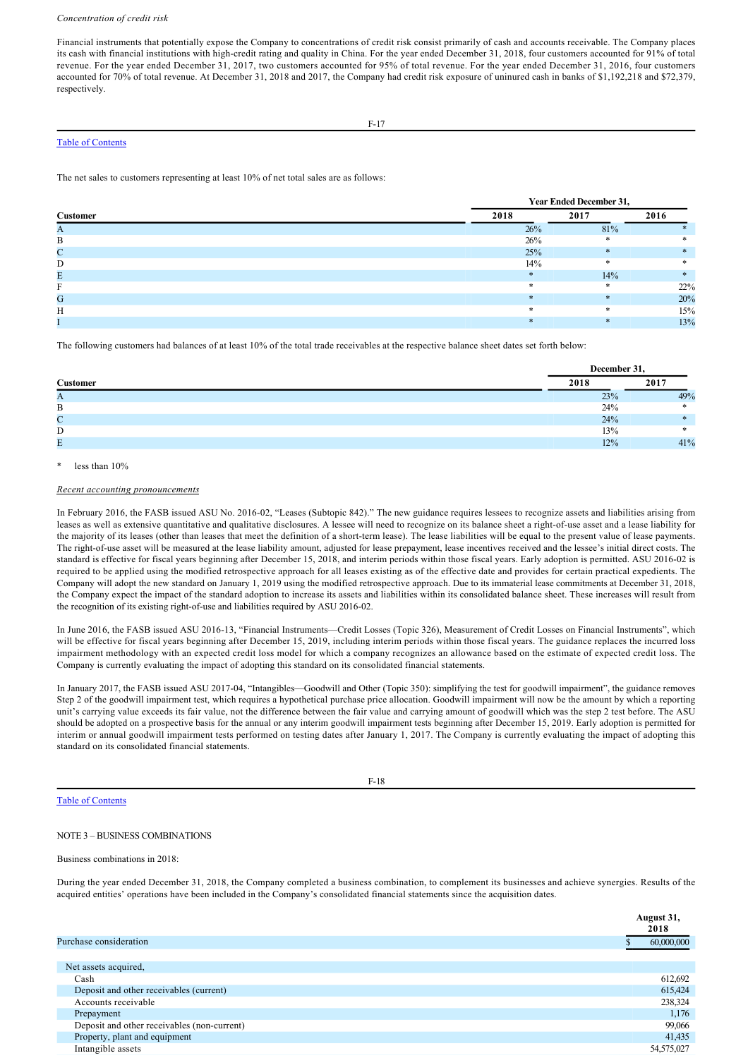*Concentration of credit risk*

Financial instruments that potentially expose the Company to concentrations of credit risk consist primarily of cash and accounts receivable. The Company places its cash with financial institutions with high-credit rating and quality in China. For the year ended December 31, 2018, four customers accounted for 91% of total revenue. For the year ended December 31, 2017, two customers accounted for 95% of total revenue. For the year ended December 31, 2016, four customers accounted for 70% of total revenue. At December 31, 2018 and 2017, the Company had credit risk exposure of uninured cash in banks of $1,192,218 and $72,379, respectively.

Table of Contents

The net sales to customers representing at least 10% of net total sales are as follows:

| Customer | Year Ended December 31, 2018 | 2017 | 2016 |
|---|---|---|---|
| A | 26% | 81% | * |
| B | 26% | * | * |
| C | 25% | * | * |
| D | 14% | * | * |
| E | * | 14% | * |
| F | * | * | 22% |
| G | * | * | 20% |
| H | * | * | 15% |
| I | * | * | 13% |

The following customers had balances of at least 10% of the total trade receivables at the respective balance sheet dates set forth below:

| Customer | December 31, 2018 | 2017 |
|---|---|---|
| A | 23% | 49% |
| B | 24% | * |
| C | 24% | * |
| D | 13% | * |
| E | 12% | 41% |

\* less than 10%

*Recent accounting pronouncements*

In February 2016, the FASB issued ASU No. 2016-02, "Leases (Subtopic 842)." The new guidance requires lessees to recognize assets and liabilities arising from leases as well as extensive quantitative and qualitative disclosures. A lessee will need to recognize on its balance sheet a right-of-use asset and a lease liability for the majority of its leases (other than leases that meet the definition of a short-term lease). The lease liabilities will be equal to the present value of lease payments. The right-of-use asset will be measured at the lease liability amount, adjusted for lease prepayment, lease incentives received and the lessee's initial direct costs. The standard is effective for fiscal years beginning after December 15, 2018, and interim periods within those fiscal years. Early adoption is permitted. ASU 2016-02 is required to be applied using the modified retrospective approach for all leases existing as of the effective date and provides for certain practical expedients. The Company will adopt the new standard on January 1, 2019 using the modified retrospective approach. Due to its immaterial lease commitments at December 31, 2018, the Company expect the impact of the standard adoption to increase its assets and liabilities within its consolidated balance sheet. These increases will result from the recognition of its existing right-of-use and liabilities required by ASU 2016-02.

In June 2016, the FASB issued ASU 2016-13, "Financial Instruments—Credit Losses (Topic 326), Measurement of Credit Losses on Financial Instruments", which will be effective for fiscal years beginning after December 15, 2019, including interim periods within those fiscal years. The guidance replaces the incurred loss impairment methodology with an expected credit loss model for which a company recognizes an allowance based on the estimate of expected credit loss. The Company is currently evaluating the impact of adopting this standard on its consolidated financial statements.

In January 2017, the FASB issued ASU 2017-04, "Intangibles—Goodwill and Other (Topic 350): simplifying the test for goodwill impairment", the guidance removes Step 2 of the goodwill impairment test, which requires a hypothetical purchase price allocation. Goodwill impairment will now be the amount by which a reporting unit's carrying value exceeds its fair value, not the difference between the fair value and carrying amount of goodwill which was the step 2 test before. The ASU should be adopted on a prospective basis for the annual or any interim goodwill impairment tests beginning after December 15, 2019. Early adoption is permitted for interim or annual goodwill impairment tests performed on testing dates after January 1, 2017. The Company is currently evaluating the impact of adopting this standard on its consolidated financial statements.

Table of Contents

NOTE 3 – BUSINESS COMBINATIONS

Business combinations in 2018:

During the year ended December 31, 2018, the Company completed a business combination, to complement its businesses and achieve synergies. Results of the acquired entities' operations have been included in the Company's consolidated financial statements since the acquisition dates.

| | August 31, 2018 |
|---|---|
| Purchase consideration | $ 60,000,000 |
| | |
| Net assets acquired, | |
| Cash | 612,692 |
| Deposit and other receivables (current) | 615,424 |
| Accounts receivable | 238,324 |
| Prepayment | 1,176 |
| Deposit and other receivables (non-current) | 99,066 |
| Property, plant and equipment | 41,435 |
| Intangible assets | 54,575,027 |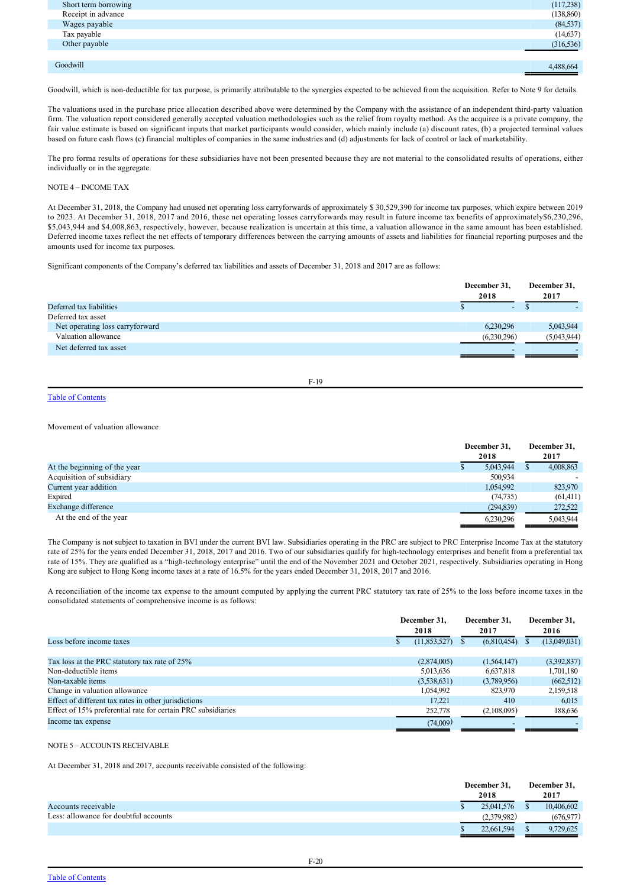| | |
|---|---|
| Short term borrowing | (117,238) |
| Receipt in advance | (138,860) |
| Wages payable | (84,537) |
| Tax payable | (14,637) |
| Other payable | (316,536) |
| | |
| Goodwill | 4,488,664 |

Goodwill, which is non-deductible for tax purpose, is primarily attributable to the synergies expected to be achieved from the acquisition. Refer to Note 9 for details.

The valuations used in the purchase price allocation described above were determined by the Company with the assistance of an independent third-party valuation firm. The valuation report considered generally accepted valuation methodologies such as the relief from royalty method. As the acquiree is a private company, the fair value estimate is based on significant inputs that market participants would consider, which mainly include (a) discount rates, (b) a projected terminal values based on future cash flows (c) financial multiples of companies in the same industries and (d) adjustments for lack of control or lack of marketability.

The pro forma results of operations for these subsidiaries have not been presented because they are not material to the consolidated results of operations, either individually or in the aggregate.

NOTE 4 – INCOME TAX

At December 31, 2018, the Company had unused net operating loss carryforwards of approximately $ 30,529,390 for income tax purposes, which expire between 2019 to 2023. At December 31, 2018, 2017 and 2016, these net operating losses carryforwards may result in future income tax benefits of approximately$6,230,296, $5,043,944 and $4,008,863, respectively, however, because realization is uncertain at this time, a valuation allowance in the same amount has been established. Deferred income taxes reflect the net effects of temporary differences between the carrying amounts of assets and liabilities for financial reporting purposes and the amounts used for income tax purposes.

Significant components of the Company's deferred tax liabilities and assets of December 31, 2018 and 2017 are as follows:

| | December 31, 2018 | December 31, 2017 |
|---|---|---|
| Deferred tax liabilities | $ - | $ - |
| Deferred tax asset | | |
| Net operating loss carryforward | 6,230,296 | 5,043,944 |
| Valuation allowance | (6,230,296) | (5,043,944) |
| Net deferred tax asset | - | - |

Movement of valuation allowance

| | December 31, 2018 | December 31, 2017 |
|---|---|---|
| At the beginning of the year | $ 5,043,944 | $ 4,008,863 |
| Acquisition of subsidiary | 500,934 | - |
| Current year addition | 1,054,992 | 823,970 |
| Expired | (74,735) | (61,411) |
| Exchange difference | (294,839) | 272,522 |
| At the end of the year | 6,230,296 | 5,043,944 |

The Company is not subject to taxation in BVI under the current BVI law. Subsidiaries operating in the PRC are subject to PRC Enterprise Income Tax at the statutory rate of 25% for the years ended December 31, 2018, 2017 and 2016. Two of our subsidiaries qualify for high-technology enterprises and benefit from a preferential tax rate of 15%. They are qualified as a "high-technology enterprise" until the end of the November 2021 and October 2021, respectively. Subsidiaries operating in Hong Kong are subject to Hong Kong income taxes at a rate of 16.5% for the years ended December 31, 2018, 2017 and 2016.

A reconciliation of the income tax expense to the amount computed by applying the current PRC statutory tax rate of 25% to the loss before income taxes in the consolidated statements of comprehensive income is as follows:

| | December 31, 2018 | December 31, 2017 | December 31, 2016 |
|---|---|---|---|
| Loss before income taxes | $ (11,853,527) | $ (6,810,454) | $ (13,049,031) |
| | | | |
| Tax loss at the PRC statutory tax rate of 25% | (2,874,005) | (1,564,147) | (3,392,837) |
| Non-deductible items | 5,013,636 | 6,637,818 | 1,701,180 |
| Non-taxable items | (3,538,631) | (3,789,956) | (662,512) |
| Change in valuation allowance | 1,054,992 | 823,970 | 2,159,518 |
| Effect of different tax rates in other jurisdictions | 17,221 | 410 | 6,015 |
| Effect of 15% preferential rate for certain PRC subsidiaries | 252,778 | (2,108,095) | 188,636 |
| Income tax expense | (74,009) | - | - |

NOTE 5 – ACCOUNTS RECEIVABLE

At December 31, 2018 and 2017, accounts receivable consisted of the following:

| | December 31, 2018 | December 31, 2017 |
|---|---|---|
| Accounts receivable | $ 25,041,576 | $ 10,406,602 |
| Less: allowance for doubtful accounts | (2,379,982) | (676,977) |
| | $ 22,661,594 | $ 9,729,625 |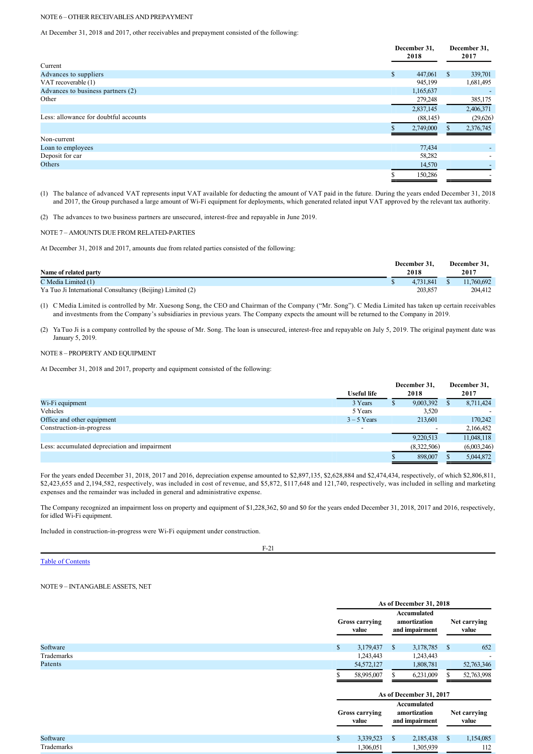NOTE 6 – OTHER RECEIVABLES AND PREPAYMENT

At December 31, 2018 and 2017, other receivables and prepayment consisted of the following:

| | December 31, 2018 | December 31, 2017 |
|---|---|---|
| Current | | |
| Advances to suppliers | $ 447,061 | $ 339,701 |
| VAT recoverable (1) | 945,199 | 1,681,495 |
| Advances to business partners (2) | 1,165,637 | - |
| Other | 279,248 | 385,175 |
| | 2,837,145 | 2,406,371 |
| Less: allowance for doubtful accounts | (88,145) | (29,626) |
| | $ 2,749,000 | $ 2,376,745 |
| Non-current | | |
| Loan to employees | 77,434 | - |
| Deposit for car | 58,282 | - |
| Others | 14,570 | - |
| | $ 150,286 | - |

(1) The balance of advanced VAT represents input VAT available for deducting the amount of VAT paid in the future. During the years ended December 31, 2018 and 2017, the Group purchased a large amount of Wi-Fi equipment for deployments, which generated related input VAT approved by the relevant tax authority.

(2) The advances to two business partners are unsecured, interest-free and repayable in June 2019.

NOTE 7 – AMOUNTS DUE FROM RELATED-PARTIES

At December 31, 2018 and 2017, amounts due from related parties consisted of the following:

| Name of related party | December 31, 2018 | December 31, 2017 |
|---|---|---|
| C Media Limited (1) | $ 4,731,841 | $ 11,760,692 |
| Ya Tuo Ji International Consultancy (Beijing) Limited (2) | 203,857 | 204,412 |

(1) C Media Limited is controlled by Mr. Xuesong Song, the CEO and Chairman of the Company ("Mr. Song"). C Media Limited has taken up certain receivables and investments from the Company's subsidiaries in previous years. The Company expects the amount will be returned to the Company in 2019.

(2) Ya Tuo Ji is a company controlled by the spouse of Mr. Song. The loan is unsecured, interest-free and repayable on July 5, 2019. The original payment date was January 5, 2019.

NOTE 8 – PROPERTY AND EQUIPMENT

At December 31, 2018 and 2017, property and equipment consisted of the following:

| | Useful life | December 31, 2018 | December 31, 2017 |
|---|---|---|---|
| Wi-Fi equipment | 3 Years | $ 9,003,392 | $ 8,711,424 |
| Vehicles | 5 Years | 3,520 | - |
| Office and other equipment | 3 – 5 Years | 213,601 | 170,242 |
| Construction-in-progress | - | - | 2,166,452 |
| | | 9,220,513 | 11,048,118 |
| Less: accumulated depreciation and impairment | | (8,322,506) | (6,003,246) |
| | | $ 898,007 | $ 5,044,872 |

For the years ended December 31, 2018, 2017 and 2016, depreciation expense amounted to $2,897,135, $2,628,884 and $2,474,434, respectively, of which $2,806,811, $2,423,655 and 2,194,582, respectively, was included in cost of revenue, and $5,872, $117,648 and 121,740, respectively, was included in selling and marketing expenses and the remainder was included in general and administrative expense.

The Company recognized an impairment loss on property and equipment of $1,228,362, $0 and $0 for the years ended December 31, 2018, 2017 and 2016, respectively, for idled Wi-Fi equipment.

Included in construction-in-progress were Wi-Fi equipment under construction.

NOTE 9 – INTANGIBLE ASSETS, NET

| | As of December 31, 2018 | | |
|---|---|---|---|
| | Gross carrying value | Accumulated amortization and impairment | Net carrying value |
| Software | $ 3,179,437 | $ 3,178,785 | $ 652 |
| Trademarks | 1,243,443 | 1,243,443 | - |
| Patents | 54,572,127 | 1,808,781 | 52,763,346 |
| | $ 58,995,007 | $ 6,231,009 | $ 52,763,998 |

| | As of December 31, 2017 | | |
|---|---|---|---|
| | Gross carrying value | Accumulated amortization and impairment | Net carrying value |
| Software | $ 3,339,523 | $ 2,185,438 | $ 1,154,085 |
| Trademarks | 1,306,051 | 1,305,939 | 112 |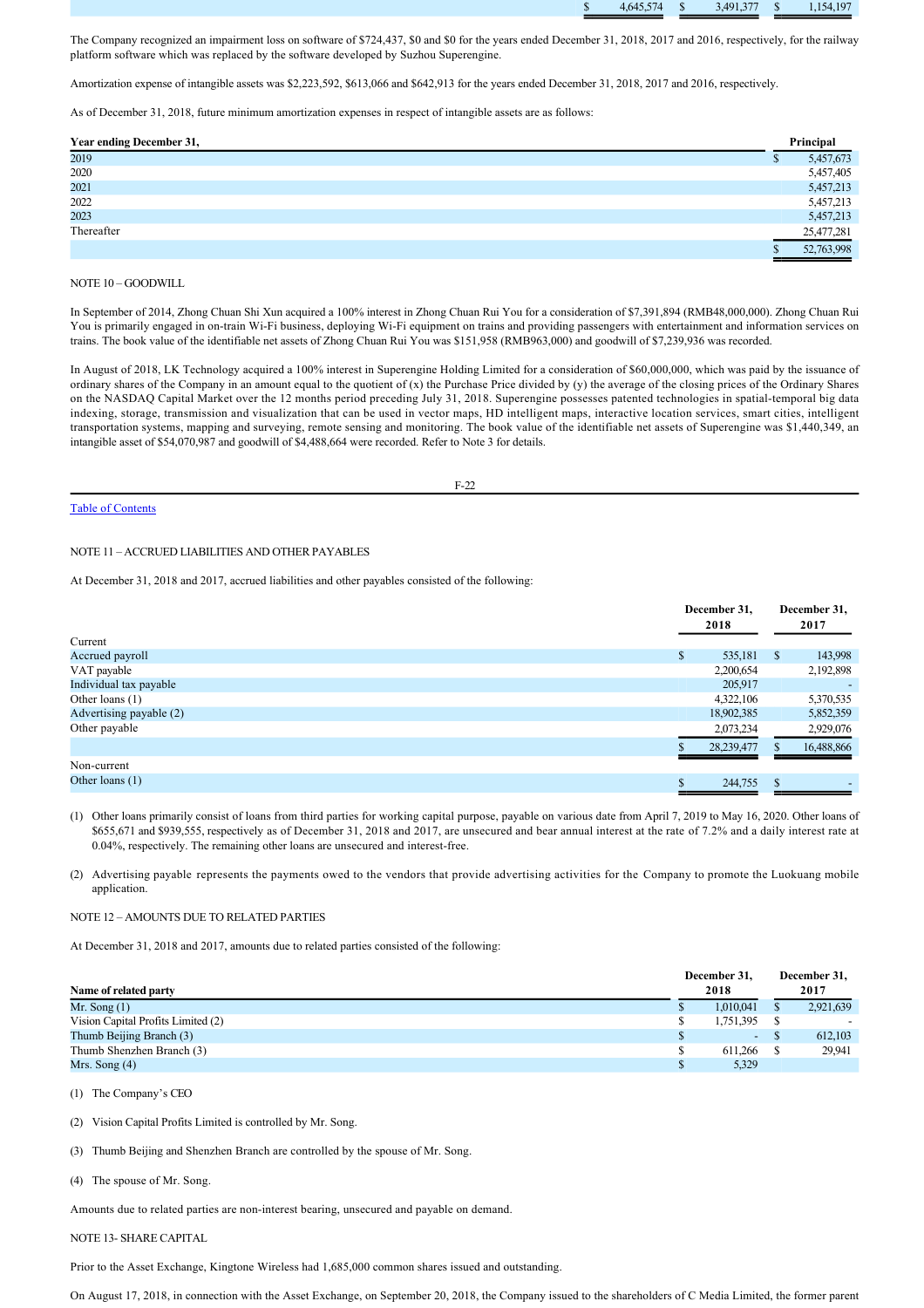| | | | |
|---|---|---|---|
| | $ 4,645,574 | $ 3,491,377 | $ 1,154,197 |

The Company recognized an impairment loss on software of $724,437, $0 and $0 for the years ended December 31, 2018, 2017 and 2016, respectively, for the railway platform software which was replaced by the software developed by Suzhou Superengine.

Amortization expense of intangible assets was $2,223,592, $613,066 and $642,913 for the years ended December 31, 2018, 2017 and 2016, respectively.

As of December 31, 2018, future minimum amortization expenses in respect of intangible assets are as follows:

| Year ending December 31, | Principal |
|---|---|
| 2019 | $ 5,457,673 |
| 2020 | 5,457,405 |
| 2021 | 5,457,213 |
| 2022 | 5,457,213 |
| 2023 | 5,457,213 |
| Thereafter | 25,477,281 |
| | $ 52,763,998 |

NOTE 10 – GOODWILL

In September of 2014, Zhong Chuan Shi Xun acquired a 100% interest in Zhong Chuan Rui You for a consideration of $7,391,894 (RMB48,000,000). Zhong Chuan Rui You is primarily engaged in on-train Wi-Fi business, deploying Wi-Fi equipment on trains and providing passengers with entertainment and information services on trains. The book value of the identifiable net assets of Zhong Chuan Rui You was $151,958 (RMB963,000) and goodwill of $7,239,936 was recorded.

In August of 2018, LK Technology acquired a 100% interest in Superengine Holding Limited for a consideration of $60,000,000, which was paid by the issuance of ordinary shares of the Company in an amount equal to the quotient of (x) the Purchase Price divided by (y) the average of the closing prices of the Ordinary Shares on the NASDAQ Capital Market over the 12 months period preceding July 31, 2018. Superengine possesses patented technologies in spatial-temporal big data indexing, storage, transmission and visualization that can be used in vector maps, HD intelligent maps, interactive location services, smart cities, intelligent transportation systems, mapping and surveying, remote sensing and monitoring. The book value of the identifiable net assets of Superengine was $1,440,349, an intangible asset of $54,070,987 and goodwill of $4,488,664 were recorded. Refer to Note 3 for details.

NOTE 11 – ACCRUED LIABILITIES AND OTHER PAYABLES

At December 31, 2018 and 2017, accrued liabilities and other payables consisted of the following:

| | December 31, 2018 | December 31, 2017 |
|---|---|---|
| Current | | |
| Accrued payroll | $ 535,181 | $ 143,998 |
| VAT payable | 2,200,654 | 2,192,898 |
| Individual tax payable | 205,917 | - |
| Other loans (1) | 4,322,106 | 5,370,535 |
| Advertising payable (2) | 18,902,385 | 5,852,359 |
| Other payable | 2,073,234 | 2,929,076 |
| | $ 28,239,477 | $ 16,488,866 |
| Non-current | | |
| Other loans (1) | $ 244,755 | $ - |

(1) Other loans primarily consist of loans from third parties for working capital purpose, payable on various date from April 7, 2019 to May 16, 2020. Other loans of $655,671 and $939,555, respectively as of December 31, 2018 and 2017, are unsecured and bear annual interest at the rate of 7.2% and a daily interest rate at 0.04%, respectively. The remaining other loans are unsecured and interest-free.

(2) Advertising payable represents the payments owed to the vendors that provide advertising activities for the Company to promote the Luokuang mobile application.

NOTE 12 – AMOUNTS DUE TO RELATED PARTIES

At December 31, 2018 and 2017, amounts due to related parties consisted of the following:

| Name of related party | December 31, 2018 | December 31, 2017 |
|---|---|---|
| Mr. Song (1) | $ 1,010,041 | $ 2,921,639 |
| Vision Capital Profits Limited (2) | $ 1,751,395 | $ - |
| Thumb Beijing Branch (3) | $ - | $ 612,103 |
| Thumb Shenzhen Branch (3) | $ 611,266 | $ 29,941 |
| Mrs. Song (4) | $ 5,329 | |

(1) The Company's CEO

(2) Vision Capital Profits Limited is controlled by Mr. Song.

(3) Thumb Beijing and Shenzhen Branch are controlled by the spouse of Mr. Song.

(4) The spouse of Mr. Song.

Amounts due to related parties are non-interest bearing, unsecured and payable on demand.

NOTE 13- SHARE CAPITAL

Prior to the Asset Exchange, Kingtone Wireless had 1,685,000 common shares issued and outstanding.

On August 17, 2018, in connection with the Asset Exchange, on September 20, 2018, the Company issued to the shareholders of C Media Limited, the former parent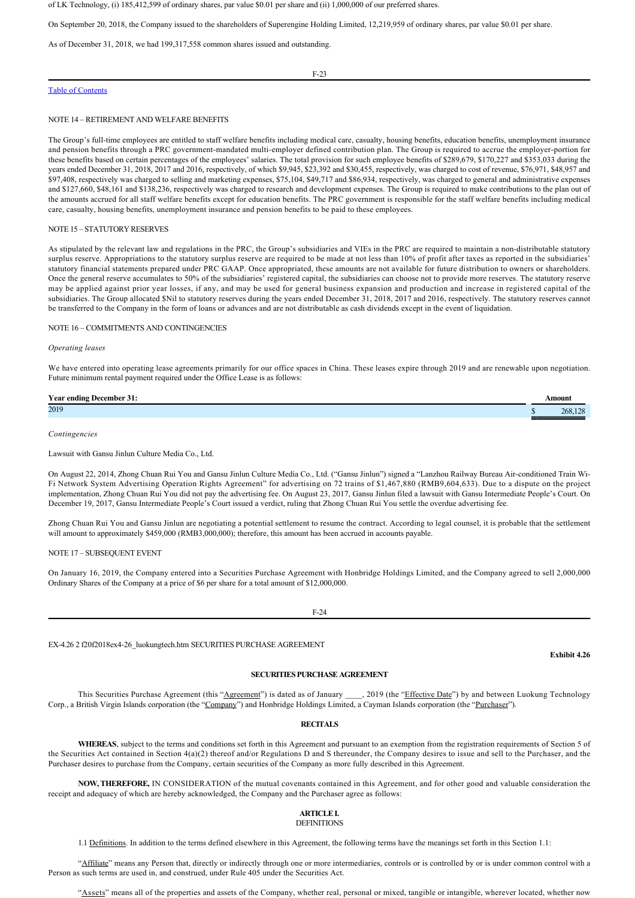of LK Technology, (i) 185,412,599 of ordinary shares, par value $0.01 per share and (ii) 1,000,000 of our preferred shares.

On September 20, 2018, the Company issued to the shareholders of Superengine Holding Limited, 12,219,959 of ordinary shares, par value $0.01 per share.

As of December 31, 2018, we had 199,317,558 common shares issued and outstanding.

Table of Contents

NOTE 14 – RETIREMENT AND WELFARE BENEFITS

The Group's full-time employees are entitled to staff welfare benefits including medical care, casualty, housing benefits, education benefits, unemployment insurance and pension benefits through a PRC government-mandated multi-employer defined contribution plan. The Group is required to accrue the employer-portion for these benefits based on certain percentages of the employees' salaries. The total provision for such employee benefits of $289,679, $170,227 and $353,033 during the years ended December 31, 2018, 2017 and 2016, respectively, of which $9,945, $23,392 and $30,455, respectively, was charged to cost of revenue, $76,971, $48,957 and $97,408, respectively was charged to selling and marketing expenses, $75,104, $49,717 and $86,934, respectively, was charged to general and administrative expenses and $127,660, $48,161 and $138,236, respectively was charged to research and development expenses. The Group is required to make contributions to the plan out of the amounts accrued for all staff welfare benefits except for education benefits. The PRC government is responsible for the staff welfare benefits including medical care, casualty, housing benefits, unemployment insurance and pension benefits to be paid to these employees.

NOTE 15 – STATUTORY RESERVES

As stipulated by the relevant law and regulations in the PRC, the Group's subsidiaries and VIEs in the PRC are required to maintain a non-distributable statutory surplus reserve. Appropriations to the statutory surplus reserve are required to be made at not less than 10% of profit after taxes as reported in the subsidiaries' statutory financial statements prepared under PRC GAAP. Once appropriated, these amounts are not available for future distribution to owners or shareholders. Once the general reserve accumulates to 50% of the subsidiaries' registered capital, the subsidiaries can choose not to provide more reserves. The statutory reserve may be applied against prior year losses, if any, and may be used for general business expansion and production and increase in registered capital of the subsidiaries. The Group allocated $Nil to statutory reserves during the years ended December 31, 2018, 2017 and 2016, respectively. The statutory reserves cannot be transferred to the Company in the form of loans or advances and are not distributable as cash dividends except in the event of liquidation.

NOTE 16 – COMMITMENTS AND CONTINGENCIES

*Operating leases*

We have entered into operating lease agreements primarily for our office spaces in China. These leases expire through 2019 and are renewable upon negotiation. Future minimum rental payment required under the Office Lease is as follows:

| Year ending December 31: | Amount |
|---|---|
| 2019 | $ 268,128 |

*Contingencies*

Lawsuit with Gansu Jinlun Culture Media Co., Ltd.

On August 22, 2014, Zhong Chuan Rui You and Gansu Jinlun Culture Media Co., Ltd. ("Gansu Jinlun") signed a "Lanzhou Railway Bureau Air-conditioned Train Wi-Fi Network System Advertising Operation Rights Agreement" for advertising on 72 trains of $1,467,880 (RMB9,604,633). Due to a dispute on the project implementation, Zhong Chuan Rui You did not pay the advertising fee. On August 23, 2017, Gansu Jinlun filed a lawsuit with Gansu Intermediate People's Court. On December 19, 2017, Gansu Intermediate People's Court issued a verdict, ruling that Zhong Chuan Rui You settle the overdue advertising fee.

Zhong Chuan Rui You and Gansu Jinlun are negotiating a potential settlement to resume the contract. According to legal counsel, it is probable that the settlement will amount to approximately $459,000 (RMB3,000,000); therefore, this amount has been accrued in accounts payable.

NOTE 17 – SUBSEQUENT EVENT

On January 16, 2019, the Company entered into a Securities Purchase Agreement with Honbridge Holdings Limited, and the Company agreed to sell 2,000,000 Ordinary Shares of the Company at a price of $6 per share for a total amount of $12,000,000.

EX-4.26 2 f20f2018ex4-26_luokungtech.htm SECURITIES PURCHASE AGREEMENT

**Exhibit 4.26**

**SECURITIES PURCHASE AGREEMENT**

This Securities Purchase Agreement (this "Agreement") is dated as of January ____, 2019 (the "Effective Date") by and between Luokung Technology Corp., a British Virgin Islands corporation (the "Company") and Honbridge Holdings Limited, a Cayman Islands corporation (the "Purchaser").

**RECITALS**

**WHEREAS**, subject to the terms and conditions set forth in this Agreement and pursuant to an exemption from the registration requirements of Section 5 of the Securities Act contained in Section 4(a)(2) thereof and/or Regulations D and S thereunder, the Company desires to issue and sell to the Purchaser, and the Purchaser desires to purchase from the Company, certain securities of the Company as more fully described in this Agreement.

**NOW, THEREFORE,** IN CONSIDERATION of the mutual covenants contained in this Agreement, and for other good and valuable consideration the receipt and adequacy of which are hereby acknowledged, the Company and the Purchaser agree as follows:

**ARTICLE I.**
DEFINITIONS

1.1 Definitions. In addition to the terms defined elsewhere in this Agreement, the following terms have the meanings set forth in this Section 1.1:

"Affiliate" means any Person that, directly or indirectly through one or more intermediaries, controls or is controlled by or is under common control with a Person as such terms are used in, and construed, under Rule 405 under the Securities Act.

"Assets" means all of the properties and assets of the Company, whether real, personal or mixed, tangible or intangible, wherever located, whether now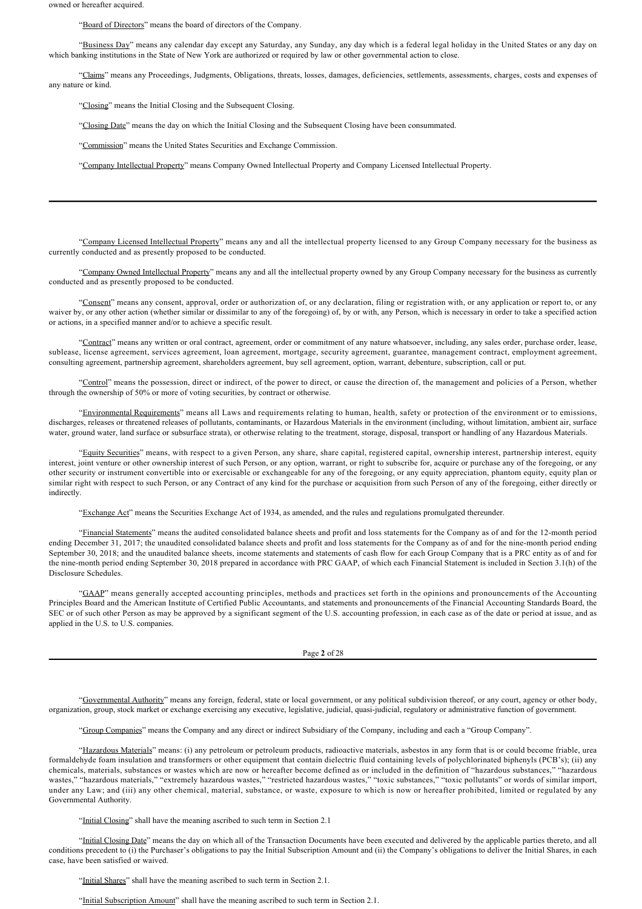owned or hereafter acquired.

"Board of Directors" means the board of directors of the Company.

"Business Day" means any calendar day except any Saturday, any Sunday, any day which is a federal legal holiday in the United States or any day on which banking institutions in the State of New York are authorized or required by law or other governmental action to close.

"Claims" means any Proceedings, Judgments, Obligations, threats, losses, damages, deficiencies, settlements, assessments, charges, costs and expenses of any nature or kind.

"Closing" means the Initial Closing and the Subsequent Closing.

"Closing Date" means the day on which the Initial Closing and the Subsequent Closing have been consummated.

"Commission" means the United States Securities and Exchange Commission.

"Company Intellectual Property" means Company Owned Intellectual Property and Company Licensed Intellectual Property.

"Company Licensed Intellectual Property" means any and all the intellectual property licensed to any Group Company necessary for the business as currently conducted and as presently proposed to be conducted.

"Company Owned Intellectual Property" means any and all the intellectual property owned by any Group Company necessary for the business as currently conducted and as presently proposed to be conducted.

"Consent" means any consent, approval, order or authorization of, or any declaration, filing or registration with, or any application or report to, or any waiver by, or any other action (whether similar or dissimilar to any of the foregoing) of, by or with, any Person, which is necessary in order to take a specified action or actions, in a specified manner and/or to achieve a specific result.

"Contract" means any written or oral contract, agreement, order or commitment of any nature whatsoever, including, any sales order, purchase order, lease, sublease, license agreement, services agreement, loan agreement, mortgage, security agreement, guarantee, management contract, employment agreement, consulting agreement, partnership agreement, shareholders agreement, buy sell agreement, option, warrant, debenture, subscription, call or put.

"Control" means the possession, direct or indirect, of the power to direct, or cause the direction of, the management and policies of a Person, whether through the ownership of 50% or more of voting securities, by contract or otherwise.

"Environmental Requirements" means all Laws and requirements relating to human, health, safety or protection of the environment or to emissions, discharges, releases or threatened releases of pollutants, contaminants, or Hazardous Materials in the environment (including, without limitation, ambient air, surface water, ground water, land surface or subsurface strata), or otherwise relating to the treatment, storage, disposal, transport or handling of any Hazardous Materials.

"Equity Securities" means, with respect to a given Person, any share, share capital, registered capital, ownership interest, partnership interest, equity interest, joint venture or other ownership interest of such Person, or any option, warrant, or right to subscribe for, acquire or purchase any of the foregoing, or any other security or instrument convertible into or exercisable or exchangeable for any of the foregoing, or any equity appreciation, phantom equity, equity plan or similar right with respect to such Person, or any Contract of any kind for the purchase or acquisition from such Person of any of the foregoing, either directly or indirectly.

"Exchange Act" means the Securities Exchange Act of 1934, as amended, and the rules and regulations promulgated thereunder.

"Financial Statements" means the audited consolidated balance sheets and profit and loss statements for the Company as of and for the 12-month period ending December 31, 2017; the unaudited consolidated balance sheets and profit and loss statements for the Company as of and for the nine-month period ending September 30, 2018; and the unaudited balance sheets, income statements and statements of cash flow for each Group Company that is a PRC entity as of and for the nine-month period ending September 30, 2018 prepared in accordance with PRC GAAP, of which each Financial Statement is included in Section 3.1(h) of the Disclosure Schedules.

"GAAP" means generally accepted accounting principles, methods and practices set forth in the opinions and pronouncements of the Accounting Principles Board and the American Institute of Certified Public Accountants, and statements and pronouncements of the Financial Accounting Standards Board, the SEC or of such other Person as may be approved by a significant segment of the U.S. accounting profession, in each case as of the date or period at issue, and as applied in the U.S. to U.S. companies.

"Governmental Authority" means any foreign, federal, state or local government, or any political subdivision thereof, or any court, agency or other body, organization, group, stock market or exchange exercising any executive, legislative, judicial, quasi-judicial, regulatory or administrative function of government.

"Group Companies" means the Company and any direct or indirect Subsidiary of the Company, including and each a "Group Company".

"Hazardous Materials" means: (i) any petroleum or petroleum products, radioactive materials, asbestos in any form that is or could become friable, urea formaldehyde foam insulation and transformers or other equipment that contain dielectric fluid containing levels of polychlorinated biphenyls (PCB's); (ii) any chemicals, materials, substances or wastes which are now or hereafter become defined as or included in the definition of "hazardous substances," "hazardous wastes," "hazardous materials," "extremely hazardous wastes," "restricted hazardous wastes," "toxic substances," "toxic pollutants" or words of similar import, under any Law; and (iii) any other chemical, material, substance, or waste, exposure to which is now or hereafter prohibited, limited or regulated by any Governmental Authority.

"Initial Closing" shall have the meaning ascribed to such term in Section 2.1

"Initial Closing Date" means the day on which all of the Transaction Documents have been executed and delivered by the applicable parties thereto, and all conditions precedent to (i) the Purchaser's obligations to pay the Initial Subscription Amount and (ii) the Company's obligations to deliver the Initial Shares, in each case, have been satisfied or waived.

"Initial Shares" shall have the meaning ascribed to such term in Section 2.1.

"Initial Subscription Amount" shall have the meaning ascribed to such term in Section 2.1.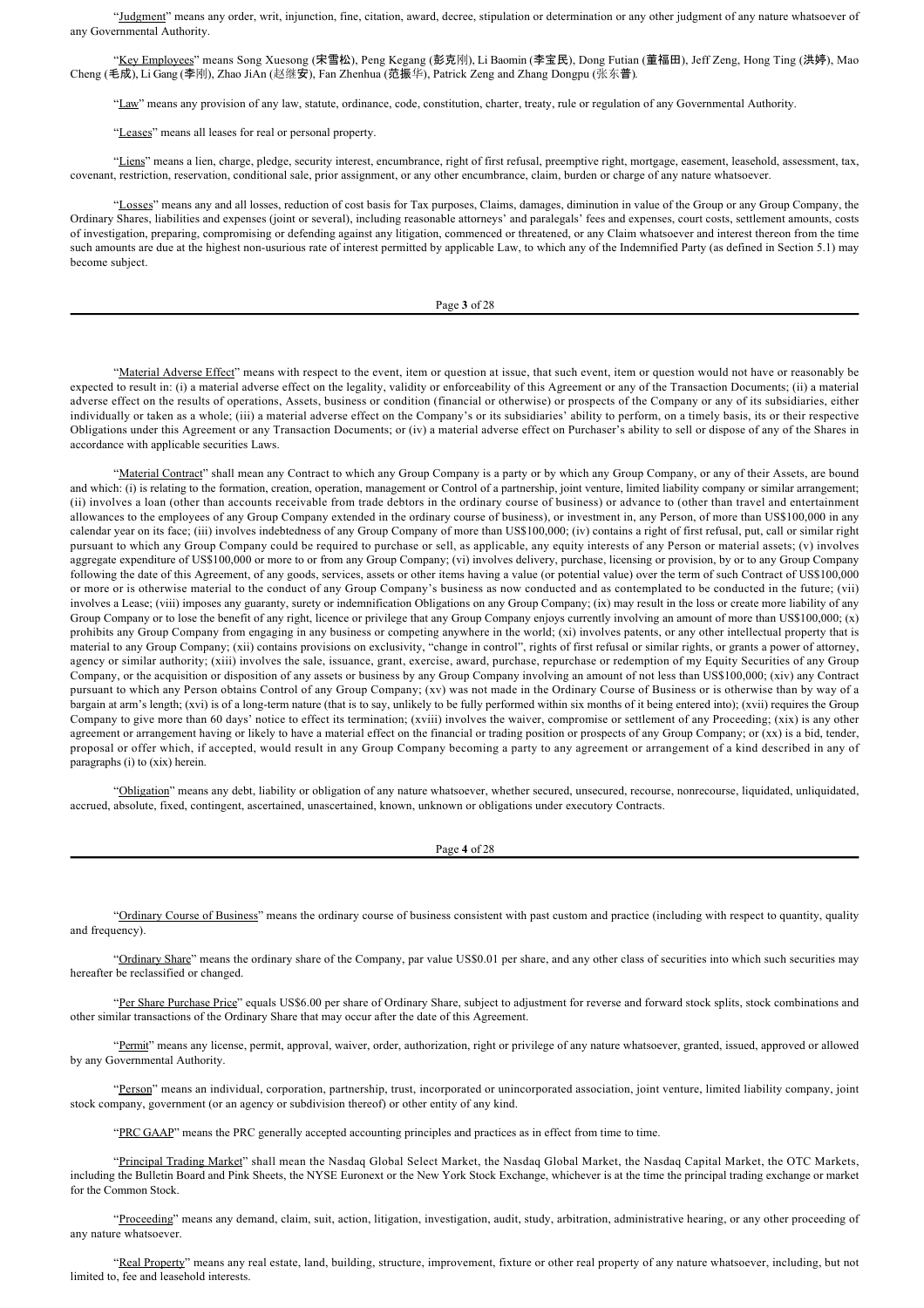"Judgment" means any order, writ, injunction, fine, citation, award, decree, stipulation or determination or any other judgment of any nature whatsoever of any Governmental Authority.

"Key Employees" means Song Xuesong (宋雪松), Peng Kegang (彭克刚), Li Baomin (李宝民), Dong Futian (董福田), Jeff Zeng, Hong Ting (洪婷), Mao Cheng (毛成), Li Gang (李刚), Zhao JiAn (赵继安), Fan Zhenhua (范振华), Patrick Zeng and Zhang Dongpu (张东普).

"Law" means any provision of any law, statute, ordinance, code, constitution, charter, treaty, rule or regulation of any Governmental Authority.

"Leases" means all leases for real or personal property.

"Liens" means a lien, charge, pledge, security interest, encumbrance, right of first refusal, preemptive right, mortgage, easement, leasehold, assessment, tax, covenant, restriction, reservation, conditional sale, prior assignment, or any other encumbrance, claim, burden or charge of any nature whatsoever.

"Losses" means any and all losses, reduction of cost basis for Tax purposes, Claims, damages, diminution in value of the Group or any Group Company, the Ordinary Shares, liabilities and expenses (joint or several), including reasonable attorneys' and paralegals' fees and expenses, court costs, settlement amounts, costs of investigation, preparing, compromising or defending against any litigation, commenced or threatened, or any Claim whatsoever and interest thereon from the time such amounts are due at the highest non-usurious rate of interest permitted by applicable Law, to which any of the Indemnified Party (as defined in Section 5.1) may become subject.

"Material Adverse Effect" means with respect to the event, item or question at issue, that such event, item or question would not have or reasonably be expected to result in: (i) a material adverse effect on the legality, validity or enforceability of this Agreement or any of the Transaction Documents; (ii) a material adverse effect on the results of operations, Assets, business or condition (financial or otherwise) or prospects of the Company or any of its subsidiaries, either individually or taken as a whole; (iii) a material adverse effect on the Company's or its subsidiaries' ability to perform, on a timely basis, its or their respective Obligations under this Agreement or any Transaction Documents; or (iv) a material adverse effect on Purchaser's ability to sell or dispose of any of the Shares in accordance with applicable securities Laws.

"Material Contract" shall mean any Contract to which any Group Company is a party or by which any Group Company, or any of their Assets, are bound and which: (i) is relating to the formation, creation, operation, management or Control of a partnership, joint venture, limited liability company or similar arrangement; (ii) involves a loan (other than accounts receivable from trade debtors in the ordinary course of business) or advance to (other than travel and entertainment allowances to the employees of any Group Company extended in the ordinary course of business), or investment in, any Person, of more than US$100,000 in any calendar year on its face; (iii) involves indebtedness of any Group Company of more than US$100,000; (iv) contains a right of first refusal, put, call or similar right pursuant to which any Group Company could be required to purchase or sell, as applicable, any equity interests of any Person or material assets; (v) involves aggregate expenditure of US$100,000 or more to or from any Group Company; (vi) involves delivery, purchase, licensing or provision, by or to any Group Company following the date of this Agreement, of any goods, services, assets or other items having a value (or potential value) over the term of such Contract of US$100,000 or more or is otherwise material to the conduct of any Group Company's business as now conducted and as contemplated to be conducted in the future; (vii) involves a Lease; (viii) imposes any guaranty, surety or indemnification Obligations on any Group Company; (ix) may result in the loss or create more liability of any Group Company or to lose the benefit of any right, licence or privilege that any Group Company enjoys currently involving an amount of more than US$100,000; (x) prohibits any Group Company from engaging in any business or competing anywhere in the world; (xi) involves patents, or any other intellectual property that is material to any Group Company; (xii) contains provisions on exclusivity, "change in control", rights of first refusal or similar rights, or grants a power of attorney, agency or similar authority; (xiii) involves the sale, issuance, grant, exercise, award, purchase, repurchase or redemption of my Equity Securities of any Group Company, or the acquisition or disposition of any assets or business by any Group Company involving an amount of not less than US$100,000; (xiv) any Contract pursuant to which any Person obtains Control of any Group Company; (xv) was not made in the Ordinary Course of Business or is otherwise than by way of a bargain at arm's length; (xvi) is of a long-term nature (that is to say, unlikely to be fully performed within six months of it being entered into); (xvii) requires the Group Company to give more than 60 days' notice to effect its termination; (xviii) involves the waiver, compromise or settlement of any Proceeding; (xix) is any other agreement or arrangement having or likely to have a material effect on the financial or trading position or prospects of any Group Company; or (xx) is a bid, tender, proposal or offer which, if accepted, would result in any Group Company becoming a party to any agreement or arrangement of a kind described in any of paragraphs (i) to (xix) herein.

"Obligation" means any debt, liability or obligation of any nature whatsoever, whether secured, unsecured, recourse, nonrecourse, liquidated, unliquidated, accrued, absolute, fixed, contingent, ascertained, unascertained, known, unknown or obligations under executory Contracts.

"Ordinary Course of Business" means the ordinary course of business consistent with past custom and practice (including with respect to quantity, quality and frequency).

"Ordinary Share" means the ordinary share of the Company, par value US$0.01 per share, and any other class of securities into which such securities may hereafter be reclassified or changed.

"Per Share Purchase Price" equals US$6.00 per share of Ordinary Share, subject to adjustment for reverse and forward stock splits, stock combinations and other similar transactions of the Ordinary Share that may occur after the date of this Agreement.

"Permit" means any license, permit, approval, waiver, order, authorization, right or privilege of any nature whatsoever, granted, issued, approved or allowed by any Governmental Authority.

"Person" means an individual, corporation, partnership, trust, incorporated or unincorporated association, joint venture, limited liability company, joint stock company, government (or an agency or subdivision thereof) or other entity of any kind.

"PRC GAAP" means the PRC generally accepted accounting principles and practices as in effect from time to time.

"Principal Trading Market" shall mean the Nasdaq Global Select Market, the Nasdaq Global Market, the Nasdaq Capital Market, the OTC Markets, including the Bulletin Board and Pink Sheets, the NYSE Euronext or the New York Stock Exchange, whichever is at the time the principal trading exchange or market for the Common Stock.

"Proceeding" means any demand, claim, suit, action, litigation, investigation, audit, study, arbitration, administrative hearing, or any other proceeding of any nature whatsoever.

"Real Property" means any real estate, land, building, structure, improvement, fixture or other real property of any nature whatsoever, including, but not limited to, fee and leasehold interests.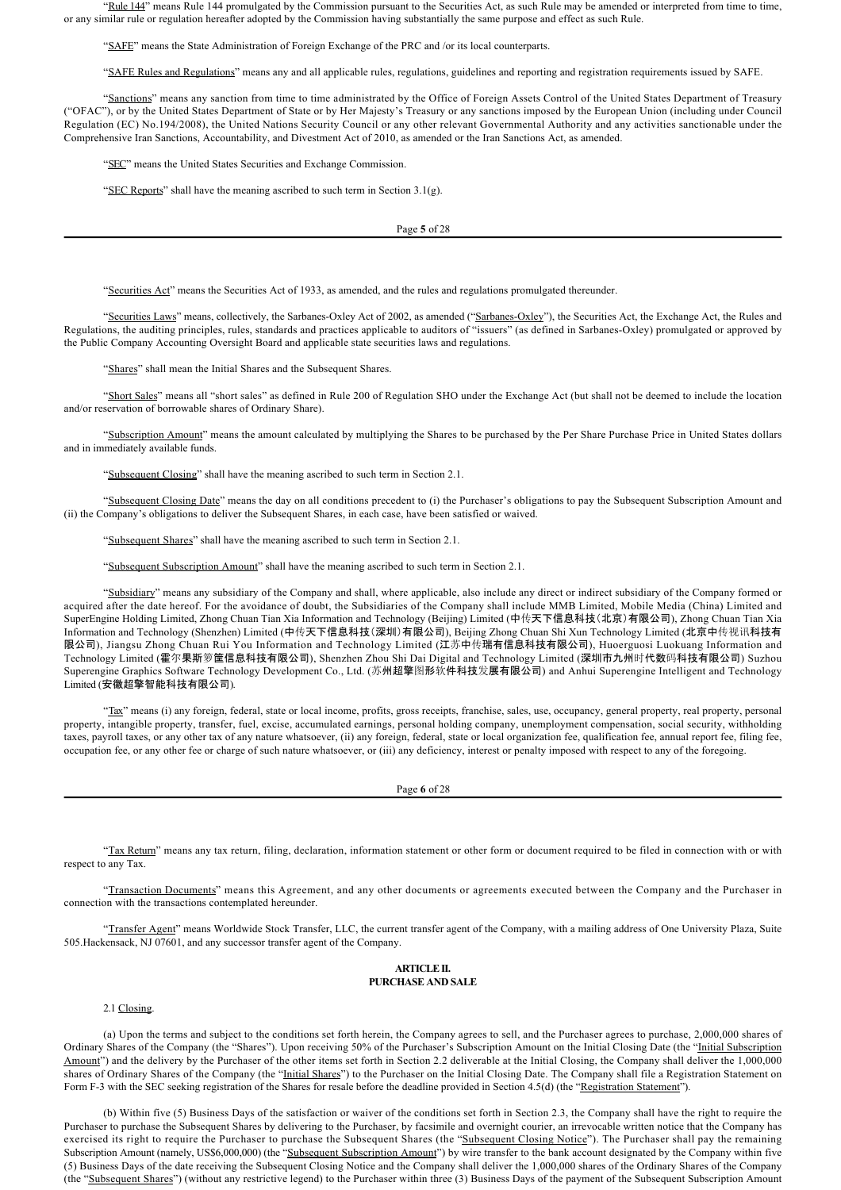"Rule 144" means Rule 144 promulgated by the Commission pursuant to the Securities Act, as such Rule may be amended or interpreted from time to time, or any similar rule or regulation hereafter adopted by the Commission having substantially the same purpose and effect as such Rule.

"SAFE" means the State Administration of Foreign Exchange of the PRC and /or its local counterparts.

"SAFE Rules and Regulations" means any and all applicable rules, regulations, guidelines and reporting and registration requirements issued by SAFE.

"Sanctions" means any sanction from time to time administrated by the Office of Foreign Assets Control of the United States Department of Treasury ("OFAC"), or by the United States Department of State or by Her Majesty's Treasury or any sanctions imposed by the European Union (including under Council Regulation (EC) No.194/2008), the United Nations Security Council or any other relevant Governmental Authority and any activities sanctionable under the Comprehensive Iran Sanctions, Accountability, and Divestment Act of 2010, as amended or the Iran Sanctions Act, as amended.

"SEC" means the United States Securities and Exchange Commission.

"SEC Reports" shall have the meaning ascribed to such term in Section 3.1(g).

"Securities Act" means the Securities Act of 1933, as amended, and the rules and regulations promulgated thereunder.

"Securities Laws" means, collectively, the Sarbanes-Oxley Act of 2002, as amended ("Sarbanes-Oxley"), the Securities Act, the Exchange Act, the Rules and Regulations, the auditing principles, rules, standards and practices applicable to auditors of "issuers" (as defined in Sarbanes-Oxley) promulgated or approved by the Public Company Accounting Oversight Board and applicable state securities laws and regulations.

"Shares" shall mean the Initial Shares and the Subsequent Shares.

"Short Sales" means all "short sales" as defined in Rule 200 of Regulation SHO under the Exchange Act (but shall not be deemed to include the location and/or reservation of borrowable shares of Ordinary Share).

"Subscription Amount" means the amount calculated by multiplying the Shares to be purchased by the Per Share Purchase Price in United States dollars and in immediately available funds.

"Subsequent Closing" shall have the meaning ascribed to such term in Section 2.1.

"Subsequent Closing Date" means the day on all conditions precedent to (i) the Purchaser's obligations to pay the Subsequent Subscription Amount and (ii) the Company's obligations to deliver the Subsequent Shares, in each case, have been satisfied or waived.

"Subsequent Shares" shall have the meaning ascribed to such term in Section 2.1.

"Subsequent Subscription Amount" shall have the meaning ascribed to such term in Section 2.1.

"Subsidiary" means any subsidiary of the Company and shall, where applicable, also include any direct or indirect subsidiary of the Company formed or acquired after the date hereof. For the avoidance of doubt, the Subsidiaries of the Company shall include MMB Limited, Mobile Media (China) Limited and SuperEngine Holding Limited, Zhong Chuan Tian Xia Information and Technology (Beijing) Limited (中传天下信息科技(北京)有限公司), Zhong Chuan Tian Xia Information and Technology (Shenzhen) Limited (中传天下信息科技(深圳)有限公司), Beijing Zhong Chuan Shi Xun Technology Limited (北京中传视讯科技有限公司), Jiangsu Zhong Chuan Rui You Information and Technology Limited (江苏中传瑞有信息科技有限公司), Huoerguosi Luokuang Information and Technology Limited (霍尔果斯箩筐信息科技有限公司), Shenzhen Zhou Shi Dai Digital and Technology Limited (深圳市九州时代数码科技有限公司) Suzhou Superengine Graphics Software Technology Development Co., Ltd. (苏州超擎图形软件科技发展有限公司) and Anhui Superengine Intelligent and Technology Limited (安徽超擎智能科技有限公司).

"Tax" means (i) any foreign, federal, state or local income, profits, gross receipts, franchise, sales, use, occupancy, general property, real property, personal property, intangible property, transfer, fuel, excise, accumulated earnings, personal holding company, unemployment compensation, social security, withholding taxes, payroll taxes, or any other tax of any nature whatsoever, (ii) any foreign, federal, state or local organization fee, qualification fee, annual report fee, filing fee, occupation fee, or any other fee or charge of such nature whatsoever, or (iii) any deficiency, interest or penalty imposed with respect to any of the foregoing.

"Tax Return" means any tax return, filing, declaration, information statement or other form or document required to be filed in connection with or with respect to any Tax.

"Transaction Documents" means this Agreement, and any other documents or agreements executed between the Company and the Purchaser in connection with the transactions contemplated hereunder.

"Transfer Agent" means Worldwide Stock Transfer, LLC, the current transfer agent of the Company, with a mailing address of One University Plaza, Suite 505.Hackensack, NJ 07601, and any successor transfer agent of the Company.

## ARTICLE II.
## PURCHASE AND SALE

2.1 Closing.

(a) Upon the terms and subject to the conditions set forth herein, the Company agrees to sell, and the Purchaser agrees to purchase, 2,000,000 shares of Ordinary Shares of the Company (the "Shares"). Upon receiving 50% of the Purchaser's Subscription Amount on the Initial Closing Date (the "Initial Subscription Amount") and the delivery by the Purchaser of the other items set forth in Section 2.2 deliverable at the Initial Closing, the Company shall deliver the 1,000,000 shares of Ordinary Shares of the Company (the "Initial Shares") to the Purchaser on the Initial Closing Date. The Company shall file a Registration Statement on Form F-3 with the SEC seeking registration of the Shares for resale before the deadline provided in Section 4.5(d) (the "Registration Statement").

(b) Within five (5) Business Days of the satisfaction or waiver of the conditions set forth in Section 2.3, the Company shall have the right to require the Purchaser to purchase the Subsequent Shares by delivering to the Purchaser, by facsimile and overnight courier, an irrevocable written notice that the Company has exercised its right to require the Purchaser to purchase the Subsequent Shares (the "Subsequent Closing Notice"). The Purchaser shall pay the remaining Subscription Amount (namely, US$6,000,000) (the "Subsequent Subscription Amount") by wire transfer to the bank account designated by the Company within five (5) Business Days of the date receiving the Subsequent Closing Notice and the Company shall deliver the 1,000,000 shares of the Ordinary Shares of the Company (the "Subsequent Shares") (without any restrictive legend) to the Purchaser within three (3) Business Days of the payment of the Subsequent Subscription Amount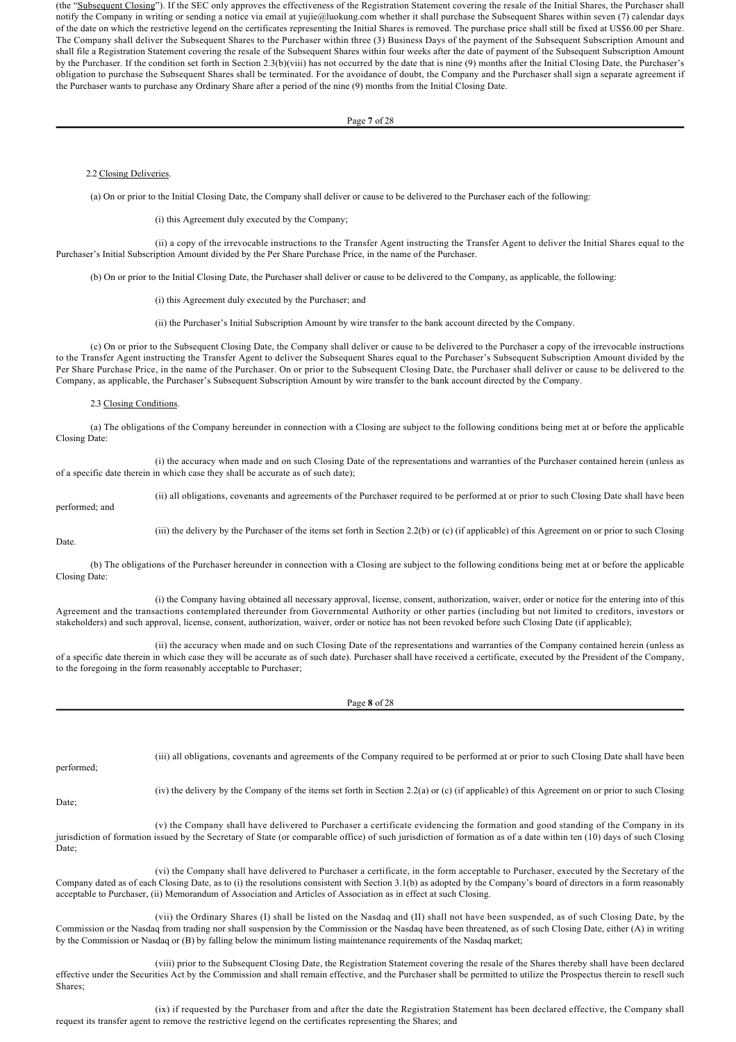(the "Subsequent Closing"). If the SEC only approves the effectiveness of the Registration Statement covering the resale of the Initial Shares, the Purchaser shall notify the Company in writing or sending a notice via email at yujie@luokung.com whether it shall purchase the Subsequent Shares within seven (7) calendar days of the date on which the restrictive legend on the certificates representing the Initial Shares is removed. The purchase price shall still be fixed at US$6.00 per Share. The Company shall deliver the Subsequent Shares to the Purchaser within three (3) Business Days of the payment of the Subsequent Subscription Amount and shall file a Registration Statement covering the resale of the Subsequent Shares within four weeks after the date of payment of the Subsequent Subscription Amount by the Purchaser. If the condition set forth in Section 2.3(b)(viii) has not occurred by the date that is nine (9) months after the Initial Closing Date, the Purchaser's obligation to purchase the Subsequent Shares shall be terminated. For the avoidance of doubt, the Company and the Purchaser shall sign a separate agreement if the Purchaser wants to purchase any Ordinary Share after a period of the nine (9) months from the Initial Closing Date.

2.2 Closing Deliveries.

(a) On or prior to the Initial Closing Date, the Company shall deliver or cause to be delivered to the Purchaser each of the following:

(i) this Agreement duly executed by the Company;

(ii) a copy of the irrevocable instructions to the Transfer Agent instructing the Transfer Agent to deliver the Initial Shares equal to the Purchaser's Initial Subscription Amount divided by the Per Share Purchase Price, in the name of the Purchaser.

(b) On or prior to the Initial Closing Date, the Purchaser shall deliver or cause to be delivered to the Company, as applicable, the following:

(i) this Agreement duly executed by the Purchaser; and

(ii) the Purchaser's Initial Subscription Amount by wire transfer to the bank account directed by the Company.

(c) On or prior to the Subsequent Closing Date, the Company shall deliver or cause to be delivered to the Purchaser a copy of the irrevocable instructions to the Transfer Agent instructing the Transfer Agent to deliver the Subsequent Shares equal to the Purchaser's Subsequent Subscription Amount divided by the Per Share Purchase Price, in the name of the Purchaser. On or prior to the Subsequent Closing Date, the Purchaser shall deliver or cause to be delivered to the Company, as applicable, the Purchaser's Subsequent Subscription Amount by wire transfer to the bank account directed by the Company.

2.3 Closing Conditions.

(a) The obligations of the Company hereunder in connection with a Closing are subject to the following conditions being met at or before the applicable Closing Date:

(i) the accuracy when made and on such Closing Date of the representations and warranties of the Purchaser contained herein (unless as of a specific date therein in which case they shall be accurate as of such date);

(ii) all obligations, covenants and agreements of the Purchaser required to be performed at or prior to such Closing Date shall have been performed; and

(iii) the delivery by the Purchaser of the items set forth in Section 2.2(b) or (c) (if applicable) of this Agreement on or prior to such Closing Date.

(b) The obligations of the Purchaser hereunder in connection with a Closing are subject to the following conditions being met at or before the applicable Closing Date:

(i) the Company having obtained all necessary approval, license, consent, authorization, waiver, order or notice for the entering into of this Agreement and the transactions contemplated thereunder from Governmental Authority or other parties (including but not limited to creditors, investors or stakeholders) and such approval, license, consent, authorization, waiver, order or notice has not been revoked before such Closing Date (if applicable);

(ii) the accuracy when made and on such Closing Date of the representations and warranties of the Company contained herein (unless as of a specific date therein in which case they will be accurate as of such date). Purchaser shall have received a certificate, executed by the President of the Company, to the foregoing in the form reasonably acceptable to Purchaser;

(iii) all obligations, covenants and agreements of the Company required to be performed at or prior to such Closing Date shall have been performed;

(iv) the delivery by the Company of the items set forth in Section 2.2(a) or (c) (if applicable) of this Agreement on or prior to such Closing Date;

(v) the Company shall have delivered to Purchaser a certificate evidencing the formation and good standing of the Company in its jurisdiction of formation issued by the Secretary of State (or comparable office) of such jurisdiction of formation as of a date within ten (10) days of such Closing Date;

(vi) the Company shall have delivered to Purchaser a certificate, in the form acceptable to Purchaser, executed by the Secretary of the Company dated as of each Closing Date, as to (i) the resolutions consistent with Section 3.1(b) as adopted by the Company's board of directors in a form reasonably acceptable to Purchaser, (ii) Memorandum of Association and Articles of Association as in effect at such Closing.

(vii) the Ordinary Shares (I) shall be listed on the Nasdaq and (II) shall not have been suspended, as of such Closing Date, by the Commission or the Nasdaq from trading nor shall suspension by the Commission or the Nasdaq have been threatened, as of such Closing Date, either (A) in writing by the Commission or Nasdaq or (B) by falling below the minimum listing maintenance requirements of the Nasdaq market;

(viii) prior to the Subsequent Closing Date, the Registration Statement covering the resale of the Shares thereby shall have been declared effective under the Securities Act by the Commission and shall remain effective, and the Purchaser shall be permitted to utilize the Prospectus therein to resell such Shares;

(ix) if requested by the Purchaser from and after the date the Registration Statement has been declared effective, the Company shall request its transfer agent to remove the restrictive legend on the certificates representing the Shares; and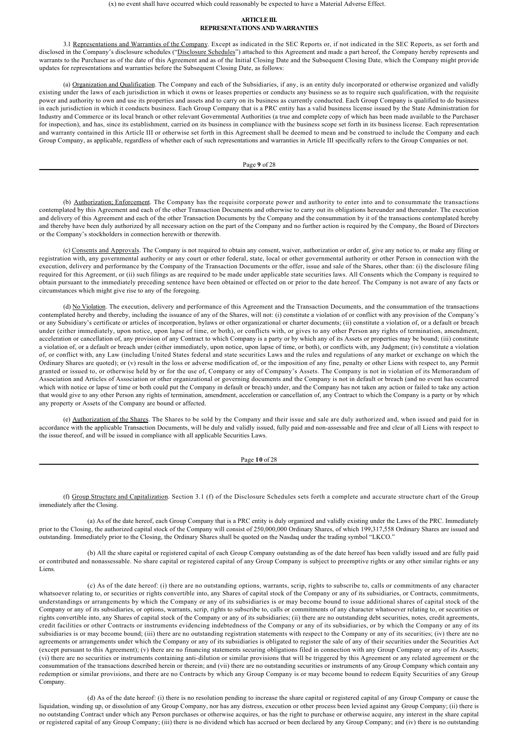(x) no event shall have occurred which could reasonably be expected to have a Material Adverse Effect.

## ARTICLE III.
## REPRESENTATIONS AND WARRANTIES

3.1 Representations and Warranties of the Company. Except as indicated in the SEC Reports or, if not indicated in the SEC Reports, as set forth and disclosed in the Company's disclosure schedules ("Disclosure Schedules") attached to this Agreement and made a part hereof, the Company hereby represents and warrants to the Purchaser as of the date of this Agreement and as of the Initial Closing Date and the Subsequent Closing Date, which the Company might provide updates for representations and warranties before the Subsequent Closing Date, as follows:

(a) Organization and Qualification. The Company and each of the Subsidiaries, if any, is an entity duly incorporated or otherwise organized and validly existing under the laws of each jurisdiction in which it owns or leases properties or conducts any business so as to require such qualification, with the requisite power and authority to own and use its properties and assets and to carry on its business as currently conducted. Each Group Company is qualified to do business in each jurisdiction in which it conducts business. Each Group Company that is a PRC entity has a valid business license issued by the State Administration for Industry and Commerce or its local branch or other relevant Governmental Authorities (a true and complete copy of which has been made available to the Purchaser for inspection), and has, since its establishment, carried on its business in compliance with the business scope set forth in its business license. Each representation and warranty contained in this Article III or otherwise set forth in this Agreement shall be deemed to mean and be construed to include the Company and each Group Company, as applicable, regardless of whether each of such representations and warranties in Article III specifically refers to the Group Companies or not.

(b) Authorization; Enforcement. The Company has the requisite corporate power and authority to enter into and to consummate the transactions contemplated by this Agreement and each of the other Transaction Documents and otherwise to carry out its obligations hereunder and thereunder. The execution and delivery of this Agreement and each of the other Transaction Documents by the Company and the consummation by it of the transactions contemplated hereby and thereby have been duly authorized by all necessary action on the part of the Company and no further action is required by the Company, the Board of Directors or the Company's stockholders in connection herewith or therewith.

(c) Consents and Approvals. The Company is not required to obtain any consent, waiver, authorization or order of, give any notice to, or make any filing or registration with, any governmental authority or any court or other federal, state, local or other governmental authority or other Person in connection with the execution, delivery and performance by the Company of the Transaction Documents or the offer, issue and sale of the Shares, other than: (i) the disclosure filing required for this Agreement, or (ii) such filings as are required to be made under applicable state securities laws. All Consents which the Company is required to obtain pursuant to the immediately preceding sentence have been obtained or effected on or prior to the date hereof. The Company is not aware of any facts or circumstances which might give rise to any of the foregoing.

(d) No Violation. The execution, delivery and performance of this Agreement and the Transaction Documents, and the consummation of the transactions contemplated hereby and thereby, including the issuance of any of the Shares, will not: (i) constitute a violation of or conflict with any provision of the Company's or any Subsidiary's certificate or articles of incorporation, bylaws or other organizational or charter documents; (ii) constitute a violation of, or a default or breach under (either immediately, upon notice, upon lapse of time, or both), or conflicts with, or gives to any other Person any rights of termination, amendment, acceleration or cancellation of, any provision of any Contract to which Company is a party or by which any of its Assets or properties may be bound; (iii) constitute a violation of, or a default or breach under (either immediately, upon notice, upon lapse of time, or both), or conflicts with, any Judgment; (iv) constitute a violation of, or conflict with, any Law (including United States federal and state securities Laws and the rules and regulations of any market or exchange on which the Ordinary Shares are quoted); or (v) result in the loss or adverse modification of, or the imposition of any fine, penalty or other Liens with respect to, any Permit granted or issued to, or otherwise held by or for the use of, Company or any of Company's Assets. The Company is not in violation of its Memorandum of Association and Articles of Association or other organizational or governing documents and the Company is not in default or breach (and no event has occurred which with notice or lapse of time or both could put the Company in default or breach) under, and the Company has not taken any action or failed to take any action that would give to any other Person any rights of termination, amendment, acceleration or cancellation of, any Contract to which the Company is a party or by which any property or Assets of the Company are bound or affected.

(e) Authorization of the Shares. The Shares to be sold by the Company and their issue and sale are duly authorized and, when issued and paid for in accordance with the applicable Transaction Documents, will be duly and validly issued, fully paid and non-assessable and free and clear of all Liens with respect to the issue thereof, and will be issued in compliance with all applicable Securities Laws.

(f) Group Structure and Capitalization. Section 3.1 (f) of the Disclosure Schedules sets forth a complete and accurate structure chart of the Group immediately after the Closing.

(a) As of the date hereof, each Group Company that is a PRC entity is duly organized and validly existing under the Laws of the PRC. Immediately prior to the Closing, the authorized capital stock of the Company will consist of 250,000,000 Ordinary Shares, of which 199,317,558 Ordinary Shares are issued and outstanding. Immediately prior to the Closing, the Ordinary Shares shall be quoted on the Nasdaq under the trading symbol "LKCO."

(b) All the share capital or registered capital of each Group Company outstanding as of the date hereof has been validly issued and are fully paid or contributed and nonassessable. No share capital or registered capital of any Group Company is subject to preemptive rights or any other similar rights or any Liens.

(c) As of the date hereof: (i) there are no outstanding options, warrants, scrip, rights to subscribe to, calls or commitments of any character whatsoever relating to, or securities or rights convertible into, any Shares of capital stock of the Company or any of its subsidiaries, or Contracts, commitments, understandings or arrangements by which the Company or any of its subsidiaries is or may become bound to issue additional shares of capital stock of the Company or any of its subsidiaries, or options, warrants, scrip, rights to subscribe to, calls or commitments of any character whatsoever relating to, or securities or rights convertible into, any Shares of capital stock of the Company or any of its subsidiaries; (ii) there are no outstanding debt securities, notes, credit agreements, credit facilities or other Contracts or instruments evidencing indebtedness of the Company or any of its subsidiaries, or by which the Company or any of its subsidiaries is or may become bound; (iii) there are no outstanding registration statements with respect to the Company or any of its securities; (iv) there are no agreements or arrangements under which the Company or any of its subsidiaries is obligated to register the sale of any of their securities under the Securities Act (except pursuant to this Agreement); (v) there are no financing statements securing obligations filed in connection with any Group Company or any of its Assets; (vi) there are no securities or instruments containing anti-dilution or similar provisions that will be triggered by this Agreement or any related agreement or the consummation of the transactions described herein or therein; and (vii) there are no outstanding securities or instruments of any Group Company which contain any redemption or similar provisions, and there are no Contracts by which any Group Company is or may become bound to redeem Equity Securities of any Group Company.

(d) As of the date hereof: (i) there is no resolution pending to increase the share capital or registered capital of any Group Company or cause the liquidation, winding up, or dissolution of any Group Company, nor has any distress, execution or other process been levied against any Group Company; (ii) there is no outstanding Contract under which any Person purchases or otherwise acquires, or has the right to purchase or otherwise acquire, any interest in the share capital or registered capital of any Group Company; (iii) there is no dividend which has accrued or been declared by any Group Company; and (iv) there is no outstanding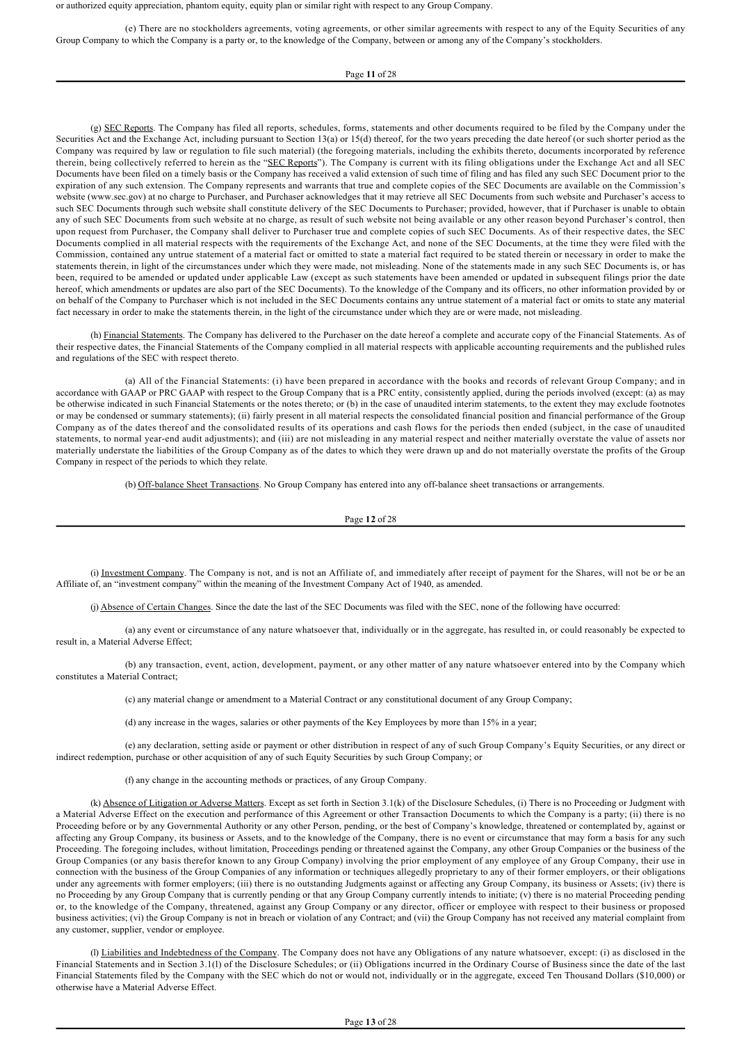or authorized equity appreciation, phantom equity, equity plan or similar right with respect to any Group Company.

(e) There are no stockholders agreements, voting agreements, or other similar agreements with respect to any of the Equity Securities of any Group Company to which the Company is a party or, to the knowledge of the Company, between or among any of the Company's stockholders.

(g) SEC Reports. The Company has filed all reports, schedules, forms, statements and other documents required to be filed by the Company under the Securities Act and the Exchange Act, including pursuant to Section 13(a) or 15(d) thereof, for the two years preceding the date hereof (or such shorter period as the Company was required by law or regulation to file such material) (the foregoing materials, including the exhibits thereto, documents incorporated by reference therein, being collectively referred to herein as the "SEC Reports"). The Company is current with its filing obligations under the Exchange Act and all SEC Documents have been filed on a timely basis or the Company has received a valid extension of such time of filing and has filed any such SEC Document prior to the expiration of any such extension. The Company represents and warrants that true and complete copies of the SEC Documents are available on the Commission's website (www.sec.gov) at no charge to Purchaser, and Purchaser acknowledges that it may retrieve all SEC Documents from such website and Purchaser's access to such SEC Documents through such website shall constitute delivery of the SEC Documents to Purchaser; provided, however, that if Purchaser is unable to obtain any of such SEC Documents from such website at no charge, as result of such website not being available or any other reason beyond Purchaser's control, then upon request from Purchaser, the Company shall deliver to Purchaser true and complete copies of such SEC Documents. As of their respective dates, the SEC Documents complied in all material respects with the requirements of the Exchange Act, and none of the SEC Documents, at the time they were filed with the Commission, contained any untrue statement of a material fact or omitted to state a material fact required to be stated therein or necessary in order to make the statements therein, in light of the circumstances under which they were made, not misleading. None of the statements made in any such SEC Documents is, or has been, required to be amended or updated under applicable Law (except as such statements have been amended or updated in subsequent filings prior the date hereof, which amendments or updates are also part of the SEC Documents). To the knowledge of the Company and its officers, no other information provided by or on behalf of the Company to Purchaser which is not included in the SEC Documents contains any untrue statement of a material fact or omits to state any material fact necessary in order to make the statements therein, in the light of the circumstance under which they are or were made, not misleading.

(h) Financial Statements. The Company has delivered to the Purchaser on the date hereof a complete and accurate copy of the Financial Statements. As of their respective dates, the Financial Statements of the Company complied in all material respects with applicable accounting requirements and the published rules and regulations of the SEC with respect thereto.

(a) All of the Financial Statements: (i) have been prepared in accordance with the books and records of relevant Group Company; and in accordance with GAAP or PRC GAAP with respect to the Group Company that is a PRC entity, consistently applied, during the periods involved (except: (a) as may be otherwise indicated in such Financial Statements or the notes thereto; or (b) in the case of unaudited interim statements, to the extent they may exclude footnotes or may be condensed or summary statements); (ii) fairly present in all material respects the consolidated financial position and financial performance of the Group Company as of the dates thereof and the consolidated results of its operations and cash flows for the periods then ended (subject, in the case of unaudited statements, to normal year-end audit adjustments); and (iii) are not misleading in any material respect and neither materially overstate the value of assets nor materially understate the liabilities of the Group Company as of the dates to which they were drawn up and do not materially overstate the profits of the Group Company in respect of the periods to which they relate.

(b) Off-balance Sheet Transactions. No Group Company has entered into any off-balance sheet transactions or arrangements.

(i) Investment Company. The Company is not, and is not an Affiliate of, and immediately after receipt of payment for the Shares, will not be or be an Affiliate of, an "investment company" within the meaning of the Investment Company Act of 1940, as amended.

(j) Absence of Certain Changes. Since the date the last of the SEC Documents was filed with the SEC, none of the following have occurred:

(a) any event or circumstance of any nature whatsoever that, individually or in the aggregate, has resulted in, or could reasonably be expected to result in, a Material Adverse Effect;

(b) any transaction, event, action, development, payment, or any other matter of any nature whatsoever entered into by the Company which constitutes a Material Contract;

(c) any material change or amendment to a Material Contract or any constitutional document of any Group Company;

(d) any increase in the wages, salaries or other payments of the Key Employees by more than 15% in a year;

(e) any declaration, setting aside or payment or other distribution in respect of any of such Group Company's Equity Securities, or any direct or indirect redemption, purchase or other acquisition of any of such Equity Securities by such Group Company; or

(f) any change in the accounting methods or practices, of any Group Company.

(k) Absence of Litigation or Adverse Matters. Except as set forth in Section 3.1(k) of the Disclosure Schedules, (i) There is no Proceeding or Judgment with a Material Adverse Effect on the execution and performance of this Agreement or other Transaction Documents to which the Company is a party; (ii) there is no Proceeding before or by any Governmental Authority or any other Person, pending, or the best of Company's knowledge, threatened or contemplated by, against or affecting any Group Company, its business or Assets, and to the knowledge of the Company, there is no event or circumstance that may form a basis for any such Proceeding. The foregoing includes, without limitation, Proceedings pending or threatened against the Company, any other Group Companies or the business of the Group Companies (or any basis therefor known to any Group Company) involving the prior employment of any employee of any Group Company, their use in connection with the business of the Group Companies of any information or techniques allegedly proprietary to any of their former employers, or their obligations under any agreements with former employers; (iii) there is no outstanding Judgments against or affecting any Group Company, its business or Assets; (iv) there is no Proceeding by any Group Company that is currently pending or that any Group Company currently intends to initiate; (v) there is no material Proceeding pending or, to the knowledge of the Company, threatened, against any Group Company or any director, officer or employee with respect to their business or proposed business activities; (vi) the Group Company is not in breach or violation of any Contract; and (vii) the Group Company has not received any material complaint from any customer, supplier, vendor or employee.

(l) Liabilities and Indebtedness of the Company. The Company does not have any Obligations of any nature whatsoever, except: (i) as disclosed in the Financial Statements and in Section 3.1(l) of the Disclosure Schedules; or (ii) Obligations incurred in the Ordinary Course of Business since the date of the last Financial Statements filed by the Company with the SEC which do not or would not, individually or in the aggregate, exceed Ten Thousand Dollars ($10,000) or otherwise have a Material Adverse Effect.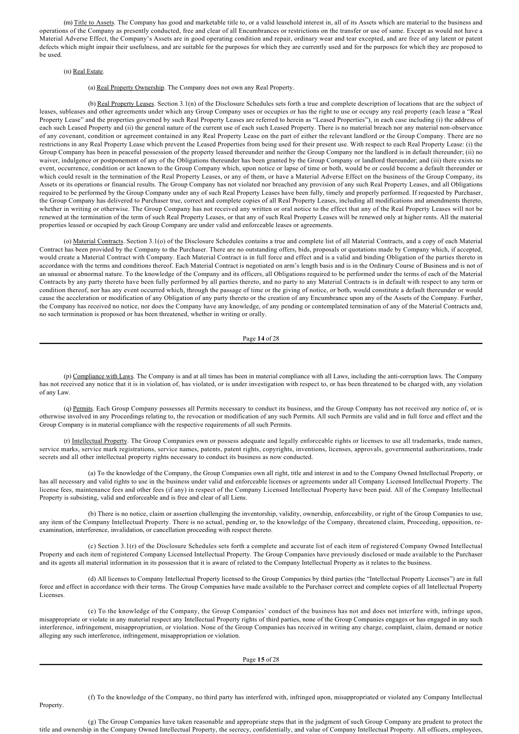(m) Title to Assets. The Company has good and marketable title to, or a valid leasehold interest in, all of its Assets which are material to the business and operations of the Company as presently conducted, free and clear of all Encumbrances or restrictions on the transfer or use of same. Except as would not have a Material Adverse Effect, the Company's Assets are in good operating condition and repair, ordinary wear and tear excepted, and are free of any latent or patent defects which might impair their usefulness, and are suitable for the purposes for which they are currently used and for the purposes for which they are proposed to be used.

(n) Real Estate.

(a) Real Property Ownership. The Company does not own any Real Property.

(b) Real Property Leases. Section 3.1(n) of the Disclosure Schedules sets forth a true and complete description of locations that are the subject of leases, subleases and other agreements under which any Group Company uses or occupies or has the right to use or occupy any real property (each lease a "Real Property Lease" and the properties governed by such Real Property Leases are referred to herein as "Leased Properties"), in each case including (i) the address of each such Leased Property and (ii) the general nature of the current use of each such Leased Property. There is no material breach nor any material non-observance of any covenant, condition or agreement contained in any Real Property Lease on the part of either the relevant landlord or the Group Company. There are no restrictions in any Real Property Lease which prevent the Leased Properties from being used for their present use. With respect to each Real Property Lease: (i) the Group Company has been in peaceful possession of the property leased thereunder and neither the Group Company nor the landlord is in default thereunder; (ii) no waiver, indulgence or postponement of any of the Obligations thereunder has been granted by the Group Company or landlord thereunder; and (iii) there exists no event, occurrence, condition or act known to the Group Company which, upon notice or lapse of time or both, would be or could become a default thereunder or which could result in the termination of the Real Property Leases, or any of them, or have a Material Adverse Effect on the business of the Group Company, its Assets or its operations or financial results. The Group Company has not violated nor breached any provision of any such Real Property Leases, and all Obligations required to be performed by the Group Company under any of such Real Property Leases have been fully, timely and properly performed. If requested by Purchaser, the Group Company has delivered to Purchaser true, correct and complete copies of all Real Property Leases, including all modifications and amendments thereto, whether in writing or otherwise. The Group Company has not received any written or oral notice to the effect that any of the Real Property Leases will not be renewed at the termination of the term of such Real Property Leases, or that any of such Real Property Leases will be renewed only at higher rents. All the material properties leased or occupied by each Group Company are under valid and enforceable leases or agreements.

(o) Material Contracts. Section 3.1(o) of the Disclosure Schedules contains a true and complete list of all Material Contracts, and a copy of each Material Contract has been provided by the Company to the Purchaser. There are no outstanding offers, bids, proposals or quotations made by Company which, if accepted, would create a Material Contract with Company. Each Material Contract is in full force and effect and is a valid and binding Obligation of the parties thereto in accordance with the terms and conditions thereof. Each Material Contract is negotiated on arm's length basis and is in the Ordinary Course of Business and is not of an unusual or abnormal nature. To the knowledge of the Company and its officers, all Obligations required to be performed under the terms of each of the Material Contracts by any party thereto have been fully performed by all parties thereto, and no party to any Material Contracts is in default with respect to any term or condition thereof, nor has any event occurred which, through the passage of time or the giving of notice, or both, would constitute a default thereunder or would cause the acceleration or modification of any Obligation of any party thereto or the creation of any Encumbrance upon any of the Assets of the Company. Further, the Company has received no notice, nor does the Company have any knowledge, of any pending or contemplated termination of any of the Material Contracts and, no such termination is proposed or has been threatened, whether in writing or orally.

(p) Compliance with Laws. The Company is and at all times has been in material compliance with all Laws, including the anti-corruption laws. The Company has not received any notice that it is in violation of, has violated, or is under investigation with respect to, or has been threatened to be charged with, any violation of any Law.

(q) Permits. Each Group Company possesses all Permits necessary to conduct its business, and the Group Company has not received any notice of, or is otherwise involved in any Proceedings relating to, the revocation or modification of any such Permits. All such Permits are valid and in full force and effect and the Group Company is in material compliance with the respective requirements of all such Permits.

(r) Intellectual Property. The Group Companies own or possess adequate and legally enforceable rights or licenses to use all trademarks, trade names, service marks, service mark registrations, service names, patents, patent rights, copyrights, inventions, licenses, approvals, governmental authorizations, trade secrets and all other intellectual property rights necessary to conduct its business as now conducted.

(a) To the knowledge of the Company, the Group Companies own all right, title and interest in and to the Company Owned Intellectual Property, or has all necessary and valid rights to use in the business under valid and enforceable licenses or agreements under all Company Licensed Intellectual Property. The license fees, maintenance fees and other fees (if any) in respect of the Company Licensed Intellectual Property have been paid. All of the Company Intellectual Property is subsisting, valid and enforceable and is free and clear of all Liens.

(b) There is no notice, claim or assertion challenging the inventorship, validity, ownership, enforceability, or right of the Group Companies to use, any item of the Company Intellectual Property. There is no actual, pending or, to the knowledge of the Company, threatened claim, Proceeding, opposition, re-examination, interference, invalidation, or cancellation proceeding with respect thereto.

(c) Section 3.1(r) of the Disclosure Schedules sets forth a complete and accurate list of each item of registered Company Owned Intellectual Property and each item of registered Company Licensed Intellectual Property. The Group Companies have previously disclosed or made available to the Purchaser and its agents all material information in its possession that it is aware of related to the Company Intellectual Property as it relates to the business.

(d) All licenses to Company Intellectual Property licensed to the Group Companies by third parties (the "Intellectual Property Licenses") are in full force and effect in accordance with their terms. The Group Companies have made available to the Purchaser correct and complete copies of all Intellectual Property Licenses.

(e) To the knowledge of the Company, the Group Companies' conduct of the business has not and does not interfere with, infringe upon, misappropriate or violate in any material respect any Intellectual Property rights of third parties, none of the Group Companies engages or has engaged in any such interference, infringement, misappropriation, or violation. None of the Group Companies has received in writing any charge, complaint, claim, demand or notice alleging any such interference, infringement, misappropriation or violation.

(f) To the knowledge of the Company, no third party has interfered with, infringed upon, misappropriated or violated any Company Intellectual Property.

(g) The Group Companies have taken reasonable and appropriate steps that in the judgment of such Group Company are prudent to protect the title and ownership in the Company Owned Intellectual Property, the secrecy, confidentially, and value of Company Intellectual Property. All officers, employees,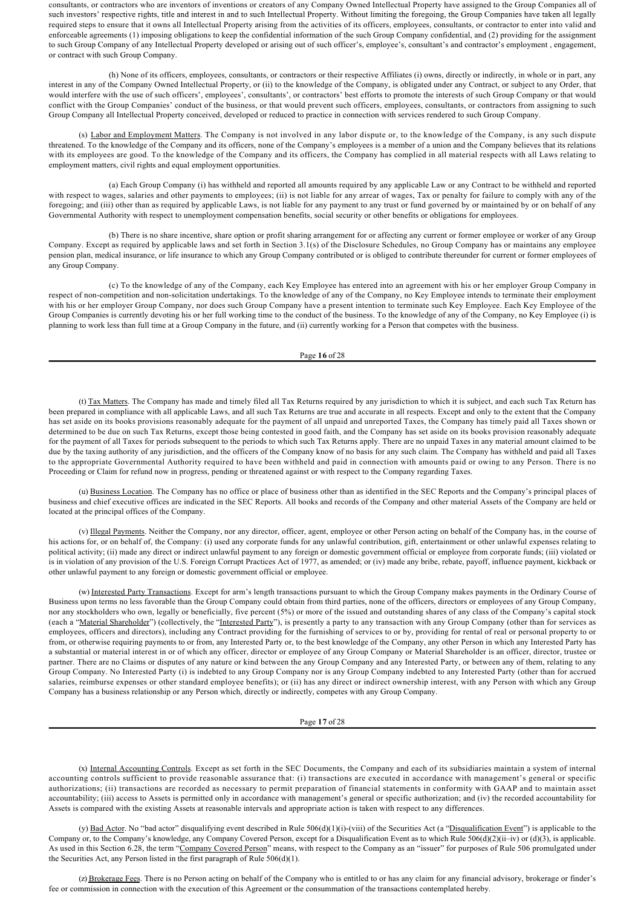consultants, or contractors who are inventors of inventions or creators of any Company Owned Intellectual Property have assigned to the Group Companies all of such investors' respective rights, title and interest in and to such Intellectual Property. Without limiting the foregoing, the Group Companies have taken all legally required steps to ensure that it owns all Intellectual Property arising from the activities of its officers, employees, consultants, or contractor to enter into valid and enforceable agreements (1) imposing obligations to keep the confidential information of the such Group Company confidential, and (2) providing for the assignment to such Group Company of any Intellectual Property developed or arising out of such officer's, employee's, consultant's and contractor's employment , engagement, or contract with such Group Company.

(h) None of its officers, employees, consultants, or contractors or their respective Affiliates (i) owns, directly or indirectly, in whole or in part, any interest in any of the Company Owned Intellectual Property, or (ii) to the knowledge of the Company, is obligated under any Contract, or subject to any Order, that would interfere with the use of such officers', employees', consultants', or contractors' best efforts to promote the interests of such Group Company or that would conflict with the Group Companies' conduct of the business, or that would prevent such officers, employees, consultants, or contractors from assigning to such Group Company all Intellectual Property conceived, developed or reduced to practice in connection with services rendered to such Group Company.

(s) Labor and Employment Matters. The Company is not involved in any labor dispute or, to the knowledge of the Company, is any such dispute threatened. To the knowledge of the Company and its officers, none of the Company's employees is a member of a union and the Company believes that its relations with its employees are good. To the knowledge of the Company and its officers, the Company has complied in all material respects with all Laws relating to employment matters, civil rights and equal employment opportunities.

(a) Each Group Company (i) has withheld and reported all amounts required by any applicable Law or any Contract to be withheld and reported with respect to wages, salaries and other payments to employees; (ii) is not liable for any arrear of wages, Tax or penalty for failure to comply with any of the foregoing; and (iii) other than as required by applicable Laws, is not liable for any payment to any trust or fund governed by or maintained by or on behalf of any Governmental Authority with respect to unemployment compensation benefits, social security or other benefits or obligations for employees.

(b) There is no share incentive, share option or profit sharing arrangement for or affecting any current or former employee or worker of any Group Company. Except as required by applicable laws and set forth in Section 3.1(s) of the Disclosure Schedules, no Group Company has or maintains any employee pension plan, medical insurance, or life insurance to which any Group Company contributed or is obliged to contribute thereunder for current or former employees of any Group Company.

(c) To the knowledge of any of the Company, each Key Employee has entered into an agreement with his or her employer Group Company in respect of non-competition and non-solicitation undertakings. To the knowledge of any of the Company, no Key Employee intends to terminate their employment with his or her employer Group Company, nor does such Group Company have a present intention to terminate such Key Employee. Each Key Employee of the Group Companies is currently devoting his or her full working time to the conduct of the business. To the knowledge of any of the Company, no Key Employee (i) is planning to work less than full time at a Group Company in the future, and (ii) currently working for a Person that competes with the business.

(t) Tax Matters. The Company has made and timely filed all Tax Returns required by any jurisdiction to which it is subject, and each such Tax Return has been prepared in compliance with all applicable Laws, and all such Tax Returns are true and accurate in all respects. Except and only to the extent that the Company has set aside on its books provisions reasonably adequate for the payment of all unpaid and unreported Taxes, the Company has timely paid all Taxes shown or determined to be due on such Tax Returns, except those being contested in good faith, and the Company has set aside on its books provision reasonably adequate for the payment of all Taxes for periods subsequent to the periods to which such Tax Returns apply. There are no unpaid Taxes in any material amount claimed to be due by the taxing authority of any jurisdiction, and the officers of the Company know of no basis for any such claim. The Company has withheld and paid all Taxes to the appropriate Governmental Authority required to have been withheld and paid in connection with amounts paid or owing to any Person. There is no Proceeding or Claim for refund now in progress, pending or threatened against or with respect to the Company regarding Taxes.

(u) Business Location. The Company has no office or place of business other than as identified in the SEC Reports and the Company's principal places of business and chief executive offices are indicated in the SEC Reports. All books and records of the Company and other material Assets of the Company are held or located at the principal offices of the Company.

(v) Illegal Payments. Neither the Company, nor any director, officer, agent, employee or other Person acting on behalf of the Company has, in the course of his actions for, or on behalf of, the Company: (i) used any corporate funds for any unlawful contribution, gift, entertainment or other unlawful expenses relating to political activity; (ii) made any direct or indirect unlawful payment to any foreign or domestic government official or employee from corporate funds; (iii) violated or is in violation of any provision of the U.S. Foreign Corrupt Practices Act of 1977, as amended; or (iv) made any bribe, rebate, payoff, influence payment, kickback or other unlawful payment to any foreign or domestic government official or employee.

(w) Interested Party Transactions. Except for arm's length transactions pursuant to which the Group Company makes payments in the Ordinary Course of Business upon terms no less favorable than the Group Company could obtain from third parties, none of the officers, directors or employees of any Group Company, nor any stockholders who own, legally or beneficially, five percent (5%) or more of the issued and outstanding shares of any class of the Company's capital stock (each a "Material Shareholder") (collectively, the "Interested Party"), is presently a party to any transaction with any Group Company (other than for services as employees, officers and directors), including any Contract providing for the furnishing of services to or by, providing for rental of real or personal property to or from, or otherwise requiring payments to or from, any Interested Party or, to the best knowledge of the Company, any other Person in which any Interested Party has a substantial or material interest in or of which any officer, director or employee of any Group Company or Material Shareholder is an officer, director, trustee or partner. There are no Claims or disputes of any nature or kind between the any Group Company and any Interested Party, or between any of them, relating to any Group Company. No Interested Party (i) is indebted to any Group Company nor is any Group Company indebted to any Interested Party (other than for accrued salaries, reimburse expenses or other standard employee benefits); or (ii) has any direct or indirect ownership interest, with any Person with which any Group Company has a business relationship or any Person which, directly or indirectly, competes with any Group Company.

(x) Internal Accounting Controls. Except as set forth in the SEC Documents, the Company and each of its subsidiaries maintain a system of internal accounting controls sufficient to provide reasonable assurance that: (i) transactions are executed in accordance with management's general or specific authorizations; (ii) transactions are recorded as necessary to permit preparation of financial statements in conformity with GAAP and to maintain asset accountability; (iii) access to Assets is permitted only in accordance with management's general or specific authorization; and (iv) the recorded accountability for Assets is compared with the existing Assets at reasonable intervals and appropriate action is taken with respect to any differences.

(y) Bad Actor. No "bad actor" disqualifying event described in Rule 506(d)(1)(i)-(viii) of the Securities Act (a "Disqualification Event") is applicable to the Company or, to the Company's knowledge, any Company Covered Person, except for a Disqualification Event as to which Rule 506(d)(2)(ii–iv) or (d)(3), is applicable. As used in this Section 6.28, the term "Company Covered Person" means, with respect to the Company as an "issuer" for purposes of Rule 506 promulgated under the Securities Act, any Person listed in the first paragraph of Rule 506(d)(1).

(z) Brokerage Fees. There is no Person acting on behalf of the Company who is entitled to or has any claim for any financial advisory, brokerage or finder's fee or commission in connection with the execution of this Agreement or the consummation of the transactions contemplated hereby.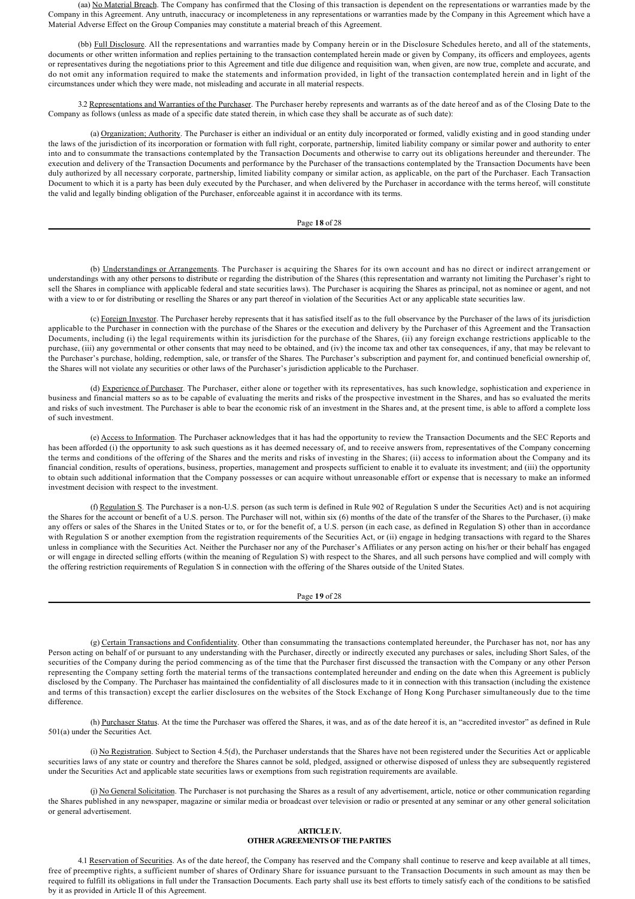(aa) No Material Breach. The Company has confirmed that the Closing of this transaction is dependent on the representations or warranties made by the Company in this Agreement. Any untruth, inaccuracy or incompleteness in any representations or warranties made by the Company in this Agreement which have a Material Adverse Effect on the Group Companies may constitute a material breach of this Agreement.

(bb) Full Disclosure. All the representations and warranties made by Company herein or in the Disclosure Schedules hereto, and all of the statements, documents or other written information and replies pertaining to the transaction contemplated herein made or given by Company, its officers and employees, agents or representatives during the negotiations prior to this Agreement and title due diligence and requisition wan, when given, are now true, complete and accurate, and do not omit any information required to make the statements and information provided, in light of the transaction contemplated herein and in light of the circumstances under which they were made, not misleading and accurate in all material respects.

3.2 Representations and Warranties of the Purchaser. The Purchaser hereby represents and warrants as of the date hereof and as of the Closing Date to the Company as follows (unless as made of a specific date stated therein, in which case they shall be accurate as of such date):

(a) Organization; Authority. The Purchaser is either an individual or an entity duly incorporated or formed, validly existing and in good standing under the laws of the jurisdiction of its incorporation or formation with full right, corporate, partnership, limited liability company or similar power and authority to enter into and to consummate the transactions contemplated by the Transaction Documents and otherwise to carry out its obligations hereunder and thereunder. The execution and delivery of the Transaction Documents and performance by the Purchaser of the transactions contemplated by the Transaction Documents have been duly authorized by all necessary corporate, partnership, limited liability company or similar action, as applicable, on the part of the Purchaser. Each Transaction Document to which it is a party has been duly executed by the Purchaser, and when delivered by the Purchaser in accordance with the terms hereof, will constitute the valid and legally binding obligation of the Purchaser, enforceable against it in accordance with its terms.

(b) Understandings or Arrangements. The Purchaser is acquiring the Shares for its own account and has no direct or indirect arrangement or understandings with any other persons to distribute or regarding the distribution of the Shares (this representation and warranty not limiting the Purchaser's right to sell the Shares in compliance with applicable federal and state securities laws). The Purchaser is acquiring the Shares as principal, not as nominee or agent, and not with a view to or for distributing or reselling the Shares or any part thereof in violation of the Securities Act or any applicable state securities law.

(c) Foreign Investor. The Purchaser hereby represents that it has satisfied itself as to the full observance by the Purchaser of the laws of its jurisdiction applicable to the Purchaser in connection with the purchase of the Shares or the execution and delivery by the Purchaser of this Agreement and the Transaction Documents, including (i) the legal requirements within its jurisdiction for the purchase of the Shares, (ii) any foreign exchange restrictions applicable to the purchase, (iii) any governmental or other consents that may need to be obtained, and (iv) the income tax and other tax consequences, if any, that may be relevant to the Purchaser's purchase, holding, redemption, sale, or transfer of the Shares. The Purchaser's subscription and payment for, and continued beneficial ownership of, the Shares will not violate any securities or other laws of the Purchaser's jurisdiction applicable to the Purchaser.

(d) Experience of Purchaser. The Purchaser, either alone or together with its representatives, has such knowledge, sophistication and experience in business and financial matters so as to be capable of evaluating the merits and risks of the prospective investment in the Shares, and has so evaluated the merits and risks of such investment. The Purchaser is able to bear the economic risk of an investment in the Shares and, at the present time, is able to afford a complete loss of such investment.

(e) Access to Information. The Purchaser acknowledges that it has had the opportunity to review the Transaction Documents and the SEC Reports and has been afforded (i) the opportunity to ask such questions as it has deemed necessary of, and to receive answers from, representatives of the Company concerning the terms and conditions of the offering of the Shares and the merits and risks of investing in the Shares; (ii) access to information about the Company and its financial condition, results of operations, business, properties, management and prospects sufficient to enable it to evaluate its investment; and (iii) the opportunity to obtain such additional information that the Company possesses or can acquire without unreasonable effort or expense that is necessary to make an informed investment decision with respect to the investment.

(f) Regulation S. The Purchaser is a non-U.S. person (as such term is defined in Rule 902 of Regulation S under the Securities Act) and is not acquiring the Shares for the account or benefit of a U.S. person. The Purchaser will not, within six (6) months of the date of the transfer of the Shares to the Purchaser, (i) make any offers or sales of the Shares in the United States or to, or for the benefit of, a U.S. person (in each case, as defined in Regulation S) other than in accordance with Regulation S or another exemption from the registration requirements of the Securities Act, or (ii) engage in hedging transactions with regard to the Shares unless in compliance with the Securities Act. Neither the Purchaser nor any of the Purchaser's Affiliates or any person acting on his/her or their behalf has engaged or will engage in directed selling efforts (within the meaning of Regulation S) with respect to the Shares, and all such persons have complied and will comply with the offering restriction requirements of Regulation S in connection with the offering of the Shares outside of the United States.

(g) Certain Transactions and Confidentiality. Other than consummating the transactions contemplated hereunder, the Purchaser has not, nor has any Person acting on behalf of or pursuant to any understanding with the Purchaser, directly or indirectly executed any purchases or sales, including Short Sales, of the securities of the Company during the period commencing as of the time that the Purchaser first discussed the transaction with the Company or any other Person representing the Company setting forth the material terms of the transactions contemplated hereunder and ending on the date when this Agreement is publicly disclosed by the Company. The Purchaser has maintained the confidentiality of all disclosures made to it in connection with this transaction (including the existence and terms of this transaction) except the earlier disclosures on the websites of the Stock Exchange of Hong Kong Purchaser simultaneously due to the time difference.

(h) Purchaser Status. At the time the Purchaser was offered the Shares, it was, and as of the date hereof it is, an "accredited investor" as defined in Rule 501(a) under the Securities Act.

(i) No Registration. Subject to Section 4.5(d), the Purchaser understands that the Shares have not been registered under the Securities Act or applicable securities laws of any state or country and therefore the Shares cannot be sold, pledged, assigned or otherwise disposed of unless they are subsequently registered under the Securities Act and applicable state securities laws or exemptions from such registration requirements are available.

(j) No General Solicitation. The Purchaser is not purchasing the Shares as a result of any advertisement, article, notice or other communication regarding the Shares published in any newspaper, magazine or similar media or broadcast over television or radio or presented at any seminar or any other general solicitation or general advertisement.

## ARTICLE IV.
## OTHER AGREEMENTS OF THE PARTIES

4.1 Reservation of Securities. As of the date hereof, the Company has reserved and the Company shall continue to reserve and keep available at all times, free of preemptive rights, a sufficient number of shares of Ordinary Share for issuance pursuant to the Transaction Documents in such amount as may then be required to fulfill its obligations in full under the Transaction Documents. Each party shall use its best efforts to timely satisfy each of the conditions to be satisfied by it as provided in Article II of this Agreement.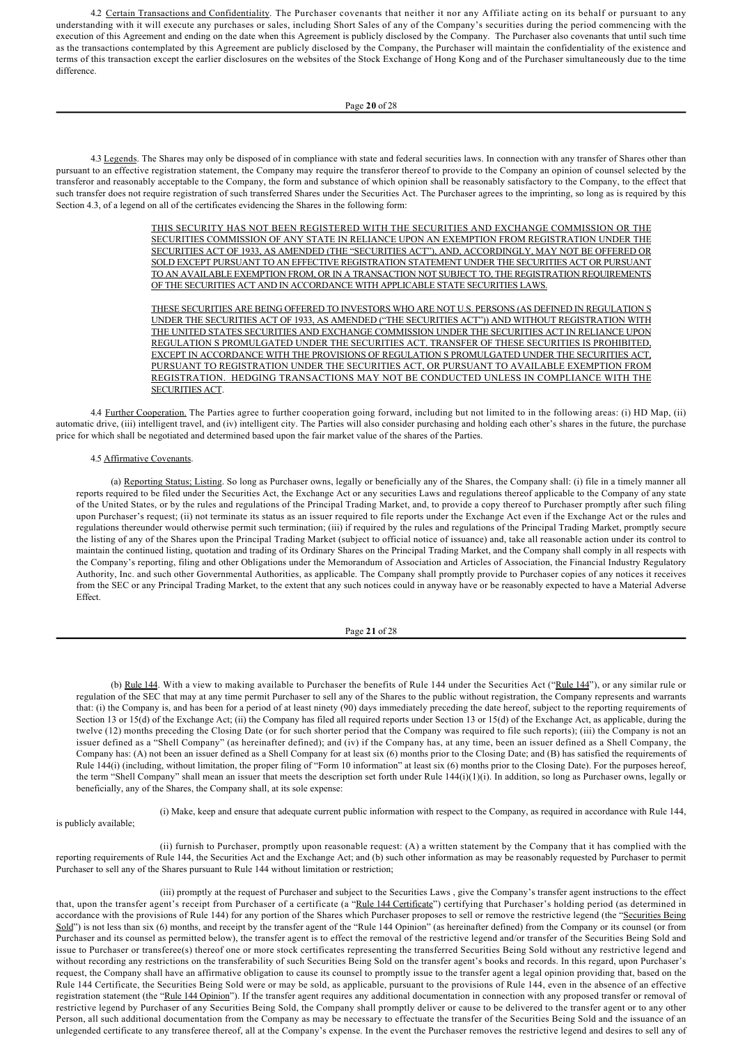4.2 Certain Transactions and Confidentiality. The Purchaser covenants that neither it nor any Affiliate acting on its behalf or pursuant to any understanding with it will execute any purchases or sales, including Short Sales of any of the Company's securities during the period commencing with the execution of this Agreement and ending on the date when this Agreement is publicly disclosed by the Company. The Purchaser also covenants that until such time as the transactions contemplated by this Agreement are publicly disclosed by the Company, the Purchaser will maintain the confidentiality of the existence and terms of this transaction except the earlier disclosures on the websites of the Stock Exchange of Hong Kong and of the Purchaser simultaneously due to the time difference.

4.3 Legends. The Shares may only be disposed of in compliance with state and federal securities laws. In connection with any transfer of Shares other than pursuant to an effective registration statement, the Company may require the transferor thereof to provide to the Company an opinion of counsel selected by the transferor and reasonably acceptable to the Company, the form and substance of which opinion shall be reasonably satisfactory to the Company, to the effect that such transfer does not require registration of such transferred Shares under the Securities Act. The Purchaser agrees to the imprinting, so long as is required by this Section 4.3, of a legend on all of the certificates evidencing the Shares in the following form:

> THIS SECURITY HAS NOT BEEN REGISTERED WITH THE SECURITIES AND EXCHANGE COMMISSION OR THE SECURITIES COMMISSION OF ANY STATE IN RELIANCE UPON AN EXEMPTION FROM REGISTRATION UNDER THE SECURITIES ACT OF 1933, AS AMENDED (THE "SECURITIES ACT"), AND, ACCORDINGLY, MAY NOT BE OFFERED OR SOLD EXCEPT PURSUANT TO AN EFFECTIVE REGISTRATION STATEMENT UNDER THE SECURITIES ACT OR PURSUANT TO AN AVAILABLE EXEMPTION FROM, OR IN A TRANSACTION NOT SUBJECT TO, THE REGISTRATION REQUIREMENTS OF THE SECURITIES ACT AND IN ACCORDANCE WITH APPLICABLE STATE SECURITIES LAWS.
>
> THESE SECURITIES ARE BEING OFFERED TO INVESTORS WHO ARE NOT U.S. PERSONS (AS DEFINED IN REGULATION S UNDER THE SECURITIES ACT OF 1933, AS AMENDED ("THE SECURITIES ACT")) AND WITHOUT REGISTRATION WITH THE UNITED STATES SECURITIES AND EXCHANGE COMMISSION UNDER THE SECURITIES ACT IN RELIANCE UPON REGULATION S PROMULGATED UNDER THE SECURITIES ACT. TRANSFER OF THESE SECURITIES IS PROHIBITED, EXCEPT IN ACCORDANCE WITH THE PROVISIONS OF REGULATION S PROMULGATED UNDER THE SECURITIES ACT, PURSUANT TO REGISTRATION UNDER THE SECURITIES ACT, OR PURSUANT TO AVAILABLE EXEMPTION FROM REGISTRATION. HEDGING TRANSACTIONS MAY NOT BE CONDUCTED UNLESS IN COMPLIANCE WITH THE SECURITIES ACT.

4.4 Further Cooperation. The Parties agree to further cooperation going forward, including but not limited to in the following areas: (i) HD Map, (ii) automatic drive, (iii) intelligent travel, and (iv) intelligent city. The Parties will also consider purchasing and holding each other's shares in the future, the purchase price for which shall be negotiated and determined based upon the fair market value of the shares of the Parties.

4.5 Affirmative Covenants.

(a) Reporting Status; Listing. So long as Purchaser owns, legally or beneficially any of the Shares, the Company shall: (i) file in a timely manner all reports required to be filed under the Securities Act, the Exchange Act or any securities Laws and regulations thereof applicable to the Company of any state of the United States, or by the rules and regulations of the Principal Trading Market, and, to provide a copy thereof to Purchaser promptly after such filing upon Purchaser's request; (ii) not terminate its status as an issuer required to file reports under the Exchange Act even if the Exchange Act or the rules and regulations thereunder would otherwise permit such termination; (iii) if required by the rules and regulations of the Principal Trading Market, promptly secure the listing of any of the Shares upon the Principal Trading Market (subject to official notice of issuance) and, take all reasonable action under its control to maintain the continued listing, quotation and trading of its Ordinary Shares on the Principal Trading Market, and the Company shall comply in all respects with the Company's reporting, filing and other Obligations under the Memorandum of Association and Articles of Association, the Financial Industry Regulatory Authority, Inc. and such other Governmental Authorities, as applicable. The Company shall promptly provide to Purchaser copies of any notices it receives from the SEC or any Principal Trading Market, to the extent that any such notices could in anyway have or be reasonably expected to have a Material Adverse Effect.

(b) Rule 144. With a view to making available to Purchaser the benefits of Rule 144 under the Securities Act ("Rule 144"), or any similar rule or regulation of the SEC that may at any time permit Purchaser to sell any of the Shares to the public without registration, the Company represents and warrants that: (i) the Company is, and has been for a period of at least ninety (90) days immediately preceding the date hereof, subject to the reporting requirements of Section 13 or 15(d) of the Exchange Act; (ii) the Company has filed all required reports under Section 13 or 15(d) of the Exchange Act, as applicable, during the twelve (12) months preceding the Closing Date (or for such shorter period that the Company was required to file such reports); (iii) the Company is not an issuer defined as a "Shell Company" (as hereinafter defined); and (iv) if the Company has, at any time, been an issuer defined as a Shell Company, the Company has: (A) not been an issuer defined as a Shell Company for at least six (6) months prior to the Closing Date; and (B) has satisfied the requirements of Rule 144(i) (including, without limitation, the proper filing of "Form 10 information" at least six (6) months prior to the Closing Date). For the purposes hereof, the term "Shell Company" shall mean an issuer that meets the description set forth under Rule 144(i)(1)(i). In addition, so long as Purchaser owns, legally or beneficially, any of the Shares, the Company shall, at its sole expense:

(i) Make, keep and ensure that adequate current public information with respect to the Company, as required in accordance with Rule 144, is publicly available;

(ii) furnish to Purchaser, promptly upon reasonable request: (A) a written statement by the Company that it has complied with the reporting requirements of Rule 144, the Securities Act and the Exchange Act; and (b) such other information as may be reasonably requested by Purchaser to permit Purchaser to sell any of the Shares pursuant to Rule 144 without limitation or restriction;

(iii) promptly at the request of Purchaser and subject to the Securities Laws , give the Company's transfer agent instructions to the effect that, upon the transfer agent's receipt from Purchaser of a certificate (a "Rule 144 Certificate") certifying that Purchaser's holding period (as determined in accordance with the provisions of Rule 144) for any portion of the Shares which Purchaser proposes to sell or remove the restrictive legend (the "Securities Being Sold") is not less than six (6) months, and receipt by the transfer agent of the "Rule 144 Opinion" (as hereinafter defined) from the Company or its counsel (or from Purchaser and its counsel as permitted below), the transfer agent is to effect the removal of the restrictive legend and/or transfer of the Securities Being Sold and issue to Purchaser or transferee(s) thereof one or more stock certificates representing the transferred Securities Being Sold without any restrictive legend and without recording any restrictions on the transferability of such Securities Being Sold on the transfer agent's books and records. In this regard, upon Purchaser's request, the Company shall have an affirmative obligation to cause its counsel to promptly issue to the transfer agent a legal opinion providing that, based on the Rule 144 Certificate, the Securities Being Sold were or may be sold, as applicable, pursuant to the provisions of Rule 144, even in the absence of an effective registration statement (the "Rule 144 Opinion"). If the transfer agent requires any additional documentation in connection with any proposed transfer or removal of restrictive legend by Purchaser of any Securities Being Sold, the Company shall promptly deliver or cause to be delivered to the transfer agent or to any other Person, all such additional documentation from the Company as may be necessary to effectuate the transfer of the Securities Being Sold and the issuance of an unlegended certificate to any transferee thereof, all at the Company's expense. In the event the Purchaser removes the restrictive legend and desires to sell any of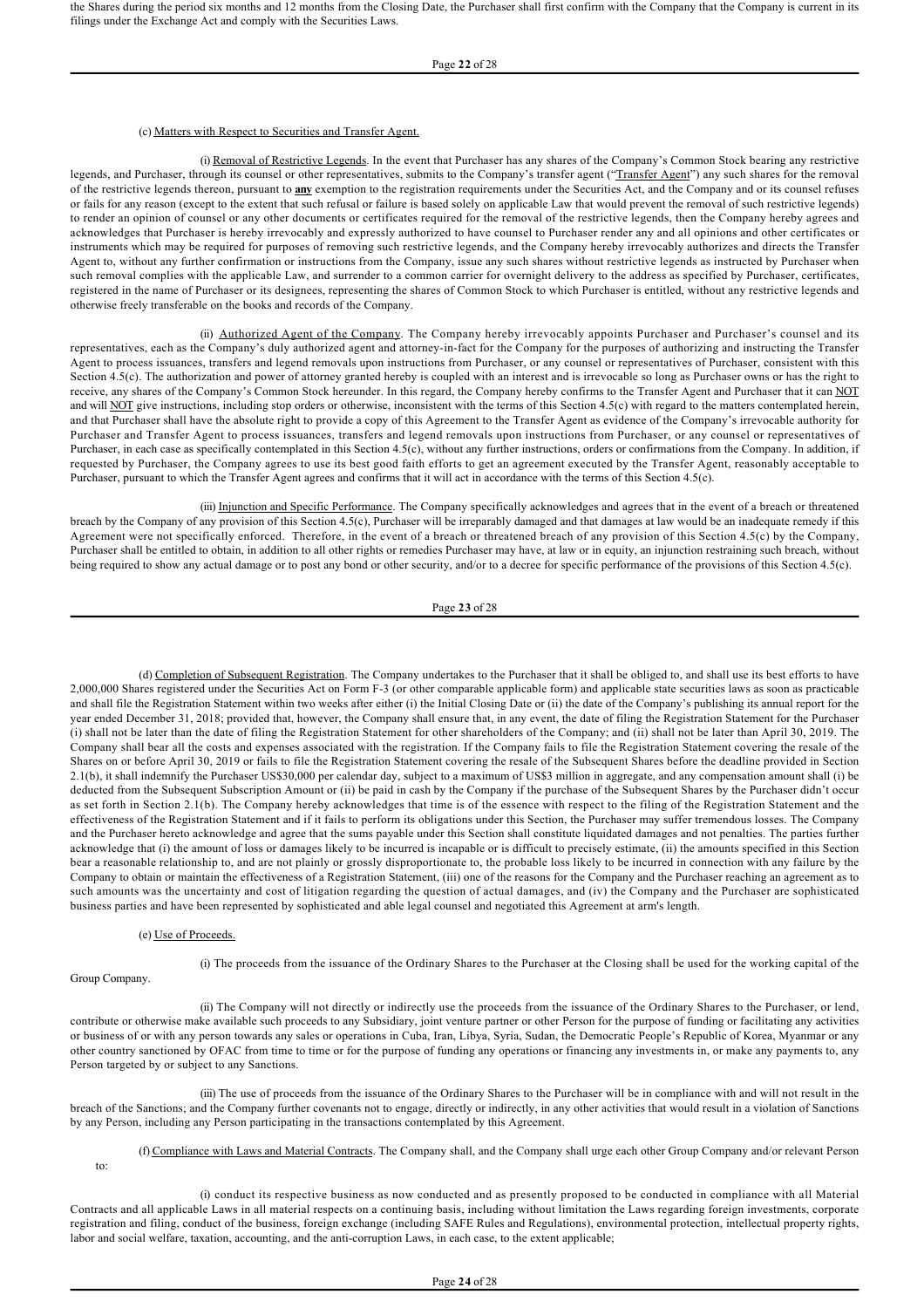the Shares during the period six months and 12 months from the Closing Date, the Purchaser shall first confirm with the Company that the Company is current in its filings under the Exchange Act and comply with the Securities Laws.

(c) Matters with Respect to Securities and Transfer Agent.

(i) Removal of Restrictive Legends. In the event that Purchaser has any shares of the Company's Common Stock bearing any restrictive legends, and Purchaser, through its counsel or other representatives, submits to the Company's transfer agent ("Transfer Agent") any such shares for the removal of the restrictive legends thereon, pursuant to **any** exemption to the registration requirements under the Securities Act, and the Company and or its counsel refuses or fails for any reason (except to the extent that such refusal or failure is based solely on applicable Law that would prevent the removal of such restrictive legends) to render an opinion of counsel or any other documents or certificates required for the removal of the restrictive legends, then the Company hereby agrees and acknowledges that Purchaser is hereby irrevocably and expressly authorized to have counsel to Purchaser render any and all opinions and other certificates or instruments which may be required for purposes of removing such restrictive legends, and the Company hereby irrevocably authorizes and directs the Transfer Agent to, without any further confirmation or instructions from the Company, issue any such shares without restrictive legends as instructed by Purchaser when such removal complies with the applicable Law, and surrender to a common carrier for overnight delivery to the address as specified by Purchaser, certificates, registered in the name of Purchaser or its designees, representing the shares of Common Stock to which Purchaser is entitled, without any restrictive legends and otherwise freely transferable on the books and records of the Company.

(ii) Authorized Agent of the Company. The Company hereby irrevocably appoints Purchaser and Purchaser's counsel and its representatives, each as the Company's duly authorized agent and attorney-in-fact for the Company for the purposes of authorizing and instructing the Transfer Agent to process issuances, transfers and legend removals upon instructions from Purchaser, or any counsel or representatives of Purchaser, consistent with this Section 4.5(c). The authorization and power of attorney granted hereby is coupled with an interest and is irrevocable so long as Purchaser owns or has the right to receive, any shares of the Company's Common Stock hereunder. In this regard, the Company hereby confirms to the Transfer Agent and Purchaser that it can NOT and will NOT give instructions, including stop orders or otherwise, inconsistent with the terms of this Section 4.5(c) with regard to the matters contemplated herein, and that Purchaser shall have the absolute right to provide a copy of this Agreement to the Transfer Agent as evidence of the Company's irrevocable authority for Purchaser and Transfer Agent to process issuances, transfers and legend removals upon instructions from Purchaser, or any counsel or representatives of Purchaser, in each case as specifically contemplated in this Section 4.5(c), without any further instructions, orders or confirmations from the Company. In addition, if requested by Purchaser, the Company agrees to use its best good faith efforts to get an agreement executed by the Transfer Agent, reasonably acceptable to Purchaser, pursuant to which the Transfer Agent agrees and confirms that it will act in accordance with the terms of this Section 4.5(c).

(iii) Injunction and Specific Performance. The Company specifically acknowledges and agrees that in the event of a breach or threatened breach by the Company of any provision of this Section 4.5(c), Purchaser will be irreparably damaged and that damages at law would be an inadequate remedy if this Agreement were not specifically enforced. Therefore, in the event of a breach or threatened breach of any provision of this Section 4.5(c) by the Company, Purchaser shall be entitled to obtain, in addition to all other rights or remedies Purchaser may have, at law or in equity, an injunction restraining such breach, without being required to show any actual damage or to post any bond or other security, and/or to a decree for specific performance of the provisions of this Section 4.5(c).

(d) Completion of Subsequent Registration. The Company undertakes to the Purchaser that it shall be obliged to, and shall use its best efforts to have 2,000,000 Shares registered under the Securities Act on Form F-3 (or other comparable applicable form) and applicable state securities laws as soon as practicable and shall file the Registration Statement within two weeks after either (i) the Initial Closing Date or (ii) the date of the Company's publishing its annual report for the year ended December 31, 2018; provided that, however, the Company shall ensure that, in any event, the date of filing the Registration Statement for the Purchaser (i) shall not be later than the date of filing the Registration Statement for other shareholders of the Company; and (ii) shall not be later than April 30, 2019. The Company shall bear all the costs and expenses associated with the registration. If the Company fails to file the Registration Statement covering the resale of the Shares on or before April 30, 2019 or fails to file the Registration Statement covering the resale of the Subsequent Shares before the deadline provided in Section 2.1(b), it shall indemnify the Purchaser US$30,000 per calendar day, subject to a maximum of US$3 million in aggregate, and any compensation amount shall (i) be deducted from the Subsequent Subscription Amount or (ii) be paid in cash by the Company if the purchase of the Subsequent Shares by the Purchaser didn't occur as set forth in Section 2.1(b). The Company hereby acknowledges that time is of the essence with respect to the filing of the Registration Statement and the effectiveness of the Registration Statement and if it fails to perform its obligations under this Section, the Purchaser may suffer tremendous losses. The Company and the Purchaser hereto acknowledge and agree that the sums payable under this Section shall constitute liquidated damages and not penalties. The parties further acknowledge that (i) the amount of loss or damages likely to be incurred is incapable or is difficult to precisely estimate, (ii) the amounts specified in this Section bear a reasonable relationship to, and are not plainly or grossly disproportionate to, the probable loss likely to be incurred in connection with any failure by the Company to obtain or maintain the effectiveness of a Registration Statement, (iii) one of the reasons for the Company and the Purchaser reaching an agreement as to such amounts was the uncertainty and cost of litigation regarding the question of actual damages, and (iv) the Company and the Purchaser are sophisticated business parties and have been represented by sophisticated and able legal counsel and negotiated this Agreement at arm's length.

(e) Use of Proceeds.

(i) The proceeds from the issuance of the Ordinary Shares to the Purchaser at the Closing shall be used for the working capital of the Group Company.

(ii) The Company will not directly or indirectly use the proceeds from the issuance of the Ordinary Shares to the Purchaser, or lend, contribute or otherwise make available such proceeds to any Subsidiary, joint venture partner or other Person for the purpose of funding or facilitating any activities or business of or with any person towards any sales or operations in Cuba, Iran, Libya, Syria, Sudan, the Democratic People's Republic of Korea, Myanmar or any other country sanctioned by OFAC from time to time or for the purpose of funding any operations or financing any investments in, or make any payments to, any Person targeted by or subject to any Sanctions.

(iii) The use of proceeds from the issuance of the Ordinary Shares to the Purchaser will be in compliance with and will not result in the breach of the Sanctions; and the Company further covenants not to engage, directly or indirectly, in any other activities that would result in a violation of Sanctions by any Person, including any Person participating in the transactions contemplated by this Agreement.

(f) Compliance with Laws and Material Contracts. The Company shall, and the Company shall urge each other Group Company and/or relevant Person to:

(i) conduct its respective business as now conducted and as presently proposed to be conducted in compliance with all Material Contracts and all applicable Laws in all material respects on a continuing basis, including without limitation the Laws regarding foreign investments, corporate registration and filing, conduct of the business, foreign exchange (including SAFE Rules and Regulations), environmental protection, intellectual property rights, labor and social welfare, taxation, accounting, and the anti-corruption Laws, in each case, to the extent applicable;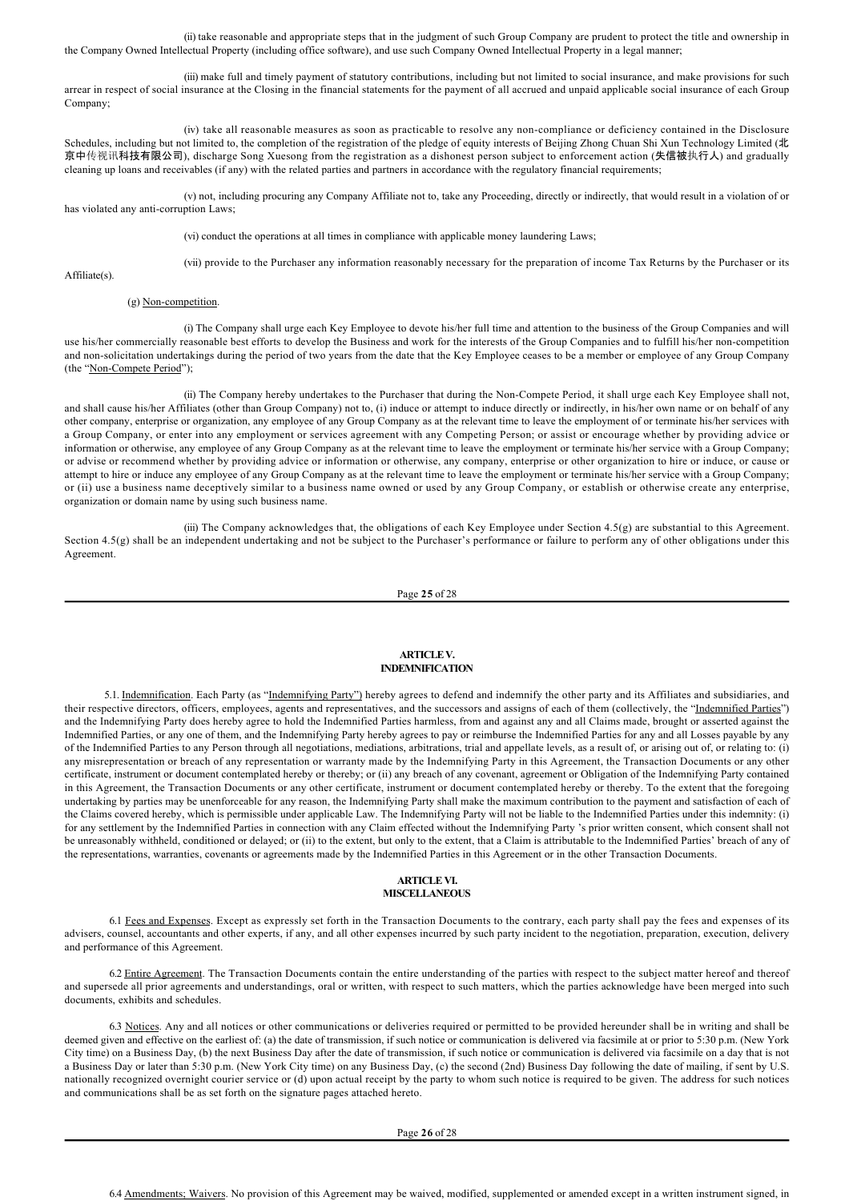(ii) take reasonable and appropriate steps that in the judgment of such Group Company are prudent to protect the title and ownership in the Company Owned Intellectual Property (including office software), and use such Company Owned Intellectual Property in a legal manner;

(iii) make full and timely payment of statutory contributions, including but not limited to social insurance, and make provisions for such arrear in respect of social insurance at the Closing in the financial statements for the payment of all accrued and unpaid applicable social insurance of each Group Company;

(iv) take all reasonable measures as soon as practicable to resolve any non-compliance or deficiency contained in the Disclosure Schedules, including but not limited to, the completion of the registration of the pledge of equity interests of Beijing Zhong Chuan Shi Xun Technology Limited (北京中传视讯科技有限公司), discharge Song Xuesong from the registration as a dishonest person subject to enforcement action (失信被执行人) and gradually cleaning up loans and receivables (if any) with the related parties and partners in accordance with the regulatory financial requirements;

(v) not, including procuring any Company Affiliate not to, take any Proceeding, directly or indirectly, that would result in a violation of or has violated any anti-corruption Laws;

(vi) conduct the operations at all times in compliance with applicable money laundering Laws;

(vii) provide to the Purchaser any information reasonably necessary for the preparation of income Tax Returns by the Purchaser or its Affiliate(s).

(g) Non-competition.

(i) The Company shall urge each Key Employee to devote his/her full time and attention to the business of the Group Companies and will use his/her commercially reasonable best efforts to develop the Business and work for the interests of the Group Companies and to fulfill his/her non-competition and non-solicitation undertakings during the period of two years from the date that the Key Employee ceases to be a member or employee of any Group Company (the "Non-Compete Period");

(ii) The Company hereby undertakes to the Purchaser that during the Non-Compete Period, it shall urge each Key Employee shall not, and shall cause his/her Affiliates (other than Group Company) not to, (i) induce or attempt to induce directly or indirectly, in his/her own name or on behalf of any other company, enterprise or organization, any employee of any Group Company as at the relevant time to leave the employment of or terminate his/her services with a Group Company, or enter into any employment or services agreement with any Competing Person; or assist or encourage whether by providing advice or information or otherwise, any employee of any Group Company as at the relevant time to leave the employment or terminate his/her service with a Group Company; or advise or recommend whether by providing advice or information or otherwise, any company, enterprise or other organization to hire or induce, or cause or attempt to hire or induce any employee of any Group Company as at the relevant time to leave the employment or terminate his/her service with a Group Company; or (ii) use a business name deceptively similar to a business name owned or used by any Group Company, or establish or otherwise create any enterprise, organization or domain name by using such business name.

(iii) The Company acknowledges that, the obligations of each Key Employee under Section 4.5(g) are substantial to this Agreement. Section 4.5(g) shall be an independent undertaking and not be subject to the Purchaser's performance or failure to perform any of other obligations under this Agreement.

## ARTICLE V.
## INDEMNIFICATION

5.1. Indemnification. Each Party (as "Indemnifying Party") hereby agrees to defend and indemnify the other party and its Affiliates and subsidiaries, and their respective directors, officers, employees, agents and representatives, and the successors and assigns of each of them (collectively, the "Indemnified Parties") and the Indemnifying Party does hereby agree to hold the Indemnified Parties harmless, from and against any and all Claims made, brought or asserted against the Indemnified Parties, or any one of them, and the Indemnifying Party hereby agrees to pay or reimburse the Indemnified Parties for any and all Losses payable by any of the Indemnified Parties to any Person through all negotiations, mediations, arbitrations, trial and appellate levels, as a result of, or arising out of, or relating to: (i) any misrepresentation or breach of any representation or warranty made by the Indemnifying Party in this Agreement, the Transaction Documents or any other certificate, instrument or document contemplated hereby or thereby; or (ii) any breach of any covenant, agreement or Obligation of the Indemnifying Party contained in this Agreement, the Transaction Documents or any other certificate, instrument or document contemplated hereby or thereby. To the extent that the foregoing undertaking by parties may be unenforceable for any reason, the Indemnifying Party shall make the maximum contribution to the payment and satisfaction of each of the Claims covered hereby, which is permissible under applicable Law. The Indemnifying Party will not be liable to the Indemnified Parties under this indemnity: (i) for any settlement by the Indemnified Parties in connection with any Claim effected without the Indemnifying Party 's prior written consent, which consent shall not be unreasonably withheld, conditioned or delayed; or (ii) to the extent, but only to the extent, that a Claim is attributable to the Indemnified Parties' breach of any of the representations, warranties, covenants or agreements made by the Indemnified Parties in this Agreement or in the other Transaction Documents.

## ARTICLE VI.
## MISCELLANEOUS

6.1 Fees and Expenses. Except as expressly set forth in the Transaction Documents to the contrary, each party shall pay the fees and expenses of its advisers, counsel, accountants and other experts, if any, and all other expenses incurred by such party incident to the negotiation, preparation, execution, delivery and performance of this Agreement.

6.2 Entire Agreement. The Transaction Documents contain the entire understanding of the parties with respect to the subject matter hereof and thereof and supersede all prior agreements and understandings, oral or written, with respect to such matters, which the parties acknowledge have been merged into such documents, exhibits and schedules.

6.3 Notices. Any and all notices or other communications or deliveries required or permitted to be provided hereunder shall be in writing and shall be deemed given and effective on the earliest of: (a) the date of transmission, if such notice or communication is delivered via facsimile at or prior to 5:30 p.m. (New York City time) on a Business Day, (b) the next Business Day after the date of transmission, if such notice or communication is delivered via facsimile on a day that is not a Business Day or later than 5:30 p.m. (New York City time) on any Business Day, (c) the second (2nd) Business Day following the date of mailing, if sent by U.S. nationally recognized overnight courier service or (d) upon actual receipt by the party to whom such notice is required to be given. The address for such notices and communications shall be as set forth on the signature pages attached hereto.

6.4 Amendments; Waivers. No provision of this Agreement may be waived, modified, supplemented or amended except in a written instrument signed, in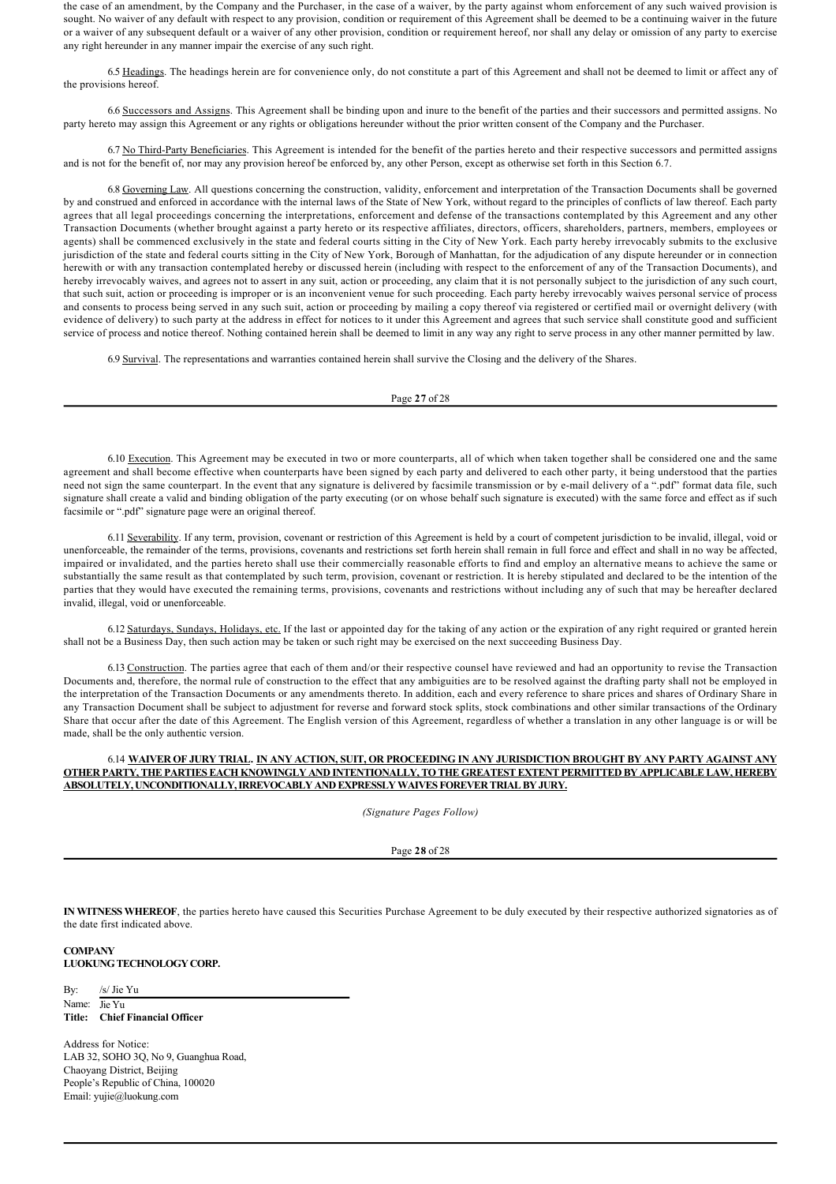the case of an amendment, by the Company and the Purchaser, in the case of a waiver, by the party against whom enforcement of any such waived provision is sought. No waiver of any default with respect to any provision, condition or requirement of this Agreement shall be deemed to be a continuing waiver in the future or a waiver of any subsequent default or a waiver of any other provision, condition or requirement hereof, nor shall any delay or omission of any party to exercise any right hereunder in any manner impair the exercise of any such right.

6.5 Headings. The headings herein are for convenience only, do not constitute a part of this Agreement and shall not be deemed to limit or affect any of the provisions hereof.

6.6 Successors and Assigns. This Agreement shall be binding upon and inure to the benefit of the parties and their successors and permitted assigns. No party hereto may assign this Agreement or any rights or obligations hereunder without the prior written consent of the Company and the Purchaser.

6.7 No Third-Party Beneficiaries. This Agreement is intended for the benefit of the parties hereto and their respective successors and permitted assigns and is not for the benefit of, nor may any provision hereof be enforced by, any other Person, except as otherwise set forth in this Section 6.7.

6.8 Governing Law. All questions concerning the construction, validity, enforcement and interpretation of the Transaction Documents shall be governed by and construed and enforced in accordance with the internal laws of the State of New York, without regard to the principles of conflicts of law thereof. Each party agrees that all legal proceedings concerning the interpretations, enforcement and defense of the transactions contemplated by this Agreement and any other Transaction Documents (whether brought against a party hereto or its respective affiliates, directors, officers, shareholders, partners, members, employees or agents) shall be commenced exclusively in the state and federal courts sitting in the City of New York. Each party hereby irrevocably submits to the exclusive jurisdiction of the state and federal courts sitting in the City of New York, Borough of Manhattan, for the adjudication of any dispute hereunder or in connection herewith or with any transaction contemplated hereby or discussed herein (including with respect to the enforcement of any of the Transaction Documents), and hereby irrevocably waives, and agrees not to assert in any suit, action or proceeding, any claim that it is not personally subject to the jurisdiction of any such court, that such suit, action or proceeding is improper or is an inconvenient venue for such proceeding. Each party hereby irrevocably waives personal service of process and consents to process being served in any such suit, action or proceeding by mailing a copy thereof via registered or certified mail or overnight delivery (with evidence of delivery) to such party at the address in effect for notices to it under this Agreement and agrees that such service shall constitute good and sufficient service of process and notice thereof. Nothing contained herein shall be deemed to limit in any way any right to serve process in any other manner permitted by law.

6.9 Survival. The representations and warranties contained herein shall survive the Closing and the delivery of the Shares.

6.10 Execution. This Agreement may be executed in two or more counterparts, all of which when taken together shall be considered one and the same agreement and shall become effective when counterparts have been signed by each party and delivered to each other party, it being understood that the parties need not sign the same counterpart. In the event that any signature is delivered by facsimile transmission or by e-mail delivery of a ".pdf" format data file, such signature shall create a valid and binding obligation of the party executing (or on whose behalf such signature is executed) with the same force and effect as if such facsimile or ".pdf" signature page were an original thereof.

6.11 Severability. If any term, provision, covenant or restriction of this Agreement is held by a court of competent jurisdiction to be invalid, illegal, void or unenforceable, the remainder of the terms, provisions, covenants and restrictions set forth herein shall remain in full force and effect and shall in no way be affected, impaired or invalidated, and the parties hereto shall use their commercially reasonable efforts to find and employ an alternative means to achieve the same or substantially the same result as that contemplated by such term, provision, covenant or restriction. It is hereby stipulated and declared to be the intention of the parties that they would have executed the remaining terms, provisions, covenants and restrictions without including any of such that may be hereafter declared invalid, illegal, void or unenforceable.

6.12 Saturdays, Sundays, Holidays, etc. If the last or appointed day for the taking of any action or the expiration of any right required or granted herein shall not be a Business Day, then such action may be taken or such right may be exercised on the next succeeding Business Day.

6.13 Construction. The parties agree that each of them and/or their respective counsel have reviewed and had an opportunity to revise the Transaction Documents and, therefore, the normal rule of construction to the effect that any ambiguities are to be resolved against the drafting party shall not be employed in the interpretation of the Transaction Documents or any amendments thereto. In addition, each and every reference to share prices and shares of Ordinary Share in any Transaction Document shall be subject to adjustment for reverse and forward stock splits, stock combinations and other similar transactions of the Ordinary Share that occur after the date of this Agreement. The English version of this Agreement, regardless of whether a translation in any other language is or will be made, shall be the only authentic version.

6.14 **WAIVER OF JURY TRIAL. IN ANY ACTION, SUIT, OR PROCEEDING IN ANY JURISDICTION BROUGHT BY ANY PARTY AGAINST ANY OTHER PARTY, THE PARTIES EACH KNOWINGLY AND INTENTIONALLY, TO THE GREATEST EXTENT PERMITTED BY APPLICABLE LAW, HEREBY ABSOLUTELY, UNCONDITIONALLY, IRREVOCABLY AND EXPRESSLY WAIVES FOREVER TRIAL BY JURY.**

*(Signature Pages Follow)*

**IN WITNESS WHEREOF**, the parties hereto have caused this Securities Purchase Agreement to be duly executed by their respective authorized signatories as of the date first indicated above.

**COMPANY**
**LUOKUNG TECHNOLOGY CORP.**

By: /s/ Jie Yu
Name: Jie Yu
**Title: Chief Financial Officer**

Address for Notice:
LAB 32, SOHO 3Q, No 9, Guanghua Road,
Chaoyang District, Beijing
People's Republic of China, 100020
Email: yujie@luokung.com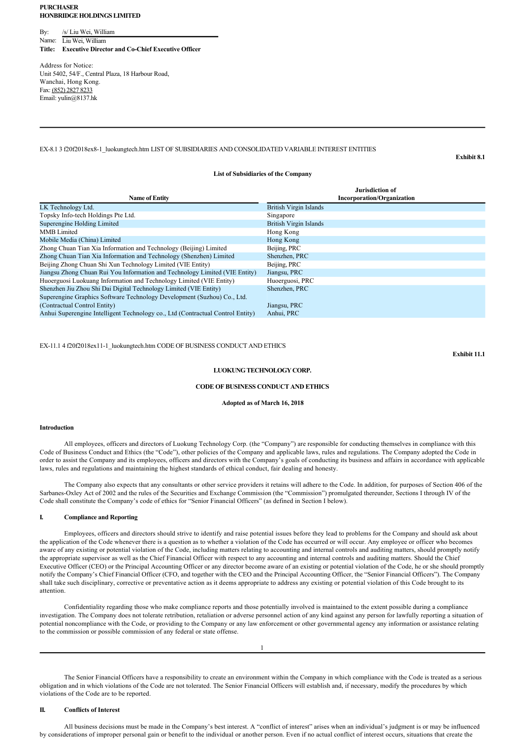**PURCHASER**
**HONBRIDGE HOLDINGS LIMITED**

By: /s/ Liu Wei, William
Name: Liu Wei, William
**Title: Executive Director and Co-Chief Executive Officer**

Address for Notice:
Unit 5402, 54/F., Central Plaza, 18 Harbour Road,
Wanchai, Hong Kong.
Fax: (852) 2827 8233
Email: yulin@8137.hk

---

EX-8.1 3 f20f2018ex8-1_luokungtech.htm LIST OF SUBSIDIARIES AND CONSOLIDATED VARIABLE INTEREST ENTITIES

**Exhibit 8.1**

**List of Subsidiaries of the Company**

| Name of Entity | Jurisdiction of Incorporation/Organization |
|---|---|
| LK Technology Ltd. | British Virgin Islands |
| Topsky Info-tech Holdings Pte Ltd. | Singapore |
| Superengine Holding Limited | British Virgin Islands |
| MMB Limited | Hong Kong |
| Mobile Media (China) Limited | Hong Kong |
| Zhong Chuan Tian Xia Information and Technology (Beijing) Limited | Beijing, PRC |
| Zhong Chuan Tian Xia Information and Technology (Shenzhen) Limited | Shenzhen, PRC |
| Beijing Zhong Chuan Shi Xun Technology Limited (VIE Entity) | Beijing, PRC |
| Jiangsu Zhong Chuan Rui You Information and Technology Limited (VIE Entity) | Jiangsu, PRC |
| Huoerguosi Luokuang Information and Technology Limited (VIE Entity) | Huoerguosi, PRC |
| Shenzhen Jiu Zhou Shi Dai Digital Technology Limited (VIE Entity) | Shenzhen, PRC |
| Superengine Graphics Software Technology Development (Suzhou) Co., Ltd. (Contractual Control Entity) | Jiangsu, PRC |
| Anhui Superengine Intelligent Technology co., Ltd (Contractual Control Entity) | Anhui, PRC |

EX-11.1 4 f20f2018ex11-1_luokungtech.htm CODE OF BUSINESS CONDUCT AND ETHICS

**Exhibit 11.1**

**LUOKUNG TECHNOLOGY CORP.**

**CODE OF BUSINESS CONDUCT AND ETHICS**

**Adopted as of March 16, 2018**

**Introduction**

All employees, officers and directors of Luokung Technology Corp. (the "Company") are responsible for conducting themselves in compliance with this Code of Business Conduct and Ethics (the "Code"), other policies of the Company and applicable laws, rules and regulations. The Company adopted the Code in order to assist the Company and its employees, officers and directors with the Company's goals of conducting its business and affairs in accordance with applicable laws, rules and regulations and maintaining the highest standards of ethical conduct, fair dealing and honesty.

The Company also expects that any consultants or other service providers it retains will adhere to the Code. In addition, for purposes of Section 406 of the Sarbanes-Oxley Act of 2002 and the rules of the Securities and Exchange Commission (the "Commission") promulgated thereunder, Sections I through IV of the Code shall constitute the Company's code of ethics for "Senior Financial Officers" (as defined in Section I below).

**I. Compliance and Reporting**

Employees, officers and directors should strive to identify and raise potential issues before they lead to problems for the Company and should ask about the application of the Code whenever there is a question as to whether a violation of the Code has occurred or will occur. Any employee or officer who becomes aware of any existing or potential violation of the Code, including matters relating to accounting and internal controls and auditing matters, should promptly notify the appropriate supervisor as well as the Chief Financial Officer with respect to any accounting and internal controls and auditing matters. Should the Chief Executive Officer (CEO) or the Principal Accounting Officer or any director become aware of an existing or potential violation of the Code, he or she should promptly notify the Company's Chief Financial Officer (CFO, and together with the CEO and the Principal Accounting Officer, the "Senior Financial Officers"). The Company shall take such disciplinary, corrective or preventative action as it deems appropriate to address any existing or potential violation of this Code brought to its attention.

Confidentiality regarding those who make compliance reports and those potentially involved is maintained to the extent possible during a compliance investigation. The Company does not tolerate retribution, retaliation or adverse personnel action of any kind against any person for lawfully reporting a situation of potential noncompliance with the Code, or providing to the Company or any law enforcement or other governmental agency any information or assistance relating to the commission or possible commission of any federal or state offense.

The Senior Financial Officers have a responsibility to create an environment within the Company in which compliance with the Code is treated as a serious obligation and in which violations of the Code are not tolerated. The Senior Financial Officers will establish and, if necessary, modify the procedures by which violations of the Code are to be reported.

**II. Conflicts of Interest**

All business decisions must be made in the Company's best interest. A "conflict of interest" arises when an individual's judgment is or may be influenced by considerations of improper personal gain or benefit to the individual or another person. Even if no actual conflict of interest occurs, situations that create the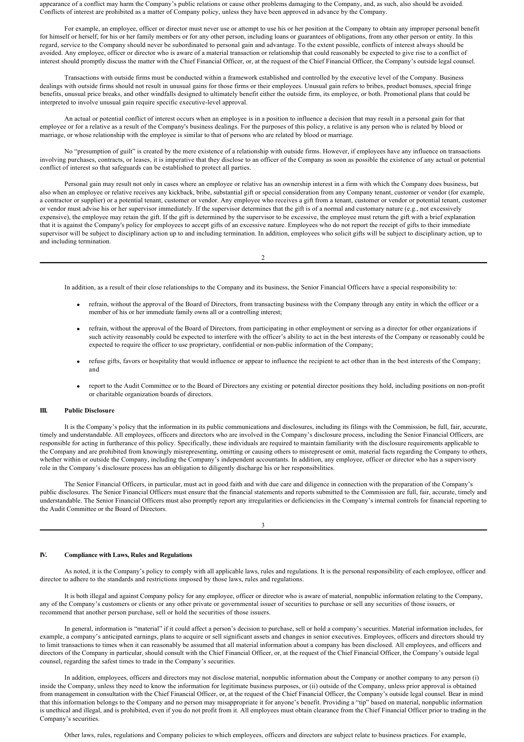appearance of a conflict may harm the Company's public relations or cause other problems damaging to the Company, and, as such, also should be avoided. Conflicts of interest are prohibited as a matter of Company policy, unless they have been approved in advance by the Company.

For example, an employee, officer or director must never use or attempt to use his or her position at the Company to obtain any improper personal benefit for himself or herself, for his or her family members or for any other person, including loans or guarantees of obligations, from any other person or entity. In this regard, service to the Company should never be subordinated to personal gain and advantage. To the extent possible, conflicts of interest always should be avoided. Any employee, officer or director who is aware of a material transaction or relationship that could reasonably be expected to give rise to a conflict of interest should promptly discuss the matter with the Chief Financial Officer, or, at the request of the Chief Financial Officer, the Company's outside legal counsel.

Transactions with outside firms must be conducted within a framework established and controlled by the executive level of the Company. Business dealings with outside firms should not result in unusual gains for those firms or their employees. Unusual gain refers to bribes, product bonuses, special fringe benefits, unusual price breaks, and other windfalls designed to ultimately benefit either the outside firm, its employee, or both. Promotional plans that could be interpreted to involve unusual gain require specific executive-level approval.

An actual or potential conflict of interest occurs when an employee is in a position to influence a decision that may result in a personal gain for that employee or for a relative as a result of the Company's business dealings. For the purposes of this policy, a relative is any person who is related by blood or marriage, or whose relationship with the employee is similar to that of persons who are related by blood or marriage.

No "presumption of guilt" is created by the mere existence of a relationship with outside firms. However, if employees have any influence on transactions involving purchases, contracts, or leases, it is imperative that they disclose to an officer of the Company as soon as possible the existence of any actual or potential conflict of interest so that safeguards can be established to protect all parties.

Personal gain may result not only in cases where an employee or relative has an ownership interest in a firm with which the Company does business, but also when an employee or relative receives any kickback, bribe, substantial gift or special consideration from any Company tenant, customer or vendor (for example, a contractor or supplier) or a potential tenant, customer or vendor. Any employee who receives a gift from a tenant, customer or vendor or potential tenant, customer or vendor must advise his or her supervisor immediately. If the supervisor determines that the gift is of a normal and customary nature (e.g., not excessively expensive), the employee may retain the gift. If the gift is determined by the supervisor to be excessive, the employee must return the gift with a brief explanation that it is against the Company's policy for employees to accept gifts of an excessive nature. Employees who do not report the receipt of gifts to their immediate supervisor will be subject to disciplinary action up to and including termination. In addition, employees who solicit gifts will be subject to disciplinary action, up to and including termination.

In addition, as a result of their close relationships to the Company and its business, the Senior Financial Officers have a special responsibility to:

- refrain, without the approval of the Board of Directors, from transacting business with the Company through any entity in which the officer or a member of his or her immediate family owns all or a controlling interest;
- refrain, without the approval of the Board of Directors, from participating in other employment or serving as a director for other organizations if such activity reasonably could be expected to interfere with the officer's ability to act in the best interests of the Company or reasonably could be expected to require the officer to use proprietary, confidential or non-public information of the Company;
- refuse gifts, favors or hospitality that would influence or appear to influence the recipient to act other than in the best interests of the Company; and
- report to the Audit Committee or to the Board of Directors any existing or potential director positions they hold, including positions on non-profit or charitable organization boards of directors.

## III. Public Disclosure

It is the Company's policy that the information in its public communications and disclosures, including its filings with the Commission, be full, fair, accurate, timely and understandable. All employees, officers and directors who are involved in the Company's disclosure process, including the Senior Financial Officers, are responsible for acting in furtherance of this policy. Specifically, these individuals are required to maintain familiarity with the disclosure requirements applicable to the Company and are prohibited from knowingly misrepresenting, omitting or causing others to misrepresent or omit, material facts regarding the Company to others, whether within or outside the Company, including the Company's independent accountants. In addition, any employee, officer or director who has a supervisory role in the Company's disclosure process has an obligation to diligently discharge his or her responsibilities.

The Senior Financial Officers, in particular, must act in good faith and with due care and diligence in connection with the preparation of the Company's public disclosures. The Senior Financial Officers must ensure that the financial statements and reports submitted to the Commission are full, fair, accurate, timely and understandable. The Senior Financial Officers must also promptly report any irregularities or deficiencies in the Company's internal controls for financial reporting to the Audit Committee or the Board of Directors.

## IV. Compliance with Laws, Rules and Regulations

As noted, it is the Company's policy to comply with all applicable laws, rules and regulations. It is the personal responsibility of each employee, officer and director to adhere to the standards and restrictions imposed by those laws, rules and regulations.

It is both illegal and against Company policy for any employee, officer or director who is aware of material, nonpublic information relating to the Company, any of the Company's customers or clients or any other private or governmental issuer of securities to purchase or sell any securities of those issuers, or recommend that another person purchase, sell or hold the securities of those issuers.

In general, information is "material" if it could affect a person's decision to purchase, sell or hold a company's securities. Material information includes, for example, a company's anticipated earnings, plans to acquire or sell significant assets and changes in senior executives. Employees, officers and directors should try to limit transactions to times when it can reasonably be assumed that all material information about a company has been disclosed. All employees, and officers and directors of the Company in particular, should consult with the Chief Financial Officer, or, at the request of the Chief Financial Officer, the Company's outside legal counsel, regarding the safest times to trade in the Company's securities.

In addition, employees, officers and directors may not disclose material, nonpublic information about the Company or another company to any person (i) inside the Company, unless they need to know the information for legitimate business purposes, or (ii) outside of the Company, unless prior approval is obtained from management in consultation with the Chief Financial Officer, or, at the request of the Chief Financial Officer, the Company's outside legal counsel. Bear in mind that this information belongs to the Company and no person may misappropriate it for anyone's benefit. Providing a "tip" based on material, nonpublic information is unethical and illegal, and is prohibited, even if you do not profit from it. All employees must obtain clearance from the Chief Financial Officer prior to trading in the Company's securities.

Other laws, rules, regulations and Company policies to which employees, officers and directors are subject relate to business practices. For example,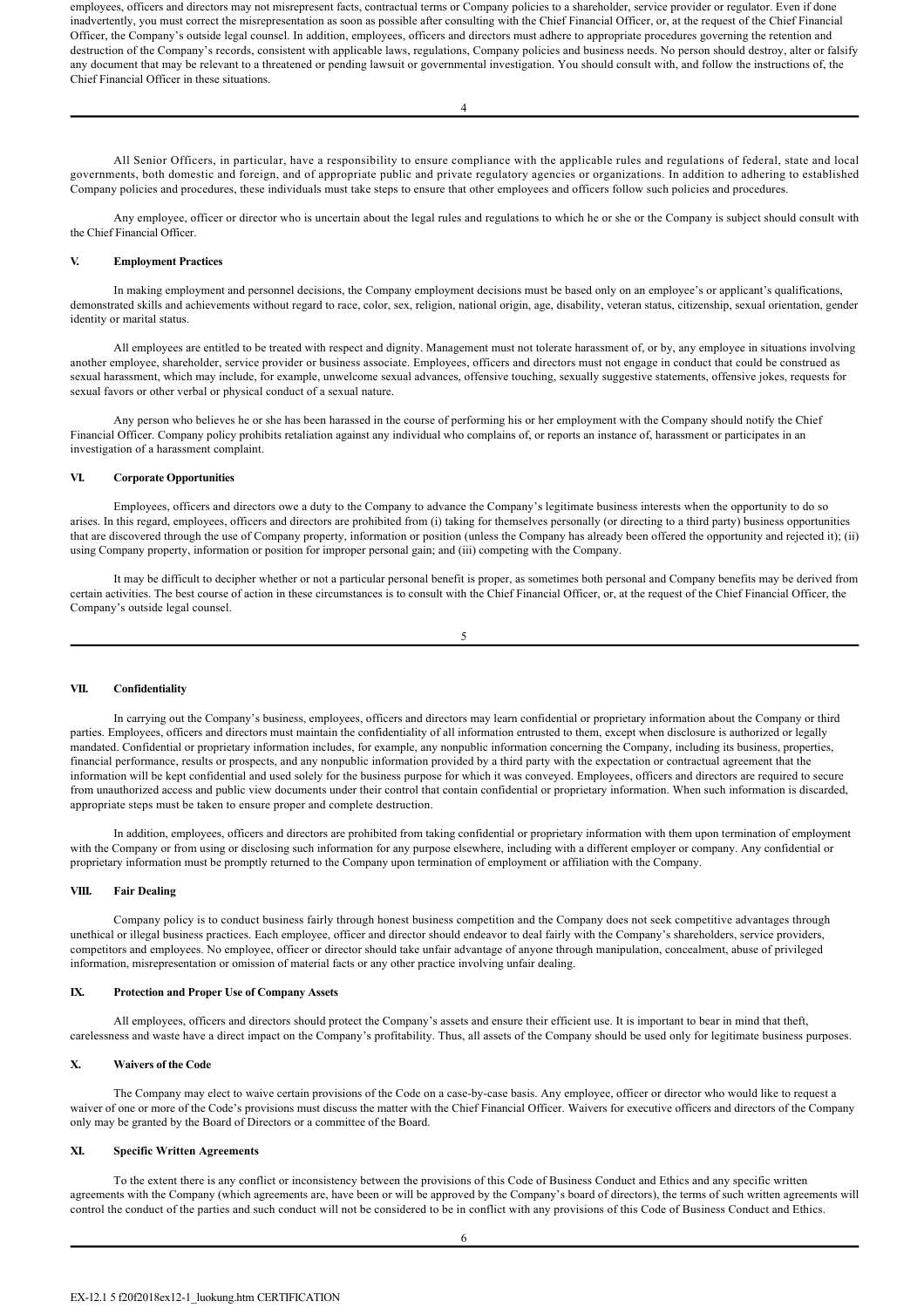employees, officers and directors may not misrepresent facts, contractual terms or Company policies to a shareholder, service provider or regulator. Even if done inadvertently, you must correct the misrepresentation as soon as possible after consulting with the Chief Financial Officer, or, at the request of the Chief Financial Officer, the Company's outside legal counsel. In addition, employees, officers and directors must adhere to appropriate procedures governing the retention and destruction of the Company's records, consistent with applicable laws, regulations, Company policies and business needs. No person should destroy, alter or falsify any document that may be relevant to a threatened or pending lawsuit or governmental investigation. You should consult with, and follow the instructions of, the Chief Financial Officer in these situations.

All Senior Officers, in particular, have a responsibility to ensure compliance with the applicable rules and regulations of federal, state and local governments, both domestic and foreign, and of appropriate public and private regulatory agencies or organizations. In addition to adhering to established Company policies and procedures, these individuals must take steps to ensure that other employees and officers follow such policies and procedures.

Any employee, officer or director who is uncertain about the legal rules and regulations to which he or she or the Company is subject should consult with the Chief Financial Officer.

## V. Employment Practices

In making employment and personnel decisions, the Company employment decisions must be based only on an employee's or applicant's qualifications, demonstrated skills and achievements without regard to race, color, sex, religion, national origin, age, disability, veteran status, citizenship, sexual orientation, gender identity or marital status.

All employees are entitled to be treated with respect and dignity. Management must not tolerate harassment of, or by, any employee in situations involving another employee, shareholder, service provider or business associate. Employees, officers and directors must not engage in conduct that could be construed as sexual harassment, which may include, for example, unwelcome sexual advances, offensive touching, sexually suggestive statements, offensive jokes, requests for sexual favors or other verbal or physical conduct of a sexual nature.

Any person who believes he or she has been harassed in the course of performing his or her employment with the Company should notify the Chief Financial Officer. Company policy prohibits retaliation against any individual who complains of, or reports an instance of, harassment or participates in an investigation of a harassment complaint.

## VI. Corporate Opportunities

Employees, officers and directors owe a duty to the Company to advance the Company's legitimate business interests when the opportunity to do so arises. In this regard, employees, officers and directors are prohibited from (i) taking for themselves personally (or directing to a third party) business opportunities that are discovered through the use of Company property, information or position (unless the Company has already been offered the opportunity and rejected it); (ii) using Company property, information or position for improper personal gain; and (iii) competing with the Company.

It may be difficult to decipher whether or not a particular personal benefit is proper, as sometimes both personal and Company benefits may be derived from certain activities. The best course of action in these circumstances is to consult with the Chief Financial Officer, or, at the request of the Chief Financial Officer, the Company's outside legal counsel.

## VII. Confidentiality

In carrying out the Company's business, employees, officers and directors may learn confidential or proprietary information about the Company or third parties. Employees, officers and directors must maintain the confidentiality of all information entrusted to them, except when disclosure is authorized or legally mandated. Confidential or proprietary information includes, for example, any nonpublic information concerning the Company, including its business, properties, financial performance, results or prospects, and any nonpublic information provided by a third party with the expectation or contractual agreement that the information will be kept confidential and used solely for the business purpose for which it was conveyed. Employees, officers and directors are required to secure from unauthorized access and public view documents under their control that contain confidential or proprietary information. When such information is discarded, appropriate steps must be taken to ensure proper and complete destruction.

In addition, employees, officers and directors are prohibited from taking confidential or proprietary information with them upon termination of employment with the Company or from using or disclosing such information for any purpose elsewhere, including with a different employer or company. Any confidential or proprietary information must be promptly returned to the Company upon termination of employment or affiliation with the Company.

## VIII. Fair Dealing

Company policy is to conduct business fairly through honest business competition and the Company does not seek competitive advantages through unethical or illegal business practices. Each employee, officer and director should endeavor to deal fairly with the Company's shareholders, service providers, competitors and employees. No employee, officer or director should take unfair advantage of anyone through manipulation, concealment, abuse of privileged information, misrepresentation or omission of material facts or any other practice involving unfair dealing.

## IX. Protection and Proper Use of Company Assets

All employees, officers and directors should protect the Company's assets and ensure their efficient use. It is important to bear in mind that theft, carelessness and waste have a direct impact on the Company's profitability. Thus, all assets of the Company should be used only for legitimate business purposes.

## X. Waivers of the Code

The Company may elect to waive certain provisions of the Code on a case-by-case basis. Any employee, officer or director who would like to request a waiver of one or more of the Code's provisions must discuss the matter with the Chief Financial Officer. Waivers for executive officers and directors of the Company only may be granted by the Board of Directors or a committee of the Board.

## XI. Specific Written Agreements

To the extent there is any conflict or inconsistency between the provisions of this Code of Business Conduct and Ethics and any specific written agreements with the Company (which agreements are, have been or will be approved by the Company's board of directors), the terms of such written agreements will control the conduct of the parties and such conduct will not be considered to be in conflict with any provisions of this Code of Business Conduct and Ethics.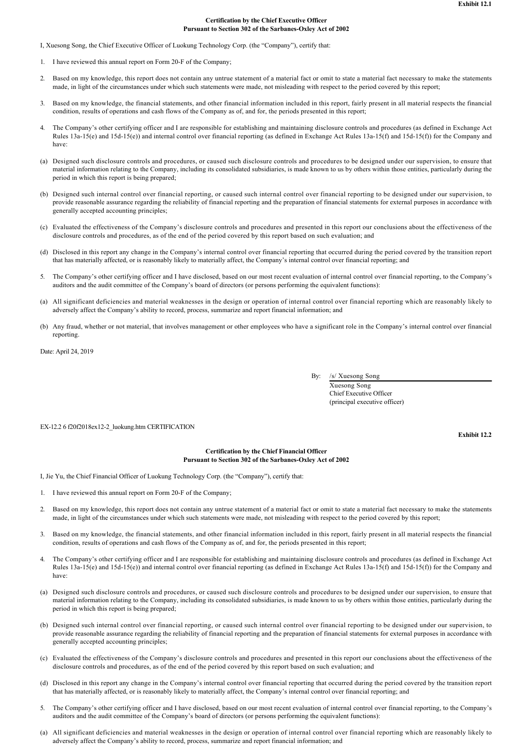**Exhibit 12.1**

**Certification by the Chief Executive Officer**
**Pursuant to Section 302 of the Sarbanes-Oxley Act of 2002**

I, Xuesong Song, the Chief Executive Officer of Luokung Technology Corp. (the "Company"), certify that:

1. I have reviewed this annual report on Form 20-F of the Company;

2. Based on my knowledge, this report does not contain any untrue statement of a material fact or omit to state a material fact necessary to make the statements made, in light of the circumstances under which such statements were made, not misleading with respect to the period covered by this report;

3. Based on my knowledge, the financial statements, and other financial information included in this report, fairly present in all material respects the financial condition, results of operations and cash flows of the Company as of, and for, the periods presented in this report;

4. The Company's other certifying officer and I are responsible for establishing and maintaining disclosure controls and procedures (as defined in Exchange Act Rules 13a-15(e) and 15d-15(e)) and internal control over financial reporting (as defined in Exchange Act Rules 13a-15(f) and 15d-15(f)) for the Company and have:

(a) Designed such disclosure controls and procedures, or caused such disclosure controls and procedures to be designed under our supervision, to ensure that material information relating to the Company, including its consolidated subsidiaries, is made known to us by others within those entities, particularly during the period in which this report is being prepared;

(b) Designed such internal control over financial reporting, or caused such internal control over financial reporting to be designed under our supervision, to provide reasonable assurance regarding the reliability of financial reporting and the preparation of financial statements for external purposes in accordance with generally accepted accounting principles;

(c) Evaluated the effectiveness of the Company's disclosure controls and procedures and presented in this report our conclusions about the effectiveness of the disclosure controls and procedures, as of the end of the period covered by this report based on such evaluation; and

(d) Disclosed in this report any change in the Company's internal control over financial reporting that occurred during the period covered by the transition report that has materially affected, or is reasonably likely to materially affect, the Company's internal control over financial reporting; and

5. The Company's other certifying officer and I have disclosed, based on our most recent evaluation of internal control over financial reporting, to the Company's auditors and the audit committee of the Company's board of directors (or persons performing the equivalent functions):

(a) All significant deficiencies and material weaknesses in the design or operation of internal control over financial reporting which are reasonably likely to adversely affect the Company's ability to record, process, summarize and report financial information; and

(b) Any fraud, whether or not material, that involves management or other employees who have a significant role in the Company's internal control over financial reporting.

Date: April 24, 2019

By: /s/ Xuesong Song
Xuesong Song
Chief Executive Officer
(principal executive officer)

EX-12.2 6 f20f2018ex12-2_luokung.htm CERTIFICATION

**Exhibit 12.2**

**Certification by the Chief Financial Officer**
**Pursuant to Section 302 of the Sarbanes-Oxley Act of 2002**

I, Jie Yu, the Chief Financial Officer of Luokung Technology Corp. (the "Company"), certify that:

1. I have reviewed this annual report on Form 20-F of the Company;

2. Based on my knowledge, this report does not contain any untrue statement of a material fact or omit to state a material fact necessary to make the statements made, in light of the circumstances under which such statements were made, not misleading with respect to the period covered by this report;

3. Based on my knowledge, the financial statements, and other financial information included in this report, fairly present in all material respects the financial condition, results of operations and cash flows of the Company as of, and for, the periods presented in this report;

4. The Company's other certifying officer and I are responsible for establishing and maintaining disclosure controls and procedures (as defined in Exchange Act Rules 13a-15(e) and 15d-15(e)) and internal control over financial reporting (as defined in Exchange Act Rules 13a-15(f) and 15d-15(f)) for the Company and have:

(a) Designed such disclosure controls and procedures, or caused such disclosure controls and procedures to be designed under our supervision, to ensure that material information relating to the Company, including its consolidated subsidiaries, is made known to us by others within those entities, particularly during the period in which this report is being prepared;

(b) Designed such internal control over financial reporting, or caused such internal control over financial reporting to be designed under our supervision, to provide reasonable assurance regarding the reliability of financial reporting and the preparation of financial statements for external purposes in accordance with generally accepted accounting principles;

(c) Evaluated the effectiveness of the Company's disclosure controls and procedures and presented in this report our conclusions about the effectiveness of the disclosure controls and procedures, as of the end of the period covered by this report based on such evaluation; and

(d) Disclosed in this report any change in the Company's internal control over financial reporting that occurred during the period covered by the transition report that has materially affected, or is reasonably likely to materially affect, the Company's internal control over financial reporting; and

5. The Company's other certifying officer and I have disclosed, based on our most recent evaluation of internal control over financial reporting, to the Company's auditors and the audit committee of the Company's board of directors (or persons performing the equivalent functions):

(a) All significant deficiencies and material weaknesses in the design or operation of internal control over financial reporting which are reasonably likely to adversely affect the Company's ability to record, process, summarize and report financial information; and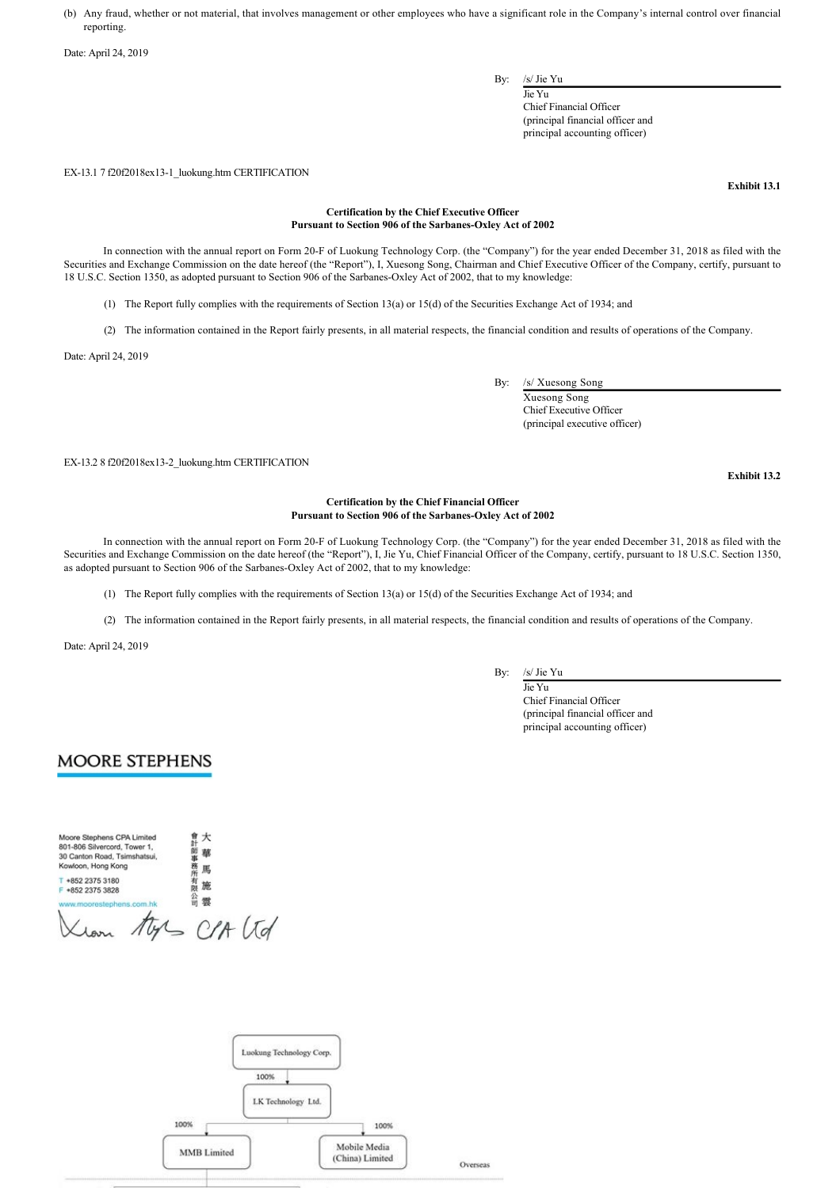(b) Any fraud, whether or not material, that involves management or other employees who have a significant role in the Company's internal control over financial reporting.

Date: April 24, 2019

By: /s/ Jie Yu
Jie Yu
Chief Financial Officer
(principal financial officer and principal accounting officer)

EX-13.1 7 f20f2018ex13-1_luokung.htm CERTIFICATION

**Exhibit 13.1**

**Certification by the Chief Executive Officer**
**Pursuant to Section 906 of the Sarbanes-Oxley Act of 2002**

In connection with the annual report on Form 20-F of Luokung Technology Corp. (the "Company") for the year ended December 31, 2018 as filed with the Securities and Exchange Commission on the date hereof (the "Report"), I, Xuesong Song, Chairman and Chief Executive Officer of the Company, certify, pursuant to 18 U.S.C. Section 1350, as adopted pursuant to Section 906 of the Sarbanes-Oxley Act of 2002, that to my knowledge:

(1) The Report fully complies with the requirements of Section 13(a) or 15(d) of the Securities Exchange Act of 1934; and

(2) The information contained in the Report fairly presents, in all material respects, the financial condition and results of operations of the Company.

Date: April 24, 2019

By: /s/ Xuesong Song
Xuesong Song
Chief Executive Officer
(principal executive officer)

EX-13.2 8 f20f2018ex13-2_luokung.htm CERTIFICATION

**Exhibit 13.2**

**Certification by the Chief Financial Officer**
**Pursuant to Section 906 of the Sarbanes-Oxley Act of 2002**

In connection with the annual report on Form 20-F of Luokung Technology Corp. (the "Company") for the year ended December 31, 2018 as filed with the Securities and Exchange Commission on the date hereof (the "Report"), I, Jie Yu, Chief Financial Officer of the Company, certify, pursuant to 18 U.S.C. Section 1350, as adopted pursuant to Section 906 of the Sarbanes-Oxley Act of 2002, that to my knowledge:

(1) The Report fully complies with the requirements of Section 13(a) or 15(d) of the Securities Exchange Act of 1934; and

(2) The information contained in the Report fairly presents, in all material respects, the financial condition and results of operations of the Company.

Date: April 24, 2019

By: /s/ Jie Yu
Jie Yu
Chief Financial Officer
(principal financial officer and principal accounting officer)

MOORE STEPHENS

Moore Stephens CPA Limited
801-806 Silvercord, Tower 1,
30 Canton Road, Tsimshatsui,
Kowloon, Hong Kong
T +852 2375 3180
F +852 2375 3828
www.moorestephens.com.hk

大華馬施雲會計師事務所有限公司

Luokung Technology Corp.
100%
LK Technology Ltd.
100% MMB Limited
100% Mobile Media (China) Limited
Overseas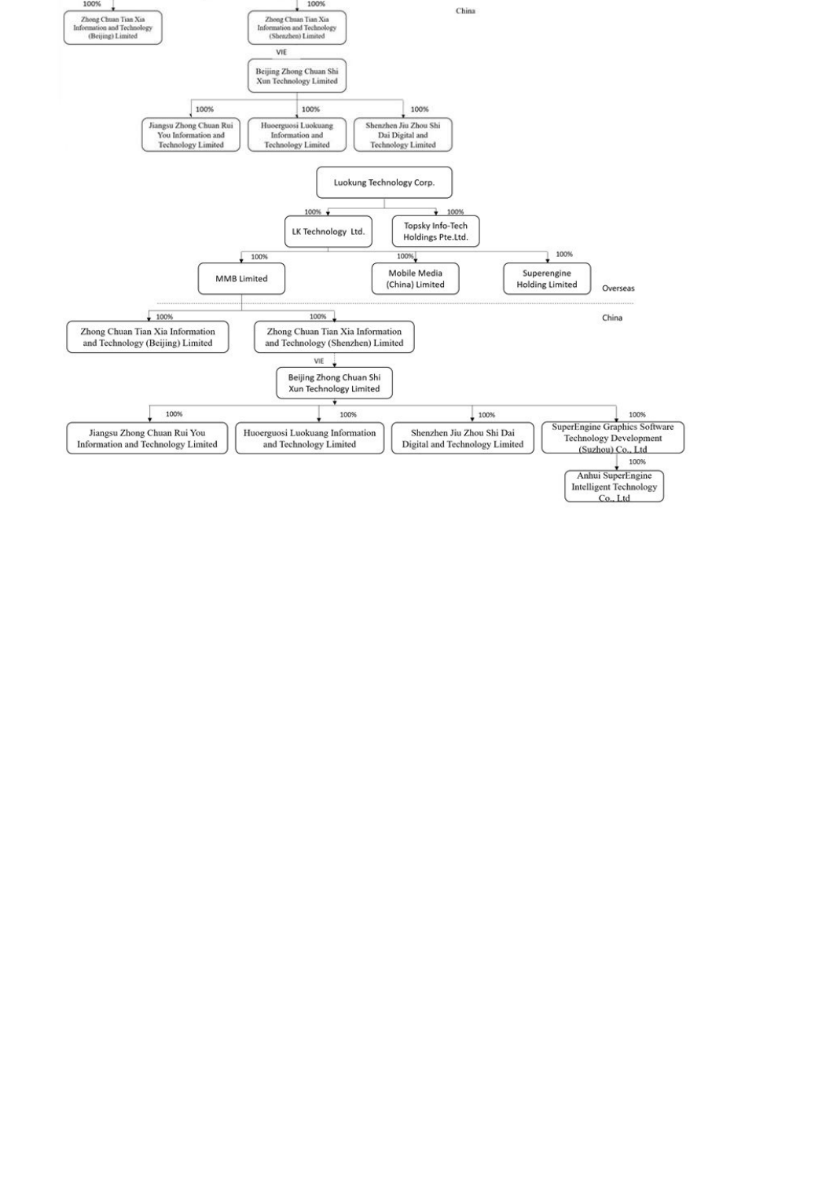100%

Zhong Chuan Tian Xia Information and Technology (Beijing) Limited

100%

Zhong Chuan Tian Xia Information and Technology (Shenzhen) Limited

China

VIE

Beijing Zhong Chuan Shi Xun Technology Limited

100%

Jiangsu Zhong Chuan Rui You Information and Technology Limited

100%

Huoerguosi Luokuang Information and Technology Limited

100%

Shenzhen Jiu Zhou Shi Dai Digital and Technology Limited

Luokung Technology Corp.

100%

LK Technology Ltd.

100%

Topsky Info-Tech Holdings Pte.Ltd.

100%

MMB Limited

100%

Mobile Media (China) Limited

100%

Superengine Holding Limited

Overseas

China

100%

Zhong Chuan Tian Xia Information and Technology (Beijing) Limited

100%

Zhong Chuan Tian Xia Information and Technology (Shenzhen) Limited

VIE

Beijing Zhong Chuan Shi Xun Technology Limited

100%

Jiangsu Zhong Chuan Rui You Information and Technology Limited

100%

Huoerguosi Luokuang Information and Technology Limited

100%

Shenzhen Jiu Zhou Shi Dai Digital and Technology Limited

100%

SuperEngine Graphics Software Technology Development (Suzhou) Co., Ltd

100%

Anhui SuperEngine Intelligent Technology Co., Ltd